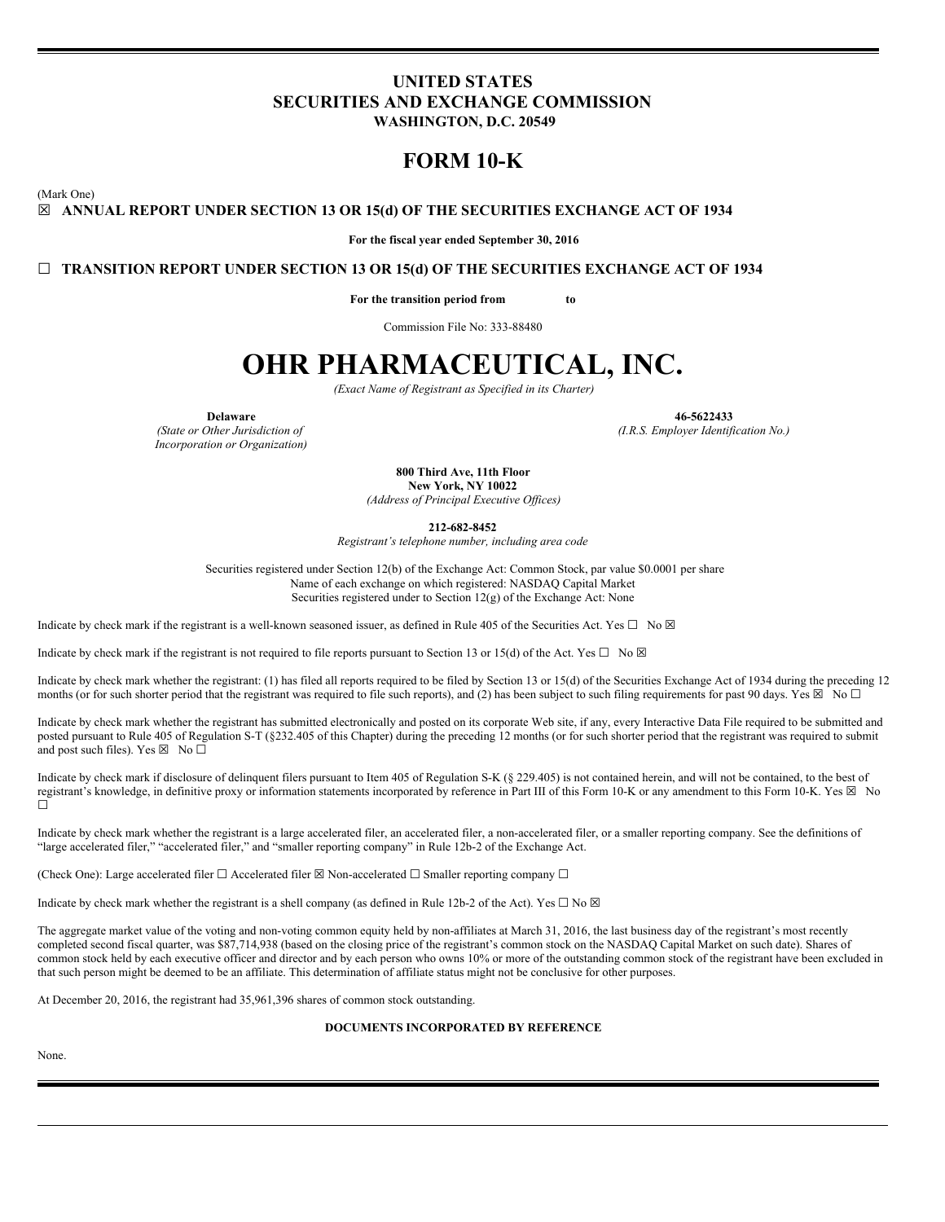# UNITED STATES
# SECURITIES AND EXCHANGE COMMISSION
**WASHINGTON, D.C. 20549**

# FORM 10-K

(Mark One)

☒ **ANNUAL REPORT UNDER SECTION 13 OR 15(d) OF THE SECURITIES EXCHANGE ACT OF 1934**

**For the fiscal year ended September 30, 2016**

☐ **TRANSITION REPORT UNDER SECTION 13 OR 15(d) OF THE SECURITIES EXCHANGE ACT OF 1934**

**For the transition period from to**

Commission File No: 333-88480

# OHR PHARMACEUTICAL, INC.

*(Exact Name of Registrant as Specified in its Charter)*

| **Delaware** | **46-5622433** |
|---|---|
| *(State or Other Jurisdiction of Incorporation or Organization)* | *(I.R.S. Employer Identification No.)* |

**800 Third Ave, 11th Floor**
**New York, NY 10022**
*(Address of Principal Executive Offices)*

**212-682-8452**
*Registrant's telephone number, including area code*

Securities registered under Section 12(b) of the Exchange Act: Common Stock, par value $0.0001 per share
Name of each exchange on which registered: NASDAQ Capital Market
Securities registered under to Section 12(g) of the Exchange Act: None

Indicate by check mark if the registrant is a well-known seasoned issuer, as defined in Rule 405 of the Securities Act. Yes ☐ No ☒

Indicate by check mark if the registrant is not required to file reports pursuant to Section 13 or 15(d) of the Act. Yes ☐ No ☒

Indicate by check mark whether the registrant: (1) has filed all reports required to be filed by Section 13 or 15(d) of the Securities Exchange Act of 1934 during the preceding 12 months (or for such shorter period that the registrant was required to file such reports), and (2) has been subject to such filing requirements for past 90 days. Yes ☒ No ☐

Indicate by check mark whether the registrant has submitted electronically and posted on its corporate Web site, if any, every Interactive Data File required to be submitted and posted pursuant to Rule 405 of Regulation S-T (§232.405 of this Chapter) during the preceding 12 months (or for such shorter period that the registrant was required to submit and post such files). Yes ☒ No ☐

Indicate by check mark if disclosure of delinquent filers pursuant to Item 405 of Regulation S-K (§ 229.405) is not contained herein, and will not be contained, to the best of registrant's knowledge, in definitive proxy or information statements incorporated by reference in Part III of this Form 10-K or any amendment to this Form 10-K. Yes ☒ No ☐

Indicate by check mark whether the registrant is a large accelerated filer, an accelerated filer, a non-accelerated filer, or a smaller reporting company. See the definitions of "large accelerated filer," "accelerated filer," and "smaller reporting company" in Rule 12b-2 of the Exchange Act.

(Check One): Large accelerated filer ☐ Accelerated filer ☒ Non-accelerated ☐ Smaller reporting company ☐

Indicate by check mark whether the registrant is a shell company (as defined in Rule 12b-2 of the Act). Yes ☐ No ☒

The aggregate market value of the voting and non-voting common equity held by non-affiliates at March 31, 2016, the last business day of the registrant's most recently completed second fiscal quarter, was $87,714,938 (based on the closing price of the registrant's common stock on the NASDAQ Capital Market on such date). Shares of common stock held by each executive officer and director and by each person who owns 10% or more of the outstanding common stock of the registrant have been excluded in that such person might be deemed to be an affiliate. This determination of affiliate status might not be conclusive for other purposes.

At December 20, 2016, the registrant had 35,961,396 shares of common stock outstanding.

**DOCUMENTS INCORPORATED BY REFERENCE**

None.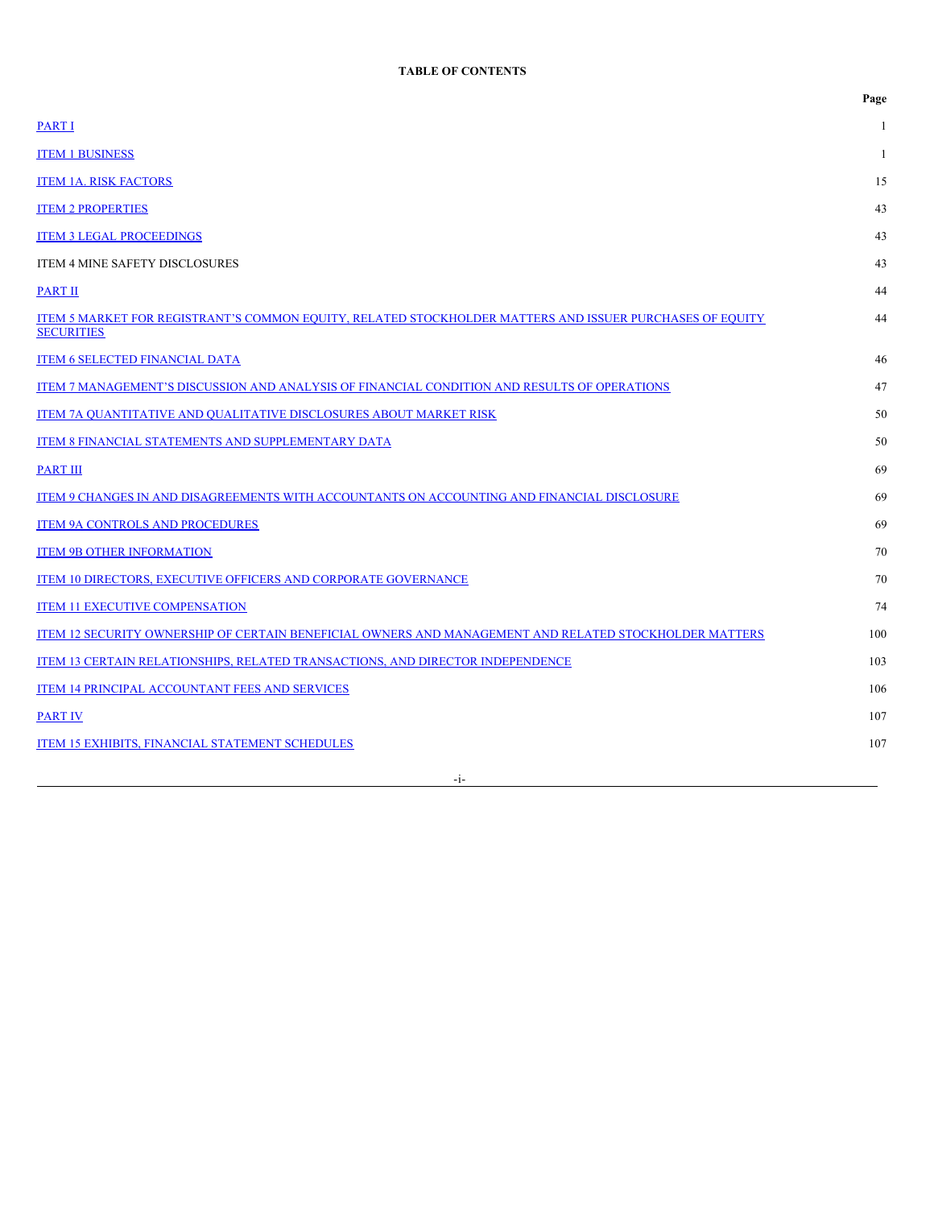**TABLE OF CONTENTS**

| | Page |
|---|---|
| PART I | 1 |
| ITEM 1 BUSINESS | 1 |
| ITEM 1A. RISK FACTORS | 15 |
| ITEM 2 PROPERTIES | 43 |
| ITEM 3 LEGAL PROCEEDINGS | 43 |
| ITEM 4 MINE SAFETY DISCLOSURES | 43 |
| PART II | 44 |
| ITEM 5 MARKET FOR REGISTRANT'S COMMON EQUITY, RELATED STOCKHOLDER MATTERS AND ISSUER PURCHASES OF EQUITY SECURITIES | 44 |
| ITEM 6 SELECTED FINANCIAL DATA | 46 |
| ITEM 7 MANAGEMENT'S DISCUSSION AND ANALYSIS OF FINANCIAL CONDITION AND RESULTS OF OPERATIONS | 47 |
| ITEM 7A QUANTITATIVE AND QUALITATIVE DISCLOSURES ABOUT MARKET RISK | 50 |
| ITEM 8 FINANCIAL STATEMENTS AND SUPPLEMENTARY DATA | 50 |
| PART III | 69 |
| ITEM 9 CHANGES IN AND DISAGREEMENTS WITH ACCOUNTANTS ON ACCOUNTING AND FINANCIAL DISCLOSURE | 69 |
| ITEM 9A CONTROLS AND PROCEDURES | 69 |
| ITEM 9B OTHER INFORMATION | 70 |
| ITEM 10 DIRECTORS, EXECUTIVE OFFICERS AND CORPORATE GOVERNANCE | 70 |
| ITEM 11 EXECUTIVE COMPENSATION | 74 |
| ITEM 12 SECURITY OWNERSHIP OF CERTAIN BENEFICIAL OWNERS AND MANAGEMENT AND RELATED STOCKHOLDER MATTERS | 100 |
| ITEM 13 CERTAIN RELATIONSHIPS, RELATED TRANSACTIONS, AND DIRECTOR INDEPENDENCE | 103 |
| ITEM 14 PRINCIPAL ACCOUNTANT FEES AND SERVICES | 106 |
| PART IV | 107 |
| ITEM 15 EXHIBITS, FINANCIAL STATEMENT SCHEDULES | 107 |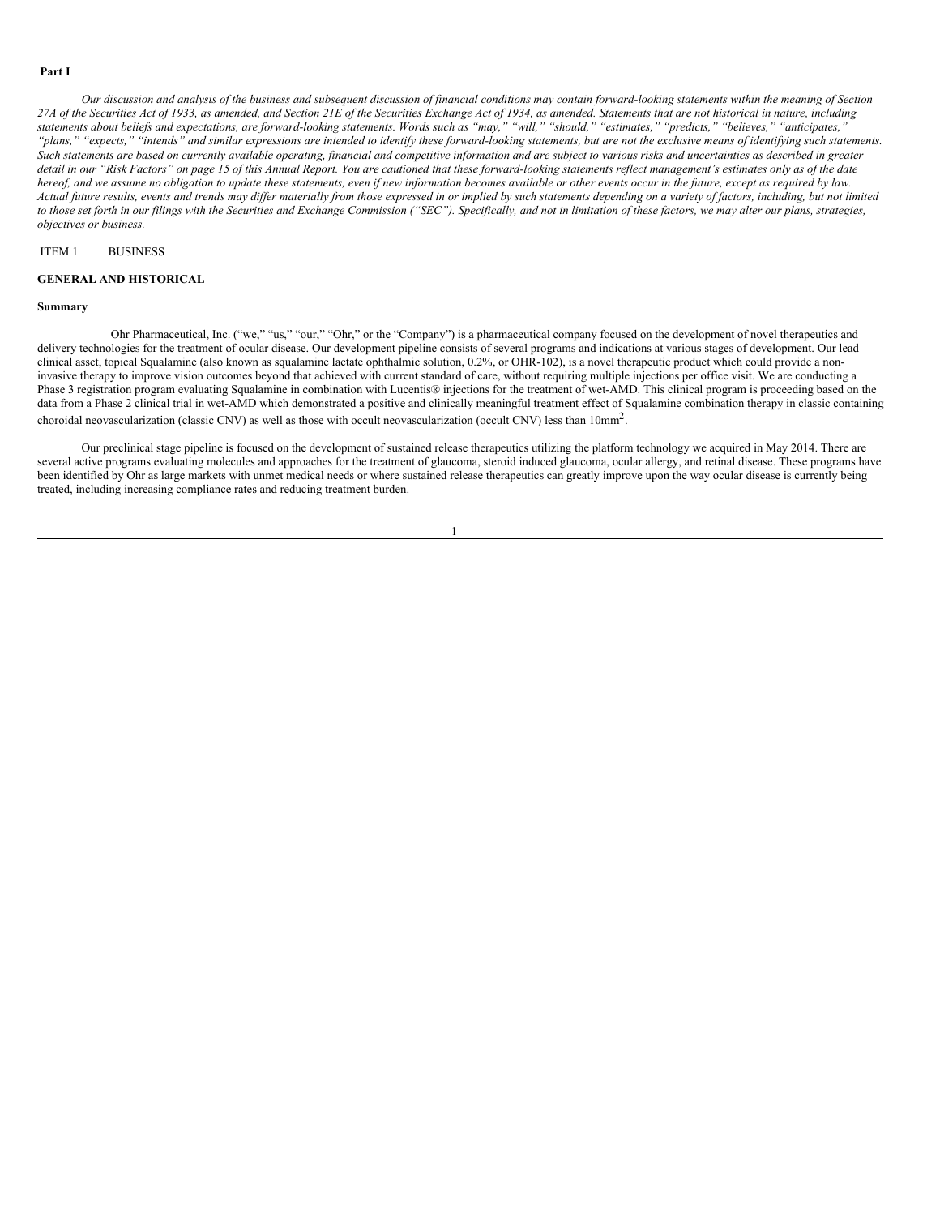**Part I**

*Our discussion and analysis of the business and subsequent discussion of financial conditions may contain forward-looking statements within the meaning of Section 27A of the Securities Act of 1933, as amended, and Section 21E of the Securities Exchange Act of 1934, as amended. Statements that are not historical in nature, including statements about beliefs and expectations, are forward-looking statements. Words such as "may," "will," "should," "estimates," "predicts," "believes," "anticipates," "plans," "expects," "intends" and similar expressions are intended to identify these forward-looking statements, but are not the exclusive means of identifying such statements. Such statements are based on currently available operating, financial and competitive information and are subject to various risks and uncertainties as described in greater detail in our "Risk Factors" on page 15 of this Annual Report. You are cautioned that these forward-looking statements reflect management's estimates only as of the date hereof, and we assume no obligation to update these statements, even if new information becomes available or other events occur in the future, except as required by law. Actual future results, events and trends may differ materially from those expressed in or implied by such statements depending on a variety of factors, including, but not limited to those set forth in our filings with the Securities and Exchange Commission ("SEC"). Specifically, and not in limitation of these factors, we may alter our plans, strategies, objectives or business.*

ITEM 1 BUSINESS

**GENERAL AND HISTORICAL**

**Summary**

Ohr Pharmaceutical, Inc. ("we," "us," "our," "Ohr," or the "Company") is a pharmaceutical company focused on the development of novel therapeutics and delivery technologies for the treatment of ocular disease. Our development pipeline consists of several programs and indications at various stages of development. Our lead clinical asset, topical Squalamine (also known as squalamine lactate ophthalmic solution, 0.2%, or OHR-102), is a novel therapeutic product which could provide a non-invasive therapy to improve vision outcomes beyond that achieved with current standard of care, without requiring multiple injections per office visit. We are conducting a Phase 3 registration program evaluating Squalamine in combination with Lucentis® injections for the treatment of wet-AMD. This clinical program is proceeding based on the data from a Phase 2 clinical trial in wet-AMD which demonstrated a positive and clinically meaningful treatment effect of Squalamine combination therapy in classic containing choroidal neovascularization (classic CNV) as well as those with occult neovascularization (occult CNV) less than $10mm^2$.

Our preclinical stage pipeline is focused on the development of sustained release therapeutics utilizing the platform technology we acquired in May 2014. There are several active programs evaluating molecules and approaches for the treatment of glaucoma, steroid induced glaucoma, ocular allergy, and retinal disease. These programs have been identified by Ohr as large markets with unmet medical needs or where sustained release therapeutics can greatly improve upon the way ocular disease is currently being treated, including increasing compliance rates and reducing treatment burden.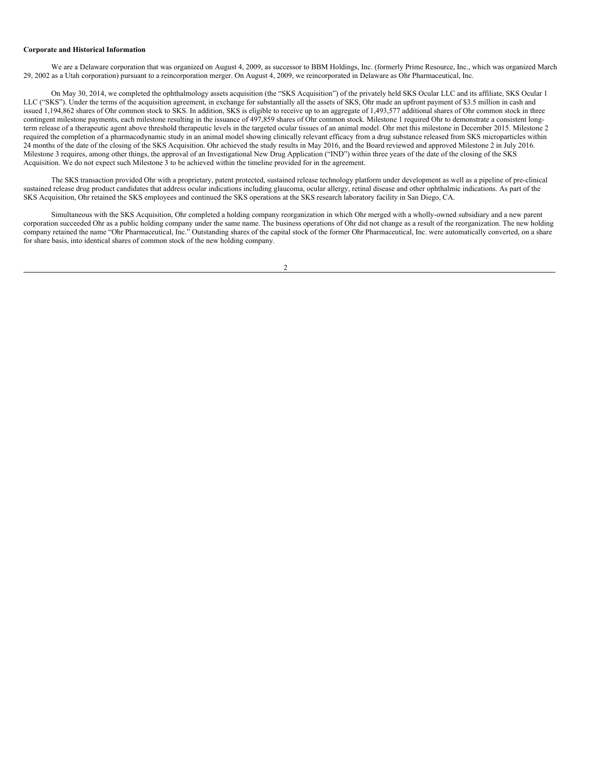**Corporate and Historical Information**

We are a Delaware corporation that was organized on August 4, 2009, as successor to BBM Holdings, Inc. (formerly Prime Resource, Inc., which was organized March 29, 2002 as a Utah corporation) pursuant to a reincorporation merger. On August 4, 2009, we reincorporated in Delaware as Ohr Pharmaceutical, Inc.

On May 30, 2014, we completed the ophthalmology assets acquisition (the "SKS Acquisition") of the privately held SKS Ocular LLC and its affiliate, SKS Ocular 1 LLC ("SKS"). Under the terms of the acquisition agreement, in exchange for substantially all the assets of SKS, Ohr made an upfront payment of $3.5 million in cash and issued 1,194,862 shares of Ohr common stock to SKS. In addition, SKS is eligible to receive up to an aggregate of 1,493,577 additional shares of Ohr common stock in three contingent milestone payments, each milestone resulting in the issuance of 497,859 shares of Ohr common stock. Milestone 1 required Ohr to demonstrate a consistent long-term release of a therapeutic agent above threshold therapeutic levels in the targeted ocular tissues of an animal model. Ohr met this milestone in December 2015. Milestone 2 required the completion of a pharmacodynamic study in an animal model showing clinically relevant efficacy from a drug substance released from SKS microparticles within 24 months of the date of the closing of the SKS Acquisition. Ohr achieved the study results in May 2016, and the Board reviewed and approved Milestone 2 in July 2016. Milestone 3 requires, among other things, the approval of an Investigational New Drug Application ("IND") within three years of the date of the closing of the SKS Acquisition. We do not expect such Milestone 3 to be achieved within the timeline provided for in the agreement.

The SKS transaction provided Ohr with a proprietary, patent protected, sustained release technology platform under development as well as a pipeline of pre-clinical sustained release drug product candidates that address ocular indications including glaucoma, ocular allergy, retinal disease and other ophthalmic indications. As part of the SKS Acquisition, Ohr retained the SKS employees and continued the SKS operations at the SKS research laboratory facility in San Diego, CA.

Simultaneous with the SKS Acquisition, Ohr completed a holding company reorganization in which Ohr merged with a wholly-owned subsidiary and a new parent corporation succeeded Ohr as a public holding company under the same name. The business operations of Ohr did not change as a result of the reorganization. The new holding company retained the name "Ohr Pharmaceutical, Inc." Outstanding shares of the capital stock of the former Ohr Pharmaceutical, Inc. were automatically converted, on a share for share basis, into identical shares of common stock of the new holding company.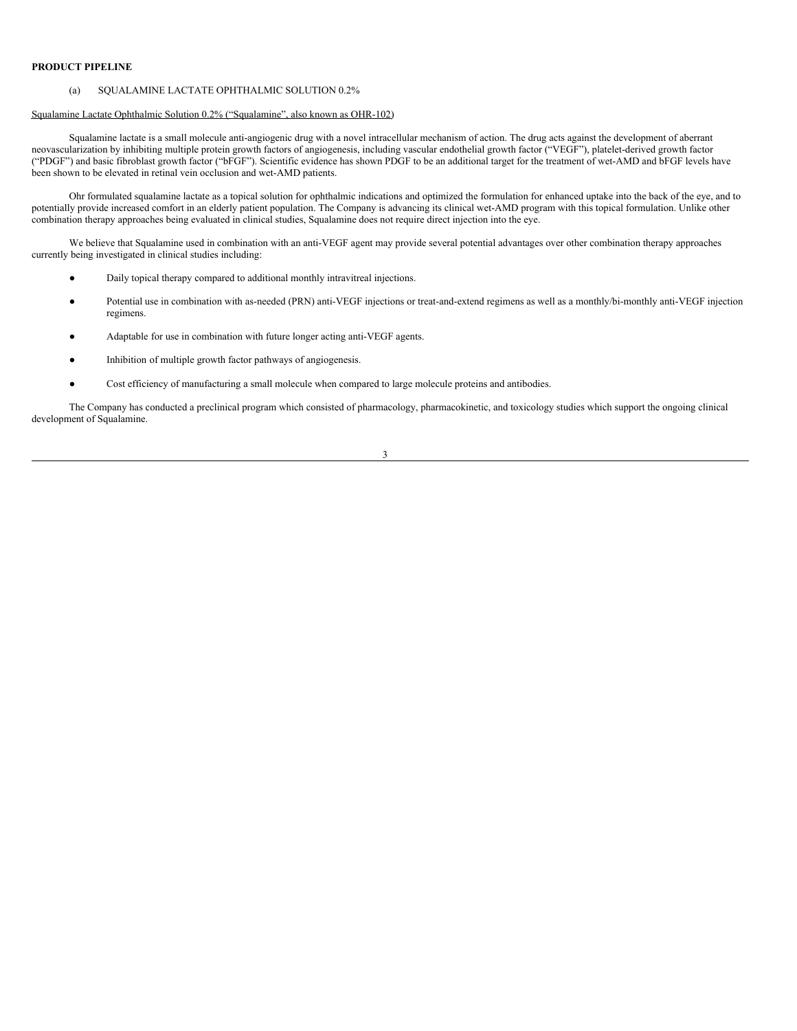**PRODUCT PIPELINE**

(a) SQUALAMINE LACTATE OPHTHALMIC SOLUTION 0.2%

Squalamine Lactate Ophthalmic Solution 0.2% ("Squalamine", also known as OHR-102)

Squalamine lactate is a small molecule anti-angiogenic drug with a novel intracellular mechanism of action. The drug acts against the development of aberrant neovascularization by inhibiting multiple protein growth factors of angiogenesis, including vascular endothelial growth factor ("VEGF"), platelet-derived growth factor ("PDGF") and basic fibroblast growth factor ("bFGF"). Scientific evidence has shown PDGF to be an additional target for the treatment of wet-AMD and bFGF levels have been shown to be elevated in retinal vein occlusion and wet-AMD patients.

Ohr formulated squalamine lactate as a topical solution for ophthalmic indications and optimized the formulation for enhanced uptake into the back of the eye, and to potentially provide increased comfort in an elderly patient population. The Company is advancing its clinical wet-AMD program with this topical formulation. Unlike other combination therapy approaches being evaluated in clinical studies, Squalamine does not require direct injection into the eye.

We believe that Squalamine used in combination with an anti-VEGF agent may provide several potential advantages over other combination therapy approaches currently being investigated in clinical studies including:

- Daily topical therapy compared to additional monthly intravitreal injections.
- Potential use in combination with as-needed (PRN) anti-VEGF injections or treat-and-extend regimens as well as a monthly/bi-monthly anti-VEGF injection regimens.
- Adaptable for use in combination with future longer acting anti-VEGF agents.
- Inhibition of multiple growth factor pathways of angiogenesis.
- Cost efficiency of manufacturing a small molecule when compared to large molecule proteins and antibodies.

The Company has conducted a preclinical program which consisted of pharmacology, pharmacokinetic, and toxicology studies which support the ongoing clinical development of Squalamine.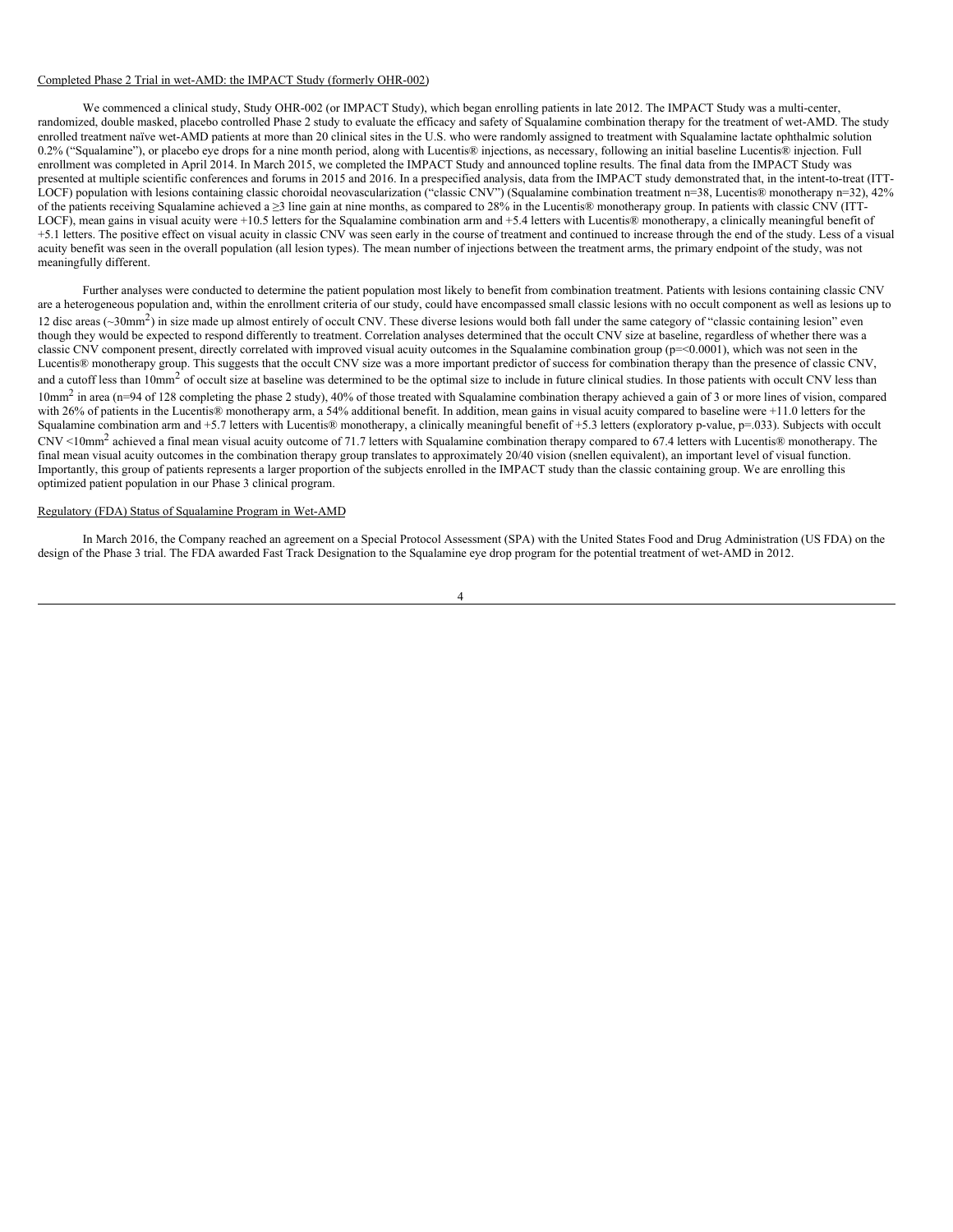Completed Phase 2 Trial in wet-AMD: the IMPACT Study (formerly OHR-002)

We commenced a clinical study, Study OHR-002 (or IMPACT Study), which began enrolling patients in late 2012. The IMPACT Study was a multi-center, randomized, double masked, placebo controlled Phase 2 study to evaluate the efficacy and safety of Squalamine combination therapy for the treatment of wet-AMD. The study enrolled treatment naïve wet-AMD patients at more than 20 clinical sites in the U.S. who were randomly assigned to treatment with Squalamine lactate ophthalmic solution 0.2% ("Squalamine"), or placebo eye drops for a nine month period, along with Lucentis® injections, as necessary, following an initial baseline Lucentis® injection. Full enrollment was completed in April 2014. In March 2015, we completed the IMPACT Study and announced topline results. The final data from the IMPACT Study was presented at multiple scientific conferences and forums in 2015 and 2016. In a prespecified analysis, data from the IMPACT study demonstrated that, in the intent-to-treat (ITT-LOCF) population with lesions containing classic choroidal neovascularization ("classic CNV") (Squalamine combination treatment n=38, Lucentis® monotherapy n=32), 42% of the patients receiving Squalamine achieved a ≥3 line gain at nine months, as compared to 28% in the Lucentis® monotherapy group. In patients with classic CNV (ITT-LOCF), mean gains in visual acuity were +10.5 letters for the Squalamine combination arm and +5.4 letters with Lucentis® monotherapy, a clinically meaningful benefit of +5.1 letters. The positive effect on visual acuity in classic CNV was seen early in the course of treatment and continued to increase through the end of the study. Less of a visual acuity benefit was seen in the overall population (all lesion types). The mean number of injections between the treatment arms, the primary endpoint of the study, was not meaningfully different.

Further analyses were conducted to determine the patient population most likely to benefit from combination treatment. Patients with lesions containing classic CNV are a heterogeneous population and, within the enrollment criteria of our study, could have encompassed small classic lesions with no occult component as well as lesions up to 12 disc areas (~30mm$^2$) in size made up almost entirely of occult CNV. These diverse lesions would both fall under the same category of "classic containing lesion" even though they would be expected to respond differently to treatment. Correlation analyses determined that the occult CNV size at baseline, regardless of whether there was a classic CNV component present, directly correlated with improved visual acuity outcomes in the Squalamine combination group (p=<0.0001), which was not seen in the Lucentis® monotherapy group. This suggests that the occult CNV size was a more important predictor of success for combination therapy than the presence of classic CNV, and a cutoff less than 10mm$^2$ of occult size at baseline was determined to be the optimal size to include in future clinical studies. In those patients with occult CNV less than 10mm$^2$ in area (n=94 of 128 completing the phase 2 study), 40% of those treated with Squalamine combination therapy achieved a gain of 3 or more lines of vision, compared with 26% of patients in the Lucentis® monotherapy arm, a 54% additional benefit. In addition, mean gains in visual acuity compared to baseline were +11.0 letters for the Squalamine combination arm and +5.7 letters with Lucentis® monotherapy, a clinically meaningful benefit of +5.3 letters (exploratory p-value, p=.033). Subjects with occult CNV <10mm$^2$ achieved a final mean visual acuity outcome of 71.7 letters with Squalamine combination therapy compared to 67.4 letters with Lucentis® monotherapy. The final mean visual acuity outcomes in the combination therapy group translates to approximately 20/40 vision (snellen equivalent), an important level of visual function. Importantly, this group of patients represents a larger proportion of the subjects enrolled in the IMPACT study than the classic containing group. We are enrolling this optimized patient population in our Phase 3 clinical program.

Regulatory (FDA) Status of Squalamine Program in Wet-AMD

In March 2016, the Company reached an agreement on a Special Protocol Assessment (SPA) with the United States Food and Drug Administration (US FDA) on the design of the Phase 3 trial. The FDA awarded Fast Track Designation to the Squalamine eye drop program for the potential treatment of wet-AMD in 2012.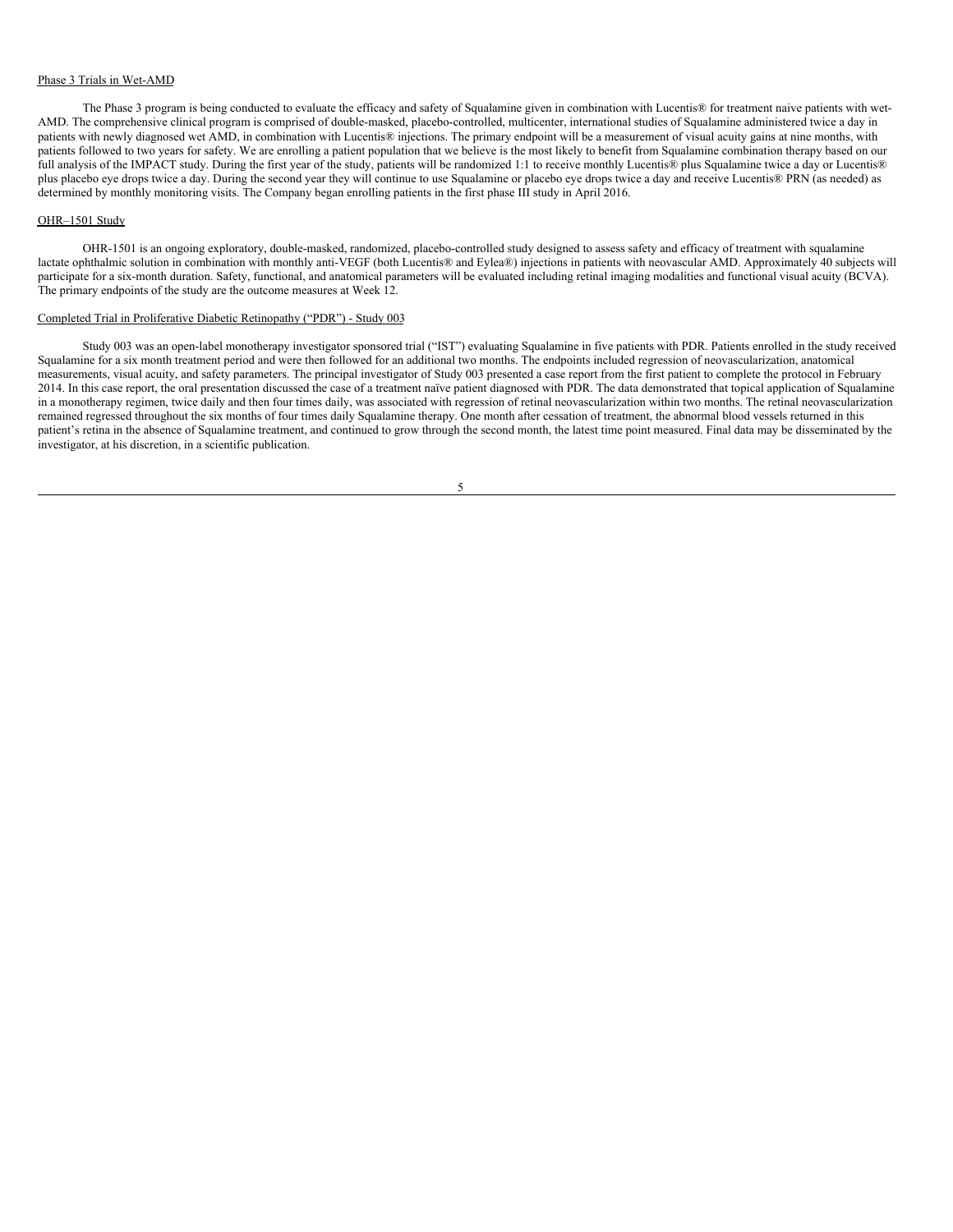Phase 3 Trials in Wet-AMD

The Phase 3 program is being conducted to evaluate the efficacy and safety of Squalamine given in combination with Lucentis® for treatment naive patients with wet-AMD. The comprehensive clinical program is comprised of double-masked, placebo-controlled, multicenter, international studies of Squalamine administered twice a day in patients with newly diagnosed wet AMD, in combination with Lucentis® injections. The primary endpoint will be a measurement of visual acuity gains at nine months, with patients followed to two years for safety. We are enrolling a patient population that we believe is the most likely to benefit from Squalamine combination therapy based on our full analysis of the IMPACT study. During the first year of the study, patients will be randomized 1:1 to receive monthly Lucentis® plus Squalamine twice a day or Lucentis® plus placebo eye drops twice a day. During the second year they will continue to use Squalamine or placebo eye drops twice a day and receive Lucentis® PRN (as needed) as determined by monthly monitoring visits. The Company began enrolling patients in the first phase III study in April 2016.

OHR–1501 Study

OHR-1501 is an ongoing exploratory, double-masked, randomized, placebo-controlled study designed to assess safety and efficacy of treatment with squalamine lactate ophthalmic solution in combination with monthly anti-VEGF (both Lucentis® and Eylea®) injections in patients with neovascular AMD. Approximately 40 subjects will participate for a six-month duration. Safety, functional, and anatomical parameters will be evaluated including retinal imaging modalities and functional visual acuity (BCVA). The primary endpoints of the study are the outcome measures at Week 12.

Completed Trial in Proliferative Diabetic Retinopathy (“PDR”) - Study 003

Study 003 was an open-label monotherapy investigator sponsored trial (“IST”) evaluating Squalamine in five patients with PDR. Patients enrolled in the study received Squalamine for a six month treatment period and were then followed for an additional two months. The endpoints included regression of neovascularization, anatomical measurements, visual acuity, and safety parameters. The principal investigator of Study 003 presented a case report from the first patient to complete the protocol in February 2014. In this case report, the oral presentation discussed the case of a treatment naïve patient diagnosed with PDR. The data demonstrated that topical application of Squalamine in a monotherapy regimen, twice daily and then four times daily, was associated with regression of retinal neovascularization within two months. The retinal neovascularization remained regressed throughout the six months of four times daily Squalamine therapy. One month after cessation of treatment, the abnormal blood vessels returned in this patient’s retina in the absence of Squalamine treatment, and continued to grow through the second month, the latest time point measured. Final data may be disseminated by the investigator, at his discretion, in a scientific publication.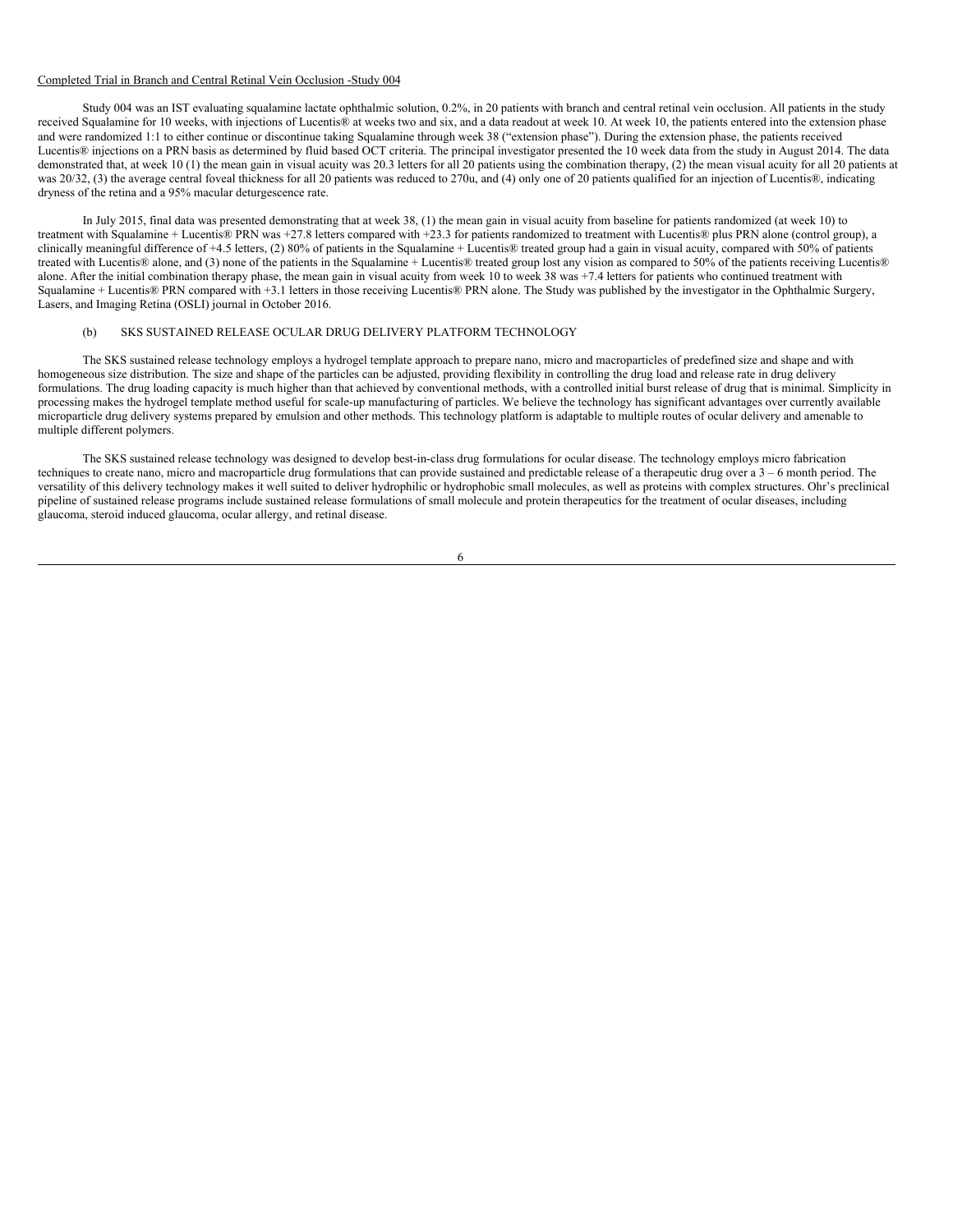Completed Trial in Branch and Central Retinal Vein Occlusion -Study 004

Study 004 was an IST evaluating squalamine lactate ophthalmic solution, 0.2%, in 20 patients with branch and central retinal vein occlusion. All patients in the study received Squalamine for 10 weeks, with injections of Lucentis® at weeks two and six, and a data readout at week 10. At week 10, the patients entered into the extension phase and were randomized 1:1 to either continue or discontinue taking Squalamine through week 38 ("extension phase"). During the extension phase, the patients received Lucentis® injections on a PRN basis as determined by fluid based OCT criteria. The principal investigator presented the 10 week data from the study in August 2014. The data demonstrated that, at week 10 (1) the mean gain in visual acuity was 20.3 letters for all 20 patients using the combination therapy, (2) the mean visual acuity for all 20 patients at was 20/32, (3) the average central foveal thickness for all 20 patients was reduced to 270u, and (4) only one of 20 patients qualified for an injection of Lucentis®, indicating dryness of the retina and a 95% macular deturgescence rate.

In July 2015, final data was presented demonstrating that at week 38, (1) the mean gain in visual acuity from baseline for patients randomized (at week 10) to treatment with Squalamine + Lucentis® PRN was +27.8 letters compared with +23.3 for patients randomized to treatment with Lucentis® plus PRN alone (control group), a clinically meaningful difference of +4.5 letters, (2) 80% of patients in the Squalamine + Lucentis® treated group had a gain in visual acuity, compared with 50% of patients treated with Lucentis® alone, and (3) none of the patients in the Squalamine + Lucentis® treated group lost any vision as compared to 50% of the patients receiving Lucentis® alone. After the initial combination therapy phase, the mean gain in visual acuity from week 10 to week 38 was +7.4 letters for patients who continued treatment with Squalamine + Lucentis® PRN compared with +3.1 letters in those receiving Lucentis® PRN alone. The Study was published by the investigator in the Ophthalmic Surgery, Lasers, and Imaging Retina (OSLI) journal in October 2016.

(b) SKS SUSTAINED RELEASE OCULAR DRUG DELIVERY PLATFORM TECHNOLOGY

The SKS sustained release technology employs a hydrogel template approach to prepare nano, micro and macroparticles of predefined size and shape and with homogeneous size distribution. The size and shape of the particles can be adjusted, providing flexibility in controlling the drug load and release rate in drug delivery formulations. The drug loading capacity is much higher than that achieved by conventional methods, with a controlled initial burst release of drug that is minimal. Simplicity in processing makes the hydrogel template method useful for scale-up manufacturing of particles. We believe the technology has significant advantages over currently available microparticle drug delivery systems prepared by emulsion and other methods. This technology platform is adaptable to multiple routes of ocular delivery and amenable to multiple different polymers.

The SKS sustained release technology was designed to develop best-in-class drug formulations for ocular disease. The technology employs micro fabrication techniques to create nano, micro and macroparticle drug formulations that can provide sustained and predictable release of a therapeutic drug over a 3 – 6 month period. The versatility of this delivery technology makes it well suited to deliver hydrophilic or hydrophobic small molecules, as well as proteins with complex structures. Ohr's preclinical pipeline of sustained release programs include sustained release formulations of small molecule and protein therapeutics for the treatment of ocular diseases, including glaucoma, steroid induced glaucoma, ocular allergy, and retinal disease.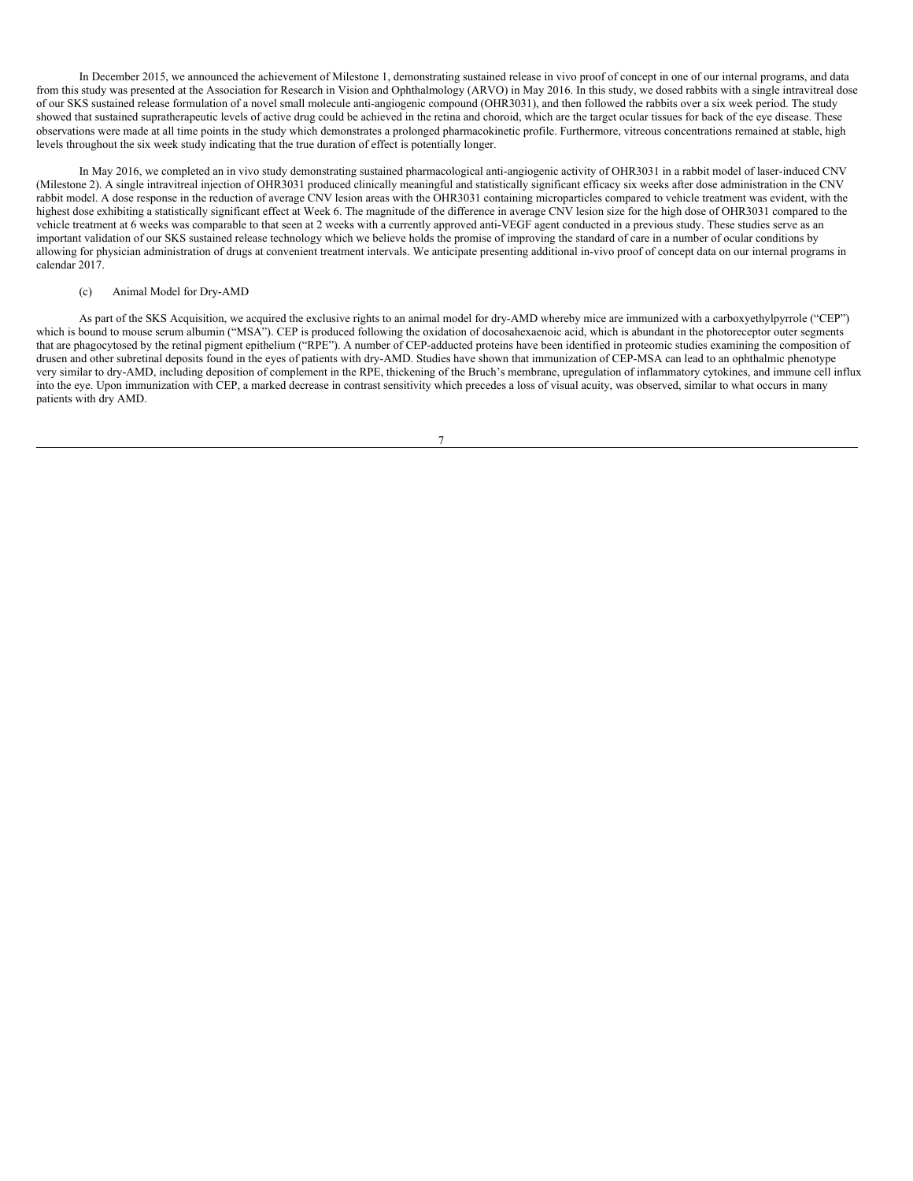In December 2015, we announced the achievement of Milestone 1, demonstrating sustained release in vivo proof of concept in one of our internal programs, and data from this study was presented at the Association for Research in Vision and Ophthalmology (ARVO) in May 2016. In this study, we dosed rabbits with a single intravitreal dose of our SKS sustained release formulation of a novel small molecule anti-angiogenic compound (OHR3031), and then followed the rabbits over a six week period. The study showed that sustained supratherapeutic levels of active drug could be achieved in the retina and choroid, which are the target ocular tissues for back of the eye disease. These observations were made at all time points in the study which demonstrates a prolonged pharmacokinetic profile. Furthermore, vitreous concentrations remained at stable, high levels throughout the six week study indicating that the true duration of effect is potentially longer.

In May 2016, we completed an in vivo study demonstrating sustained pharmacological anti-angiogenic activity of OHR3031 in a rabbit model of laser-induced CNV (Milestone 2). A single intravitreal injection of OHR3031 produced clinically meaningful and statistically significant efficacy six weeks after dose administration in the CNV rabbit model. A dose response in the reduction of average CNV lesion areas with the OHR3031 containing microparticles compared to vehicle treatment was evident, with the highest dose exhibiting a statistically significant effect at Week 6. The magnitude of the difference in average CNV lesion size for the high dose of OHR3031 compared to the vehicle treatment at 6 weeks was comparable to that seen at 2 weeks with a currently approved anti-VEGF agent conducted in a previous study. These studies serve as an important validation of our SKS sustained release technology which we believe holds the promise of improving the standard of care in a number of ocular conditions by allowing for physician administration of drugs at convenient treatment intervals. We anticipate presenting additional in-vivo proof of concept data on our internal programs in calendar 2017.

(c) Animal Model for Dry-AMD

As part of the SKS Acquisition, we acquired the exclusive rights to an animal model for dry-AMD whereby mice are immunized with a carboxyethylpyrrole ("CEP") which is bound to mouse serum albumin ("MSA"). CEP is produced following the oxidation of docosahexaenoic acid, which is abundant in the photoreceptor outer segments that are phagocytosed by the retinal pigment epithelium ("RPE"). A number of CEP-adducted proteins have been identified in proteomic studies examining the composition of drusen and other subretinal deposits found in the eyes of patients with dry-AMD. Studies have shown that immunization of CEP-MSA can lead to an ophthalmic phenotype very similar to dry-AMD, including deposition of complement in the RPE, thickening of the Bruch's membrane, upregulation of inflammatory cytokines, and immune cell influx into the eye. Upon immunization with CEP, a marked decrease in contrast sensitivity which precedes a loss of visual acuity, was observed, similar to what occurs in many patients with dry AMD.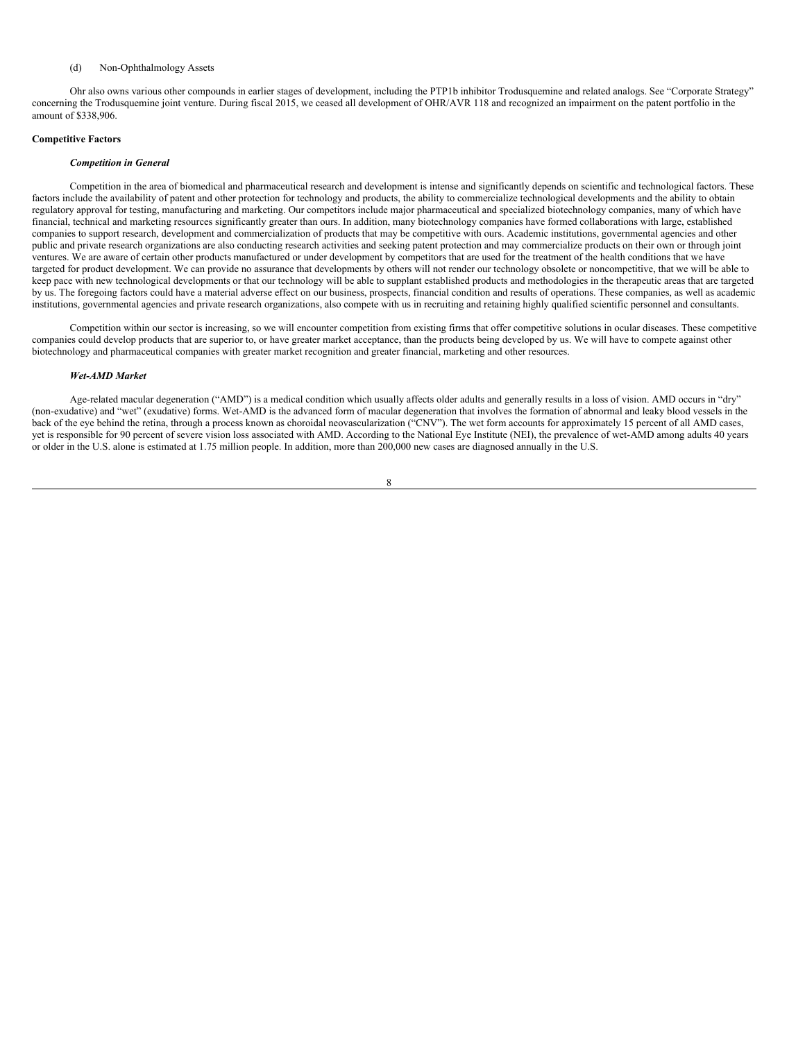(d) Non-Ophthalmology Assets

Ohr also owns various other compounds in earlier stages of development, including the PTP1b inhibitor Trodusquemine and related analogs. See "Corporate Strategy" concerning the Trodusquemine joint venture. During fiscal 2015, we ceased all development of OHR/AVR 118 and recognized an impairment on the patent portfolio in the amount of $338,906.

**Competitive Factors**

***Competition in General***

Competition in the area of biomedical and pharmaceutical research and development is intense and significantly depends on scientific and technological factors. These factors include the availability of patent and other protection for technology and products, the ability to commercialize technological developments and the ability to obtain regulatory approval for testing, manufacturing and marketing. Our competitors include major pharmaceutical and specialized biotechnology companies, many of which have financial, technical and marketing resources significantly greater than ours. In addition, many biotechnology companies have formed collaborations with large, established companies to support research, development and commercialization of products that may be competitive with ours. Academic institutions, governmental agencies and other public and private research organizations are also conducting research activities and seeking patent protection and may commercialize products on their own or through joint ventures. We are aware of certain other products manufactured or under development by competitors that are used for the treatment of the health conditions that we have targeted for product development. We can provide no assurance that developments by others will not render our technology obsolete or noncompetitive, that we will be able to keep pace with new technological developments or that our technology will be able to supplant established products and methodologies in the therapeutic areas that are targeted by us. The foregoing factors could have a material adverse effect on our business, prospects, financial condition and results of operations. These companies, as well as academic institutions, governmental agencies and private research organizations, also compete with us in recruiting and retaining highly qualified scientific personnel and consultants.

Competition within our sector is increasing, so we will encounter competition from existing firms that offer competitive solutions in ocular diseases. These competitive companies could develop products that are superior to, or have greater market acceptance, than the products being developed by us. We will have to compete against other biotechnology and pharmaceutical companies with greater market recognition and greater financial, marketing and other resources.

***Wet-AMD Market***

Age-related macular degeneration ("AMD") is a medical condition which usually affects older adults and generally results in a loss of vision. AMD occurs in "dry" (non-exudative) and "wet" (exudative) forms. Wet-AMD is the advanced form of macular degeneration that involves the formation of abnormal and leaky blood vessels in the back of the eye behind the retina, through a process known as choroidal neovascularization ("CNV"). The wet form accounts for approximately 15 percent of all AMD cases, yet is responsible for 90 percent of severe vision loss associated with AMD. According to the National Eye Institute (NEI), the prevalence of wet-AMD among adults 40 years or older in the U.S. alone is estimated at 1.75 million people. In addition, more than 200,000 new cases are diagnosed annually in the U.S.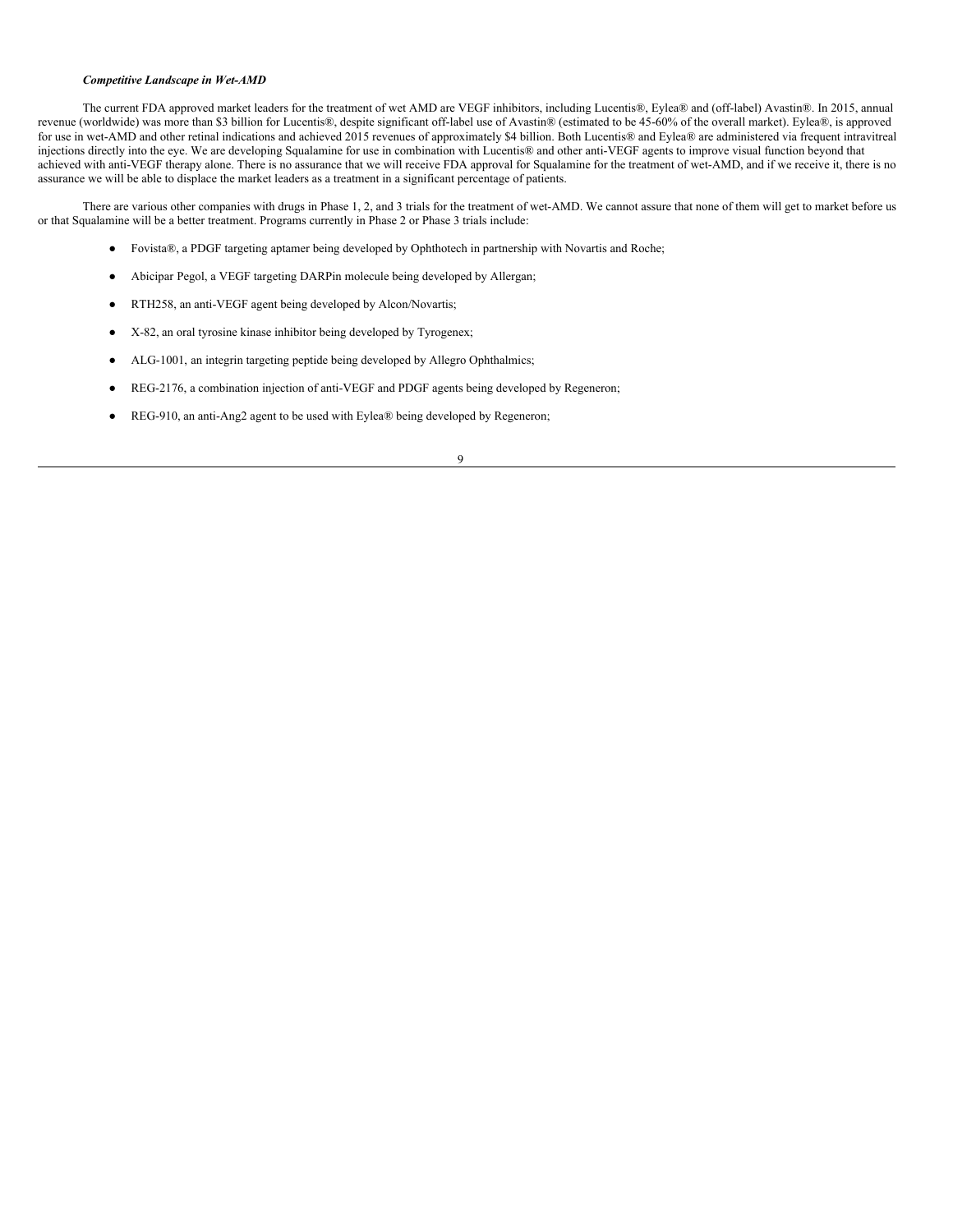***Competitive Landscape in Wet-AMD***

The current FDA approved market leaders for the treatment of wet AMD are VEGF inhibitors, including Lucentis®, Eylea® and (off-label) Avastin®. In 2015, annual revenue (worldwide) was more than $3 billion for Lucentis®, despite significant off-label use of Avastin® (estimated to be 45-60% of the overall market). Eylea®, is approved for use in wet-AMD and other retinal indications and achieved 2015 revenues of approximately $4 billion. Both Lucentis® and Eylea® are administered via frequent intravitreal injections directly into the eye. We are developing Squalamine for use in combination with Lucentis® and other anti-VEGF agents to improve visual function beyond that achieved with anti-VEGF therapy alone. There is no assurance that we will receive FDA approval for Squalamine for the treatment of wet-AMD, and if we receive it, there is no assurance we will be able to displace the market leaders as a treatment in a significant percentage of patients.

There are various other companies with drugs in Phase 1, 2, and 3 trials for the treatment of wet-AMD. We cannot assure that none of them will get to market before us or that Squalamine will be a better treatment. Programs currently in Phase 2 or Phase 3 trials include:

- Fovista®, a PDGF targeting aptamer being developed by Ophthotech in partnership with Novartis and Roche;
- Abicipar Pegol, a VEGF targeting DARPin molecule being developed by Allergan;
- RTH258, an anti-VEGF agent being developed by Alcon/Novartis;
- X-82, an oral tyrosine kinase inhibitor being developed by Tyrogenex;
- ALG-1001, an integrin targeting peptide being developed by Allegro Ophthalmics;
- REG-2176, a combination injection of anti-VEGF and PDGF agents being developed by Regeneron;
- REG-910, an anti-Ang2 agent to be used with Eylea® being developed by Regeneron;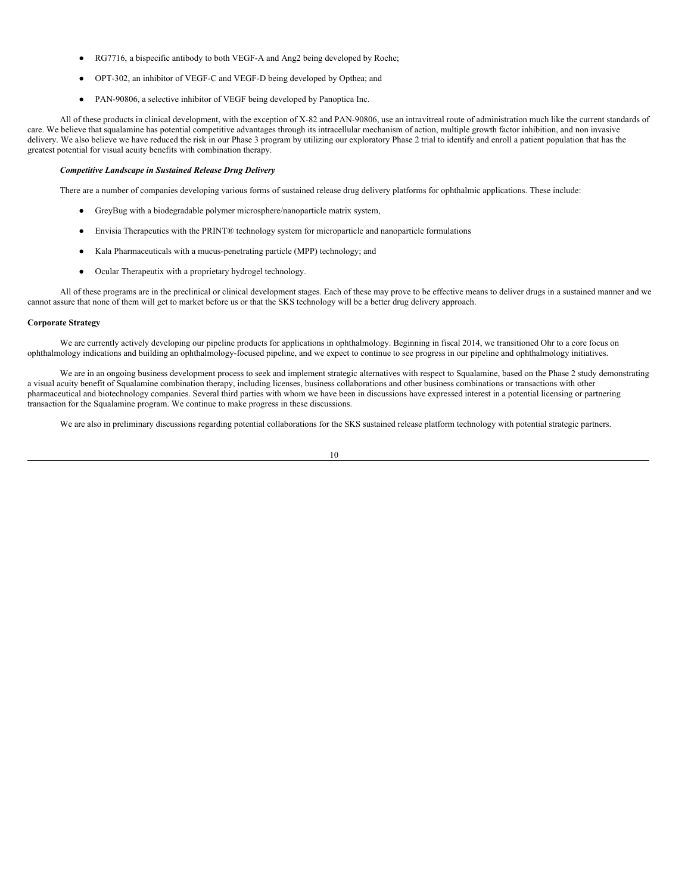- RG7716, a bispecific antibody to both VEGF-A and Ang2 being developed by Roche;
- OPT-302, an inhibitor of VEGF-C and VEGF-D being developed by Opthea; and
- PAN-90806, a selective inhibitor of VEGF being developed by Panoptica Inc.

All of these products in clinical development, with the exception of X-82 and PAN-90806, use an intravitreal route of administration much like the current standards of care. We believe that squalamine has potential competitive advantages through its intracellular mechanism of action, multiple growth factor inhibition, and non invasive delivery. We also believe we have reduced the risk in our Phase 3 program by utilizing our exploratory Phase 2 trial to identify and enroll a patient population that has the greatest potential for visual acuity benefits with combination therapy.

***Competitive Landscape in Sustained Release Drug Delivery***

There are a number of companies developing various forms of sustained release drug delivery platforms for ophthalmic applications. These include:

- GreyBug with a biodegradable polymer microsphere/nanoparticle matrix system,
- Envisia Therapeutics with the PRINT® technology system for microparticle and nanoparticle formulations
- Kala Pharmaceuticals with a mucus-penetrating particle (MPP) technology; and
- Ocular Therapeutix with a proprietary hydrogel technology.

All of these programs are in the preclinical or clinical development stages. Each of these may prove to be effective means to deliver drugs in a sustained manner and we cannot assure that none of them will get to market before us or that the SKS technology will be a better drug delivery approach.

**Corporate Strategy**

We are currently actively developing our pipeline products for applications in ophthalmology. Beginning in fiscal 2014, we transitioned Ohr to a core focus on ophthalmology indications and building an ophthalmology-focused pipeline, and we expect to continue to see progress in our pipeline and ophthalmology initiatives.

We are in an ongoing business development process to seek and implement strategic alternatives with respect to Squalamine, based on the Phase 2 study demonstrating a visual acuity benefit of Squalamine combination therapy, including licenses, business collaborations and other business combinations or transactions with other pharmaceutical and biotechnology companies. Several third parties with whom we have been in discussions have expressed interest in a potential licensing or partnering transaction for the Squalamine program. We continue to make progress in these discussions.

We are also in preliminary discussions regarding potential collaborations for the SKS sustained release platform technology with potential strategic partners.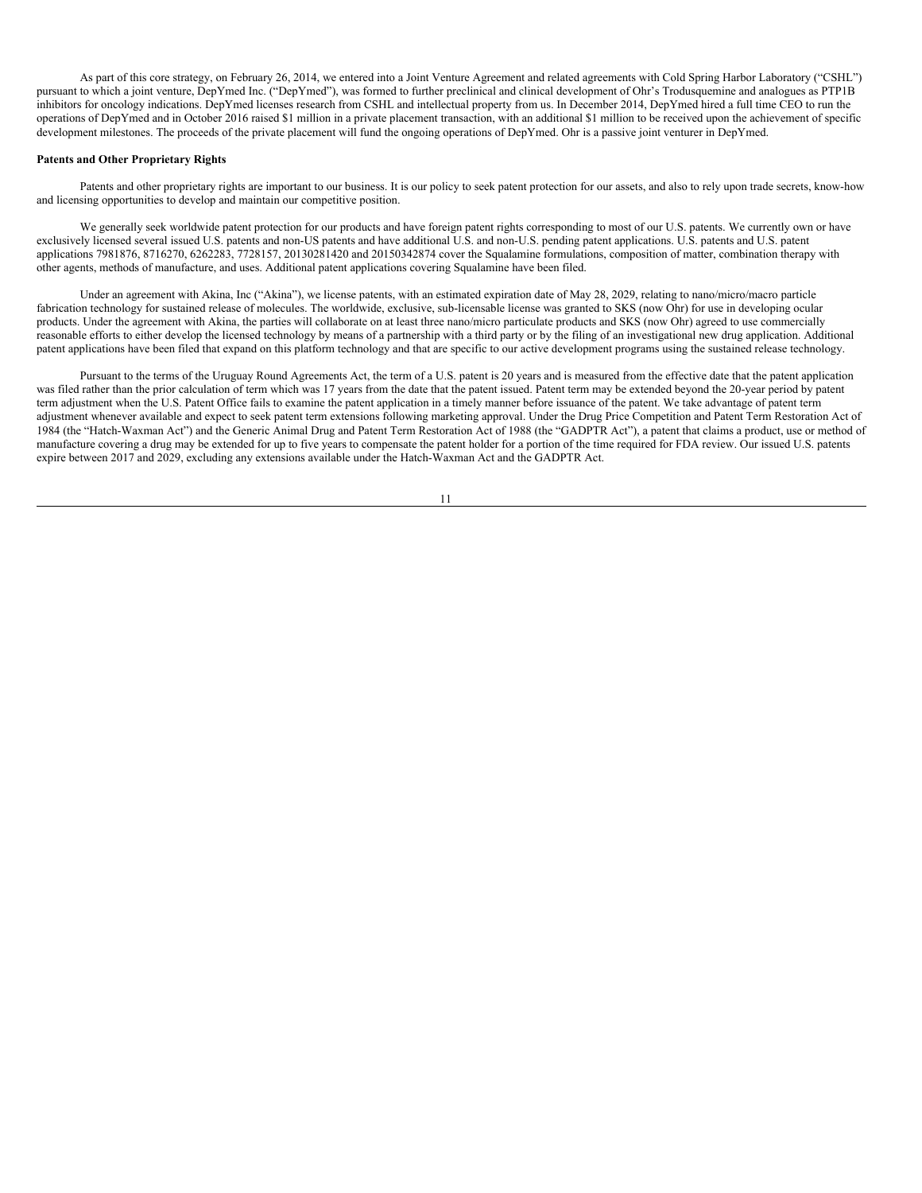As part of this core strategy, on February 26, 2014, we entered into a Joint Venture Agreement and related agreements with Cold Spring Harbor Laboratory ("CSHL") pursuant to which a joint venture, DepYmed Inc. ("DepYmed"), was formed to further preclinical and clinical development of Ohr's Trodusquemine and analogues as PTP1B inhibitors for oncology indications. DepYmed licenses research from CSHL and intellectual property from us. In December 2014, DepYmed hired a full time CEO to run the operations of DepYmed and in October 2016 raised $1 million in a private placement transaction, with an additional $1 million to be received upon the achievement of specific development milestones. The proceeds of the private placement will fund the ongoing operations of DepYmed. Ohr is a passive joint venturer in DepYmed.

**Patents and Other Proprietary Rights**

Patents and other proprietary rights are important to our business. It is our policy to seek patent protection for our assets, and also to rely upon trade secrets, know-how and licensing opportunities to develop and maintain our competitive position.

We generally seek worldwide patent protection for our products and have foreign patent rights corresponding to most of our U.S. patents. We currently own or have exclusively licensed several issued U.S. patents and non-US patents and have additional U.S. and non-U.S. pending patent applications. U.S. patents and U.S. patent applications 7981876, 8716270, 6262283, 7728157, 20130281420 and 20150342874 cover the Squalamine formulations, composition of matter, combination therapy with other agents, methods of manufacture, and uses. Additional patent applications covering Squalamine have been filed.

Under an agreement with Akina, Inc ("Akina"), we license patents, with an estimated expiration date of May 28, 2029, relating to nano/micro/macro particle fabrication technology for sustained release of molecules. The worldwide, exclusive, sub-licensable license was granted to SKS (now Ohr) for use in developing ocular products. Under the agreement with Akina, the parties will collaborate on at least three nano/micro particulate products and SKS (now Ohr) agreed to use commercially reasonable efforts to either develop the licensed technology by means of a partnership with a third party or by the filing of an investigational new drug application. Additional patent applications have been filed that expand on this platform technology and that are specific to our active development programs using the sustained release technology.

Pursuant to the terms of the Uruguay Round Agreements Act, the term of a U.S. patent is 20 years and is measured from the effective date that the patent application was filed rather than the prior calculation of term which was 17 years from the date that the patent issued. Patent term may be extended beyond the 20-year period by patent term adjustment when the U.S. Patent Office fails to examine the patent application in a timely manner before issuance of the patent. We take advantage of patent term adjustment whenever available and expect to seek patent term extensions following marketing approval. Under the Drug Price Competition and Patent Term Restoration Act of 1984 (the "Hatch-Waxman Act") and the Generic Animal Drug and Patent Term Restoration Act of 1988 (the "GADPTR Act"), a patent that claims a product, use or method of manufacture covering a drug may be extended for up to five years to compensate the patent holder for a portion of the time required for FDA review. Our issued U.S. patents expire between 2017 and 2029, excluding any extensions available under the Hatch-Waxman Act and the GADPTR Act.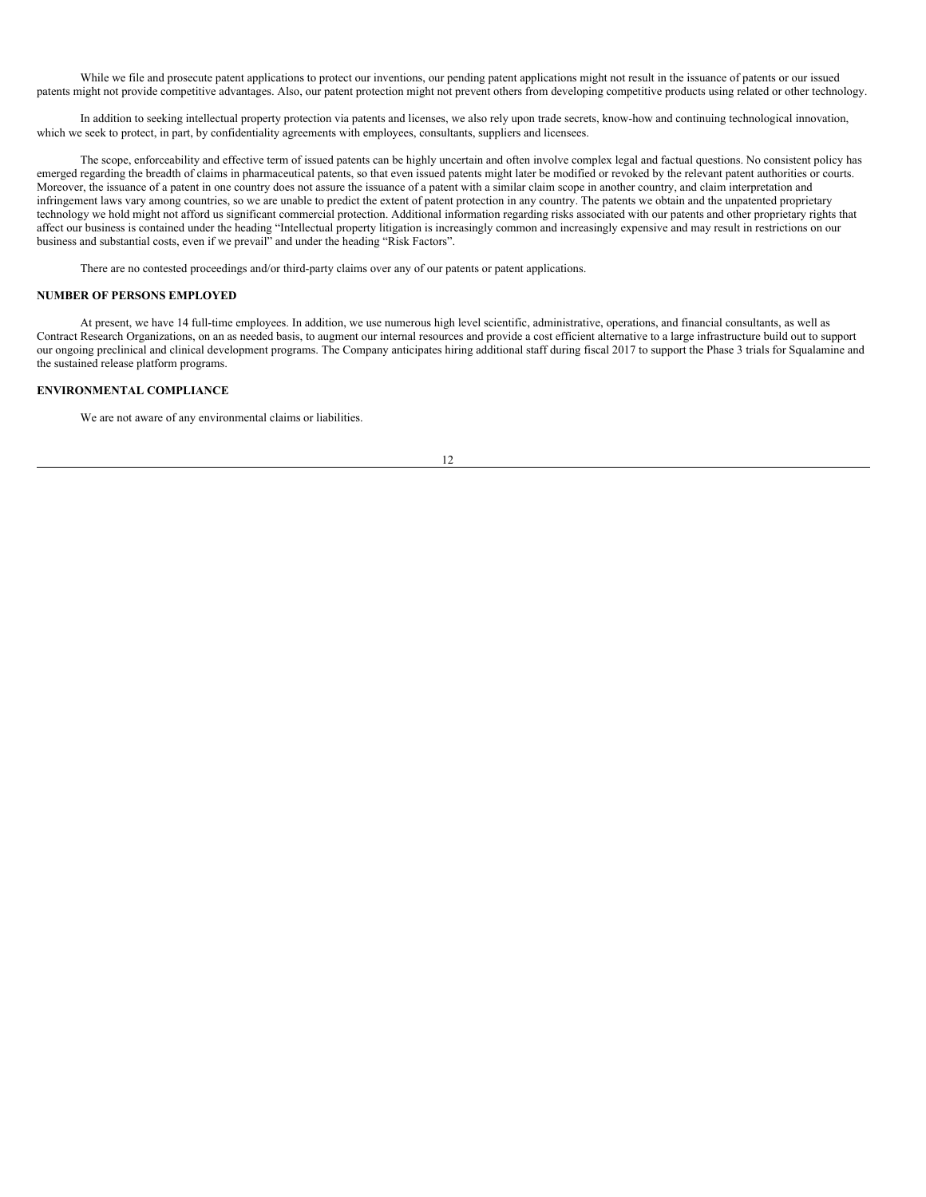While we file and prosecute patent applications to protect our inventions, our pending patent applications might not result in the issuance of patents or our issued patents might not provide competitive advantages. Also, our patent protection might not prevent others from developing competitive products using related or other technology.

In addition to seeking intellectual property protection via patents and licenses, we also rely upon trade secrets, know-how and continuing technological innovation, which we seek to protect, in part, by confidentiality agreements with employees, consultants, suppliers and licensees.

The scope, enforceability and effective term of issued patents can be highly uncertain and often involve complex legal and factual questions. No consistent policy has emerged regarding the breadth of claims in pharmaceutical patents, so that even issued patents might later be modified or revoked by the relevant patent authorities or courts. Moreover, the issuance of a patent in one country does not assure the issuance of a patent with a similar claim scope in another country, and claim interpretation and infringement laws vary among countries, so we are unable to predict the extent of patent protection in any country. The patents we obtain and the unpatented proprietary technology we hold might not afford us significant commercial protection. Additional information regarding risks associated with our patents and other proprietary rights that affect our business is contained under the heading "Intellectual property litigation is increasingly common and increasingly expensive and may result in restrictions on our business and substantial costs, even if we prevail" and under the heading "Risk Factors".

There are no contested proceedings and/or third-party claims over any of our patents or patent applications.

**NUMBER OF PERSONS EMPLOYED**

At present, we have 14 full-time employees. In addition, we use numerous high level scientific, administrative, operations, and financial consultants, as well as Contract Research Organizations, on an as needed basis, to augment our internal resources and provide a cost efficient alternative to a large infrastructure build out to support our ongoing preclinical and clinical development programs. The Company anticipates hiring additional staff during fiscal 2017 to support the Phase 3 trials for Squalamine and the sustained release platform programs.

**ENVIRONMENTAL COMPLIANCE**

We are not aware of any environmental claims or liabilities.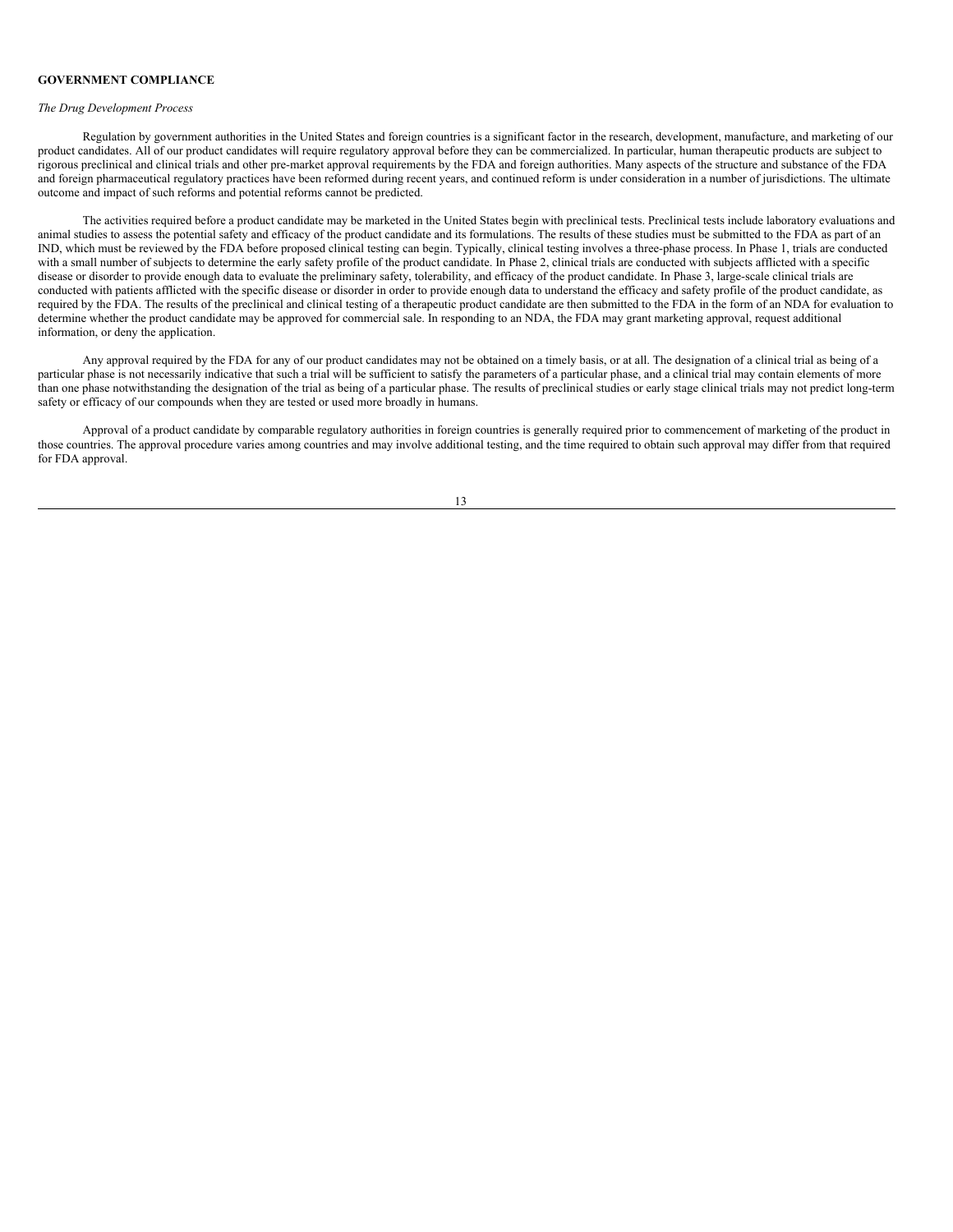## GOVERNMENT COMPLIANCE

*The Drug Development Process*

Regulation by government authorities in the United States and foreign countries is a significant factor in the research, development, manufacture, and marketing of our product candidates. All of our product candidates will require regulatory approval before they can be commercialized. In particular, human therapeutic products are subject to rigorous preclinical and clinical trials and other pre-market approval requirements by the FDA and foreign authorities. Many aspects of the structure and substance of the FDA and foreign pharmaceutical regulatory practices have been reformed during recent years, and continued reform is under consideration in a number of jurisdictions. The ultimate outcome and impact of such reforms and potential reforms cannot be predicted.

The activities required before a product candidate may be marketed in the United States begin with preclinical tests. Preclinical tests include laboratory evaluations and animal studies to assess the potential safety and efficacy of the product candidate and its formulations. The results of these studies must be submitted to the FDA as part of an IND, which must be reviewed by the FDA before proposed clinical testing can begin. Typically, clinical testing involves a three-phase process. In Phase 1, trials are conducted with a small number of subjects to determine the early safety profile of the product candidate. In Phase 2, clinical trials are conducted with subjects afflicted with a specific disease or disorder to provide enough data to evaluate the preliminary safety, tolerability, and efficacy of the product candidate. In Phase 3, large-scale clinical trials are conducted with patients afflicted with the specific disease or disorder in order to provide enough data to understand the efficacy and safety profile of the product candidate, as required by the FDA. The results of the preclinical and clinical testing of a therapeutic product candidate are then submitted to the FDA in the form of an NDA for evaluation to determine whether the product candidate may be approved for commercial sale. In responding to an NDA, the FDA may grant marketing approval, request additional information, or deny the application.

Any approval required by the FDA for any of our product candidates may not be obtained on a timely basis, or at all. The designation of a clinical trial as being of a particular phase is not necessarily indicative that such a trial will be sufficient to satisfy the parameters of a particular phase, and a clinical trial may contain elements of more than one phase notwithstanding the designation of the trial as being of a particular phase. The results of preclinical studies or early stage clinical trials may not predict long-term safety or efficacy of our compounds when they are tested or used more broadly in humans.

Approval of a product candidate by comparable regulatory authorities in foreign countries is generally required prior to commencement of marketing of the product in those countries. The approval procedure varies among countries and may involve additional testing, and the time required to obtain such approval may differ from that required for FDA approval.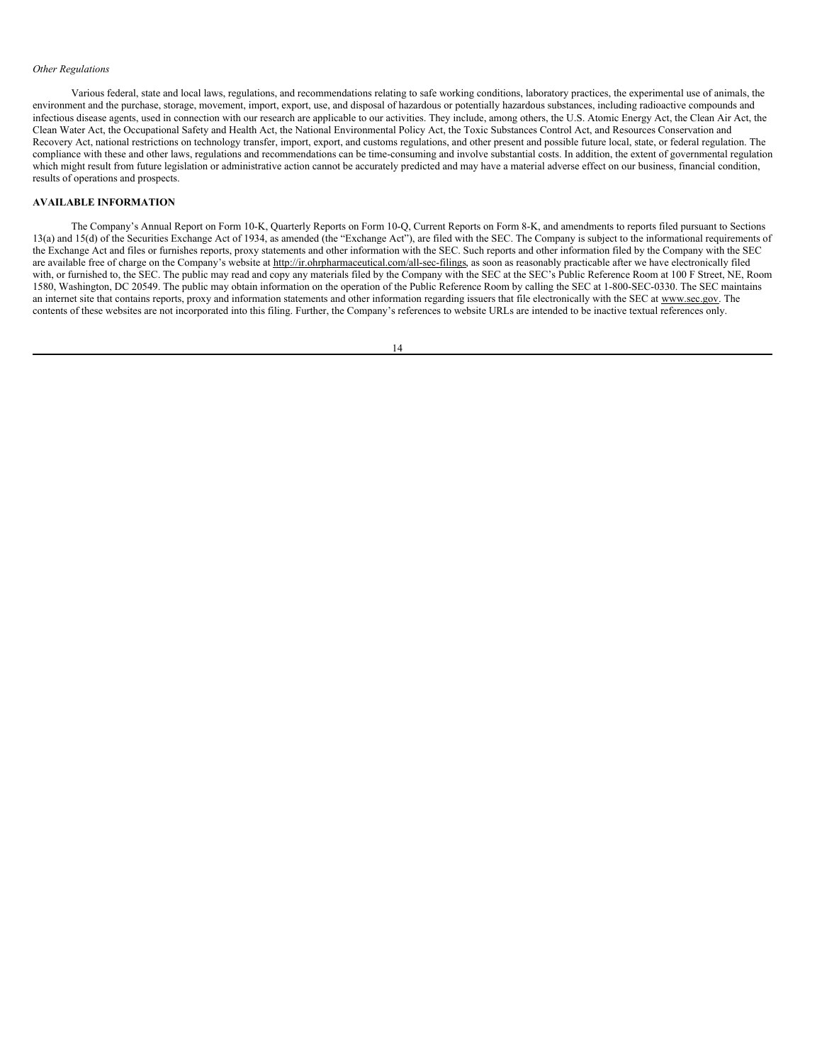*Other Regulations*

Various federal, state and local laws, regulations, and recommendations relating to safe working conditions, laboratory practices, the experimental use of animals, the environment and the purchase, storage, movement, import, export, use, and disposal of hazardous or potentially hazardous substances, including radioactive compounds and infectious disease agents, used in connection with our research are applicable to our activities. They include, among others, the U.S. Atomic Energy Act, the Clean Air Act, the Clean Water Act, the Occupational Safety and Health Act, the National Environmental Policy Act, the Toxic Substances Control Act, and Resources Conservation and Recovery Act, national restrictions on technology transfer, import, export, and customs regulations, and other present and possible future local, state, or federal regulation. The compliance with these and other laws, regulations and recommendations can be time-consuming and involve substantial costs. In addition, the extent of governmental regulation which might result from future legislation or administrative action cannot be accurately predicted and may have a material adverse effect on our business, financial condition, results of operations and prospects.

**AVAILABLE INFORMATION**

The Company's Annual Report on Form 10-K, Quarterly Reports on Form 10-Q, Current Reports on Form 8-K, and amendments to reports filed pursuant to Sections 13(a) and 15(d) of the Securities Exchange Act of 1934, as amended (the "Exchange Act"), are filed with the SEC. The Company is subject to the informational requirements of the Exchange Act and files or furnishes reports, proxy statements and other information with the SEC. Such reports and other information filed by the Company with the SEC are available free of charge on the Company's website at http://ir.ohrpharmaceutical.com/all-sec-filings, as soon as reasonably practicable after we have electronically filed with, or furnished to, the SEC. The public may read and copy any materials filed by the Company with the SEC at the SEC's Public Reference Room at 100 F Street, NE, Room 1580, Washington, DC 20549. The public may obtain information on the operation of the Public Reference Room by calling the SEC at 1-800-SEC-0330. The SEC maintains an internet site that contains reports, proxy and information statements and other information regarding issuers that file electronically with the SEC at www.sec.gov. The contents of these websites are not incorporated into this filing. Further, the Company's references to website URLs are intended to be inactive textual references only.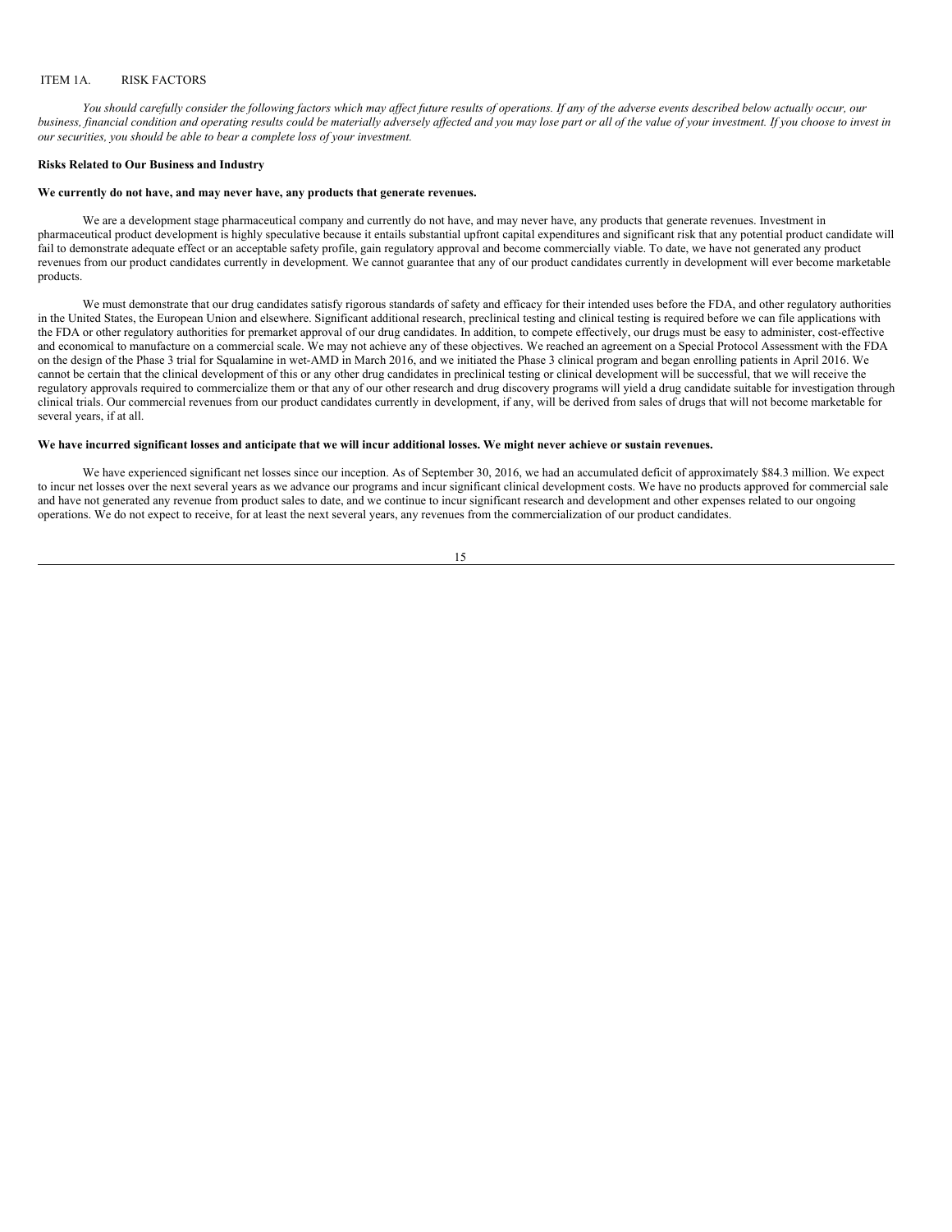## ITEM 1A. RISK FACTORS

*You should carefully consider the following factors which may affect future results of operations. If any of the adverse events described below actually occur, our business, financial condition and operating results could be materially adversely affected and you may lose part or all of the value of your investment. If you choose to invest in our securities, you should be able to bear a complete loss of your investment.*

### Risks Related to Our Business and Industry

**We currently do not have, and may never have, any products that generate revenues.**

We are a development stage pharmaceutical company and currently do not have, and may never have, any products that generate revenues. Investment in pharmaceutical product development is highly speculative because it entails substantial upfront capital expenditures and significant risk that any potential product candidate will fail to demonstrate adequate effect or an acceptable safety profile, gain regulatory approval and become commercially viable. To date, we have not generated any product revenues from our product candidates currently in development. We cannot guarantee that any of our product candidates currently in development will ever become marketable products.

We must demonstrate that our drug candidates satisfy rigorous standards of safety and efficacy for their intended uses before the FDA, and other regulatory authorities in the United States, the European Union and elsewhere. Significant additional research, preclinical testing and clinical testing is required before we can file applications with the FDA or other regulatory authorities for premarket approval of our drug candidates. In addition, to compete effectively, our drugs must be easy to administer, cost-effective and economical to manufacture on a commercial scale. We may not achieve any of these objectives. We reached an agreement on a Special Protocol Assessment with the FDA on the design of the Phase 3 trial for Squalamine in wet-AMD in March 2016, and we initiated the Phase 3 clinical program and began enrolling patients in April 2016. We cannot be certain that the clinical development of this or any other drug candidates in preclinical testing or clinical development will be successful, that we will receive the regulatory approvals required to commercialize them or that any of our other research and drug discovery programs will yield a drug candidate suitable for investigation through clinical trials. Our commercial revenues from our product candidates currently in development, if any, will be derived from sales of drugs that will not become marketable for several years, if at all.

**We have incurred significant losses and anticipate that we will incur additional losses. We might never achieve or sustain revenues.**

We have experienced significant net losses since our inception. As of September 30, 2016, we had an accumulated deficit of approximately $84.3 million. We expect to incur net losses over the next several years as we advance our programs and incur significant clinical development costs. We have no products approved for commercial sale and have not generated any revenue from product sales to date, and we continue to incur significant research and development and other expenses related to our ongoing operations. We do not expect to receive, for at least the next several years, any revenues from the commercialization of our product candidates.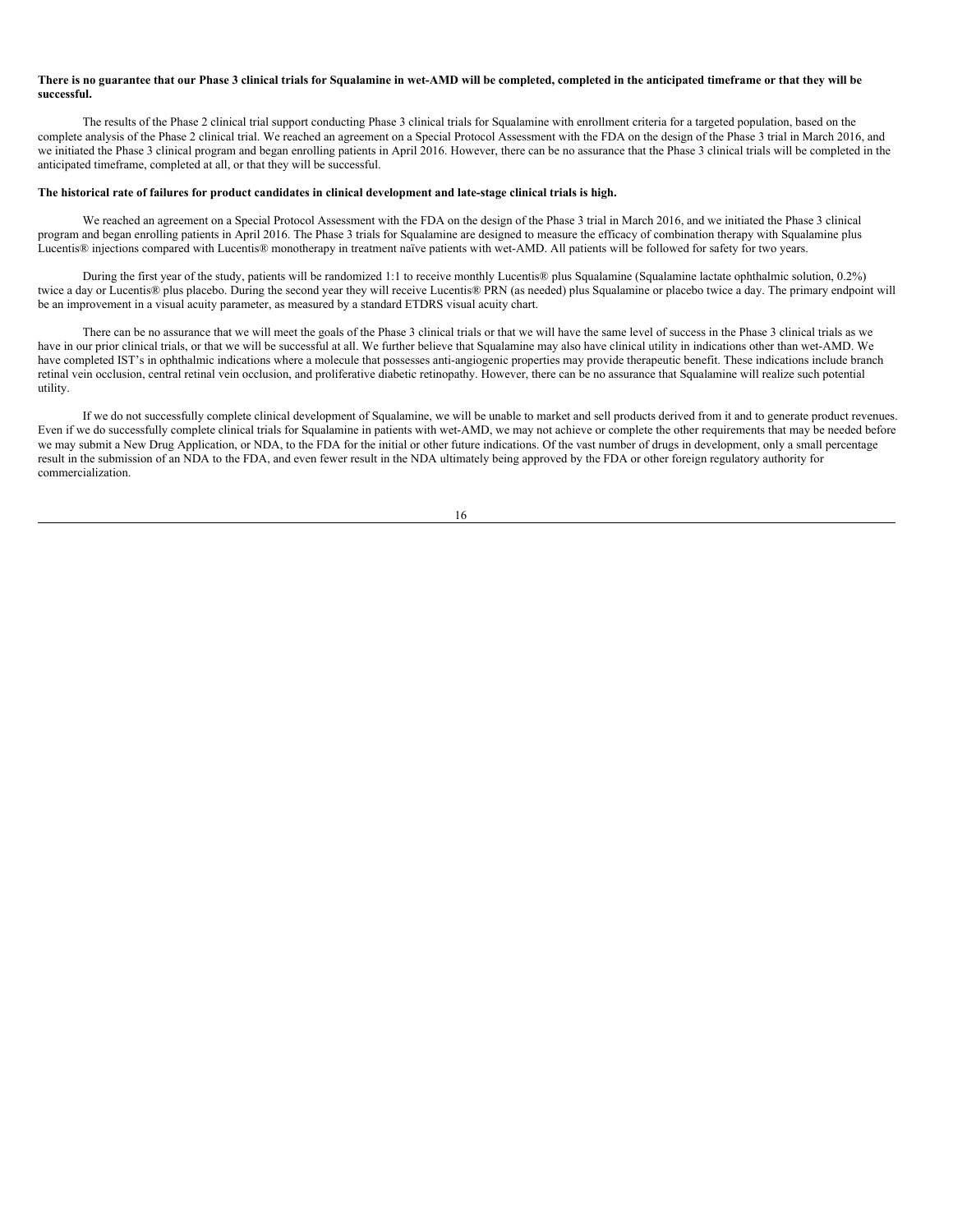**There is no guarantee that our Phase 3 clinical trials for Squalamine in wet-AMD will be completed, completed in the anticipated timeframe or that they will be successful.**

The results of the Phase 2 clinical trial support conducting Phase 3 clinical trials for Squalamine with enrollment criteria for a targeted population, based on the complete analysis of the Phase 2 clinical trial. We reached an agreement on a Special Protocol Assessment with the FDA on the design of the Phase 3 trial in March 2016, and we initiated the Phase 3 clinical program and began enrolling patients in April 2016. However, there can be no assurance that the Phase 3 clinical trials will be completed in the anticipated timeframe, completed at all, or that they will be successful.

**The historical rate of failures for product candidates in clinical development and late-stage clinical trials is high.**

We reached an agreement on a Special Protocol Assessment with the FDA on the design of the Phase 3 trial in March 2016, and we initiated the Phase 3 clinical program and began enrolling patients in April 2016. The Phase 3 trials for Squalamine are designed to measure the efficacy of combination therapy with Squalamine plus Lucentis® injections compared with Lucentis® monotherapy in treatment naïve patients with wet-AMD. All patients will be followed for safety for two years.

During the first year of the study, patients will be randomized 1:1 to receive monthly Lucentis® plus Squalamine (Squalamine lactate ophthalmic solution, 0.2%) twice a day or Lucentis® plus placebo. During the second year they will receive Lucentis® PRN (as needed) plus Squalamine or placebo twice a day. The primary endpoint will be an improvement in a visual acuity parameter, as measured by a standard ETDRS visual acuity chart.

There can be no assurance that we will meet the goals of the Phase 3 clinical trials or that we will have the same level of success in the Phase 3 clinical trials as we have in our prior clinical trials, or that we will be successful at all. We further believe that Squalamine may also have clinical utility in indications other than wet-AMD. We have completed IST's in ophthalmic indications where a molecule that possesses anti-angiogenic properties may provide therapeutic benefit. These indications include branch retinal vein occlusion, central retinal vein occlusion, and proliferative diabetic retinopathy. However, there can be no assurance that Squalamine will realize such potential utility.

If we do not successfully complete clinical development of Squalamine, we will be unable to market and sell products derived from it and to generate product revenues. Even if we do successfully complete clinical trials for Squalamine in patients with wet-AMD, we may not achieve or complete the other requirements that may be needed before we may submit a New Drug Application, or NDA, to the FDA for the initial or other future indications. Of the vast number of drugs in development, only a small percentage result in the submission of an NDA to the FDA, and even fewer result in the NDA ultimately being approved by the FDA or other foreign regulatory authority for commercialization.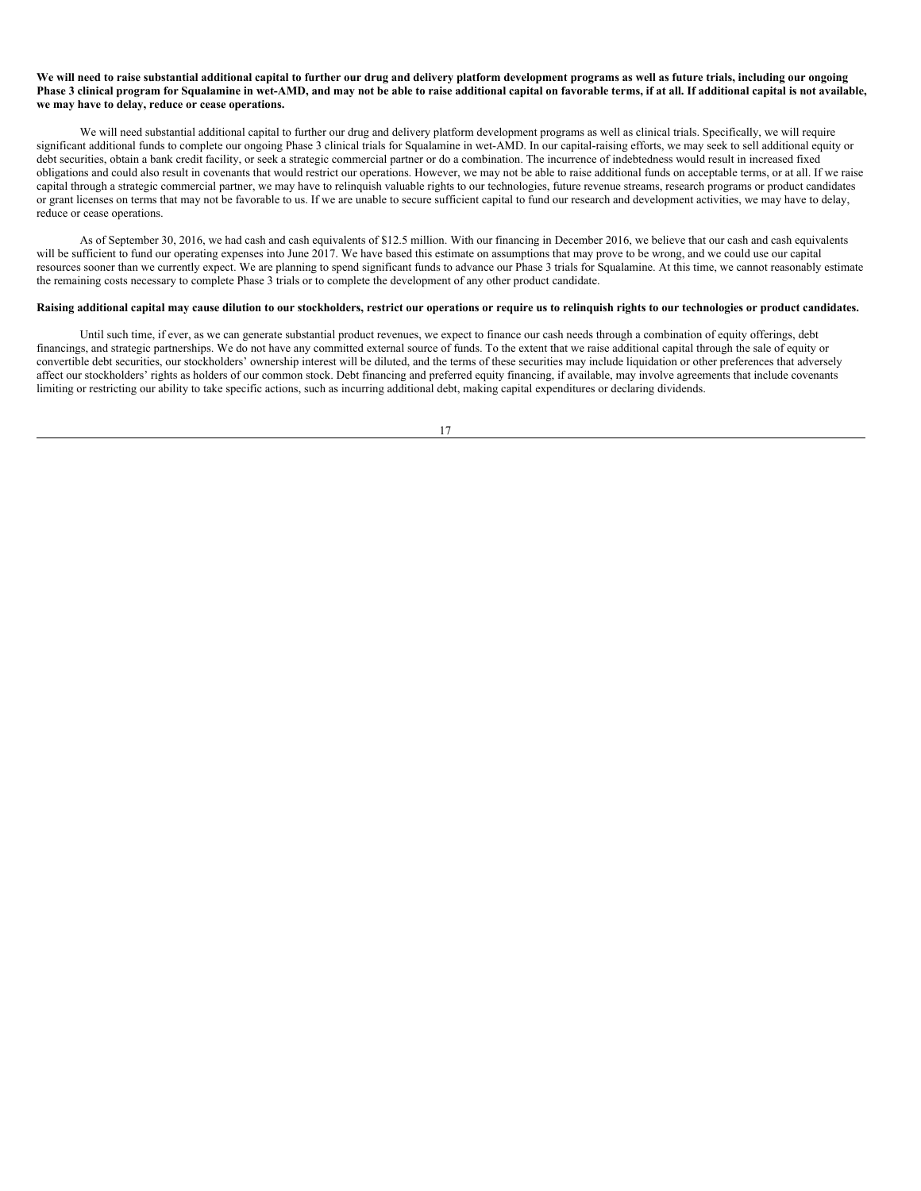**We will need to raise substantial additional capital to further our drug and delivery platform development programs as well as future trials, including our ongoing Phase 3 clinical program for Squalamine in wet-AMD, and may not be able to raise additional capital on favorable terms, if at all. If additional capital is not available, we may have to delay, reduce or cease operations.**

We will need substantial additional capital to further our drug and delivery platform development programs as well as clinical trials. Specifically, we will require significant additional funds to complete our ongoing Phase 3 clinical trials for Squalamine in wet-AMD. In our capital-raising efforts, we may seek to sell additional equity or debt securities, obtain a bank credit facility, or seek a strategic commercial partner or do a combination. The incurrence of indebtedness would result in increased fixed obligations and could also result in covenants that would restrict our operations. However, we may not be able to raise additional funds on acceptable terms, or at all. If we raise capital through a strategic commercial partner, we may have to relinquish valuable rights to our technologies, future revenue streams, research programs or product candidates or grant licenses on terms that may not be favorable to us. If we are unable to secure sufficient capital to fund our research and development activities, we may have to delay, reduce or cease operations.

As of September 30, 2016, we had cash and cash equivalents of $12.5 million. With our financing in December 2016, we believe that our cash and cash equivalents will be sufficient to fund our operating expenses into June 2017. We have based this estimate on assumptions that may prove to be wrong, and we could use our capital resources sooner than we currently expect. We are planning to spend significant funds to advance our Phase 3 trials for Squalamine. At this time, we cannot reasonably estimate the remaining costs necessary to complete Phase 3 trials or to complete the development of any other product candidate.

**Raising additional capital may cause dilution to our stockholders, restrict our operations or require us to relinquish rights to our technologies or product candidates.**

Until such time, if ever, as we can generate substantial product revenues, we expect to finance our cash needs through a combination of equity offerings, debt financings, and strategic partnerships. We do not have any committed external source of funds. To the extent that we raise additional capital through the sale of equity or convertible debt securities, our stockholders' ownership interest will be diluted, and the terms of these securities may include liquidation or other preferences that adversely affect our stockholders' rights as holders of our common stock. Debt financing and preferred equity financing, if available, may involve agreements that include covenants limiting or restricting our ability to take specific actions, such as incurring additional debt, making capital expenditures or declaring dividends.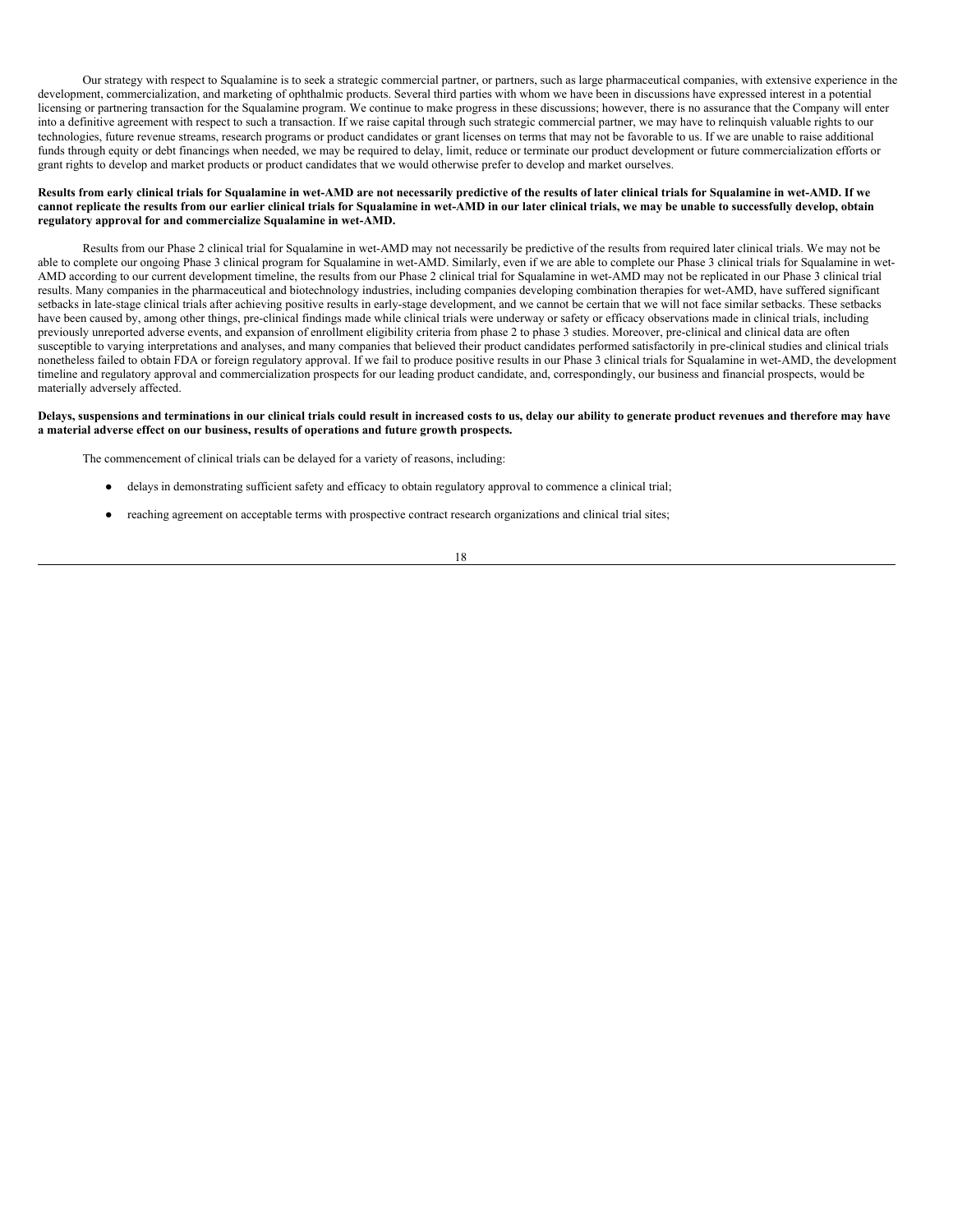Our strategy with respect to Squalamine is to seek a strategic commercial partner, or partners, such as large pharmaceutical companies, with extensive experience in the development, commercialization, and marketing of ophthalmic products. Several third parties with whom we have been in discussions have expressed interest in a potential licensing or partnering transaction for the Squalamine program. We continue to make progress in these discussions; however, there is no assurance that the Company will enter into a definitive agreement with respect to such a transaction. If we raise capital through such strategic commercial partner, we may have to relinquish valuable rights to our technologies, future revenue streams, research programs or product candidates or grant licenses on terms that may not be favorable to us. If we are unable to raise additional funds through equity or debt financings when needed, we may be required to delay, limit, reduce or terminate our product development or future commercialization efforts or grant rights to develop and market products or product candidates that we would otherwise prefer to develop and market ourselves.

**Results from early clinical trials for Squalamine in wet-AMD are not necessarily predictive of the results of later clinical trials for Squalamine in wet-AMD. If we cannot replicate the results from our earlier clinical trials for Squalamine in wet-AMD in our later clinical trials, we may be unable to successfully develop, obtain regulatory approval for and commercialize Squalamine in wet-AMD.**

Results from our Phase 2 clinical trial for Squalamine in wet-AMD may not necessarily be predictive of the results from required later clinical trials. We may not be able to complete our ongoing Phase 3 clinical program for Squalamine in wet-AMD. Similarly, even if we are able to complete our Phase 3 clinical trials for Squalamine in wet-AMD according to our current development timeline, the results from our Phase 2 clinical trial for Squalamine in wet-AMD may not be replicated in our Phase 3 clinical trial results. Many companies in the pharmaceutical and biotechnology industries, including companies developing combination therapies for wet-AMD, have suffered significant setbacks in late-stage clinical trials after achieving positive results in early-stage development, and we cannot be certain that we will not face similar setbacks. These setbacks have been caused by, among other things, pre-clinical findings made while clinical trials were underway or safety or efficacy observations made in clinical trials, including previously unreported adverse events, and expansion of enrollment eligibility criteria from phase 2 to phase 3 studies. Moreover, pre-clinical and clinical data are often susceptible to varying interpretations and analyses, and many companies that believed their product candidates performed satisfactorily in pre-clinical studies and clinical trials nonetheless failed to obtain FDA or foreign regulatory approval. If we fail to produce positive results in our Phase 3 clinical trials for Squalamine in wet-AMD, the development timeline and regulatory approval and commercialization prospects for our leading product candidate, and, correspondingly, our business and financial prospects, would be materially adversely affected.

**Delays, suspensions and terminations in our clinical trials could result in increased costs to us, delay our ability to generate product revenues and therefore may have a material adverse effect on our business, results of operations and future growth prospects.**

The commencement of clinical trials can be delayed for a variety of reasons, including:

- delays in demonstrating sufficient safety and efficacy to obtain regulatory approval to commence a clinical trial;
- reaching agreement on acceptable terms with prospective contract research organizations and clinical trial sites;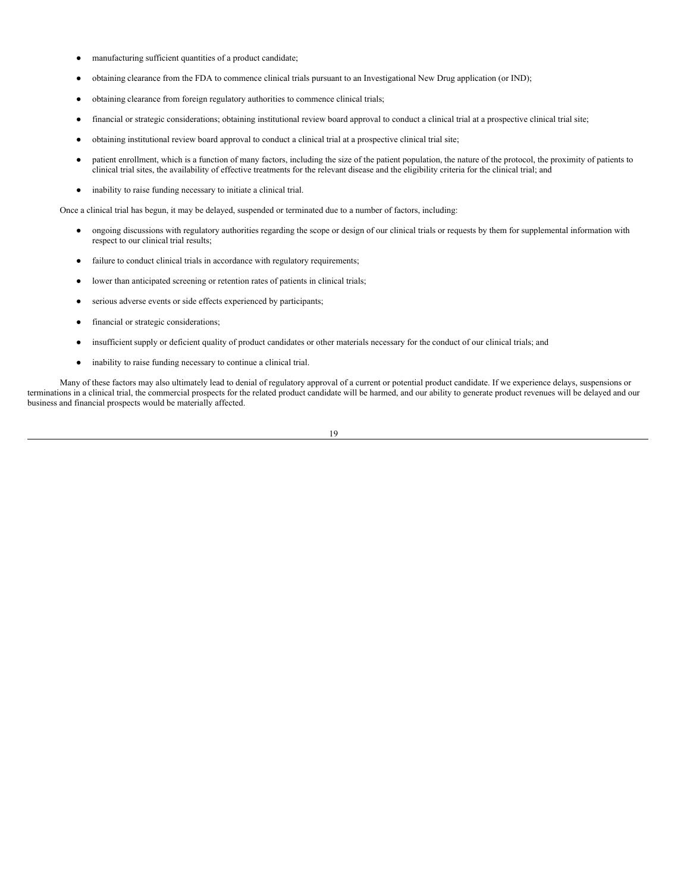- manufacturing sufficient quantities of a product candidate;
- obtaining clearance from the FDA to commence clinical trials pursuant to an Investigational New Drug application (or IND);
- obtaining clearance from foreign regulatory authorities to commence clinical trials;
- financial or strategic considerations; obtaining institutional review board approval to conduct a clinical trial at a prospective clinical trial site;
- obtaining institutional review board approval to conduct a clinical trial at a prospective clinical trial site;
- patient enrollment, which is a function of many factors, including the size of the patient population, the nature of the protocol, the proximity of patients to clinical trial sites, the availability of effective treatments for the relevant disease and the eligibility criteria for the clinical trial; and
- inability to raise funding necessary to initiate a clinical trial.

Once a clinical trial has begun, it may be delayed, suspended or terminated due to a number of factors, including:

- ongoing discussions with regulatory authorities regarding the scope or design of our clinical trials or requests by them for supplemental information with respect to our clinical trial results;
- failure to conduct clinical trials in accordance with regulatory requirements;
- lower than anticipated screening or retention rates of patients in clinical trials;
- serious adverse events or side effects experienced by participants;
- financial or strategic considerations;
- insufficient supply or deficient quality of product candidates or other materials necessary for the conduct of our clinical trials; and
- inability to raise funding necessary to continue a clinical trial.

Many of these factors may also ultimately lead to denial of regulatory approval of a current or potential product candidate. If we experience delays, suspensions or terminations in a clinical trial, the commercial prospects for the related product candidate will be harmed, and our ability to generate product revenues will be delayed and our business and financial prospects would be materially affected.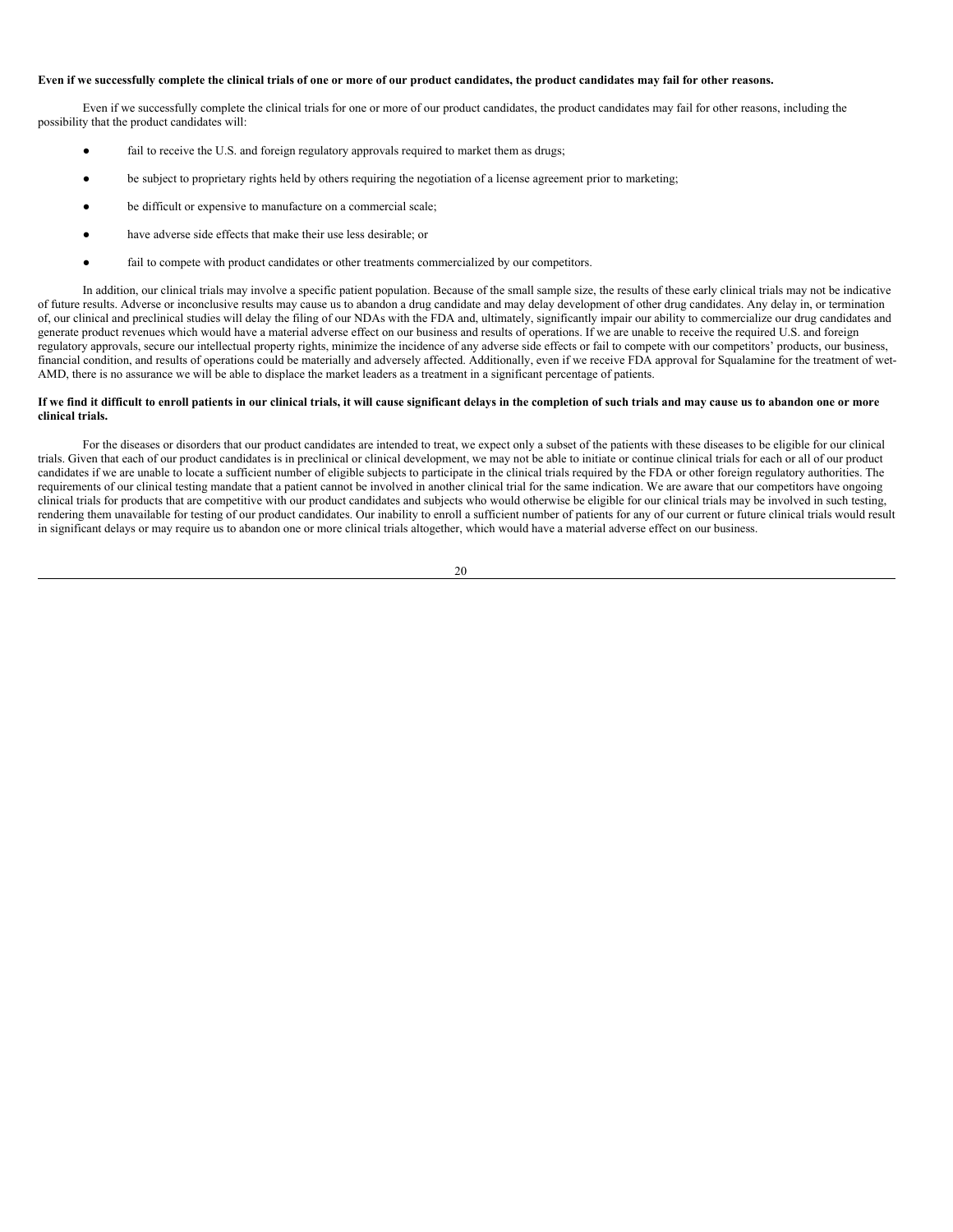**Even if we successfully complete the clinical trials of one or more of our product candidates, the product candidates may fail for other reasons.**

Even if we successfully complete the clinical trials for one or more of our product candidates, the product candidates may fail for other reasons, including the possibility that the product candidates will:

- fail to receive the U.S. and foreign regulatory approvals required to market them as drugs;
- be subject to proprietary rights held by others requiring the negotiation of a license agreement prior to marketing;
- be difficult or expensive to manufacture on a commercial scale;
- have adverse side effects that make their use less desirable; or
- fail to compete with product candidates or other treatments commercialized by our competitors.

In addition, our clinical trials may involve a specific patient population. Because of the small sample size, the results of these early clinical trials may not be indicative of future results. Adverse or inconclusive results may cause us to abandon a drug candidate and may delay development of other drug candidates. Any delay in, or termination of, our clinical and preclinical studies will delay the filing of our NDAs with the FDA and, ultimately, significantly impair our ability to commercialize our drug candidates and generate product revenues which would have a material adverse effect on our business and results of operations. If we are unable to receive the required U.S. and foreign regulatory approvals, secure our intellectual property rights, minimize the incidence of any adverse side effects or fail to compete with our competitors' products, our business, financial condition, and results of operations could be materially and adversely affected. Additionally, even if we receive FDA approval for Squalamine for the treatment of wet-AMD, there is no assurance we will be able to displace the market leaders as a treatment in a significant percentage of patients.

**If we find it difficult to enroll patients in our clinical trials, it will cause significant delays in the completion of such trials and may cause us to abandon one or more clinical trials.**

For the diseases or disorders that our product candidates are intended to treat, we expect only a subset of the patients with these diseases to be eligible for our clinical trials. Given that each of our product candidates is in preclinical or clinical development, we may not be able to initiate or continue clinical trials for each or all of our product candidates if we are unable to locate a sufficient number of eligible subjects to participate in the clinical trials required by the FDA or other foreign regulatory authorities. The requirements of our clinical testing mandate that a patient cannot be involved in another clinical trial for the same indication. We are aware that our competitors have ongoing clinical trials for products that are competitive with our product candidates and subjects who would otherwise be eligible for our clinical trials may be involved in such testing, rendering them unavailable for testing of our product candidates. Our inability to enroll a sufficient number of patients for any of our current or future clinical trials would result in significant delays or may require us to abandon one or more clinical trials altogether, which would have a material adverse effect on our business.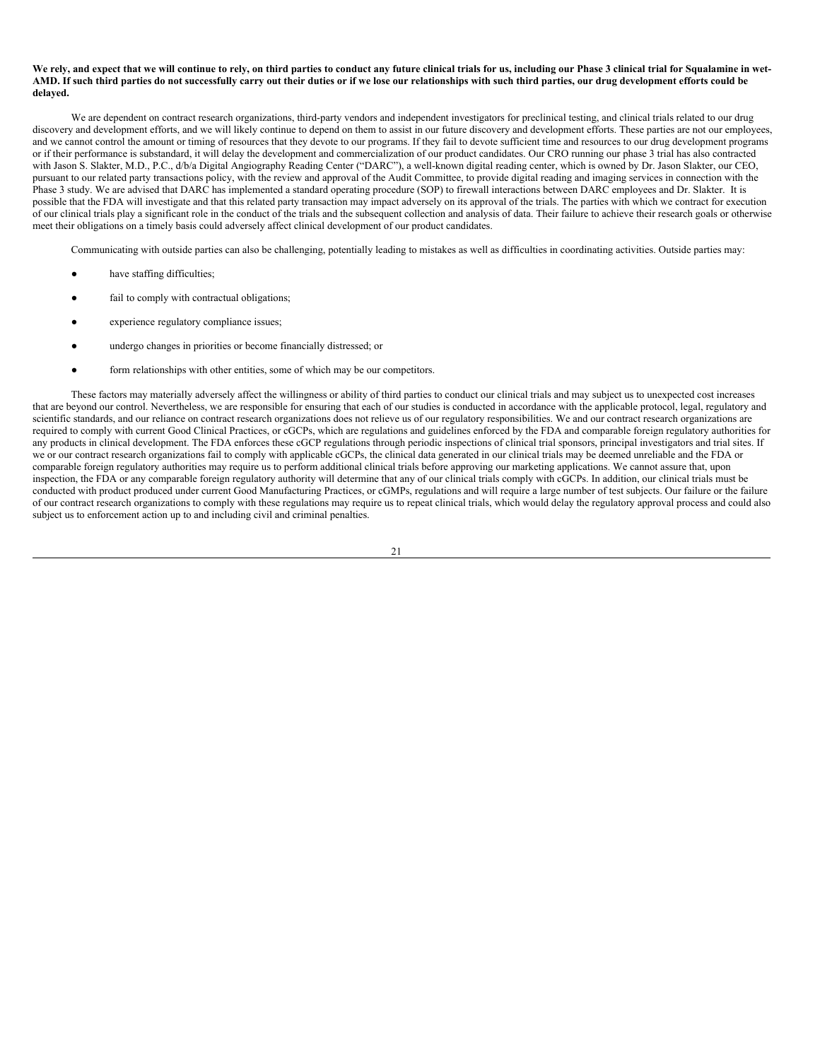**We rely, and expect that we will continue to rely, on third parties to conduct any future clinical trials for us, including our Phase 3 clinical trial for Squalamine in wet-AMD. If such third parties do not successfully carry out their duties or if we lose our relationships with such third parties, our drug development efforts could be delayed.**

We are dependent on contract research organizations, third-party vendors and independent investigators for preclinical testing, and clinical trials related to our drug discovery and development efforts, and we will likely continue to depend on them to assist in our future discovery and development efforts. These parties are not our employees, and we cannot control the amount or timing of resources that they devote to our programs. If they fail to devote sufficient time and resources to our drug development programs or if their performance is substandard, it will delay the development and commercialization of our product candidates. Our CRO running our phase 3 trial has also contracted with Jason S. Slakter, M.D., P.C., d/b/a Digital Angiography Reading Center ("DARC"), a well-known digital reading center, which is owned by Dr. Jason Slakter, our CEO, pursuant to our related party transactions policy, with the review and approval of the Audit Committee, to provide digital reading and imaging services in connection with the Phase 3 study. We are advised that DARC has implemented a standard operating procedure (SOP) to firewall interactions between DARC employees and Dr. Slakter. It is possible that the FDA will investigate and that this related party transaction may impact adversely on its approval of the trials. The parties with which we contract for execution of our clinical trials play a significant role in the conduct of the trials and the subsequent collection and analysis of data. Their failure to achieve their research goals or otherwise meet their obligations on a timely basis could adversely affect clinical development of our product candidates.

Communicating with outside parties can also be challenging, potentially leading to mistakes as well as difficulties in coordinating activities. Outside parties may:

- have staffing difficulties;
- fail to comply with contractual obligations;
- experience regulatory compliance issues;
- undergo changes in priorities or become financially distressed; or
- form relationships with other entities, some of which may be our competitors.

These factors may materially adversely affect the willingness or ability of third parties to conduct our clinical trials and may subject us to unexpected cost increases that are beyond our control. Nevertheless, we are responsible for ensuring that each of our studies is conducted in accordance with the applicable protocol, legal, regulatory and scientific standards, and our reliance on contract research organizations does not relieve us of our regulatory responsibilities. We and our contract research organizations are required to comply with current Good Clinical Practices, or cGCPs, which are regulations and guidelines enforced by the FDA and comparable foreign regulatory authorities for any products in clinical development. The FDA enforces these cGCP regulations through periodic inspections of clinical trial sponsors, principal investigators and trial sites. If we or our contract research organizations fail to comply with applicable cGCPs, the clinical data generated in our clinical trials may be deemed unreliable and the FDA or comparable foreign regulatory authorities may require us to perform additional clinical trials before approving our marketing applications. We cannot assure that, upon inspection, the FDA or any comparable foreign regulatory authority will determine that any of our clinical trials comply with cGCPs. In addition, our clinical trials must be conducted with product produced under current Good Manufacturing Practices, or cGMPs, regulations and will require a large number of test subjects. Our failure or the failure of our contract research organizations to comply with these regulations may require us to repeat clinical trials, which would delay the regulatory approval process and could also subject us to enforcement action up to and including civil and criminal penalties.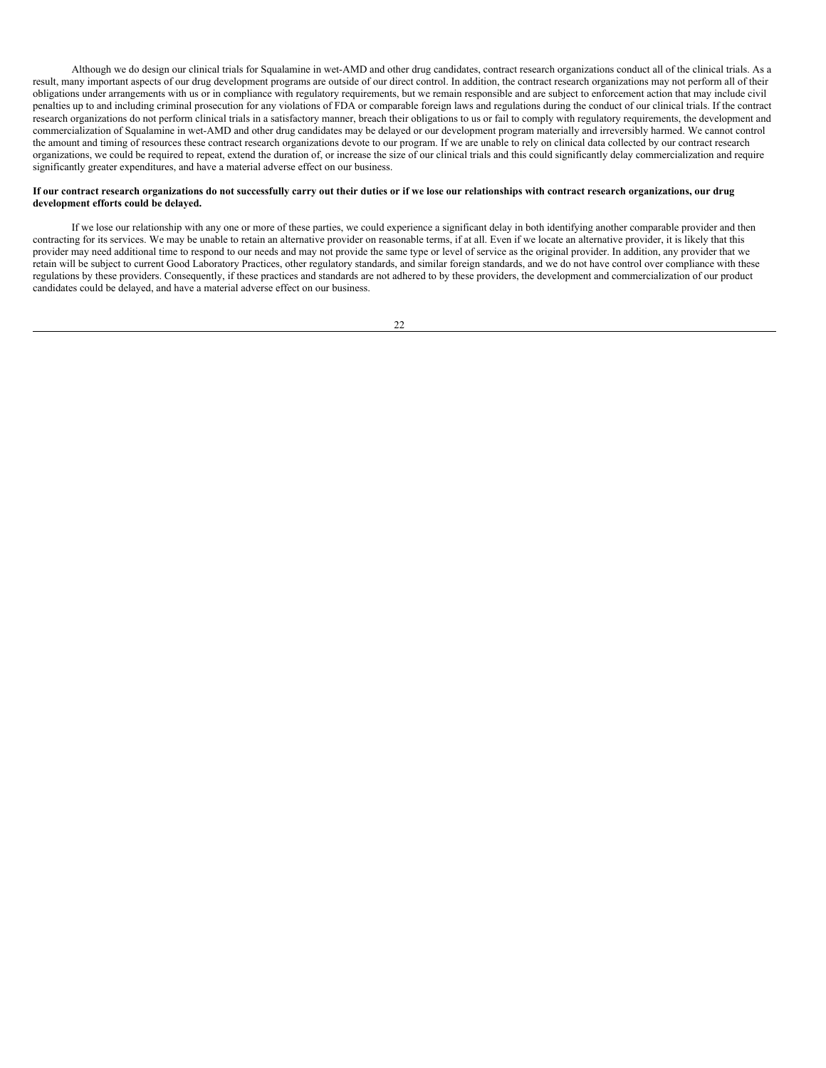Although we do design our clinical trials for Squalamine in wet-AMD and other drug candidates, contract research organizations conduct all of the clinical trials. As a result, many important aspects of our drug development programs are outside of our direct control. In addition, the contract research organizations may not perform all of their obligations under arrangements with us or in compliance with regulatory requirements, but we remain responsible and are subject to enforcement action that may include civil penalties up to and including criminal prosecution for any violations of FDA or comparable foreign laws and regulations during the conduct of our clinical trials. If the contract research organizations do not perform clinical trials in a satisfactory manner, breach their obligations to us or fail to comply with regulatory requirements, the development and commercialization of Squalamine in wet-AMD and other drug candidates may be delayed or our development program materially and irreversibly harmed. We cannot control the amount and timing of resources these contract research organizations devote to our program. If we are unable to rely on clinical data collected by our contract research organizations, we could be required to repeat, extend the duration of, or increase the size of our clinical trials and this could significantly delay commercialization and require significantly greater expenditures, and have a material adverse effect on our business.

**If our contract research organizations do not successfully carry out their duties or if we lose our relationships with contract research organizations, our drug development efforts could be delayed.**

If we lose our relationship with any one or more of these parties, we could experience a significant delay in both identifying another comparable provider and then contracting for its services. We may be unable to retain an alternative provider on reasonable terms, if at all. Even if we locate an alternative provider, it is likely that this provider may need additional time to respond to our needs and may not provide the same type or level of service as the original provider. In addition, any provider that we retain will be subject to current Good Laboratory Practices, other regulatory standards, and similar foreign standards, and we do not have control over compliance with these regulations by these providers. Consequently, if these practices and standards are not adhered to by these providers, the development and commercialization of our product candidates could be delayed, and have a material adverse effect on our business.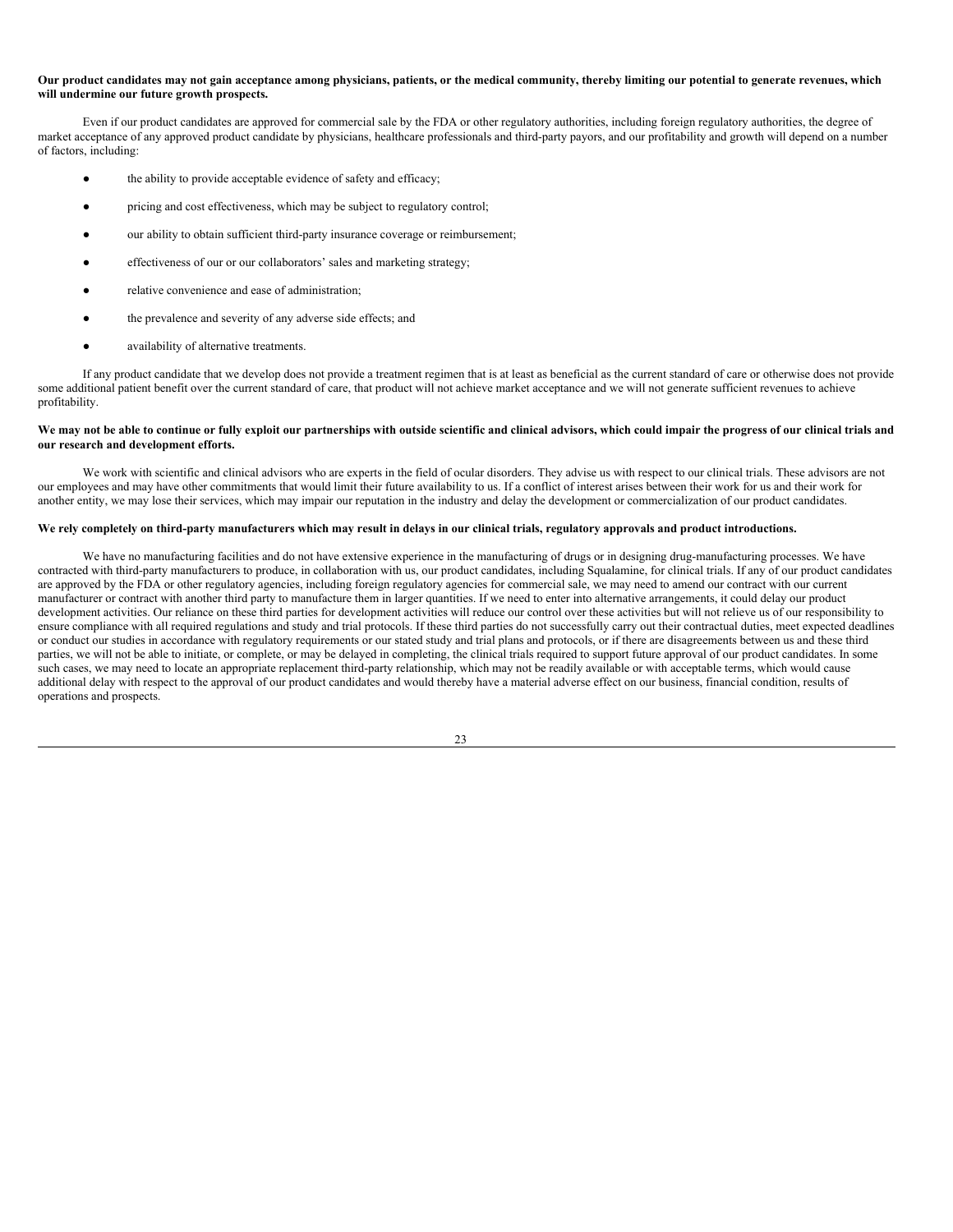**Our product candidates may not gain acceptance among physicians, patients, or the medical community, thereby limiting our potential to generate revenues, which will undermine our future growth prospects.**

Even if our product candidates are approved for commercial sale by the FDA or other regulatory authorities, including foreign regulatory authorities, the degree of market acceptance of any approved product candidate by physicians, healthcare professionals and third-party payors, and our profitability and growth will depend on a number of factors, including:

- the ability to provide acceptable evidence of safety and efficacy;
- pricing and cost effectiveness, which may be subject to regulatory control;
- our ability to obtain sufficient third-party insurance coverage or reimbursement;
- effectiveness of our or our collaborators' sales and marketing strategy;
- relative convenience and ease of administration;
- the prevalence and severity of any adverse side effects; and
- availability of alternative treatments.

If any product candidate that we develop does not provide a treatment regimen that is at least as beneficial as the current standard of care or otherwise does not provide some additional patient benefit over the current standard of care, that product will not achieve market acceptance and we will not generate sufficient revenues to achieve profitability.

**We may not be able to continue or fully exploit our partnerships with outside scientific and clinical advisors, which could impair the progress of our clinical trials and our research and development efforts.**

We work with scientific and clinical advisors who are experts in the field of ocular disorders. They advise us with respect to our clinical trials. These advisors are not our employees and may have other commitments that would limit their future availability to us. If a conflict of interest arises between their work for us and their work for another entity, we may lose their services, which may impair our reputation in the industry and delay the development or commercialization of our product candidates.

**We rely completely on third-party manufacturers which may result in delays in our clinical trials, regulatory approvals and product introductions.**

We have no manufacturing facilities and do not have extensive experience in the manufacturing of drugs or in designing drug-manufacturing processes. We have contracted with third-party manufacturers to produce, in collaboration with us, our product candidates, including Squalamine, for clinical trials. If any of our product candidates are approved by the FDA or other regulatory agencies, including foreign regulatory agencies for commercial sale, we may need to amend our contract with our current manufacturer or contract with another third party to manufacture them in larger quantities. If we need to enter into alternative arrangements, it could delay our product development activities. Our reliance on these third parties for development activities will reduce our control over these activities but will not relieve us of our responsibility to ensure compliance with all required regulations and study and trial protocols. If these third parties do not successfully carry out their contractual duties, meet expected deadlines or conduct our studies in accordance with regulatory requirements or our stated study and trial plans and protocols, or if there are disagreements between us and these third parties, we will not be able to initiate, or complete, or may be delayed in completing, the clinical trials required to support future approval of our product candidates. In some such cases, we may need to locate an appropriate replacement third-party relationship, which may not be readily available or with acceptable terms, which would cause additional delay with respect to the approval of our product candidates and would thereby have a material adverse effect on our business, financial condition, results of operations and prospects.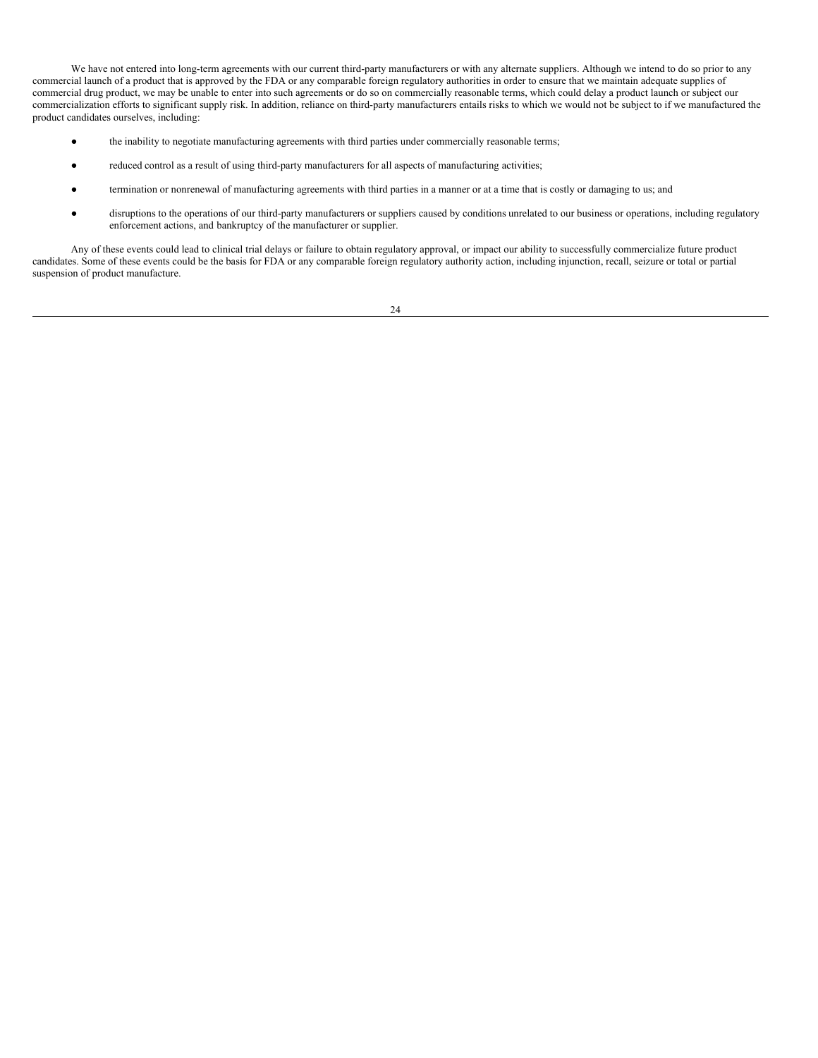We have not entered into long-term agreements with our current third-party manufacturers or with any alternate suppliers. Although we intend to do so prior to any commercial launch of a product that is approved by the FDA or any comparable foreign regulatory authorities in order to ensure that we maintain adequate supplies of commercial drug product, we may be unable to enter into such agreements or do so on commercially reasonable terms, which could delay a product launch or subject our commercialization efforts to significant supply risk. In addition, reliance on third-party manufacturers entails risks to which we would not be subject to if we manufactured the product candidates ourselves, including:

- the inability to negotiate manufacturing agreements with third parties under commercially reasonable terms;
- reduced control as a result of using third-party manufacturers for all aspects of manufacturing activities;
- termination or nonrenewal of manufacturing agreements with third parties in a manner or at a time that is costly or damaging to us; and
- disruptions to the operations of our third-party manufacturers or suppliers caused by conditions unrelated to our business or operations, including regulatory enforcement actions, and bankruptcy of the manufacturer or supplier.

Any of these events could lead to clinical trial delays or failure to obtain regulatory approval, or impact our ability to successfully commercialize future product candidates. Some of these events could be the basis for FDA or any comparable foreign regulatory authority action, including injunction, recall, seizure or total or partial suspension of product manufacture.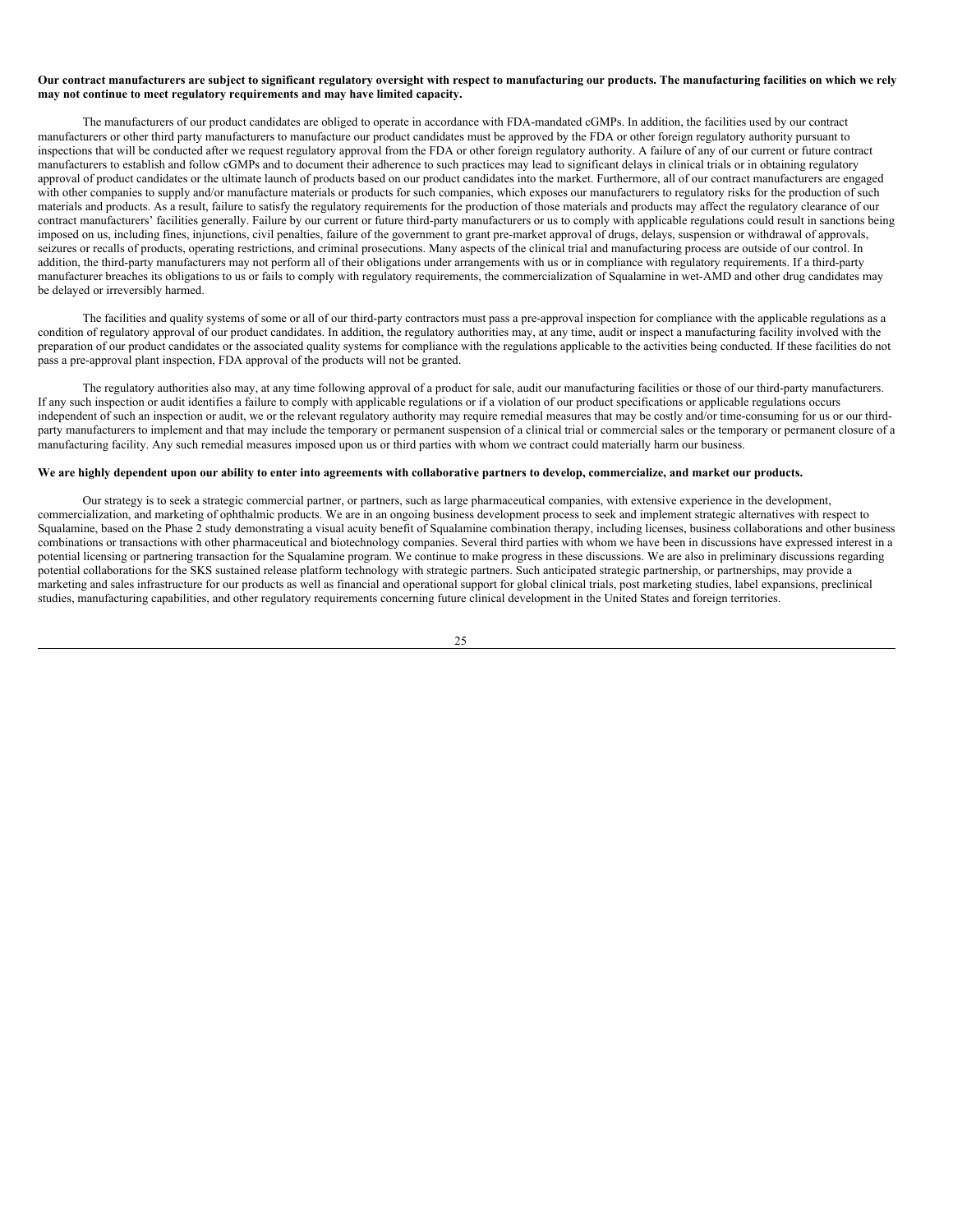**Our contract manufacturers are subject to significant regulatory oversight with respect to manufacturing our products. The manufacturing facilities on which we rely may not continue to meet regulatory requirements and may have limited capacity.**

The manufacturers of our product candidates are obliged to operate in accordance with FDA-mandated cGMPs. In addition, the facilities used by our contract manufacturers or other third party manufacturers to manufacture our product candidates must be approved by the FDA or other foreign regulatory authority pursuant to inspections that will be conducted after we request regulatory approval from the FDA or other foreign regulatory authority. A failure of any of our current or future contract manufacturers to establish and follow cGMPs and to document their adherence to such practices may lead to significant delays in clinical trials or in obtaining regulatory approval of product candidates or the ultimate launch of products based on our product candidates into the market. Furthermore, all of our contract manufacturers are engaged with other companies to supply and/or manufacture materials or products for such companies, which exposes our manufacturers to regulatory risks for the production of such materials and products. As a result, failure to satisfy the regulatory requirements for the production of those materials and products may affect the regulatory clearance of our contract manufacturers' facilities generally. Failure by our current or future third-party manufacturers or us to comply with applicable regulations could result in sanctions being imposed on us, including fines, injunctions, civil penalties, failure of the government to grant pre-market approval of drugs, delays, suspension or withdrawal of approvals, seizures or recalls of products, operating restrictions, and criminal prosecutions. Many aspects of the clinical trial and manufacturing process are outside of our control. In addition, the third-party manufacturers may not perform all of their obligations under arrangements with us or in compliance with regulatory requirements. If a third-party manufacturer breaches its obligations to us or fails to comply with regulatory requirements, the commercialization of Squalamine in wet-AMD and other drug candidates may be delayed or irreversibly harmed.

The facilities and quality systems of some or all of our third-party contractors must pass a pre-approval inspection for compliance with the applicable regulations as a condition of regulatory approval of our product candidates. In addition, the regulatory authorities may, at any time, audit or inspect a manufacturing facility involved with the preparation of our product candidates or the associated quality systems for compliance with the regulations applicable to the activities being conducted. If these facilities do not pass a pre-approval plant inspection, FDA approval of the products will not be granted.

The regulatory authorities also may, at any time following approval of a product for sale, audit our manufacturing facilities or those of our third-party manufacturers. If any such inspection or audit identifies a failure to comply with applicable regulations or if a violation of our product specifications or applicable regulations occurs independent of such an inspection or audit, we or the relevant regulatory authority may require remedial measures that may be costly and/or time-consuming for us or our third-party manufacturers to implement and that may include the temporary or permanent suspension of a clinical trial or commercial sales or the temporary or permanent closure of a manufacturing facility. Any such remedial measures imposed upon us or third parties with whom we contract could materially harm our business.

**We are highly dependent upon our ability to enter into agreements with collaborative partners to develop, commercialize, and market our products.**

Our strategy is to seek a strategic commercial partner, or partners, such as large pharmaceutical companies, with extensive experience in the development, commercialization, and marketing of ophthalmic products. We are in an ongoing business development process to seek and implement strategic alternatives with respect to Squalamine, based on the Phase 2 study demonstrating a visual acuity benefit of Squalamine combination therapy, including licenses, business collaborations and other business combinations or transactions with other pharmaceutical and biotechnology companies. Several third parties with whom we have been in discussions have expressed interest in a potential licensing or partnering transaction for the Squalamine program. We continue to make progress in these discussions. We are also in preliminary discussions regarding potential collaborations for the SKS sustained release platform technology with strategic partners. Such anticipated strategic partnership, or partnerships, may provide a marketing and sales infrastructure for our products as well as financial and operational support for global clinical trials, post marketing studies, label expansions, preclinical studies, manufacturing capabilities, and other regulatory requirements concerning future clinical development in the United States and foreign territories.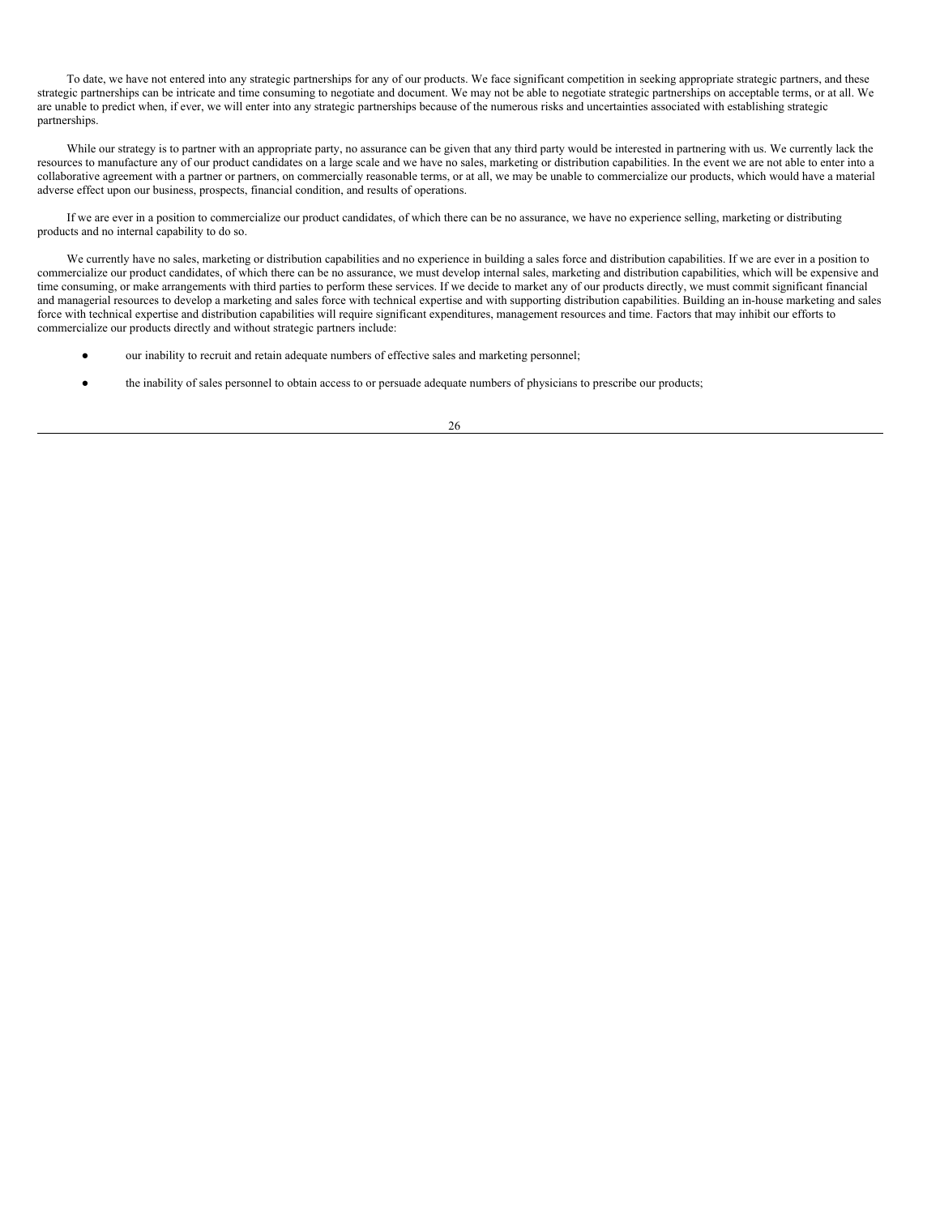To date, we have not entered into any strategic partnerships for any of our products. We face significant competition in seeking appropriate strategic partners, and these strategic partnerships can be intricate and time consuming to negotiate and document. We may not be able to negotiate strategic partnerships on acceptable terms, or at all. We are unable to predict when, if ever, we will enter into any strategic partnerships because of the numerous risks and uncertainties associated with establishing strategic partnerships.

While our strategy is to partner with an appropriate party, no assurance can be given that any third party would be interested in partnering with us. We currently lack the resources to manufacture any of our product candidates on a large scale and we have no sales, marketing or distribution capabilities. In the event we are not able to enter into a collaborative agreement with a partner or partners, on commercially reasonable terms, or at all, we may be unable to commercialize our products, which would have a material adverse effect upon our business, prospects, financial condition, and results of operations.

If we are ever in a position to commercialize our product candidates, of which there can be no assurance, we have no experience selling, marketing or distributing products and no internal capability to do so.

We currently have no sales, marketing or distribution capabilities and no experience in building a sales force and distribution capabilities. If we are ever in a position to commercialize our product candidates, of which there can be no assurance, we must develop internal sales, marketing and distribution capabilities, which will be expensive and time consuming, or make arrangements with third parties to perform these services. If we decide to market any of our products directly, we must commit significant financial and managerial resources to develop a marketing and sales force with technical expertise and with supporting distribution capabilities. Building an in-house marketing and sales force with technical expertise and distribution capabilities will require significant expenditures, management resources and time. Factors that may inhibit our efforts to commercialize our products directly and without strategic partners include:

- our inability to recruit and retain adequate numbers of effective sales and marketing personnel;
- the inability of sales personnel to obtain access to or persuade adequate numbers of physicians to prescribe our products;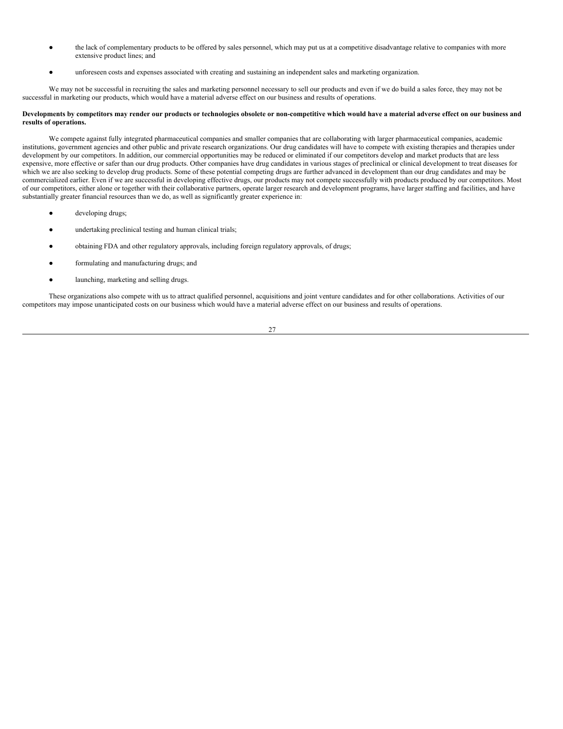- the lack of complementary products to be offered by sales personnel, which may put us at a competitive disadvantage relative to companies with more extensive product lines; and

- unforeseen costs and expenses associated with creating and sustaining an independent sales and marketing organization.

We may not be successful in recruiting the sales and marketing personnel necessary to sell our products and even if we do build a sales force, they may not be successful in marketing our products, which would have a material adverse effect on our business and results of operations.

**Developments by competitors may render our products or technologies obsolete or non-competitive which would have a material adverse effect on our business and results of operations.**

We compete against fully integrated pharmaceutical companies and smaller companies that are collaborating with larger pharmaceutical companies, academic institutions, government agencies and other public and private research organizations. Our drug candidates will have to compete with existing therapies and therapies under development by our competitors. In addition, our commercial opportunities may be reduced or eliminated if our competitors develop and market products that are less expensive, more effective or safer than our drug products. Other companies have drug candidates in various stages of preclinical or clinical development to treat diseases for which we are also seeking to develop drug products. Some of these potential competing drugs are further advanced in development than our drug candidates and may be commercialized earlier. Even if we are successful in developing effective drugs, our products may not compete successfully with products produced by our competitors. Most of our competitors, either alone or together with their collaborative partners, operate larger research and development programs, have larger staffing and facilities, and have substantially greater financial resources than we do, as well as significantly greater experience in:

- developing drugs;

- undertaking preclinical testing and human clinical trials;

- obtaining FDA and other regulatory approvals, including foreign regulatory approvals, of drugs;

- formulating and manufacturing drugs; and

- launching, marketing and selling drugs.

These organizations also compete with us to attract qualified personnel, acquisitions and joint venture candidates and for other collaborations. Activities of our competitors may impose unanticipated costs on our business which would have a material adverse effect on our business and results of operations.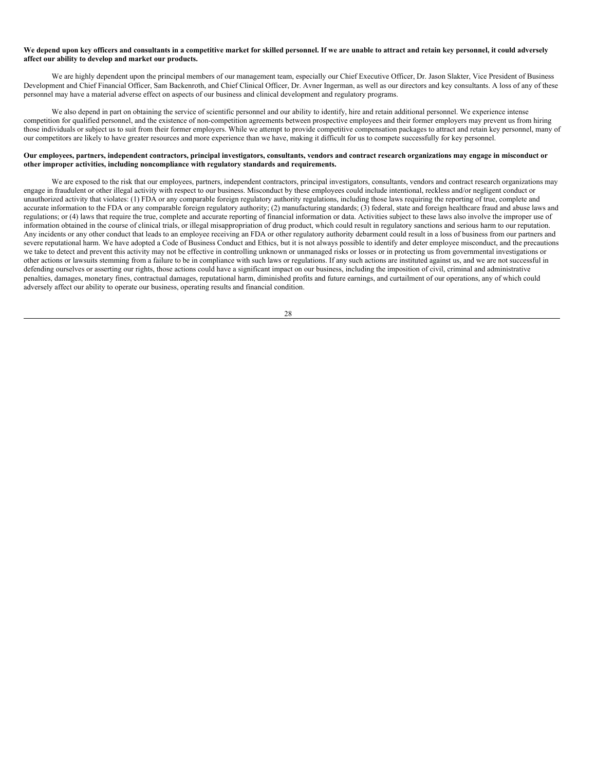**We depend upon key officers and consultants in a competitive market for skilled personnel. If we are unable to attract and retain key personnel, it could adversely affect our ability to develop and market our products.**

We are highly dependent upon the principal members of our management team, especially our Chief Executive Officer, Dr. Jason Slakter, Vice President of Business Development and Chief Financial Officer, Sam Backenroth, and Chief Clinical Officer, Dr. Avner Ingerman, as well as our directors and key consultants. A loss of any of these personnel may have a material adverse effect on aspects of our business and clinical development and regulatory programs.

We also depend in part on obtaining the service of scientific personnel and our ability to identify, hire and retain additional personnel. We experience intense competition for qualified personnel, and the existence of non-competition agreements between prospective employees and their former employers may prevent us from hiring those individuals or subject us to suit from their former employers. While we attempt to provide competitive compensation packages to attract and retain key personnel, many of our competitors are likely to have greater resources and more experience than we have, making it difficult for us to compete successfully for key personnel.

**Our employees, partners, independent contractors, principal investigators, consultants, vendors and contract research organizations may engage in misconduct or other improper activities, including noncompliance with regulatory standards and requirements.**

We are exposed to the risk that our employees, partners, independent contractors, principal investigators, consultants, vendors and contract research organizations may engage in fraudulent or other illegal activity with respect to our business. Misconduct by these employees could include intentional, reckless and/or negligent conduct or unauthorized activity that violates: (1) FDA or any comparable foreign regulatory authority regulations, including those laws requiring the reporting of true, complete and accurate information to the FDA or any comparable foreign regulatory authority; (2) manufacturing standards; (3) federal, state and foreign healthcare fraud and abuse laws and regulations; or (4) laws that require the true, complete and accurate reporting of financial information or data. Activities subject to these laws also involve the improper use of information obtained in the course of clinical trials, or illegal misappropriation of drug product, which could result in regulatory sanctions and serious harm to our reputation. Any incidents or any other conduct that leads to an employee receiving an FDA or other regulatory authority debarment could result in a loss of business from our partners and severe reputational harm. We have adopted a Code of Business Conduct and Ethics, but it is not always possible to identify and deter employee misconduct, and the precautions we take to detect and prevent this activity may not be effective in controlling unknown or unmanaged risks or losses or in protecting us from governmental investigations or other actions or lawsuits stemming from a failure to be in compliance with such laws or regulations. If any such actions are instituted against us, and we are not successful in defending ourselves or asserting our rights, those actions could have a significant impact on our business, including the imposition of civil, criminal and administrative penalties, damages, monetary fines, contractual damages, reputational harm, diminished profits and future earnings, and curtailment of our operations, any of which could adversely affect our ability to operate our business, operating results and financial condition.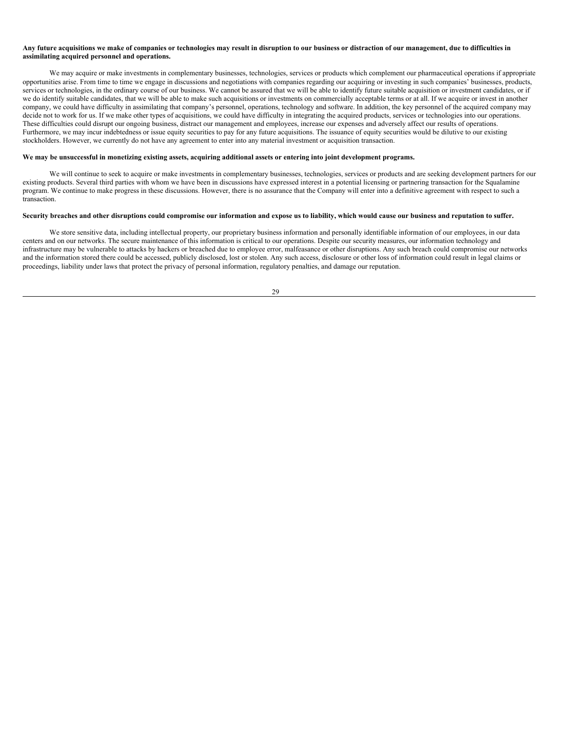**Any future acquisitions we make of companies or technologies may result in disruption to our business or distraction of our management, due to difficulties in assimilating acquired personnel and operations.**

We may acquire or make investments in complementary businesses, technologies, services or products which complement our pharmaceutical operations if appropriate opportunities arise. From time to time we engage in discussions and negotiations with companies regarding our acquiring or investing in such companies' businesses, products, services or technologies, in the ordinary course of our business. We cannot be assured that we will be able to identify future suitable acquisition or investment candidates, or if we do identify suitable candidates, that we will be able to make such acquisitions or investments on commercially acceptable terms or at all. If we acquire or invest in another company, we could have difficulty in assimilating that company's personnel, operations, technology and software. In addition, the key personnel of the acquired company may decide not to work for us. If we make other types of acquisitions, we could have difficulty in integrating the acquired products, services or technologies into our operations. These difficulties could disrupt our ongoing business, distract our management and employees, increase our expenses and adversely affect our results of operations. Furthermore, we may incur indebtedness or issue equity securities to pay for any future acquisitions. The issuance of equity securities would be dilutive to our existing stockholders. However, we currently do not have any agreement to enter into any material investment or acquisition transaction.

**We may be unsuccessful in monetizing existing assets, acquiring additional assets or entering into joint development programs.**

We will continue to seek to acquire or make investments in complementary businesses, technologies, services or products and are seeking development partners for our existing products. Several third parties with whom we have been in discussions have expressed interest in a potential licensing or partnering transaction for the Squalamine program. We continue to make progress in these discussions. However, there is no assurance that the Company will enter into a definitive agreement with respect to such a transaction.

**Security breaches and other disruptions could compromise our information and expose us to liability, which would cause our business and reputation to suffer.**

We store sensitive data, including intellectual property, our proprietary business information and personally identifiable information of our employees, in our data centers and on our networks. The secure maintenance of this information is critical to our operations. Despite our security measures, our information technology and infrastructure may be vulnerable to attacks by hackers or breached due to employee error, malfeasance or other disruptions. Any such breach could compromise our networks and the information stored there could be accessed, publicly disclosed, lost or stolen. Any such access, disclosure or other loss of information could result in legal claims or proceedings, liability under laws that protect the privacy of personal information, regulatory penalties, and damage our reputation.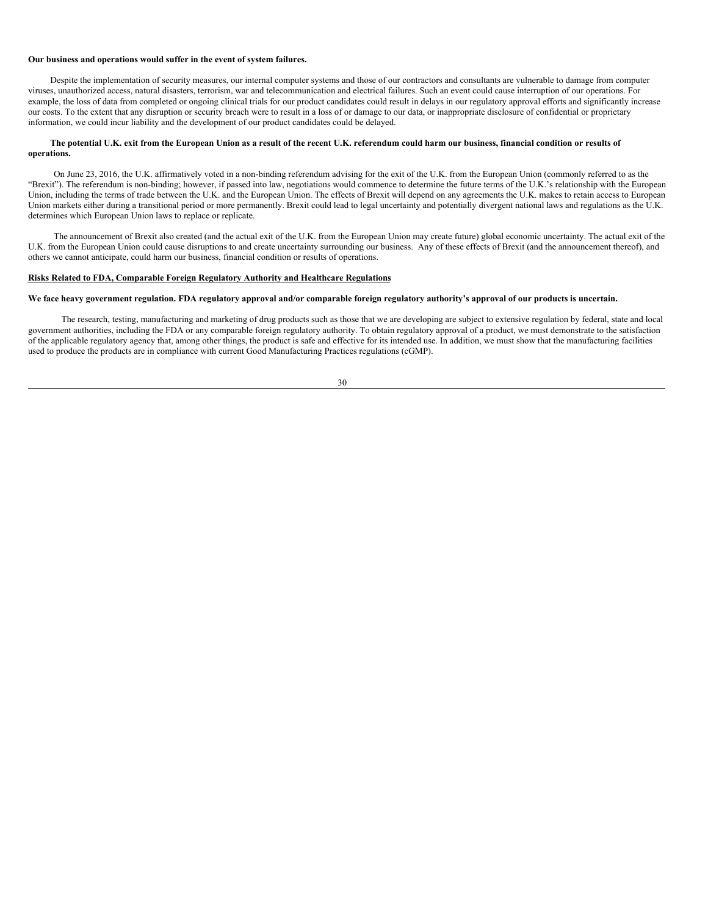**Our business and operations would suffer in the event of system failures.**

Despite the implementation of security measures, our internal computer systems and those of our contractors and consultants are vulnerable to damage from computer viruses, unauthorized access, natural disasters, terrorism, war and telecommunication and electrical failures. Such an event could cause interruption of our operations. For example, the loss of data from completed or ongoing clinical trials for our product candidates could result in delays in our regulatory approval efforts and significantly increase our costs. To the extent that any disruption or security breach were to result in a loss of or damage to our data, or inappropriate disclosure of confidential or proprietary information, we could incur liability and the development of our product candidates could be delayed.

**The potential U.K. exit from the European Union as a result of the recent U.K. referendum could harm our business, financial condition or results of operations.**

On June 23, 2016, the U.K. affirmatively voted in a non-binding referendum advising for the exit of the U.K. from the European Union (commonly referred to as the "Brexit"). The referendum is non-binding; however, if passed into law, negotiations would commence to determine the future terms of the U.K.'s relationship with the European Union, including the terms of trade between the U.K. and the European Union. The effects of Brexit will depend on any agreements the U.K. makes to retain access to European Union markets either during a transitional period or more permanently. Brexit could lead to legal uncertainty and potentially divergent national laws and regulations as the U.K. determines which European Union laws to replace or replicate.

The announcement of Brexit also created (and the actual exit of the U.K. from the European Union may create future) global economic uncertainty. The actual exit of the U.K. from the European Union could cause disruptions to and create uncertainty surrounding our business. Any of these effects of Brexit (and the announcement thereof), and others we cannot anticipate, could harm our business, financial condition or results of operations.

**Risks Related to FDA, Comparable Foreign Regulatory Authority and Healthcare Regulations**

**We face heavy government regulation. FDA regulatory approval and/or comparable foreign regulatory authority's approval of our products is uncertain.**

The research, testing, manufacturing and marketing of drug products such as those that we are developing are subject to extensive regulation by federal, state and local government authorities, including the FDA or any comparable foreign regulatory authority. To obtain regulatory approval of a product, we must demonstrate to the satisfaction of the applicable regulatory agency that, among other things, the product is safe and effective for its intended use. In addition, we must show that the manufacturing facilities used to produce the products are in compliance with current Good Manufacturing Practices regulations (cGMP).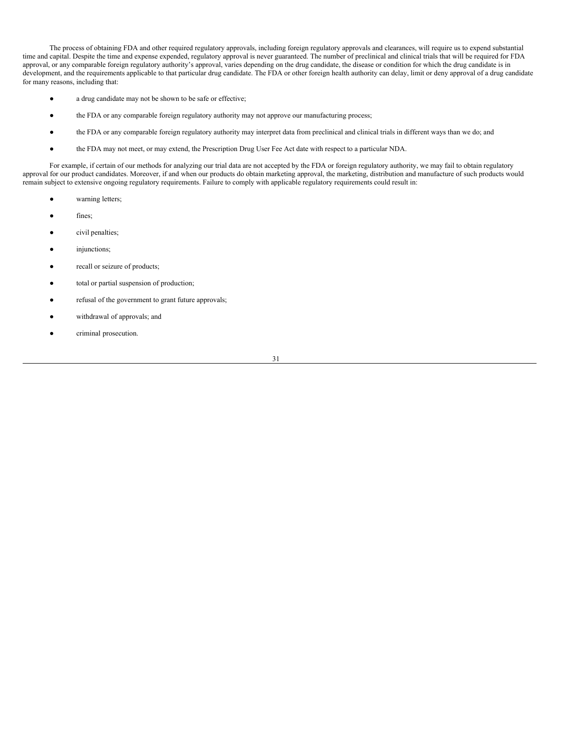The process of obtaining FDA and other required regulatory approvals, including foreign regulatory approvals and clearances, will require us to expend substantial time and capital. Despite the time and expense expended, regulatory approval is never guaranteed. The number of preclinical and clinical trials that will be required for FDA approval, or any comparable foreign regulatory authority's approval, varies depending on the drug candidate, the disease or condition for which the drug candidate is in development, and the requirements applicable to that particular drug candidate. The FDA or other foreign health authority can delay, limit or deny approval of a drug candidate for many reasons, including that:

- a drug candidate may not be shown to be safe or effective;
- the FDA or any comparable foreign regulatory authority may not approve our manufacturing process;
- the FDA or any comparable foreign regulatory authority may interpret data from preclinical and clinical trials in different ways than we do; and
- the FDA may not meet, or may extend, the Prescription Drug User Fee Act date with respect to a particular NDA.

For example, if certain of our methods for analyzing our trial data are not accepted by the FDA or foreign regulatory authority, we may fail to obtain regulatory approval for our product candidates. Moreover, if and when our products do obtain marketing approval, the marketing, distribution and manufacture of such products would remain subject to extensive ongoing regulatory requirements. Failure to comply with applicable regulatory requirements could result in:

- warning letters;
- fines;
- civil penalties;
- injunctions;
- recall or seizure of products;
- total or partial suspension of production;
- refusal of the government to grant future approvals;
- withdrawal of approvals; and
- criminal prosecution.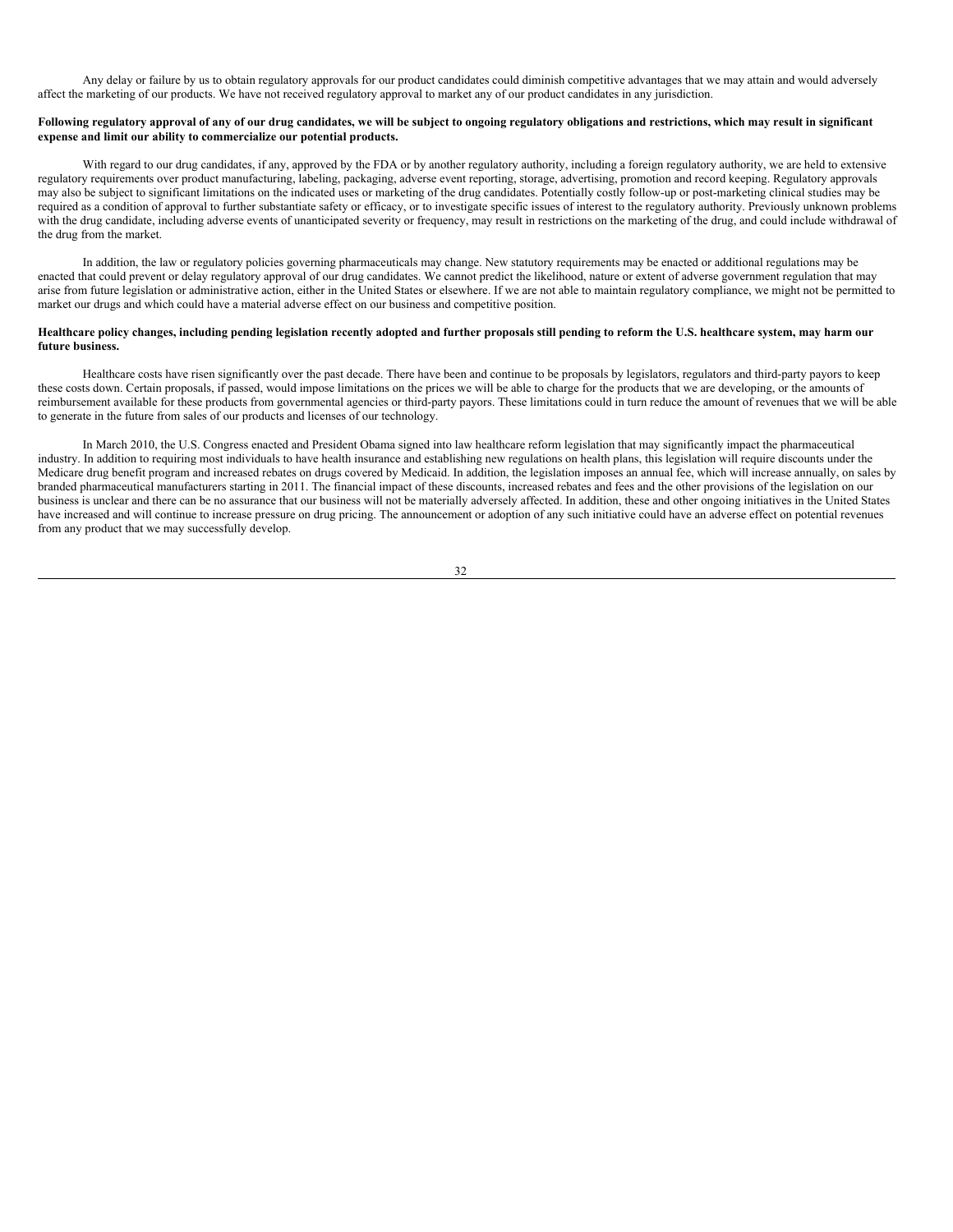Any delay or failure by us to obtain regulatory approvals for our product candidates could diminish competitive advantages that we may attain and would adversely affect the marketing of our products. We have not received regulatory approval to market any of our product candidates in any jurisdiction.

**Following regulatory approval of any of our drug candidates, we will be subject to ongoing regulatory obligations and restrictions, which may result in significant expense and limit our ability to commercialize our potential products.**

With regard to our drug candidates, if any, approved by the FDA or by another regulatory authority, including a foreign regulatory authority, we are held to extensive regulatory requirements over product manufacturing, labeling, packaging, adverse event reporting, storage, advertising, promotion and record keeping. Regulatory approvals may also be subject to significant limitations on the indicated uses or marketing of the drug candidates. Potentially costly follow-up or post-marketing clinical studies may be required as a condition of approval to further substantiate safety or efficacy, or to investigate specific issues of interest to the regulatory authority. Previously unknown problems with the drug candidate, including adverse events of unanticipated severity or frequency, may result in restrictions on the marketing of the drug, and could include withdrawal of the drug from the market.

In addition, the law or regulatory policies governing pharmaceuticals may change. New statutory requirements may be enacted or additional regulations may be enacted that could prevent or delay regulatory approval of our drug candidates. We cannot predict the likelihood, nature or extent of adverse government regulation that may arise from future legislation or administrative action, either in the United States or elsewhere. If we are not able to maintain regulatory compliance, we might not be permitted to market our drugs and which could have a material adverse effect on our business and competitive position.

**Healthcare policy changes, including pending legislation recently adopted and further proposals still pending to reform the U.S. healthcare system, may harm our future business.**

Healthcare costs have risen significantly over the past decade. There have been and continue to be proposals by legislators, regulators and third-party payors to keep these costs down. Certain proposals, if passed, would impose limitations on the prices we will be able to charge for the products that we are developing, or the amounts of reimbursement available for these products from governmental agencies or third-party payors. These limitations could in turn reduce the amount of revenues that we will be able to generate in the future from sales of our products and licenses of our technology.

In March 2010, the U.S. Congress enacted and President Obama signed into law healthcare reform legislation that may significantly impact the pharmaceutical industry. In addition to requiring most individuals to have health insurance and establishing new regulations on health plans, this legislation will require discounts under the Medicare drug benefit program and increased rebates on drugs covered by Medicaid. In addition, the legislation imposes an annual fee, which will increase annually, on sales by branded pharmaceutical manufacturers starting in 2011. The financial impact of these discounts, increased rebates and fees and the other provisions of the legislation on our business is unclear and there can be no assurance that our business will not be materially adversely affected. In addition, these and other ongoing initiatives in the United States have increased and will continue to increase pressure on drug pricing. The announcement or adoption of any such initiative could have an adverse effect on potential revenues from any product that we may successfully develop.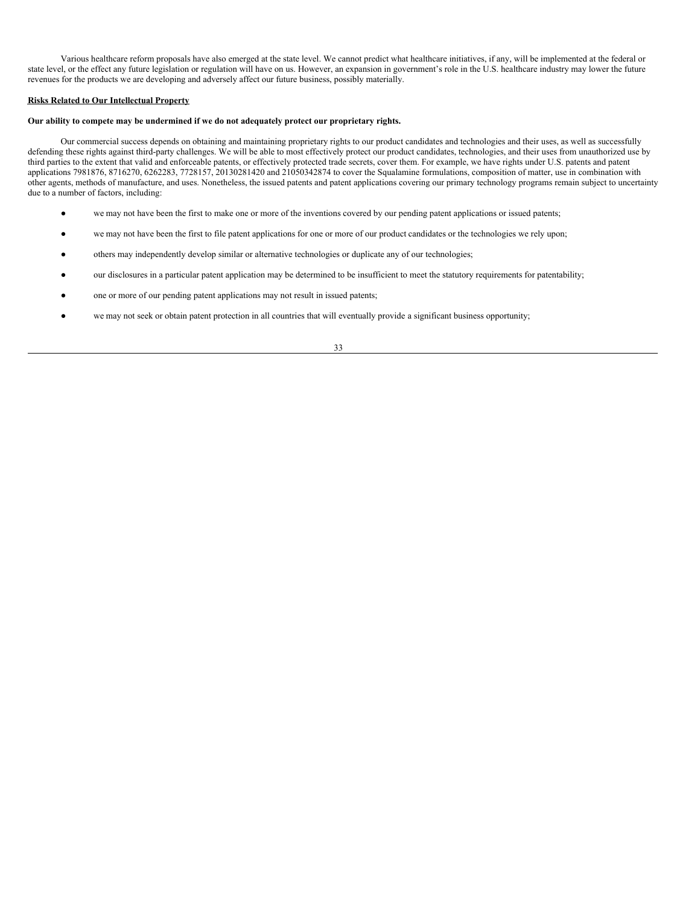Various healthcare reform proposals have also emerged at the state level. We cannot predict what healthcare initiatives, if any, will be implemented at the federal or state level, or the effect any future legislation or regulation will have on us. However, an expansion in government's role in the U.S. healthcare industry may lower the future revenues for the products we are developing and adversely affect our future business, possibly materially.

**Risks Related to Our Intellectual Property**

**Our ability to compete may be undermined if we do not adequately protect our proprietary rights.**

Our commercial success depends on obtaining and maintaining proprietary rights to our product candidates and technologies and their uses, as well as successfully defending these rights against third-party challenges. We will be able to most effectively protect our product candidates, technologies, and their uses from unauthorized use by third parties to the extent that valid and enforceable patents, or effectively protected trade secrets, cover them. For example, we have rights under U.S. patents and patent applications 7981876, 8716270, 6262283, 7728157, 20130281420 and 21050342874 to cover the Squalamine formulations, composition of matter, use in combination with other agents, methods of manufacture, and uses. Nonetheless, the issued patents and patent applications covering our primary technology programs remain subject to uncertainty due to a number of factors, including:

- we may not have been the first to make one or more of the inventions covered by our pending patent applications or issued patents;
- we may not have been the first to file patent applications for one or more of our product candidates or the technologies we rely upon;
- others may independently develop similar or alternative technologies or duplicate any of our technologies;
- our disclosures in a particular patent application may be determined to be insufficient to meet the statutory requirements for patentability;
- one or more of our pending patent applications may not result in issued patents;
- we may not seek or obtain patent protection in all countries that will eventually provide a significant business opportunity;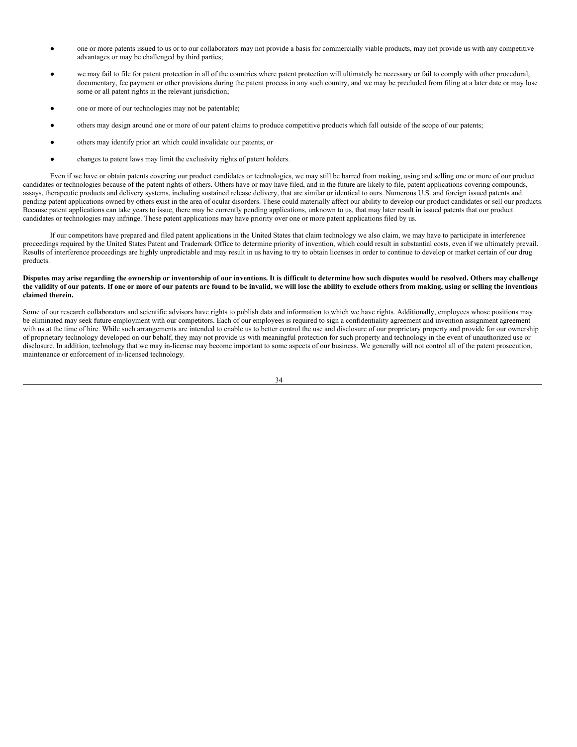- one or more patents issued to us or to our collaborators may not provide a basis for commercially viable products, may not provide us with any competitive advantages or may be challenged by third parties;
- we may fail to file for patent protection in all of the countries where patent protection will ultimately be necessary or fail to comply with other procedural, documentary, fee payment or other provisions during the patent process in any such country, and we may be precluded from filing at a later date or may lose some or all patent rights in the relevant jurisdiction;
- one or more of our technologies may not be patentable;
- others may design around one or more of our patent claims to produce competitive products which fall outside of the scope of our patents;
- others may identify prior art which could invalidate our patents; or
- changes to patent laws may limit the exclusivity rights of patent holders.

Even if we have or obtain patents covering our product candidates or technologies, we may still be barred from making, using and selling one or more of our product candidates or technologies because of the patent rights of others. Others have or may have filed, and in the future are likely to file, patent applications covering compounds, assays, therapeutic products and delivery systems, including sustained release delivery, that are similar or identical to ours. Numerous U.S. and foreign issued patents and pending patent applications owned by others exist in the area of ocular disorders. These could materially affect our ability to develop our product candidates or sell our products. Because patent applications can take years to issue, there may be currently pending applications, unknown to us, that may later result in issued patents that our product candidates or technologies may infringe. These patent applications may have priority over one or more patent applications filed by us.

If our competitors have prepared and filed patent applications in the United States that claim technology we also claim, we may have to participate in interference proceedings required by the United States Patent and Trademark Office to determine priority of invention, which could result in substantial costs, even if we ultimately prevail. Results of interference proceedings are highly unpredictable and may result in us having to try to obtain licenses in order to continue to develop or market certain of our drug products.

**Disputes may arise regarding the ownership or inventorship of our inventions. It is difficult to determine how such disputes would be resolved. Others may challenge the validity of our patents. If one or more of our patents are found to be invalid, we will lose the ability to exclude others from making, using or selling the inventions claimed therein.**

Some of our research collaborators and scientific advisors have rights to publish data and information to which we have rights. Additionally, employees whose positions may be eliminated may seek future employment with our competitors. Each of our employees is required to sign a confidentiality agreement and invention assignment agreement with us at the time of hire. While such arrangements are intended to enable us to better control the use and disclosure of our proprietary property and provide for our ownership of proprietary technology developed on our behalf, they may not provide us with meaningful protection for such property and technology in the event of unauthorized use or disclosure. In addition, technology that we may in-license may become important to some aspects of our business. We generally will not control all of the patent prosecution, maintenance or enforcement of in-licensed technology.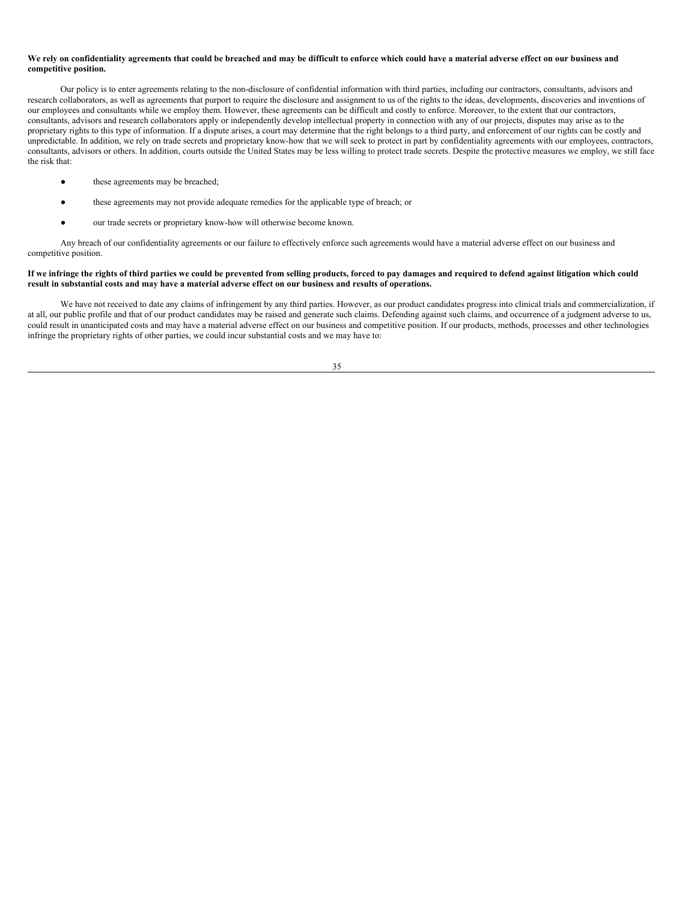**We rely on confidentiality agreements that could be breached and may be difficult to enforce which could have a material adverse effect on our business and competitive position.**

Our policy is to enter agreements relating to the non-disclosure of confidential information with third parties, including our contractors, consultants, advisors and research collaborators, as well as agreements that purport to require the disclosure and assignment to us of the rights to the ideas, developments, discoveries and inventions of our employees and consultants while we employ them. However, these agreements can be difficult and costly to enforce. Moreover, to the extent that our contractors, consultants, advisors and research collaborators apply or independently develop intellectual property in connection with any of our projects, disputes may arise as to the proprietary rights to this type of information. If a dispute arises, a court may determine that the right belongs to a third party, and enforcement of our rights can be costly and unpredictable. In addition, we rely on trade secrets and proprietary know-how that we will seek to protect in part by confidentiality agreements with our employees, contractors, consultants, advisors or others. In addition, courts outside the United States may be less willing to protect trade secrets. Despite the protective measures we employ, we still face the risk that:

- these agreements may be breached;
- these agreements may not provide adequate remedies for the applicable type of breach; or
- our trade secrets or proprietary know-how will otherwise become known.

Any breach of our confidentiality agreements or our failure to effectively enforce such agreements would have a material adverse effect on our business and competitive position.

**If we infringe the rights of third parties we could be prevented from selling products, forced to pay damages and required to defend against litigation which could result in substantial costs and may have a material adverse effect on our business and results of operations.**

We have not received to date any claims of infringement by any third parties. However, as our product candidates progress into clinical trials and commercialization, if at all, our public profile and that of our product candidates may be raised and generate such claims. Defending against such claims, and occurrence of a judgment adverse to us, could result in unanticipated costs and may have a material adverse effect on our business and competitive position. If our products, methods, processes and other technologies infringe the proprietary rights of other parties, we could incur substantial costs and we may have to: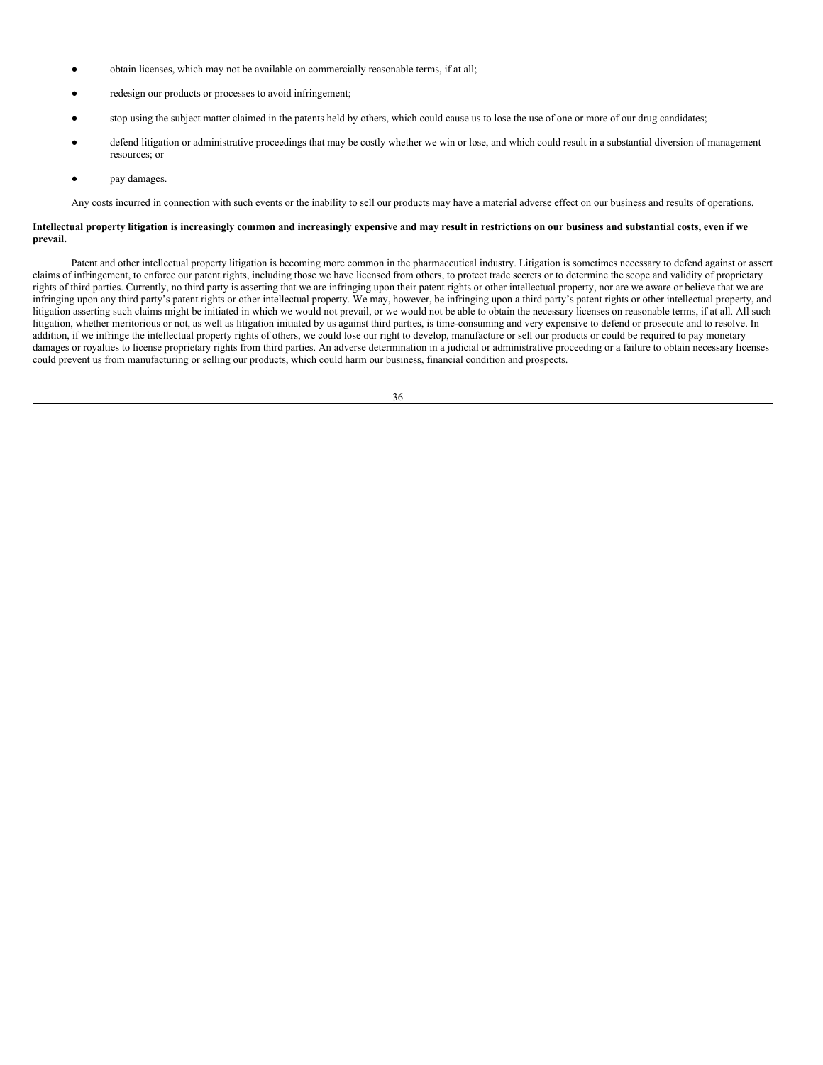- obtain licenses, which may not be available on commercially reasonable terms, if at all;
- redesign our products or processes to avoid infringement;
- stop using the subject matter claimed in the patents held by others, which could cause us to lose the use of one or more of our drug candidates;
- defend litigation or administrative proceedings that may be costly whether we win or lose, and which could result in a substantial diversion of management resources; or
- pay damages.

Any costs incurred in connection with such events or the inability to sell our products may have a material adverse effect on our business and results of operations.

**Intellectual property litigation is increasingly common and increasingly expensive and may result in restrictions on our business and substantial costs, even if we prevail.**

Patent and other intellectual property litigation is becoming more common in the pharmaceutical industry. Litigation is sometimes necessary to defend against or assert claims of infringement, to enforce our patent rights, including those we have licensed from others, to protect trade secrets or to determine the scope and validity of proprietary rights of third parties. Currently, no third party is asserting that we are infringing upon their patent rights or other intellectual property, nor are we aware or believe that we are infringing upon any third party's patent rights or other intellectual property. We may, however, be infringing upon a third party's patent rights or other intellectual property, and litigation asserting such claims might be initiated in which we would not prevail, or we would not be able to obtain the necessary licenses on reasonable terms, if at all. All such litigation, whether meritorious or not, as well as litigation initiated by us against third parties, is time-consuming and very expensive to defend or prosecute and to resolve. In addition, if we infringe the intellectual property rights of others, we could lose our right to develop, manufacture or sell our products or could be required to pay monetary damages or royalties to license proprietary rights from third parties. An adverse determination in a judicial or administrative proceeding or a failure to obtain necessary licenses could prevent us from manufacturing or selling our products, which could harm our business, financial condition and prospects.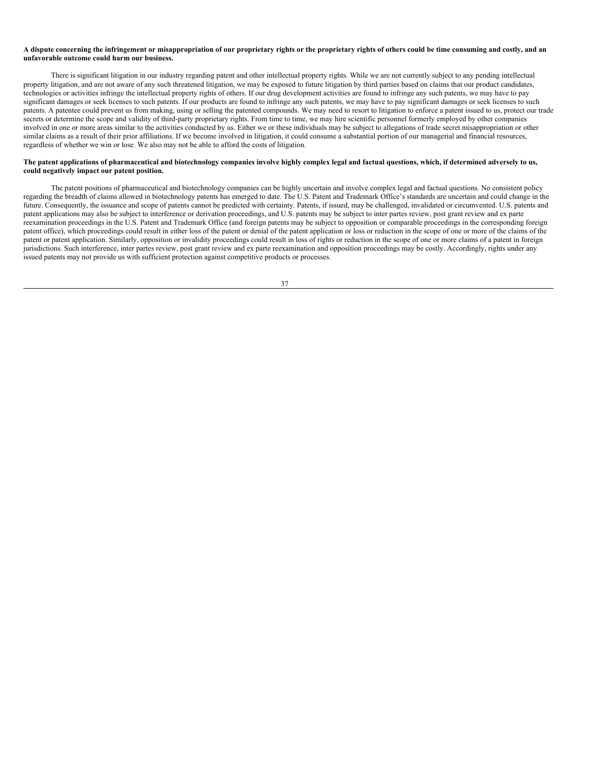**A dispute concerning the infringement or misappropriation of our proprietary rights or the proprietary rights of others could be time consuming and costly, and an unfavorable outcome could harm our business.**

There is significant litigation in our industry regarding patent and other intellectual property rights. While we are not currently subject to any pending intellectual property litigation, and are not aware of any such threatened litigation, we may be exposed to future litigation by third parties based on claims that our product candidates, technologies or activities infringe the intellectual property rights of others. If our drug development activities are found to infringe any such patents, we may have to pay significant damages or seek licenses to such patents. If our products are found to infringe any such patents, we may have to pay significant damages or seek licenses to such patents. A patentee could prevent us from making, using or selling the patented compounds. We may need to resort to litigation to enforce a patent issued to us, protect our trade secrets or determine the scope and validity of third-party proprietary rights. From time to time, we may hire scientific personnel formerly employed by other companies involved in one or more areas similar to the activities conducted by us. Either we or these individuals may be subject to allegations of trade secret misappropriation or other similar claims as a result of their prior affiliations. If we become involved in litigation, it could consume a substantial portion of our managerial and financial resources, regardless of whether we win or lose. We also may not be able to afford the costs of litigation.

**The patent applications of pharmaceutical and biotechnology companies involve highly complex legal and factual questions, which, if determined adversely to us, could negatively impact our patent position.**

The patent positions of pharmaceutical and biotechnology companies can be highly uncertain and involve complex legal and factual questions. No consistent policy regarding the breadth of claims allowed in biotechnology patents has emerged to date. The U.S. Patent and Trademark Office's standards are uncertain and could change in the future. Consequently, the issuance and scope of patents cannot be predicted with certainty. Patents, if issued, may be challenged, invalidated or circumvented. U.S. patents and patent applications may also be subject to interference or derivation proceedings, and U.S. patents may be subject to inter partes review, post grant review and ex parte reexamination proceedings in the U.S. Patent and Trademark Office (and foreign patents may be subject to opposition or comparable proceedings in the corresponding foreign patent office), which proceedings could result in either loss of the patent or denial of the patent application or loss or reduction in the scope of one or more of the claims of the patent or patent application. Similarly, opposition or invalidity proceedings could result in loss of rights or reduction in the scope of one or more claims of a patent in foreign jurisdictions. Such interference, inter partes review, post grant review and ex parte reexamination and opposition proceedings may be costly. Accordingly, rights under any issued patents may not provide us with sufficient protection against competitive products or processes.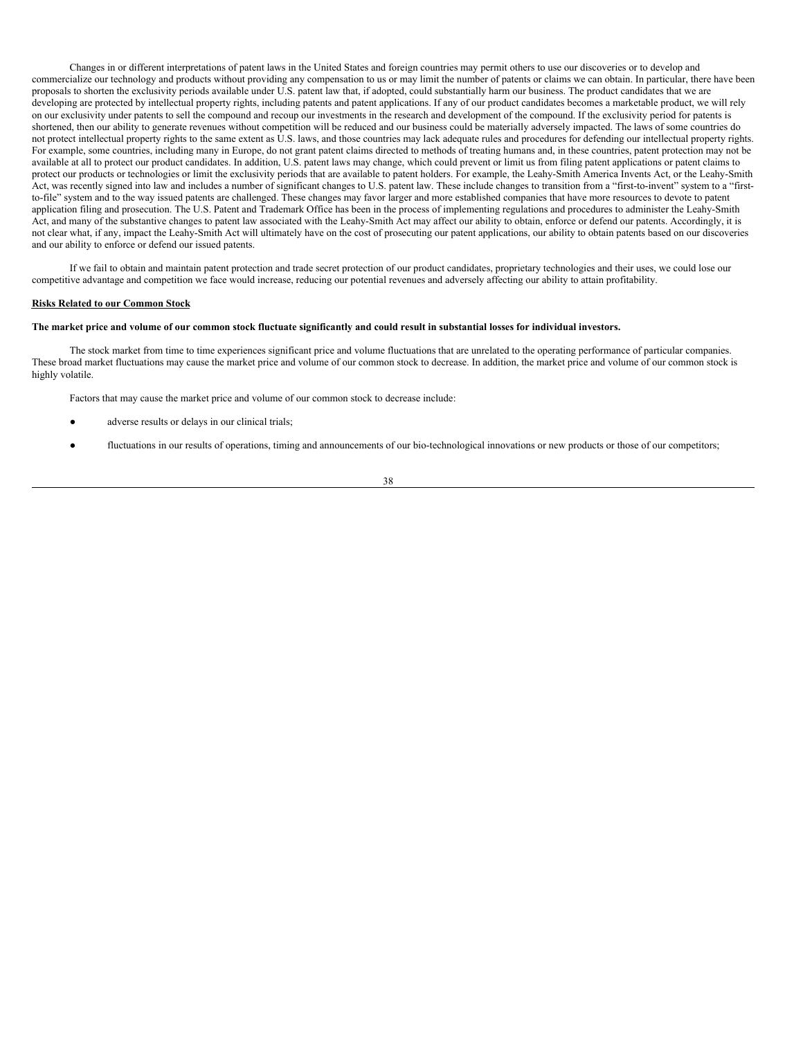Changes in or different interpretations of patent laws in the United States and foreign countries may permit others to use our discoveries or to develop and commercialize our technology and products without providing any compensation to us or may limit the number of patents or claims we can obtain. In particular, there have been proposals to shorten the exclusivity periods available under U.S. patent law that, if adopted, could substantially harm our business. The product candidates that we are developing are protected by intellectual property rights, including patents and patent applications. If any of our product candidates becomes a marketable product, we will rely on our exclusivity under patents to sell the compound and recoup our investments in the research and development of the compound. If the exclusivity period for patents is shortened, then our ability to generate revenues without competition will be reduced and our business could be materially adversely impacted. The laws of some countries do not protect intellectual property rights to the same extent as U.S. laws, and those countries may lack adequate rules and procedures for defending our intellectual property rights. For example, some countries, including many in Europe, do not grant patent claims directed to methods of treating humans and, in these countries, patent protection may not be available at all to protect our product candidates. In addition, U.S. patent laws may change, which could prevent or limit us from filing patent applications or patent claims to protect our products or technologies or limit the exclusivity periods that are available to patent holders. For example, the Leahy-Smith America Invents Act, or the Leahy-Smith Act, was recently signed into law and includes a number of significant changes to U.S. patent law. These include changes to transition from a "first-to-invent" system to a "first-to-file" system and to the way issued patents are challenged. These changes may favor larger and more established companies that have more resources to devote to patent application filing and prosecution. The U.S. Patent and Trademark Office has been in the process of implementing regulations and procedures to administer the Leahy-Smith Act, and many of the substantive changes to patent law associated with the Leahy-Smith Act may affect our ability to obtain, enforce or defend our patents. Accordingly, it is not clear what, if any, impact the Leahy-Smith Act will ultimately have on the cost of prosecuting our patent applications, our ability to obtain patents based on our discoveries and our ability to enforce or defend our issued patents.

If we fail to obtain and maintain patent protection and trade secret protection of our product candidates, proprietary technologies and their uses, we could lose our competitive advantage and competition we face would increase, reducing our potential revenues and adversely affecting our ability to attain profitability.

**Risks Related to our Common Stock**

**The market price and volume of our common stock fluctuate significantly and could result in substantial losses for individual investors.**

The stock market from time to time experiences significant price and volume fluctuations that are unrelated to the operating performance of particular companies. These broad market fluctuations may cause the market price and volume of our common stock to decrease. In addition, the market price and volume of our common stock is highly volatile.

Factors that may cause the market price and volume of our common stock to decrease include:

- adverse results or delays in our clinical trials;
- fluctuations in our results of operations, timing and announcements of our bio-technological innovations or new products or those of our competitors;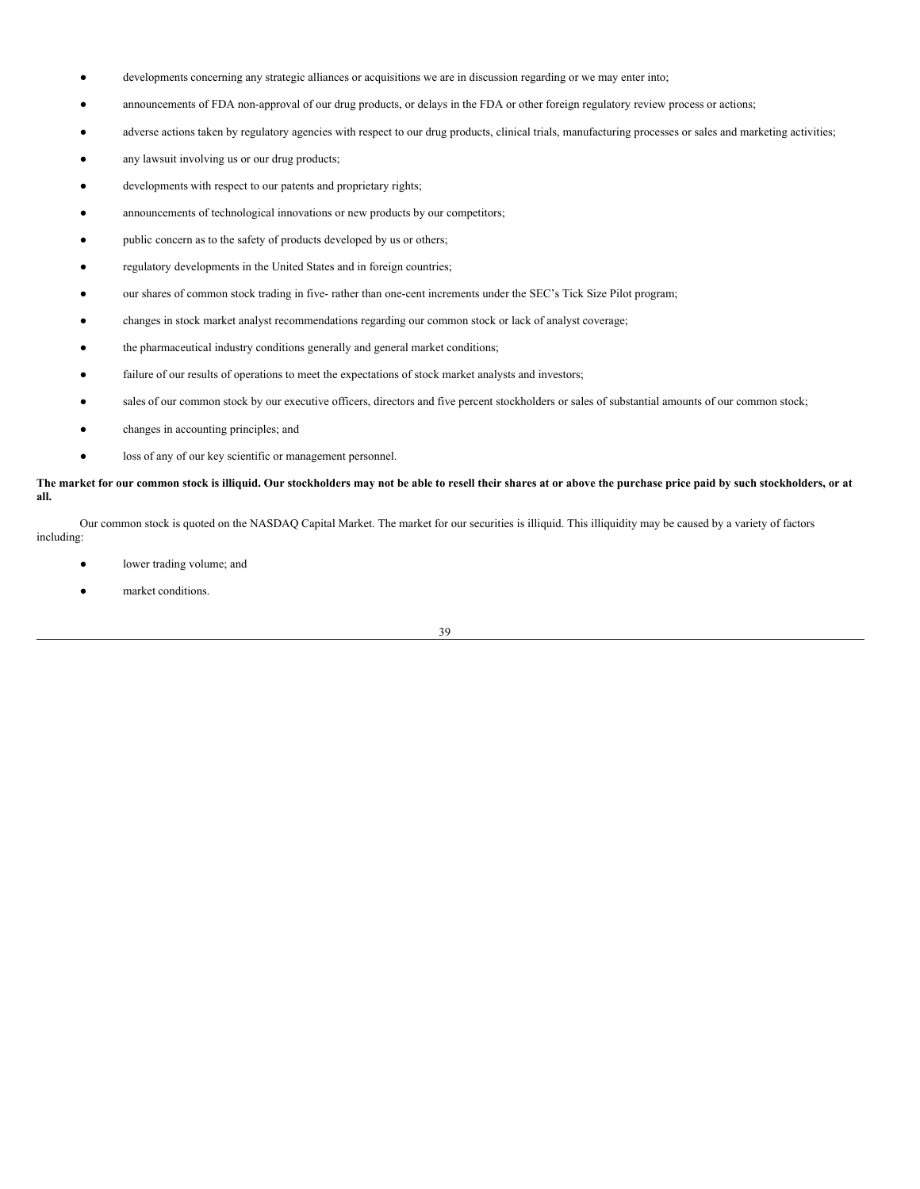- developments concerning any strategic alliances or acquisitions we are in discussion regarding or we may enter into;
- announcements of FDA non-approval of our drug products, or delays in the FDA or other foreign regulatory review process or actions;
- adverse actions taken by regulatory agencies with respect to our drug products, clinical trials, manufacturing processes or sales and marketing activities;
- any lawsuit involving us or our drug products;
- developments with respect to our patents and proprietary rights;
- announcements of technological innovations or new products by our competitors;
- public concern as to the safety of products developed by us or others;
- regulatory developments in the United States and in foreign countries;
- our shares of common stock trading in five- rather than one-cent increments under the SEC's Tick Size Pilot program;
- changes in stock market analyst recommendations regarding our common stock or lack of analyst coverage;
- the pharmaceutical industry conditions generally and general market conditions;
- failure of our results of operations to meet the expectations of stock market analysts and investors;
- sales of our common stock by our executive officers, directors and five percent stockholders or sales of substantial amounts of our common stock;
- changes in accounting principles; and
- loss of any of our key scientific or management personnel.

**The market for our common stock is illiquid. Our stockholders may not be able to resell their shares at or above the purchase price paid by such stockholders, or at all.**

Our common stock is quoted on the NASDAQ Capital Market. The market for our securities is illiquid. This illiquidity may be caused by a variety of factors including:

- lower trading volume; and
- market conditions.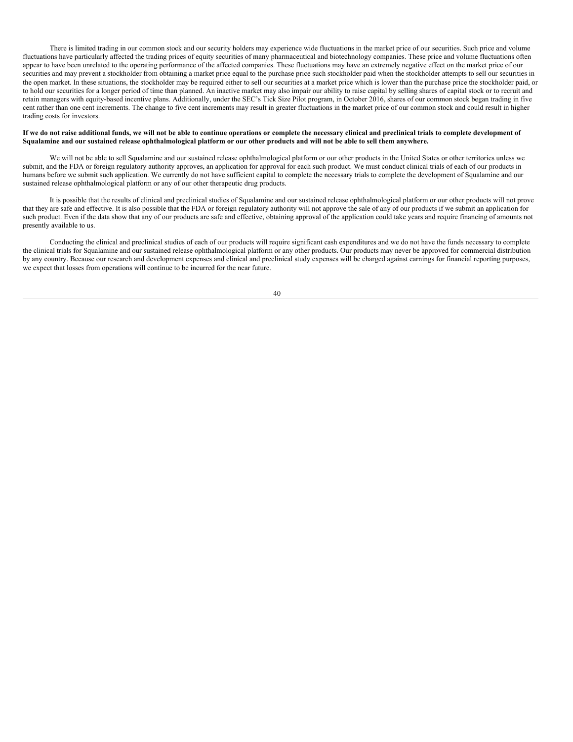There is limited trading in our common stock and our security holders may experience wide fluctuations in the market price of our securities. Such price and volume fluctuations have particularly affected the trading prices of equity securities of many pharmaceutical and biotechnology companies. These price and volume fluctuations often appear to have been unrelated to the operating performance of the affected companies. These fluctuations may have an extremely negative effect on the market price of our securities and may prevent a stockholder from obtaining a market price equal to the purchase price such stockholder paid when the stockholder attempts to sell our securities in the open market. In these situations, the stockholder may be required either to sell our securities at a market price which is lower than the purchase price the stockholder paid, or to hold our securities for a longer period of time than planned. An inactive market may also impair our ability to raise capital by selling shares of capital stock or to recruit and retain managers with equity-based incentive plans. Additionally, under the SEC's Tick Size Pilot program, in October 2016, shares of our common stock began trading in five cent rather than one cent increments. The change to five cent increments may result in greater fluctuations in the market price of our common stock and could result in higher trading costs for investors.

**If we do not raise additional funds, we will not be able to continue operations or complete the necessary clinical and preclinical trials to complete development of Squalamine and our sustained release ophthalmological platform or our other products and will not be able to sell them anywhere.**

We will not be able to sell Squalamine and our sustained release ophthalmological platform or our other products in the United States or other territories unless we submit, and the FDA or foreign regulatory authority approves, an application for approval for each such product. We must conduct clinical trials of each of our products in humans before we submit such application. We currently do not have sufficient capital to complete the necessary trials to complete the development of Squalamine and our sustained release ophthalmological platform or any of our other therapeutic drug products.

It is possible that the results of clinical and preclinical studies of Squalamine and our sustained release ophthalmological platform or our other products will not prove that they are safe and effective. It is also possible that the FDA or foreign regulatory authority will not approve the sale of any of our products if we submit an application for such product. Even if the data show that any of our products are safe and effective, obtaining approval of the application could take years and require financing of amounts not presently available to us.

Conducting the clinical and preclinical studies of each of our products will require significant cash expenditures and we do not have the funds necessary to complete the clinical trials for Squalamine and our sustained release ophthalmological platform or any other products. Our products may never be approved for commercial distribution by any country. Because our research and development expenses and clinical and preclinical study expenses will be charged against earnings for financial reporting purposes, we expect that losses from operations will continue to be incurred for the near future.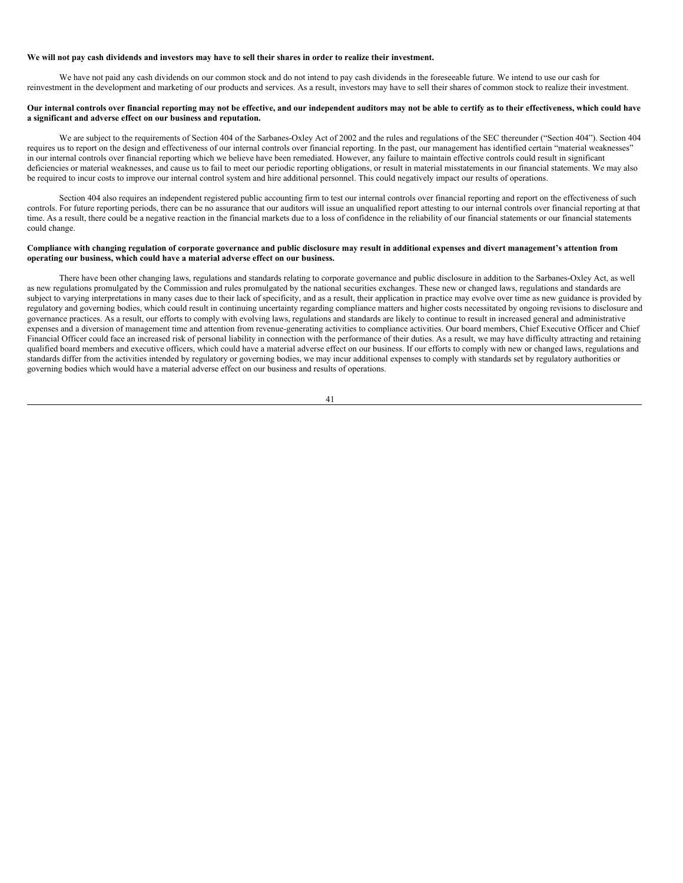**We will not pay cash dividends and investors may have to sell their shares in order to realize their investment.**

We have not paid any cash dividends on our common stock and do not intend to pay cash dividends in the foreseeable future. We intend to use our cash for reinvestment in the development and marketing of our products and services. As a result, investors may have to sell their shares of common stock to realize their investment.

**Our internal controls over financial reporting may not be effective, and our independent auditors may not be able to certify as to their effectiveness, which could have a significant and adverse effect on our business and reputation.**

We are subject to the requirements of Section 404 of the Sarbanes-Oxley Act of 2002 and the rules and regulations of the SEC thereunder ("Section 404"). Section 404 requires us to report on the design and effectiveness of our internal controls over financial reporting. In the past, our management has identified certain "material weaknesses" in our internal controls over financial reporting which we believe have been remediated. However, any failure to maintain effective controls could result in significant deficiencies or material weaknesses, and cause us to fail to meet our periodic reporting obligations, or result in material misstatements in our financial statements. We may also be required to incur costs to improve our internal control system and hire additional personnel. This could negatively impact our results of operations.

Section 404 also requires an independent registered public accounting firm to test our internal controls over financial reporting and report on the effectiveness of such controls. For future reporting periods, there can be no assurance that our auditors will issue an unqualified report attesting to our internal controls over financial reporting at that time. As a result, there could be a negative reaction in the financial markets due to a loss of confidence in the reliability of our financial statements or our financial statements could change.

**Compliance with changing regulation of corporate governance and public disclosure may result in additional expenses and divert management's attention from operating our business, which could have a material adverse effect on our business.**

There have been other changing laws, regulations and standards relating to corporate governance and public disclosure in addition to the Sarbanes-Oxley Act, as well as new regulations promulgated by the Commission and rules promulgated by the national securities exchanges. These new or changed laws, regulations and standards are subject to varying interpretations in many cases due to their lack of specificity, and as a result, their application in practice may evolve over time as new guidance is provided by regulatory and governing bodies, which could result in continuing uncertainty regarding compliance matters and higher costs necessitated by ongoing revisions to disclosure and governance practices. As a result, our efforts to comply with evolving laws, regulations and standards are likely to continue to result in increased general and administrative expenses and a diversion of management time and attention from revenue-generating activities to compliance activities. Our board members, Chief Executive Officer and Chief Financial Officer could face an increased risk of personal liability in connection with the performance of their duties. As a result, we may have difficulty attracting and retaining qualified board members and executive officers, which could have a material adverse effect on our business. If our efforts to comply with new or changed laws, regulations and standards differ from the activities intended by regulatory or governing bodies, we may incur additional expenses to comply with standards set by regulatory authorities or governing bodies which would have a material adverse effect on our business and results of operations.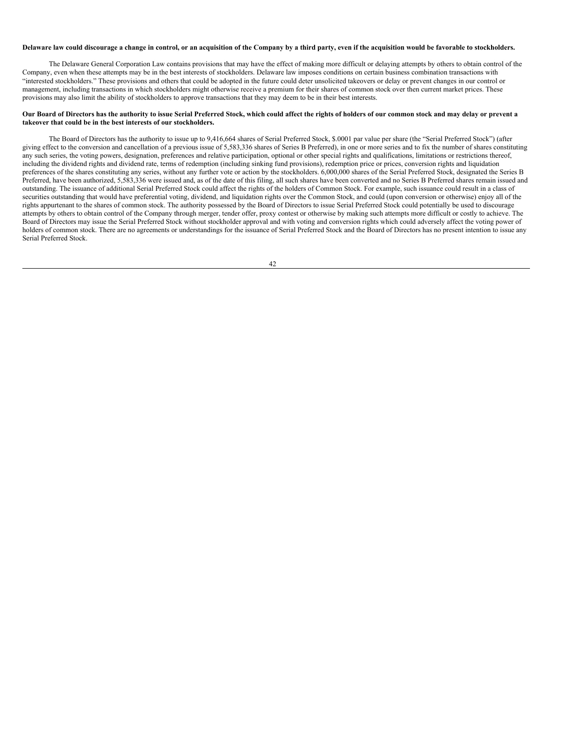**Delaware law could discourage a change in control, or an acquisition of the Company by a third party, even if the acquisition would be favorable to stockholders.**

The Delaware General Corporation Law contains provisions that may have the effect of making more difficult or delaying attempts by others to obtain control of the Company, even when these attempts may be in the best interests of stockholders. Delaware law imposes conditions on certain business combination transactions with "interested stockholders." These provisions and others that could be adopted in the future could deter unsolicited takeovers or delay or prevent changes in our control or management, including transactions in which stockholders might otherwise receive a premium for their shares of common stock over then current market prices. These provisions may also limit the ability of stockholders to approve transactions that they may deem to be in their best interests.

**Our Board of Directors has the authority to issue Serial Preferred Stock, which could affect the rights of holders of our common stock and may delay or prevent a takeover that could be in the best interests of our stockholders.**

The Board of Directors has the authority to issue up to 9,416,664 shares of Serial Preferred Stock, $.0001 par value per share (the "Serial Preferred Stock") (after giving effect to the conversion and cancellation of a previous issue of 5,583,336 shares of Series B Preferred), in one or more series and to fix the number of shares constituting any such series, the voting powers, designation, preferences and relative participation, optional or other special rights and qualifications, limitations or restrictions thereof, including the dividend rights and dividend rate, terms of redemption (including sinking fund provisions), redemption price or prices, conversion rights and liquidation preferences of the shares constituting any series, without any further vote or action by the stockholders. 6,000,000 shares of the Serial Preferred Stock, designated the Series B Preferred, have been authorized, 5,583,336 were issued and, as of the date of this filing, all such shares have been converted and no Series B Preferred shares remain issued and outstanding. The issuance of additional Serial Preferred Stock could affect the rights of the holders of Common Stock. For example, such issuance could result in a class of securities outstanding that would have preferential voting, dividend, and liquidation rights over the Common Stock, and could (upon conversion or otherwise) enjoy all of the rights appurtenant to the shares of common stock. The authority possessed by the Board of Directors to issue Serial Preferred Stock could potentially be used to discourage attempts by others to obtain control of the Company through merger, tender offer, proxy contest or otherwise by making such attempts more difficult or costly to achieve. The Board of Directors may issue the Serial Preferred Stock without stockholder approval and with voting and conversion rights which could adversely affect the voting power of holders of common stock. There are no agreements or understandings for the issuance of Serial Preferred Stock and the Board of Directors has no present intention to issue any Serial Preferred Stock.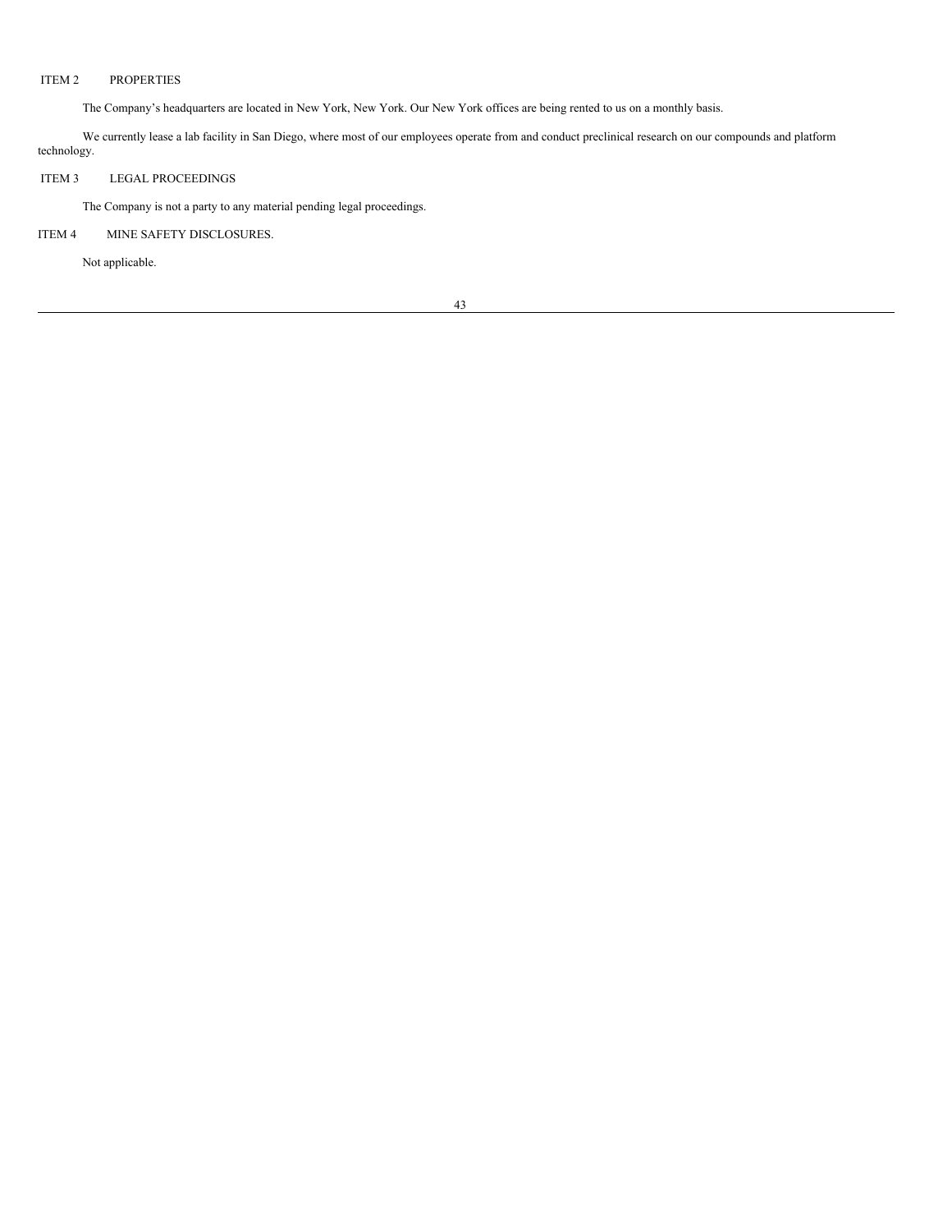## ITEM 2 PROPERTIES

The Company's headquarters are located in New York, New York. Our New York offices are being rented to us on a monthly basis.

We currently lease a lab facility in San Diego, where most of our employees operate from and conduct preclinical research on our compounds and platform technology.

## ITEM 3 LEGAL PROCEEDINGS

The Company is not a party to any material pending legal proceedings.

## ITEM 4 MINE SAFETY DISCLOSURES.

Not applicable.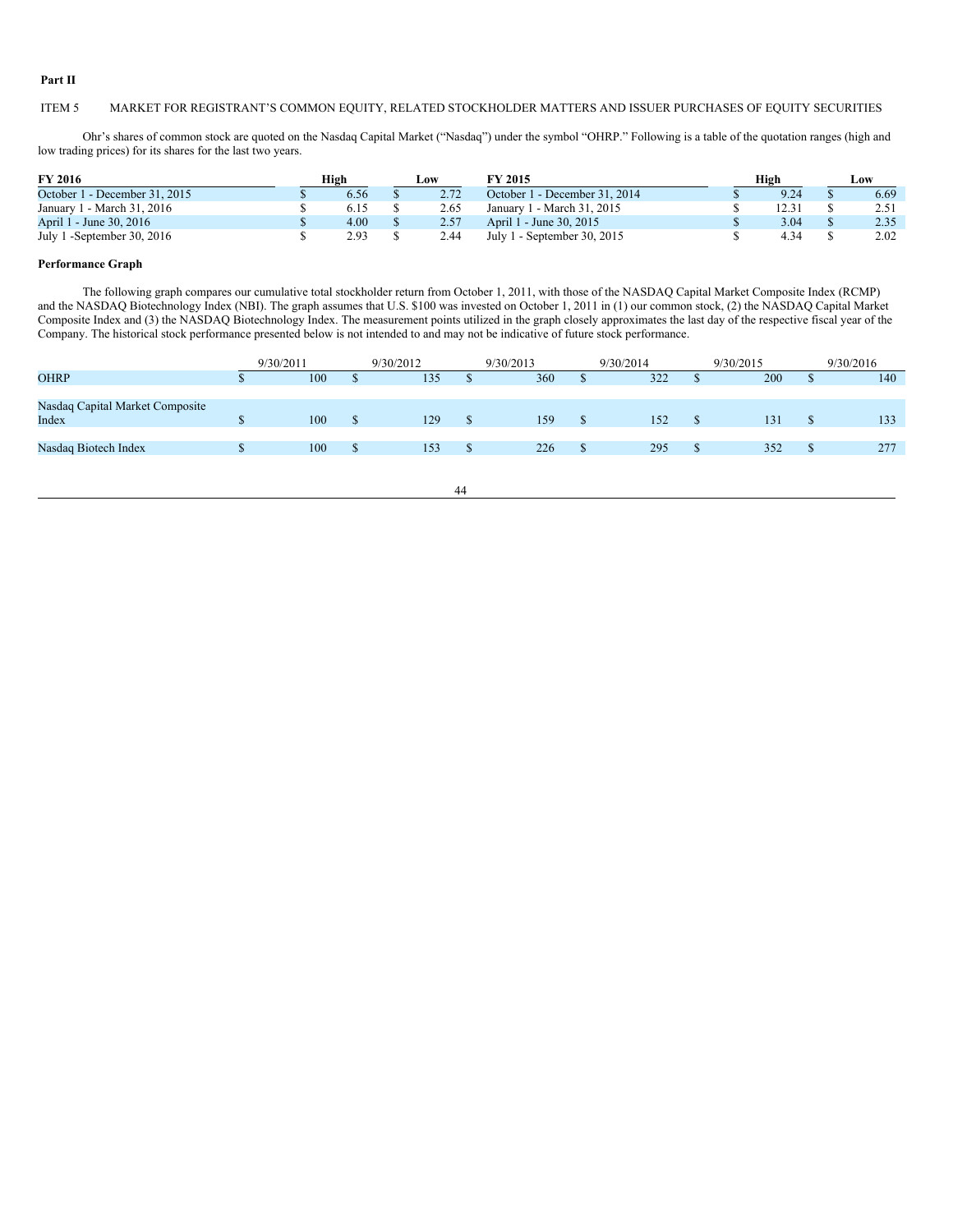**Part II**

ITEM 5 MARKET FOR REGISTRANT'S COMMON EQUITY, RELATED STOCKHOLDER MATTERS AND ISSUER PURCHASES OF EQUITY SECURITIES

Ohr's shares of common stock are quoted on the Nasdaq Capital Market ("Nasdaq") under the symbol "OHRP." Following is a table of the quotation ranges (high and low trading prices) for its shares for the last two years.

| FY 2016 | High | Low | FY 2015 | High | Low |
|---|---|---|---|---|---|
| October 1 - December 31, 2015 | $ 6.56 | $ 2.72 | October 1 - December 31, 2014 | $ 9.24 | $ 6.69 |
| January 1 - March 31, 2016 | $ 6.15 | $ 2.65 | January 1 - March 31, 2015 | $ 12.31 | $ 2.51 |
| April 1 - June 30, 2016 | $ 4.00 | $ 2.57 | April 1 - June 30, 2015 | $ 3.04 | $ 2.35 |
| July 1 -September 30, 2016 | $ 2.93 | $ 2.44 | July 1 - September 30, 2015 | $ 4.34 | $ 2.02 |

**Performance Graph**

The following graph compares our cumulative total stockholder return from October 1, 2011, with those of the NASDAQ Capital Market Composite Index (RCMP) and the NASDAQ Biotechnology Index (NBI). The graph assumes that U.S. $100 was invested on October 1, 2011 in (1) our common stock, (2) the NASDAQ Capital Market Composite Index and (3) the NASDAQ Biotechnology Index. The measurement points utilized in the graph closely approximates the last day of the respective fiscal year of the Company. The historical stock performance presented below is not intended to and may not be indicative of future stock performance.

| | 9/30/2011 | 9/30/2012 | 9/30/2013 | 9/30/2014 | 9/30/2015 | 9/30/2016 |
|---|---|---|---|---|---|---|
| OHRP | $ 100 | $ 135 | $ 360 | $ 322 | $ 200 | $ 140 |
| Nasdaq Capital Market Composite Index | $ 100 | $ 129 | $ 159 | $ 152 | $ 131 | $ 133 |
| Nasdaq Biotech Index | $ 100 | $ 153 | $ 226 | $ 295 | $ 352 | $ 277 |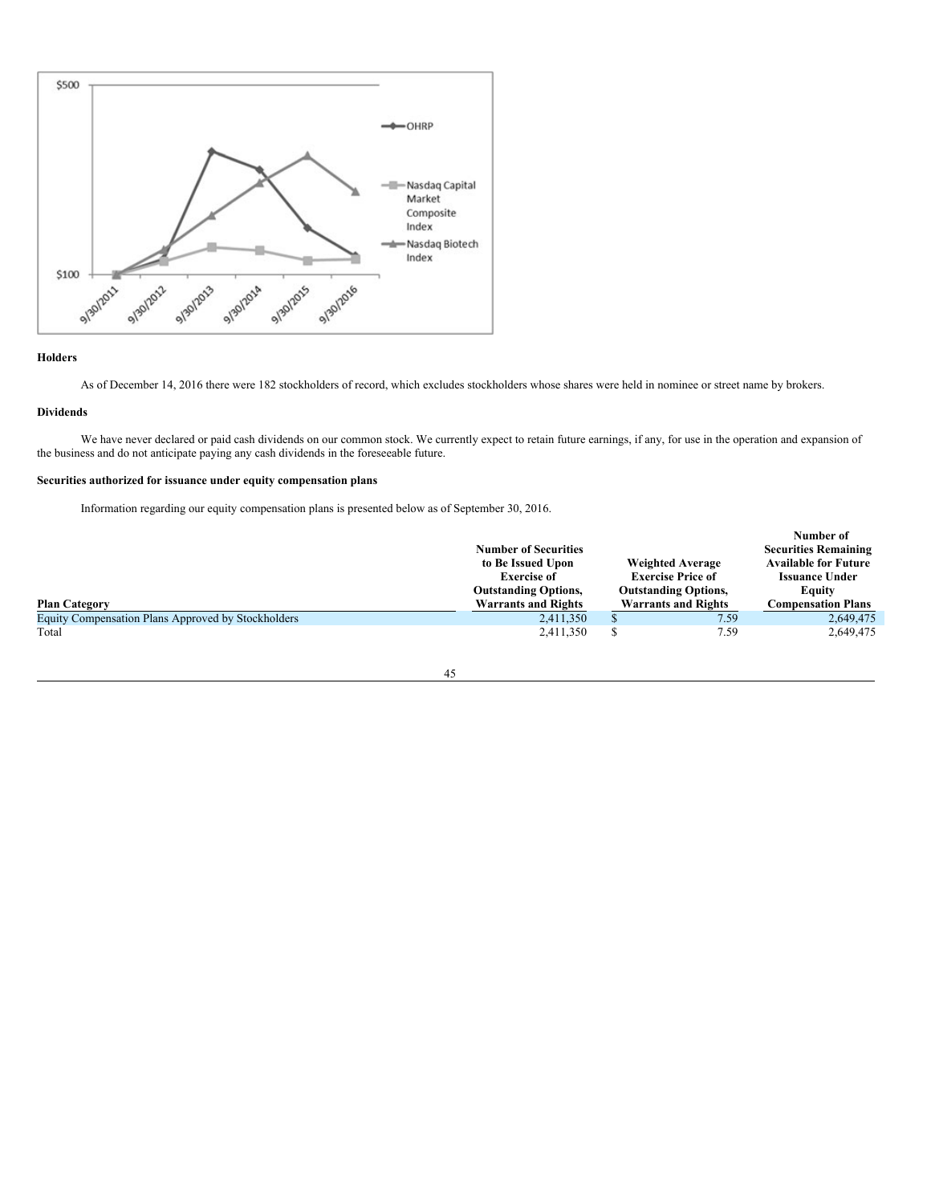## Holders

As of December 14, 2016 there were 182 stockholders of record, which excludes stockholders whose shares were held in nominee or street name by brokers.

## Dividends

We have never declared or paid cash dividends on our common stock. We currently expect to retain future earnings, if any, for use in the operation and expansion of the business and do not anticipate paying any cash dividends in the foreseeable future.

## Securities authorized for issuance under equity compensation plans

Information regarding our equity compensation plans is presented below as of September 30, 2016.

| Plan Category | Number of Securities to Be Issued Upon Exercise of Outstanding Options, Warrants and Rights | Weighted Average Exercise Price of Outstanding Options, Warrants and Rights | Number of Securities Remaining Available for Future Issuance Under Equity Compensation Plans |
|---|---|---|---|
| Equity Compensation Plans Approved by Stockholders | 2,411,350 | $ 7.59 | 2,649,475 |
| Total | 2,411,350 | $ 7.59 | 2,649,475 |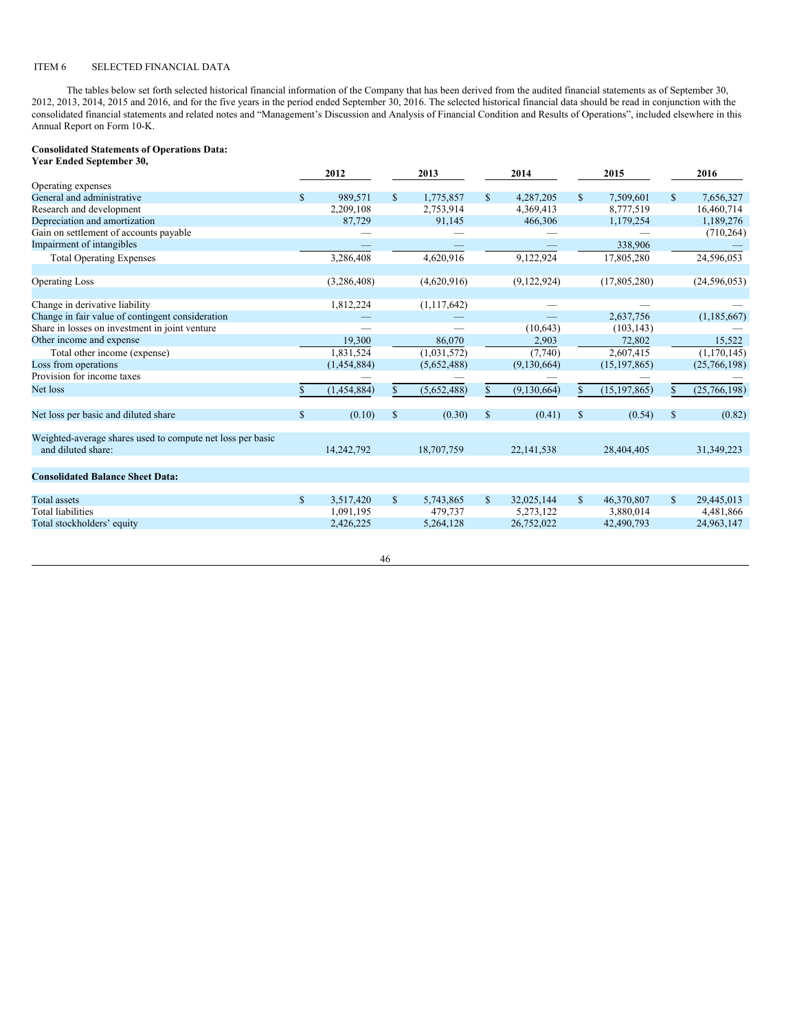ITEM 6 SELECTED FINANCIAL DATA

The tables below set forth selected historical financial information of the Company that has been derived from the audited financial statements as of September 30, 2012, 2013, 2014, 2015 and 2016, and for the five years in the period ended September 30, 2016. The selected historical financial data should be read in conjunction with the consolidated financial statements and related notes and "Management's Discussion and Analysis of Financial Condition and Results of Operations", included elsewhere in this Annual Report on Form 10-K.

**Consolidated Statements of Operations Data:**
**Year Ended September 30,**

| | 2012 | 2013 | 2014 | 2015 | 2016 |
|---|---|---|---|---|---|
| Operating expenses | | | | | |
| General and administrative | $ 989,571 | $ 1,775,857 | $ 4,287,205 | $ 7,509,601 | $ 7,656,327 |
| Research and development | 2,209,108 | 2,753,914 | 4,369,413 | 8,777,519 | 16,460,714 |
| Depreciation and amortization | 87,729 | 91,145 | 466,306 | 1,179,254 | 1,189,276 |
| Gain on settlement of accounts payable | — | — | — | — | (710,264) |
| Impairment of intangibles | — | — | — | 338,906 | — |
| Total Operating Expenses | 3,286,408 | 4,620,916 | 9,122,924 | 17,805,280 | 24,596,053 |
| | | | | | |
| Operating Loss | (3,286,408) | (4,620,916) | (9,122,924) | (17,805,280) | (24,596,053) |
| | | | | | |
| Change in derivative liability | 1,812,224 | (1,117,642) | — | — | — |
| Change in fair value of contingent consideration | — | — | — | 2,637,756 | (1,185,667) |
| Share in losses on investment in joint venture | — | — | (10,643) | (103,143) | — |
| Other income and expense | 19,300 | 86,070 | 2,903 | 72,802 | 15,522 |
| Total other income (expense) | 1,831,524 | (1,031,572) | (7,740) | 2,607,415 | (1,170,145) |
| Loss from operations | (1,454,884) | (5,652,488) | (9,130,664) | (15,197,865) | (25,766,198) |
| Provision for income taxes | — | — | — | — | — |
| Net loss | $ (1,454,884) | $ (5,652,488) | $ (9,130,664) | $ (15,197,865) | $ (25,766,198) |
| | | | | | |
| Net loss per basic and diluted share | $ (0.10) | $ (0.30) | $ (0.41) | $ (0.54) | $ (0.82) |
| | | | | | |
| Weighted-average shares used to compute net loss per basic and diluted share: | 14,242,792 | 18,707,759 | 22,141,538 | 28,404,405 | 31,349,223 |
| | | | | | |
| **Consolidated Balance Sheet Data:** | | | | | |
| | | | | | |
| Total assets | $ 3,517,420 | $ 5,743,865 | $ 32,025,144 | $ 46,370,807 | $ 29,445,013 |
| Total liabilities | 1,091,195 | 479,737 | 5,273,122 | 3,880,014 | 4,481,866 |
| Total stockholders' equity | 2,426,225 | 5,264,128 | 26,752,022 | 42,490,793 | 24,963,147 |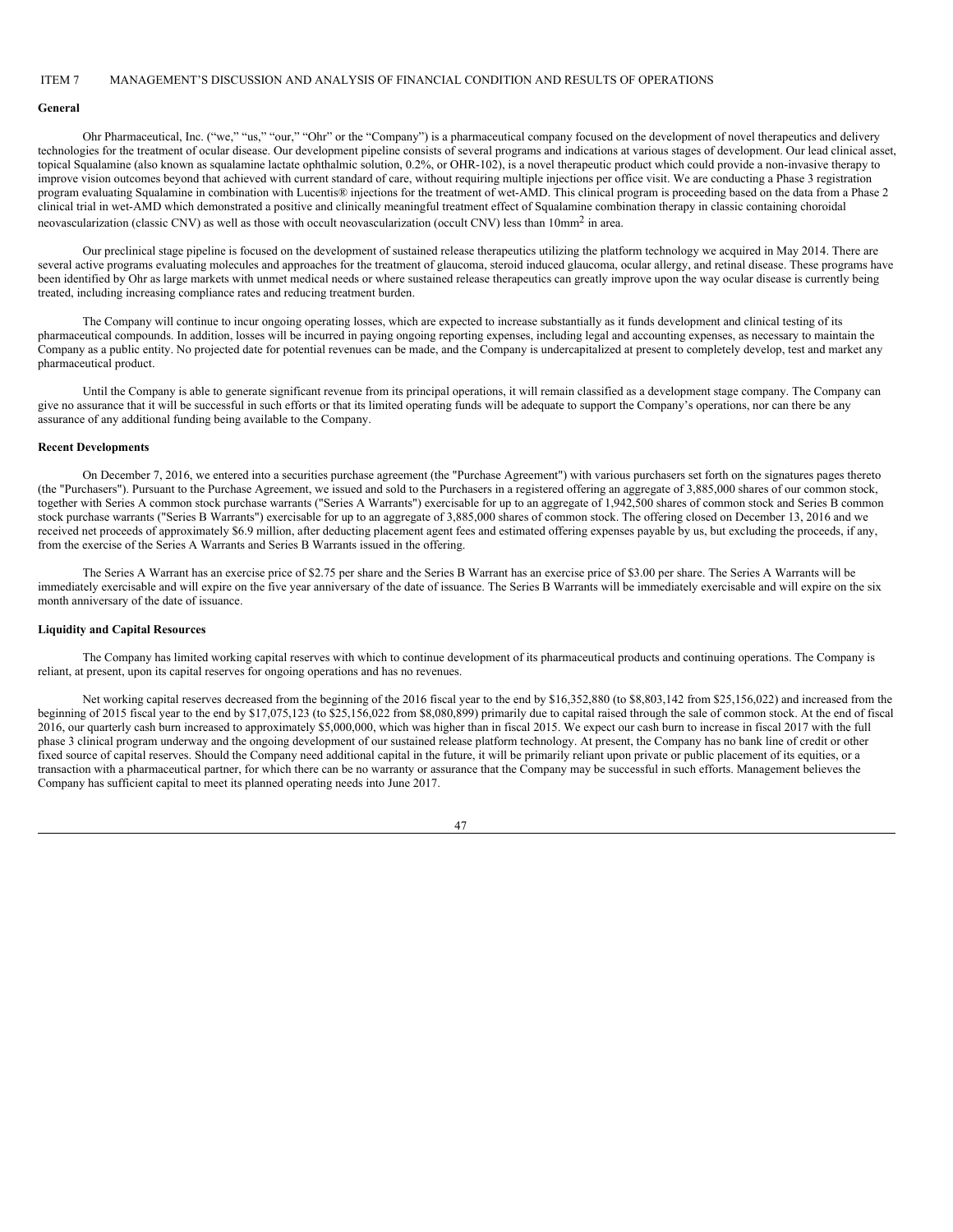ITEM 7 MANAGEMENT'S DISCUSSION AND ANALYSIS OF FINANCIAL CONDITION AND RESULTS OF OPERATIONS

**General**

Ohr Pharmaceutical, Inc. ("we," "us," "our," "Ohr" or the "Company") is a pharmaceutical company focused on the development of novel therapeutics and delivery technologies for the treatment of ocular disease. Our development pipeline consists of several programs and indications at various stages of development. Our lead clinical asset, topical Squalamine (also known as squalamine lactate ophthalmic solution, 0.2%, or OHR-102), is a novel therapeutic product which could provide a non-invasive therapy to improve vision outcomes beyond that achieved with current standard of care, without requiring multiple injections per office visit. We are conducting a Phase 3 registration program evaluating Squalamine in combination with Lucentis® injections for the treatment of wet-AMD. This clinical program is proceeding based on the data from a Phase 2 clinical trial in wet-AMD which demonstrated a positive and clinically meaningful treatment effect of Squalamine combination therapy in classic containing choroidal neovascularization (classic CNV) as well as those with occult neovascularization (occult CNV) less than $10mm^2$ in area.

Our preclinical stage pipeline is focused on the development of sustained release therapeutics utilizing the platform technology we acquired in May 2014. There are several active programs evaluating molecules and approaches for the treatment of glaucoma, steroid induced glaucoma, ocular allergy, and retinal disease. These programs have been identified by Ohr as large markets with unmet medical needs or where sustained release therapeutics can greatly improve upon the way ocular disease is currently being treated, including increasing compliance rates and reducing treatment burden.

The Company will continue to incur ongoing operating losses, which are expected to increase substantially as it funds development and clinical testing of its pharmaceutical compounds. In addition, losses will be incurred in paying ongoing reporting expenses, including legal and accounting expenses, as necessary to maintain the Company as a public entity. No projected date for potential revenues can be made, and the Company is undercapitalized at present to completely develop, test and market any pharmaceutical product.

Until the Company is able to generate significant revenue from its principal operations, it will remain classified as a development stage company. The Company can give no assurance that it will be successful in such efforts or that its limited operating funds will be adequate to support the Company's operations, nor can there be any assurance of any additional funding being available to the Company.

**Recent Developments**

On December 7, 2016, we entered into a securities purchase agreement (the "Purchase Agreement") with various purchasers set forth on the signatures pages thereto (the "Purchasers"). Pursuant to the Purchase Agreement, we issued and sold to the Purchasers in a registered offering an aggregate of 3,885,000 shares of our common stock, together with Series A common stock purchase warrants ("Series A Warrants") exercisable for up to an aggregate of 1,942,500 shares of common stock and Series B common stock purchase warrants ("Series B Warrants") exercisable for up to an aggregate of 3,885,000 shares of common stock. The offering closed on December 13, 2016 and we received net proceeds of approximately $6.9 million, after deducting placement agent fees and estimated offering expenses payable by us, but excluding the proceeds, if any, from the exercise of the Series A Warrants and Series B Warrants issued in the offering.

The Series A Warrant has an exercise price of $2.75 per share and the Series B Warrant has an exercise price of $3.00 per share. The Series A Warrants will be immediately exercisable and will expire on the five year anniversary of the date of issuance. The Series B Warrants will be immediately exercisable and will expire on the six month anniversary of the date of issuance.

**Liquidity and Capital Resources**

The Company has limited working capital reserves with which to continue development of its pharmaceutical products and continuing operations. The Company is reliant, at present, upon its capital reserves for ongoing operations and has no revenues.

Net working capital reserves decreased from the beginning of the 2016 fiscal year to the end by $16,352,880 (to $8,803,142 from $25,156,022) and increased from the beginning of 2015 fiscal year to the end by $17,075,123 (to $25,156,022 from $8,080,899) primarily due to capital raised through the sale of common stock. At the end of fiscal 2016, our quarterly cash burn increased to approximately $5,000,000, which was higher than in fiscal 2015. We expect our cash burn to increase in fiscal 2017 with the full phase 3 clinical program underway and the ongoing development of our sustained release platform technology. At present, the Company has no bank line of credit or other fixed source of capital reserves. Should the Company need additional capital in the future, it will be primarily reliant upon private or public placement of its equities, or a transaction with a pharmaceutical partner, for which there can be no warranty or assurance that the Company may be successful in such efforts. Management believes the Company has sufficient capital to meet its planned operating needs into June 2017.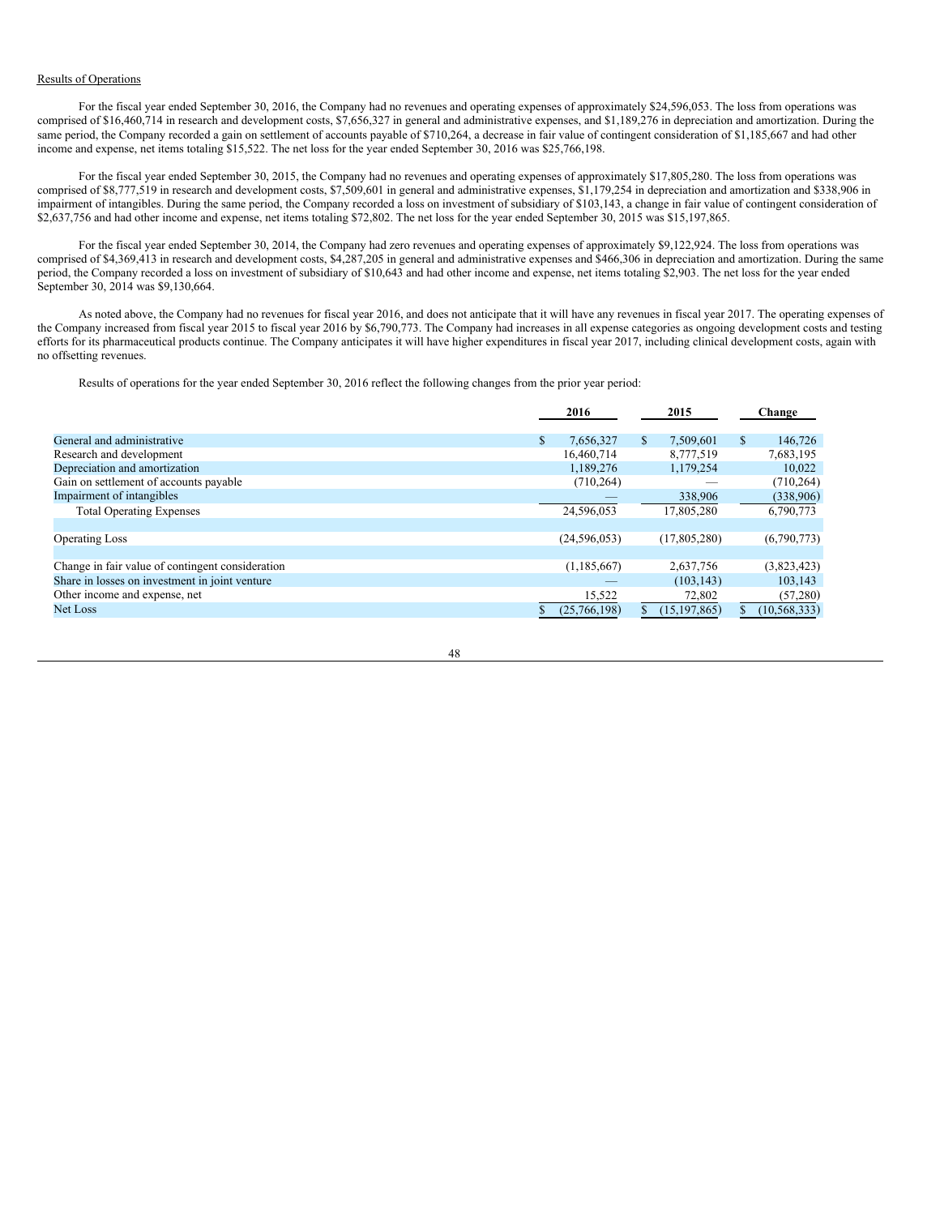Results of Operations

For the fiscal year ended September 30, 2016, the Company had no revenues and operating expenses of approximately $24,596,053. The loss from operations was comprised of $16,460,714 in research and development costs, $7,656,327 in general and administrative expenses, and $1,189,276 in depreciation and amortization. During the same period, the Company recorded a gain on settlement of accounts payable of $710,264, a decrease in fair value of contingent consideration of $1,185,667 and had other income and expense, net items totaling $15,522. The net loss for the year ended September 30, 2016 was $25,766,198.

For the fiscal year ended September 30, 2015, the Company had no revenues and operating expenses of approximately $17,805,280. The loss from operations was comprised of $8,777,519 in research and development costs, $7,509,601 in general and administrative expenses, $1,179,254 in depreciation and amortization and $338,906 in impairment of intangibles. During the same period, the Company recorded a loss on investment of subsidiary of $103,143, a change in fair value of contingent consideration of $2,637,756 and had other income and expense, net items totaling $72,802. The net loss for the year ended September 30, 2015 was $15,197,865.

For the fiscal year ended September 30, 2014, the Company had zero revenues and operating expenses of approximately $9,122,924. The loss from operations was comprised of $4,369,413 in research and development costs, $4,287,205 in general and administrative expenses and $466,306 in depreciation and amortization. During the same period, the Company recorded a loss on investment of subsidiary of $10,643 and had other income and expense, net items totaling $2,903. The net loss for the year ended September 30, 2014 was $9,130,664.

As noted above, the Company had no revenues for fiscal year 2016, and does not anticipate that it will have any revenues in fiscal year 2017. The operating expenses of the Company increased from fiscal year 2015 to fiscal year 2016 by $6,790,773. The Company had increases in all expense categories as ongoing development costs and testing efforts for its pharmaceutical products continue. The Company anticipates it will have higher expenditures in fiscal year 2017, including clinical development costs, again with no offsetting revenues.

Results of operations for the year ended September 30, 2016 reflect the following changes from the prior year period:

| | 2016 | 2015 | Change |
|---|---|---|---|
| General and administrative | $ 7,656,327 | $ 7,509,601 | $ 146,726 |
| Research and development | 16,460,714 | 8,777,519 | 7,683,195 |
| Depreciation and amortization | 1,189,276 | 1,179,254 | 10,022 |
| Gain on settlement of accounts payable | (710,264) | — | (710,264) |
| Impairment of intangibles | — | 338,906 | (338,906) |
| Total Operating Expenses | 24,596,053 | 17,805,280 | 6,790,773 |
| | | | |
| Operating Loss | (24,596,053) | (17,805,280) | (6,790,773) |
| | | | |
| Change in fair value of contingent consideration | (1,185,667) | 2,637,756 | (3,823,423) |
| Share in losses on investment in joint venture | — | (103,143) | 103,143 |
| Other income and expense, net | 15,522 | 72,802 | (57,280) |
| Net Loss | $ (25,766,198) | $ (15,197,865) | $ (10,568,333) |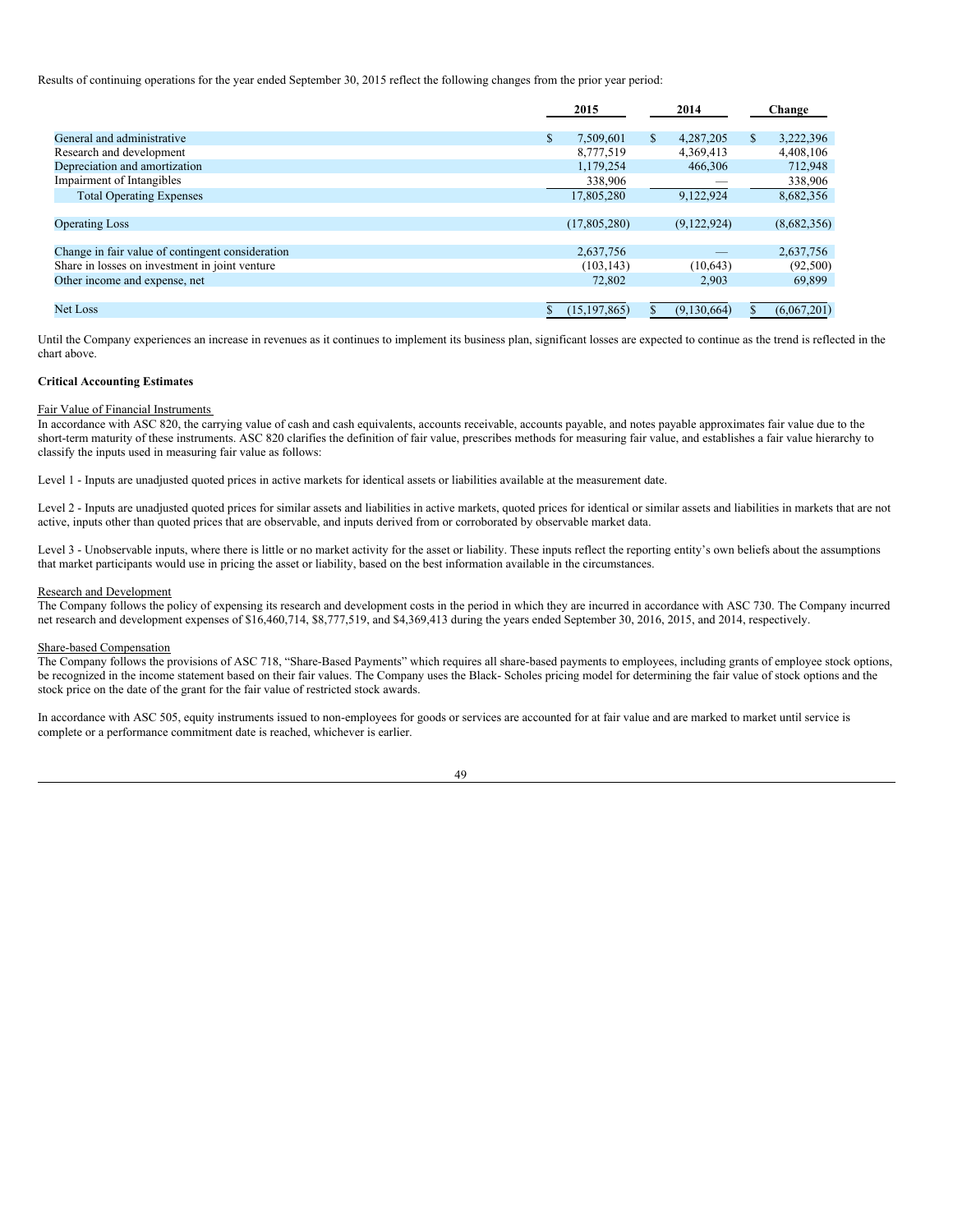Results of continuing operations for the year ended September 30, 2015 reflect the following changes from the prior year period:

| | 2015 | 2014 | Change |
|---|---|---|---|
| General and administrative | $ 7,509,601 | $ 4,287,205 | $ 3,222,396 |
| Research and development | 8,777,519 | 4,369,413 | 4,408,106 |
| Depreciation and amortization | 1,179,254 | 466,306 | 712,948 |
| Impairment of Intangibles | 338,906 | — | 338,906 |
| Total Operating Expenses | 17,805,280 | 9,122,924 | 8,682,356 |
| | | | |
| Operating Loss | (17,805,280) | (9,122,924) | (8,682,356) |
| | | | |
| Change in fair value of contingent consideration | 2,637,756 | — | 2,637,756 |
| Share in losses on investment in joint venture | (103,143) | (10,643) | (92,500) |
| Other income and expense, net | 72,802 | 2,903 | 69,899 |
| | | | |
| Net Loss | $ (15,197,865) | $ (9,130,664) | $ (6,067,201) |

Until the Company experiences an increase in revenues as it continues to implement its business plan, significant losses are expected to continue as the trend is reflected in the chart above.

**Critical Accounting Estimates**

Fair Value of Financial Instruments

In accordance with ASC 820, the carrying value of cash and cash equivalents, accounts receivable, accounts payable, and notes payable approximates fair value due to the short-term maturity of these instruments. ASC 820 clarifies the definition of fair value, prescribes methods for measuring fair value, and establishes a fair value hierarchy to classify the inputs used in measuring fair value as follows:

Level 1 - Inputs are unadjusted quoted prices in active markets for identical assets or liabilities available at the measurement date.

Level 2 - Inputs are unadjusted quoted prices for similar assets and liabilities in active markets, quoted prices for identical or similar assets and liabilities in markets that are not active, inputs other than quoted prices that are observable, and inputs derived from or corroborated by observable market data.

Level 3 - Unobservable inputs, where there is little or no market activity for the asset or liability. These inputs reflect the reporting entity's own beliefs about the assumptions that market participants would use in pricing the asset or liability, based on the best information available in the circumstances.

Research and Development

The Company follows the policy of expensing its research and development costs in the period in which they are incurred in accordance with ASC 730. The Company incurred net research and development expenses of $16,460,714, $8,777,519, and $4,369,413 during the years ended September 30, 2016, 2015, and 2014, respectively.

Share-based Compensation

The Company follows the provisions of ASC 718, "Share-Based Payments" which requires all share-based payments to employees, including grants of employee stock options, be recognized in the income statement based on their fair values. The Company uses the Black- Scholes pricing model for determining the fair value of stock options and the stock price on the date of the grant for the fair value of restricted stock awards.

In accordance with ASC 505, equity instruments issued to non-employees for goods or services are accounted for at fair value and are marked to market until service is complete or a performance commitment date is reached, whichever is earlier.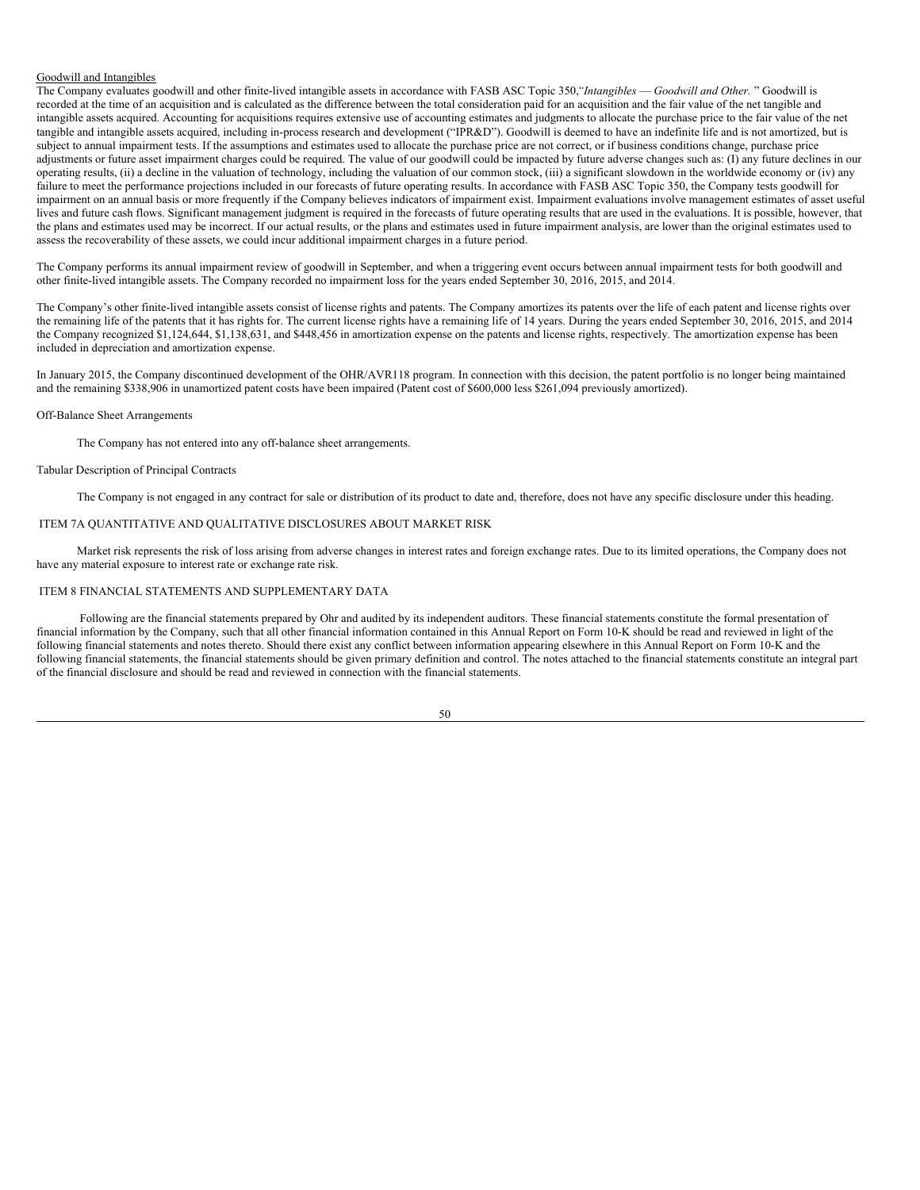Goodwill and Intangibles

The Company evaluates goodwill and other finite-lived intangible assets in accordance with FASB ASC Topic 350,*"Intangibles — Goodwill and Other.* " Goodwill is recorded at the time of an acquisition and is calculated as the difference between the total consideration paid for an acquisition and the fair value of the net tangible and intangible assets acquired. Accounting for acquisitions requires extensive use of accounting estimates and judgments to allocate the purchase price to the fair value of the net tangible and intangible assets acquired, including in-process research and development ("IPR&D"). Goodwill is deemed to have an indefinite life and is not amortized, but is subject to annual impairment tests. If the assumptions and estimates used to allocate the purchase price are not correct, or if business conditions change, purchase price adjustments or future asset impairment charges could be required. The value of our goodwill could be impacted by future adverse changes such as: (I) any future declines in our operating results, (ii) a decline in the valuation of technology, including the valuation of our common stock, (iii) a significant slowdown in the worldwide economy or (iv) any failure to meet the performance projections included in our forecasts of future operating results. In accordance with FASB ASC Topic 350, the Company tests goodwill for impairment on an annual basis or more frequently if the Company believes indicators of impairment exist. Impairment evaluations involve management estimates of asset useful lives and future cash flows. Significant management judgment is required in the forecasts of future operating results that are used in the evaluations. It is possible, however, that the plans and estimates used may be incorrect. If our actual results, or the plans and estimates used in future impairment analysis, are lower than the original estimates used to assess the recoverability of these assets, we could incur additional impairment charges in a future period.

The Company performs its annual impairment review of goodwill in September, and when a triggering event occurs between annual impairment tests for both goodwill and other finite-lived intangible assets. The Company recorded no impairment loss for the years ended September 30, 2016, 2015, and 2014.

The Company's other finite-lived intangible assets consist of license rights and patents. The Company amortizes its patents over the life of each patent and license rights over the remaining life of the patents that it has rights for. The current license rights have a remaining life of 14 years. During the years ended September 30, 2016, 2015, and 2014 the Company recognized $1,124,644, $1,138,631, and $448,456 in amortization expense on the patents and license rights, respectively. The amortization expense has been included in depreciation and amortization expense.

In January 2015, the Company discontinued development of the OHR/AVR118 program. In connection with this decision, the patent portfolio is no longer being maintained and the remaining $338,906 in unamortized patent costs have been impaired (Patent cost of $600,000 less $261,094 previously amortized).

Off-Balance Sheet Arrangements

The Company has not entered into any off-balance sheet arrangements.

Tabular Description of Principal Contracts

The Company is not engaged in any contract for sale or distribution of its product to date and, therefore, does not have any specific disclosure under this heading.

## ITEM 7A QUANTITATIVE AND QUALITATIVE DISCLOSURES ABOUT MARKET RISK

Market risk represents the risk of loss arising from adverse changes in interest rates and foreign exchange rates. Due to its limited operations, the Company does not have any material exposure to interest rate or exchange rate risk.

## ITEM 8 FINANCIAL STATEMENTS AND SUPPLEMENTARY DATA

Following are the financial statements prepared by Ohr and audited by its independent auditors. These financial statements constitute the formal presentation of financial information by the Company, such that all other financial information contained in this Annual Report on Form 10-K should be read and reviewed in light of the following financial statements and notes thereto. Should there exist any conflict between information appearing elsewhere in this Annual Report on Form 10-K and the following financial statements, the financial statements should be given primary definition and control. The notes attached to the financial statements constitute an integral part of the financial disclosure and should be read and reviewed in connection with the financial statements.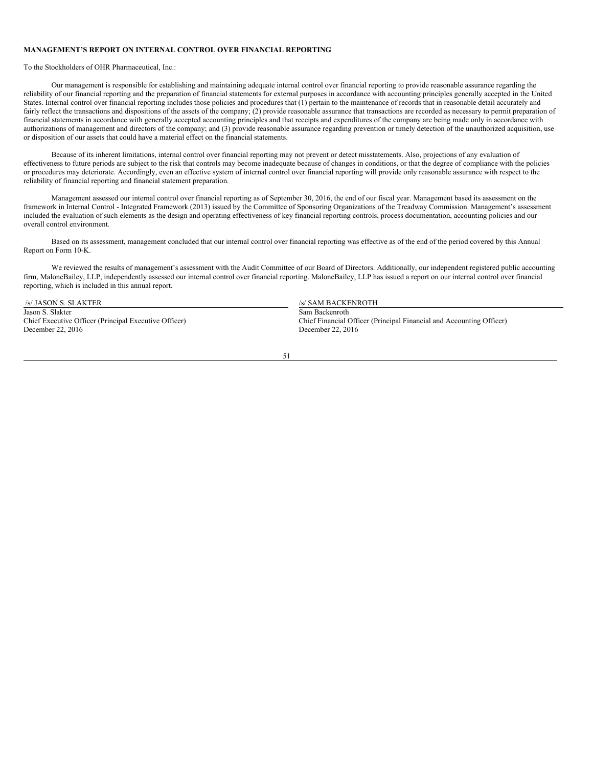**MANAGEMENT'S REPORT ON INTERNAL CONTROL OVER FINANCIAL REPORTING**

To the Stockholders of OHR Pharmaceutical, Inc.:

Our management is responsible for establishing and maintaining adequate internal control over financial reporting to provide reasonable assurance regarding the reliability of our financial reporting and the preparation of financial statements for external purposes in accordance with accounting principles generally accepted in the United States. Internal control over financial reporting includes those policies and procedures that (1) pertain to the maintenance of records that in reasonable detail accurately and fairly reflect the transactions and dispositions of the assets of the company; (2) provide reasonable assurance that transactions are recorded as necessary to permit preparation of financial statements in accordance with generally accepted accounting principles and that receipts and expenditures of the company are being made only in accordance with authorizations of management and directors of the company; and (3) provide reasonable assurance regarding prevention or timely detection of the unauthorized acquisition, use or disposition of our assets that could have a material effect on the financial statements.

Because of its inherent limitations, internal control over financial reporting may not prevent or detect misstatements. Also, projections of any evaluation of effectiveness to future periods are subject to the risk that controls may become inadequate because of changes in conditions, or that the degree of compliance with the policies or procedures may deteriorate. Accordingly, even an effective system of internal control over financial reporting will provide only reasonable assurance with respect to the reliability of financial reporting and financial statement preparation.

Management assessed our internal control over financial reporting as of September 30, 2016, the end of our fiscal year. Management based its assessment on the framework in Internal Control - Integrated Framework (2013) issued by the Committee of Sponsoring Organizations of the Treadway Commission. Management's assessment included the evaluation of such elements as the design and operating effectiveness of key financial reporting controls, process documentation, accounting policies and our overall control environment.

Based on its assessment, management concluded that our internal control over financial reporting was effective as of the end of the period covered by this Annual Report on Form 10-K.

We reviewed the results of management's assessment with the Audit Committee of our Board of Directors. Additionally, our independent registered public accounting firm, MaloneBailey, LLP, independently assessed our internal control over financial reporting. MaloneBailey, LLP has issued a report on our internal control over financial reporting, which is included in this annual report.

/s/ JASON S. SLAKTER
Jason S. Slakter
Chief Executive Officer (Principal Executive Officer)
December 22, 2016

/s/ SAM BACKENROTH
Sam Backenroth
Chief Financial Officer (Principal Financial and Accounting Officer)
December 22, 2016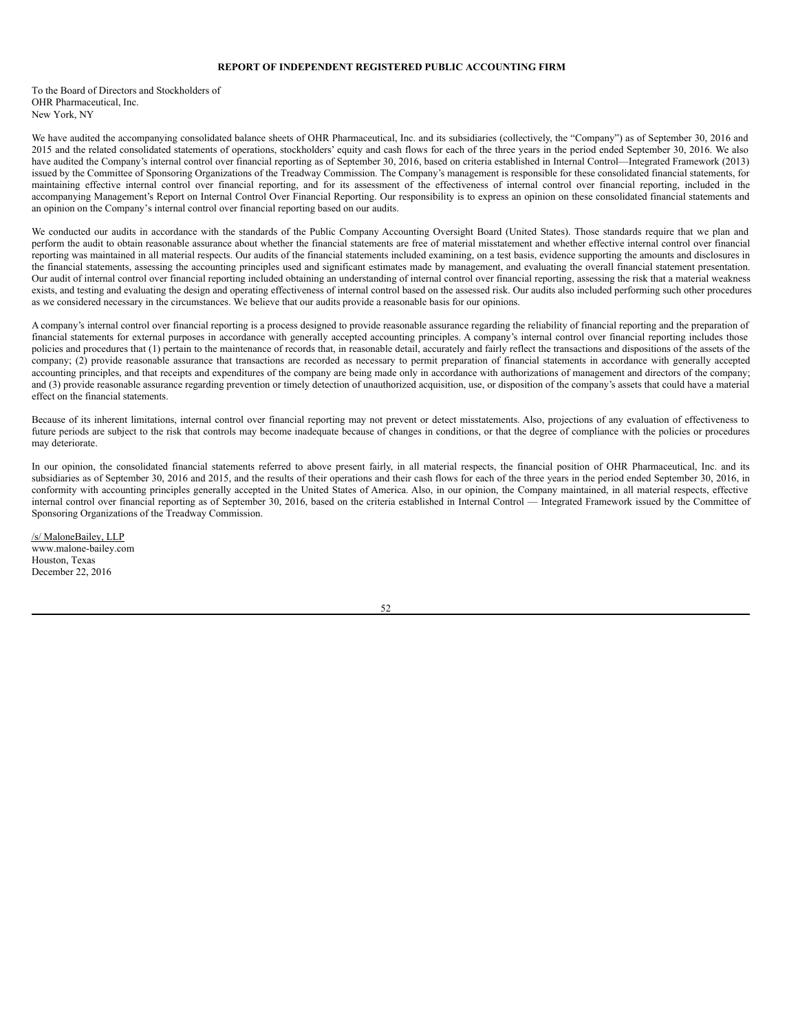**REPORT OF INDEPENDENT REGISTERED PUBLIC ACCOUNTING FIRM**

To the Board of Directors and Stockholders of
OHR Pharmaceutical, Inc.
New York, NY

We have audited the accompanying consolidated balance sheets of OHR Pharmaceutical, Inc. and its subsidiaries (collectively, the "Company") as of September 30, 2016 and 2015 and the related consolidated statements of operations, stockholders' equity and cash flows for each of the three years in the period ended September 30, 2016. We also have audited the Company's internal control over financial reporting as of September 30, 2016, based on criteria established in Internal Control—Integrated Framework (2013) issued by the Committee of Sponsoring Organizations of the Treadway Commission. The Company's management is responsible for these consolidated financial statements, for maintaining effective internal control over financial reporting, and for its assessment of the effectiveness of internal control over financial reporting, included in the accompanying Management's Report on Internal Control Over Financial Reporting. Our responsibility is to express an opinion on these consolidated financial statements and an opinion on the Company's internal control over financial reporting based on our audits.

We conducted our audits in accordance with the standards of the Public Company Accounting Oversight Board (United States). Those standards require that we plan and perform the audit to obtain reasonable assurance about whether the financial statements are free of material misstatement and whether effective internal control over financial reporting was maintained in all material respects. Our audits of the financial statements included examining, on a test basis, evidence supporting the amounts and disclosures in the financial statements, assessing the accounting principles used and significant estimates made by management, and evaluating the overall financial statement presentation. Our audit of internal control over financial reporting included obtaining an understanding of internal control over financial reporting, assessing the risk that a material weakness exists, and testing and evaluating the design and operating effectiveness of internal control based on the assessed risk. Our audits also included performing such other procedures as we considered necessary in the circumstances. We believe that our audits provide a reasonable basis for our opinions.

A company's internal control over financial reporting is a process designed to provide reasonable assurance regarding the reliability of financial reporting and the preparation of financial statements for external purposes in accordance with generally accepted accounting principles. A company's internal control over financial reporting includes those policies and procedures that (1) pertain to the maintenance of records that, in reasonable detail, accurately and fairly reflect the transactions and dispositions of the assets of the company; (2) provide reasonable assurance that transactions are recorded as necessary to permit preparation of financial statements in accordance with generally accepted accounting principles, and that receipts and expenditures of the company are being made only in accordance with authorizations of management and directors of the company; and (3) provide reasonable assurance regarding prevention or timely detection of unauthorized acquisition, use, or disposition of the company's assets that could have a material effect on the financial statements.

Because of its inherent limitations, internal control over financial reporting may not prevent or detect misstatements. Also, projections of any evaluation of effectiveness to future periods are subject to the risk that controls may become inadequate because of changes in conditions, or that the degree of compliance with the policies or procedures may deteriorate.

In our opinion, the consolidated financial statements referred to above present fairly, in all material respects, the financial position of OHR Pharmaceutical, Inc. and its subsidiaries as of September 30, 2016 and 2015, and the results of their operations and their cash flows for each of the three years in the period ended September 30, 2016, in conformity with accounting principles generally accepted in the United States of America. Also, in our opinion, the Company maintained, in all material respects, effective internal control over financial reporting as of September 30, 2016, based on the criteria established in Internal Control — Integrated Framework issued by the Committee of Sponsoring Organizations of the Treadway Commission.

/s/ MaloneBailey, LLP
www.malone-bailey.com
Houston, Texas
December 22, 2016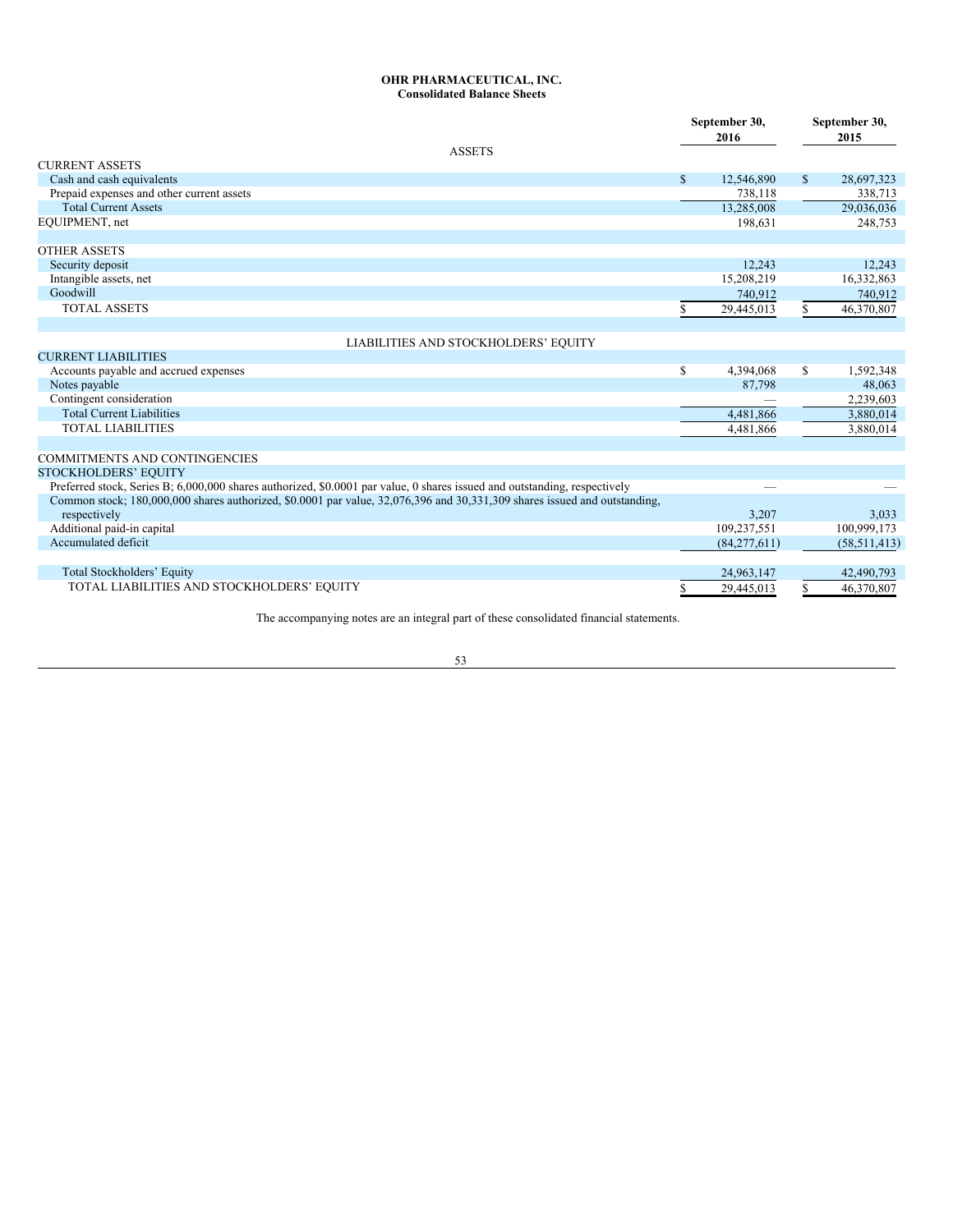**OHR PHARMACEUTICAL, INC.**
**Consolidated Balance Sheets**

| | September 30, 2016 | September 30, 2015 |
|---|---|---|
| **ASSETS** | | |
| CURRENT ASSETS | | |
| Cash and cash equivalents | $ 12,546,890 | $ 28,697,323 |
| Prepaid expenses and other current assets | 738,118 | 338,713 |
| Total Current Assets | 13,285,008 | 29,036,036 |
| EQUIPMENT, net | 198,631 | 248,753 |
| | | |
| OTHER ASSETS | | |
| Security deposit | 12,243 | 12,243 |
| Intangible assets, net | 15,208,219 | 16,332,863 |
| Goodwill | 740,912 | 740,912 |
| TOTAL ASSETS | $ 29,445,013 | $ 46,370,807 |
| | | |
| **LIABILITIES AND STOCKHOLDERS' EQUITY** | | |
| CURRENT LIABILITIES | | |
| Accounts payable and accrued expenses | $ 4,394,068 | $ 1,592,348 |
| Notes payable | 87,798 | 48,063 |
| Contingent consideration | — | 2,239,603 |
| Total Current Liabilities | 4,481,866 | 3,880,014 |
| TOTAL LIABILITIES | 4,481,866 | 3,880,014 |
| | | |
| COMMITMENTS AND CONTINGENCIES | | |
| STOCKHOLDERS' EQUITY | | |
| Preferred stock, Series B; 6,000,000 shares authorized, $0.0001 par value, 0 shares issued and outstanding, respectively | — | — |
| Common stock; 180,000,000 shares authorized, $0.0001 par value, 32,076,396 and 30,331,309 shares issued and outstanding, respectively | 3,207 | 3,033 |
| Additional paid-in capital | 109,237,551 | 100,999,173 |
| Accumulated deficit | (84,277,611) | (58,511,413) |
| | | |
| Total Stockholders' Equity | 24,963,147 | 42,490,793 |
| TOTAL LIABILITIES AND STOCKHOLDERS' EQUITY | $ 29,445,013 | $ 46,370,807 |

The accompanying notes are an integral part of these consolidated financial statements.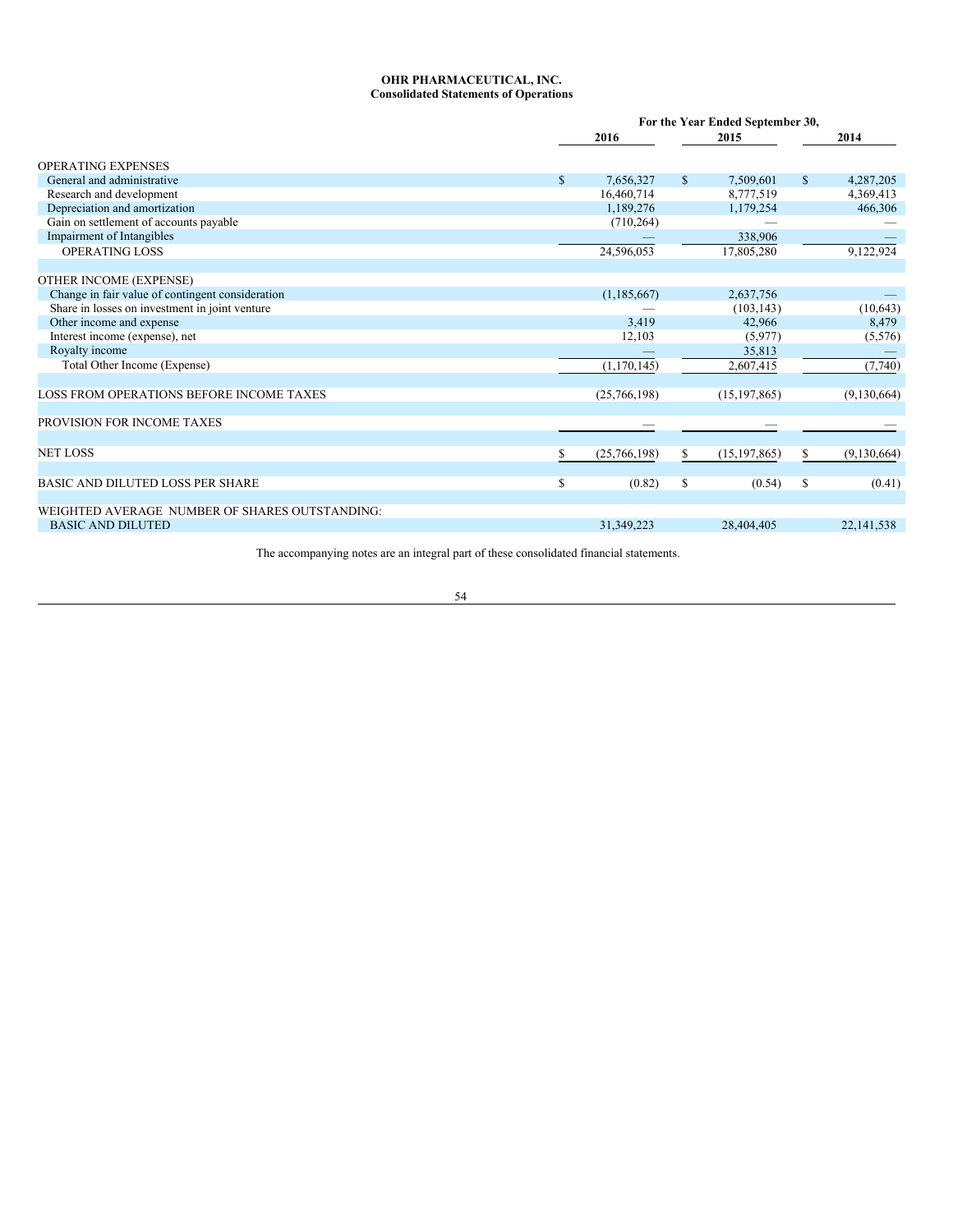**OHR PHARMACEUTICAL, INC.**
**Consolidated Statements of Operations**

| | For the Year Ended September 30, | | |
|---|---|---|---|
| | 2016 | 2015 | 2014 |
| OPERATING EXPENSES | | | |
| General and administrative | $ 7,656,327 | $ 7,509,601 | $ 4,287,205 |
| Research and development | 16,460,714 | 8,777,519 | 4,369,413 |
| Depreciation and amortization | 1,189,276 | 1,179,254 | 466,306 |
| Gain on settlement of accounts payable | (710,264) | — | — |
| Impairment of Intangibles | — | 338,906 | — |
| OPERATING LOSS | 24,596,053 | 17,805,280 | 9,122,924 |
| | | | |
| OTHER INCOME (EXPENSE) | | | |
| Change in fair value of contingent consideration | (1,185,667) | 2,637,756 | — |
| Share in losses on investment in joint venture | — | (103,143) | (10,643) |
| Other income and expense | 3,419 | 42,966 | 8,479 |
| Interest income (expense), net | 12,103 | (5,977) | (5,576) |
| Royalty income | — | 35,813 | — |
| Total Other Income (Expense) | (1,170,145) | 2,607,415 | (7,740) |
| | | | |
| LOSS FROM OPERATIONS BEFORE INCOME TAXES | (25,766,198) | (15,197,865) | (9,130,664) |
| | | | |
| PROVISION FOR INCOME TAXES | — | — | — |
| | | | |
| NET LOSS | $ (25,766,198) | $ (15,197,865) | $ (9,130,664) |
| | | | |
| BASIC AND DILUTED LOSS PER SHARE | $ (0.82) | $ (0.54) | $ (0.41) |
| | | | |
| WEIGHTED AVERAGE NUMBER OF SHARES OUTSTANDING: | | | |
| BASIC AND DILUTED | 31,349,223 | 28,404,405 | 22,141,538 |

The accompanying notes are an integral part of these consolidated financial statements.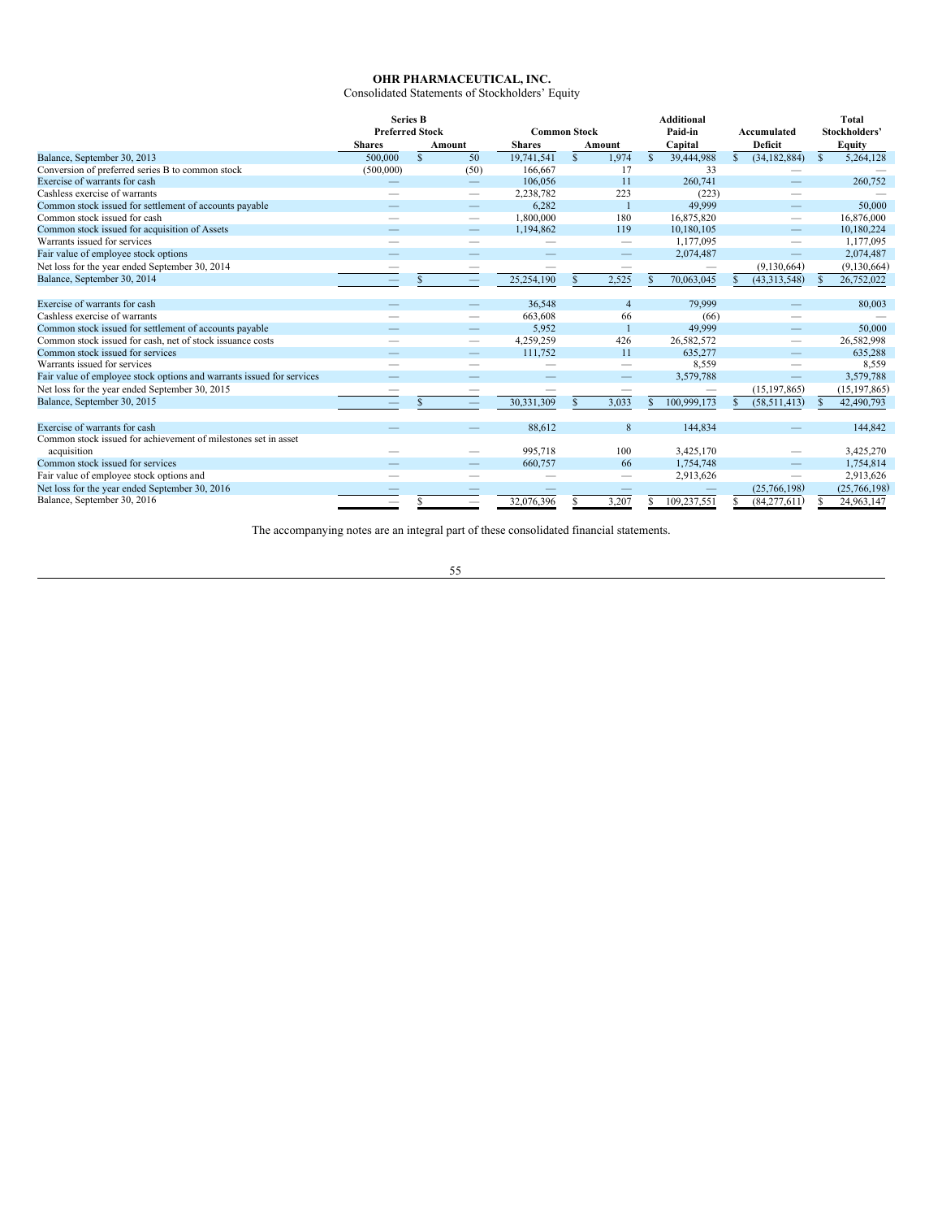**OHR PHARMACEUTICAL, INC.**

Consolidated Statements of Stockholders' Equity

| | Series B Preferred Stock | | Common Stock | | Additional Paid-in | Accumulated | Total Stockholders' |
|---|---|---|---|---|---|---|---|
| | Shares | Amount | Shares | Amount | Capital | Deficit | Equity |
| Balance, September 30, 2013 | 500,000 | $ 50 | 19,741,541 | $ 1,974 | $ 39,444,988 | $ (34,182,884) | $ 5,264,128 |
| Conversion of preferred series B to common stock | (500,000) | (50) | 166,667 | 17 | 33 | — | — |
| Exercise of warrants for cash | — | — | 106,056 | 11 | 260,741 | — | 260,752 |
| Cashless exercise of warrants | — | — | 2,238,782 | 223 | (223) | — | — |
| Common stock issued for settlement of accounts payable | — | — | 6,282 | 1 | 49,999 | — | 50,000 |
| Common stock issued for cash | — | — | 1,800,000 | 180 | 16,875,820 | — | 16,876,000 |
| Common stock issued for acquisition of Assets | — | — | 1,194,862 | 119 | 10,180,105 | — | 10,180,224 |
| Warrants issued for services | — | — | — | — | 1,177,095 | — | 1,177,095 |
| Fair value of employee stock options | — | — | — | — | 2,074,487 | — | 2,074,487 |
| Net loss for the year ended September 30, 2014 | — | — | — | — | — | (9,130,664) | (9,130,664) |
| Balance, September 30, 2014 | — | $ — | 25,254,190 | $ 2,525 | $ 70,063,045 | $ (43,313,548) | $ 26,752,022 |
| | | | | | | | |
| Exercise of warrants for cash | — | — | 36,548 | 4 | 79,999 | — | 80,003 |
| Cashless exercise of warrants | — | — | 663,608 | 66 | (66) | — | — |
| Common stock issued for settlement of accounts payable | — | — | 5,952 | 1 | 49,999 | — | 50,000 |
| Common stock issued for cash, net of stock issuance costs | — | — | 4,259,259 | 426 | 26,582,572 | — | 26,582,998 |
| Common stock issued for services | — | — | 111,752 | 11 | 635,277 | — | 635,288 |
| Warrants issued for services | — | — | — | — | 8,559 | — | 8,559 |
| Fair value of employee stock options and warrants issued for services | — | — | — | — | 3,579,788 | — | 3,579,788 |
| Net loss for the year ended September 30, 2015 | — | — | — | — | — | (15,197,865) | (15,197,865) |
| Balance, September 30, 2015 | — | $ — | 30,331,309 | $ 3,033 | $ 100,999,173 | $ (58,511,413) | $ 42,490,793 |
| | | | | | | | |
| Exercise of warrants for cash | — | — | 88,612 | 8 | 144,834 | — | 144,842 |
| Common stock issued for achievement of milestones set in asset acquisition | — | — | 995,718 | 100 | 3,425,170 | — | 3,425,270 |
| Common stock issued for services | — | — | 660,757 | 66 | 1,754,748 | — | 1,754,814 |
| Fair value of employee stock options and | — | — | — | — | 2,913,626 | — | 2,913,626 |
| Net loss for the year ended September 30, 2016 | — | — | — | — | — | (25,766,198) | (25,766,198) |
| Balance, September 30, 2016 | — | $ — | 32,076,396 | $ 3,207 | $ 109,237,551 | $ (84,277,611) | $ 24,963,147 |

The accompanying notes are an integral part of these consolidated financial statements.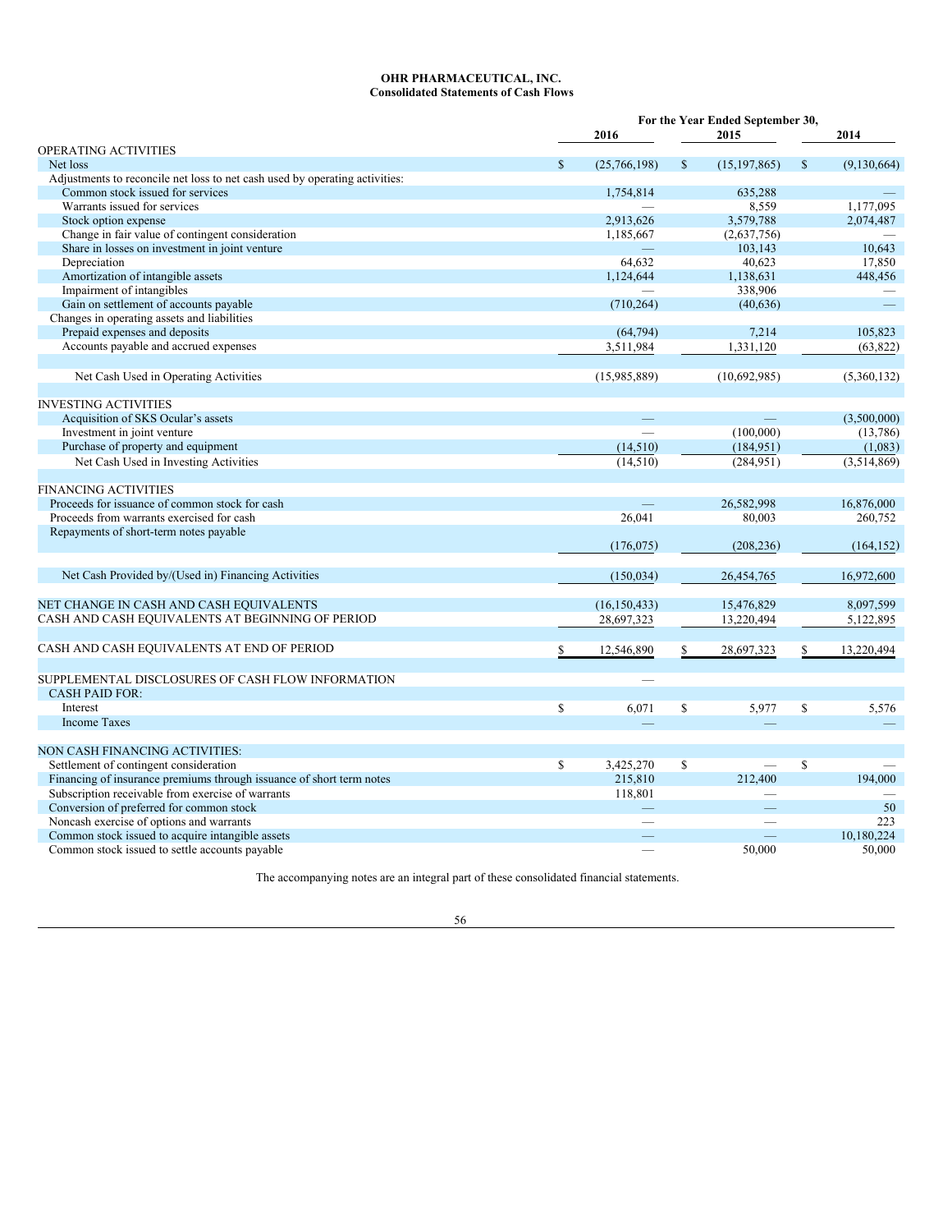**OHR PHARMACEUTICAL, INC.**
**Consolidated Statements of Cash Flows**

| | For the Year Ended September 30, | | |
|---|---|---|---|
| | 2016 | 2015 | 2014 |
| OPERATING ACTIVITIES | | | |
| Net loss | $ (25,766,198) | $ (15,197,865) | $ (9,130,664) |
| Adjustments to reconcile net loss to net cash used by operating activities: | | | |
| Common stock issued for services | 1,754,814 | 635,288 | — |
| Warrants issued for services | — | 8,559 | 1,177,095 |
| Stock option expense | 2,913,626 | 3,579,788 | 2,074,487 |
| Change in fair value of contingent consideration | 1,185,667 | (2,637,756) | — |
| Share in losses on investment in joint venture | — | 103,143 | 10,643 |
| Depreciation | 64,632 | 40,623 | 17,850 |
| Amortization of intangible assets | 1,124,644 | 1,138,631 | 448,456 |
| Impairment of intangibles | — | 338,906 | — |
| Gain on settlement of accounts payable | (710,264) | (40,636) | — |
| Changes in operating assets and liabilities | | | |
| Prepaid expenses and deposits | (64,794) | 7,214 | 105,823 |
| Accounts payable and accrued expenses | 3,511,984 | 1,331,120 | (63,822) |
| Net Cash Used in Operating Activities | (15,985,889) | (10,692,985) | (5,360,132) |
| INVESTING ACTIVITIES | | | |
| Acquisition of SKS Ocular's assets | — | — | (3,500,000) |
| Investment in joint venture | — | (100,000) | (13,786) |
| Purchase of property and equipment | (14,510) | (184,951) | (1,083) |
| Net Cash Used in Investing Activities | (14,510) | (284,951) | (3,514,869) |
| FINANCING ACTIVITIES | | | |
| Proceeds for issuance of common stock for cash | — | 26,582,998 | 16,876,000 |
| Proceeds from warrants exercised for cash | 26,041 | 80,003 | 260,752 |
| Repayments of short-term notes payable | (176,075) | (208,236) | (164,152) |
| Net Cash Provided by/(Used in) Financing Activities | (150,034) | 26,454,765 | 16,972,600 |
| NET CHANGE IN CASH AND CASH EQUIVALENTS | (16,150,433) | 15,476,829 | 8,097,599 |
| CASH AND CASH EQUIVALENTS AT BEGINNING OF PERIOD | 28,697,323 | 13,220,494 | 5,122,895 |
| CASH AND CASH EQUIVALENTS AT END OF PERIOD | $ 12,546,890 | $ 28,697,323 | $ 13,220,494 |
| SUPPLEMENTAL DISCLOSURES OF CASH FLOW INFORMATION | — | | |
| CASH PAID FOR: | | | |
| Interest | $ 6,071 | $ 5,977 | $ 5,576 |
| Income Taxes | — | — | — |
| NON CASH FINANCING ACTIVITIES: | | | |
| Settlement of contingent consideration | $ 3,425,270 | $ — | $ — |
| Financing of insurance premiums through issuance of short term notes | 215,810 | 212,400 | 194,000 |
| Subscription receivable from exercise of warrants | 118,801 | — | — |
| Conversion of preferred for common stock | — | — | 50 |
| Noncash exercise of options and warrants | — | — | 223 |
| Common stock issued to acquire intangible assets | — | — | 10,180,224 |
| Common stock issued to settle accounts payable | — | 50,000 | 50,000 |

The accompanying notes are an integral part of these consolidated financial statements.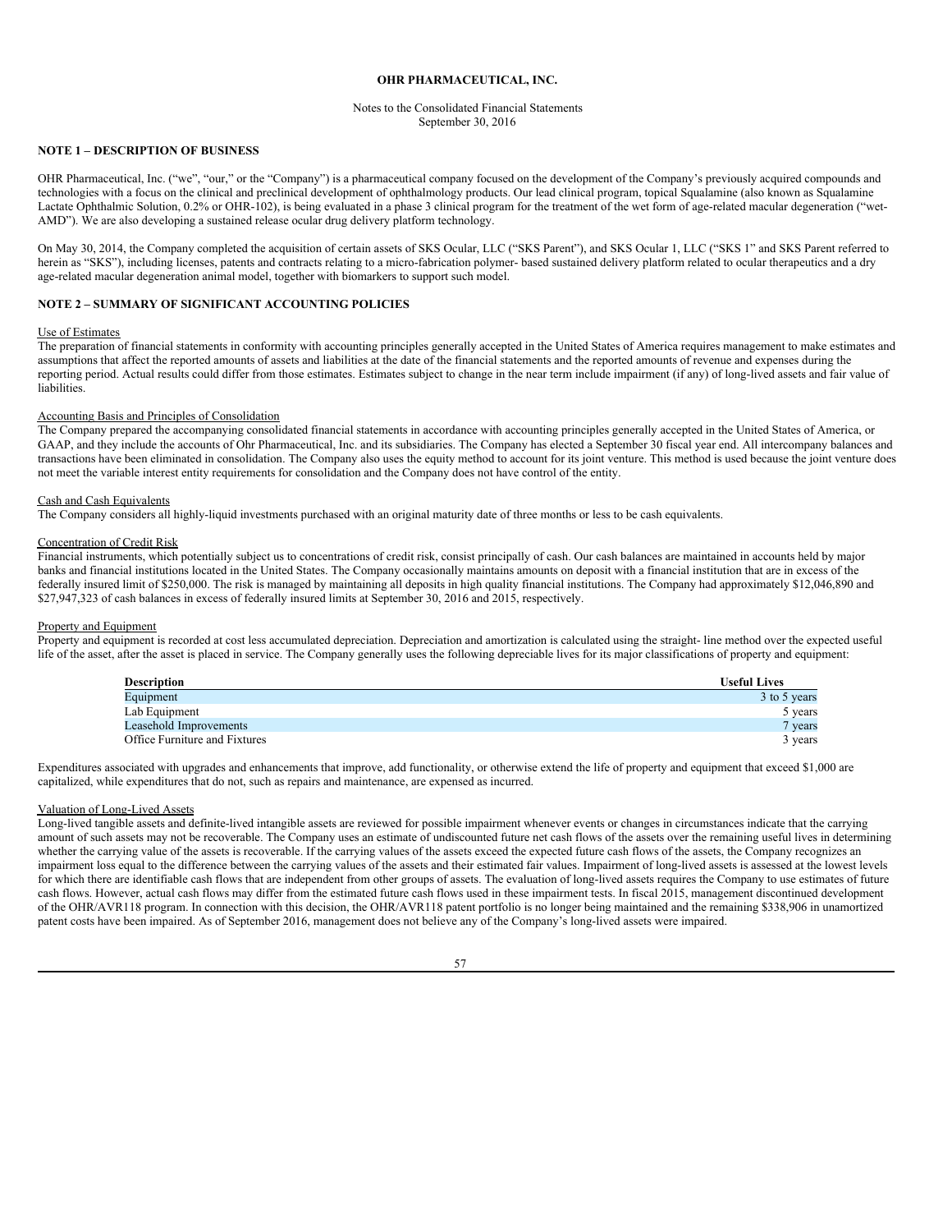**OHR PHARMACEUTICAL, INC.**

Notes to the Consolidated Financial Statements
September 30, 2016

**NOTE 1 – DESCRIPTION OF BUSINESS**

OHR Pharmaceutical, Inc. ("we", "our," or the "Company") is a pharmaceutical company focused on the development of the Company's previously acquired compounds and technologies with a focus on the clinical and preclinical development of ophthalmology products. Our lead clinical program, topical Squalamine (also known as Squalamine Lactate Ophthalmic Solution, 0.2% or OHR-102), is being evaluated in a phase 3 clinical program for the treatment of the wet form of age-related macular degeneration ("wet-AMD"). We are also developing a sustained release ocular drug delivery platform technology.

On May 30, 2014, the Company completed the acquisition of certain assets of SKS Ocular, LLC ("SKS Parent"), and SKS Ocular 1, LLC ("SKS 1" and SKS Parent referred to herein as "SKS"), including licenses, patents and contracts relating to a micro-fabrication polymer- based sustained delivery platform related to ocular therapeutics and a dry age-related macular degeneration animal model, together with biomarkers to support such model.

**NOTE 2 – SUMMARY OF SIGNIFICANT ACCOUNTING POLICIES**

Use of Estimates

The preparation of financial statements in conformity with accounting principles generally accepted in the United States of America requires management to make estimates and assumptions that affect the reported amounts of assets and liabilities at the date of the financial statements and the reported amounts of revenue and expenses during the reporting period. Actual results could differ from those estimates. Estimates subject to change in the near term include impairment (if any) of long-lived assets and fair value of liabilities.

Accounting Basis and Principles of Consolidation

The Company prepared the accompanying consolidated financial statements in accordance with accounting principles generally accepted in the United States of America, or GAAP, and they include the accounts of Ohr Pharmaceutical, Inc. and its subsidiaries. The Company has elected a September 30 fiscal year end. All intercompany balances and transactions have been eliminated in consolidation. The Company also uses the equity method to account for its joint venture. This method is used because the joint venture does not meet the variable interest entity requirements for consolidation and the Company does not have control of the entity.

Cash and Cash Equivalents

The Company considers all highly-liquid investments purchased with an original maturity date of three months or less to be cash equivalents.

Concentration of Credit Risk

Financial instruments, which potentially subject us to concentrations of credit risk, consist principally of cash. Our cash balances are maintained in accounts held by major banks and financial institutions located in the United States. The Company occasionally maintains amounts on deposit with a financial institution that are in excess of the federally insured limit of $250,000. The risk is managed by maintaining all deposits in high quality financial institutions. The Company had approximately $12,046,890 and $27,947,323 of cash balances in excess of federally insured limits at September 30, 2016 and 2015, respectively.

Property and Equipment

Property and equipment is recorded at cost less accumulated depreciation. Depreciation and amortization is calculated using the straight- line method over the expected useful life of the asset, after the asset is placed in service. The Company generally uses the following depreciable lives for its major classifications of property and equipment:

| Description | Useful Lives |
|---|---|
| Equipment | 3 to 5 years |
| Lab Equipment | 5 years |
| Leasehold Improvements | 7 years |
| Office Furniture and Fixtures | 3 years |

Expenditures associated with upgrades and enhancements that improve, add functionality, or otherwise extend the life of property and equipment that exceed $1,000 are capitalized, while expenditures that do not, such as repairs and maintenance, are expensed as incurred.

Valuation of Long-Lived Assets

Long-lived tangible assets and definite-lived intangible assets are reviewed for possible impairment whenever events or changes in circumstances indicate that the carrying amount of such assets may not be recoverable. The Company uses an estimate of undiscounted future net cash flows of the assets over the remaining useful lives in determining whether the carrying value of the assets is recoverable. If the carrying values of the assets exceed the expected future cash flows of the assets, the Company recognizes an impairment loss equal to the difference between the carrying values of the assets and their estimated fair values. Impairment of long-lived assets is assessed at the lowest levels for which there are identifiable cash flows that are independent from other groups of assets. The evaluation of long-lived assets requires the Company to use estimates of future cash flows. However, actual cash flows may differ from the estimated future cash flows used in these impairment tests. In fiscal 2015, management discontinued development of the OHR/AVR118 program. In connection with this decision, the OHR/AVR118 patent portfolio is no longer being maintained and the remaining $338,906 in unamortized patent costs have been impaired. As of September 2016, management does not believe any of the Company's long-lived assets were impaired.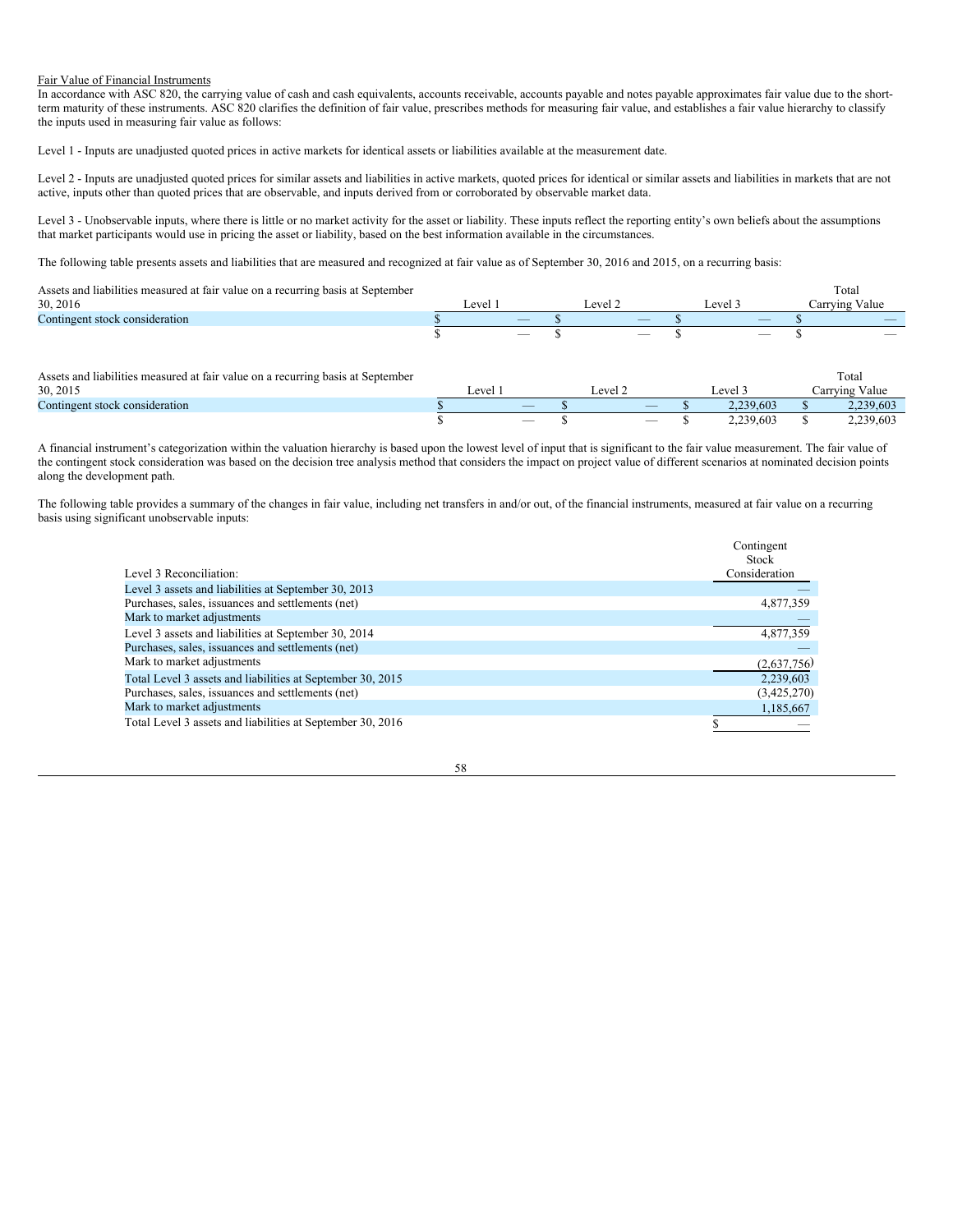Fair Value of Financial Instruments

In accordance with ASC 820, the carrying value of cash and cash equivalents, accounts receivable, accounts payable and notes payable approximates fair value due to the short-term maturity of these instruments. ASC 820 clarifies the definition of fair value, prescribes methods for measuring fair value, and establishes a fair value hierarchy to classify the inputs used in measuring fair value as follows:

Level 1 - Inputs are unadjusted quoted prices in active markets for identical assets or liabilities available at the measurement date.

Level 2 - Inputs are unadjusted quoted prices for similar assets and liabilities in active markets, quoted prices for identical or similar assets and liabilities in markets that are not active, inputs other than quoted prices that are observable, and inputs derived from or corroborated by observable market data.

Level 3 - Unobservable inputs, where there is little or no market activity for the asset or liability. These inputs reflect the reporting entity's own beliefs about the assumptions that market participants would use in pricing the asset or liability, based on the best information available in the circumstances.

The following table presents assets and liabilities that are measured and recognized at fair value as of September 30, 2016 and 2015, on a recurring basis:

| Assets and liabilities measured at fair value on a recurring basis at September 30, 2016 | Level 1 | Level 2 | Level 3 | Total Carrying Value |
|---|---|---|---|---|
| Contingent stock consideration | $ — | $ — | $ — | $ — |
| | $ — | $ — | $ — | $ — |

| Assets and liabilities measured at fair value on a recurring basis at September 30, 2015 | Level 1 | Level 2 | Level 3 | Total Carrying Value |
|---|---|---|---|---|
| Contingent stock consideration | $ — | $ — | $ 2,239,603 | $ 2,239,603 |
| | $ — | $ — | $ 2,239,603 | $ 2,239,603 |

A financial instrument's categorization within the valuation hierarchy is based upon the lowest level of input that is significant to the fair value measurement. The fair value of the contingent stock consideration was based on the decision tree analysis method that considers the impact on project value of different scenarios at nominated decision points along the development path.

The following table provides a summary of the changes in fair value, including net transfers in and/or out, of the financial instruments, measured at fair value on a recurring basis using significant unobservable inputs:

| Level 3 Reconciliation: | Contingent Stock Consideration |
|---|---|
| Level 3 assets and liabilities at September 30, 2013 | — |
| Purchases, sales, issuances and settlements (net) | 4,877,359 |
| Mark to market adjustments | — |
| Level 3 assets and liabilities at September 30, 2014 | 4,877,359 |
| Purchases, sales, issuances and settlements (net) | — |
| Mark to market adjustments | (2,637,756) |
| Total Level 3 assets and liabilities at September 30, 2015 | 2,239,603 |
| Purchases, sales, issuances and settlements (net) | (3,425,270) |
| Mark to market adjustments | 1,185,667 |
| Total Level 3 assets and liabilities at September 30, 2016 | $ — |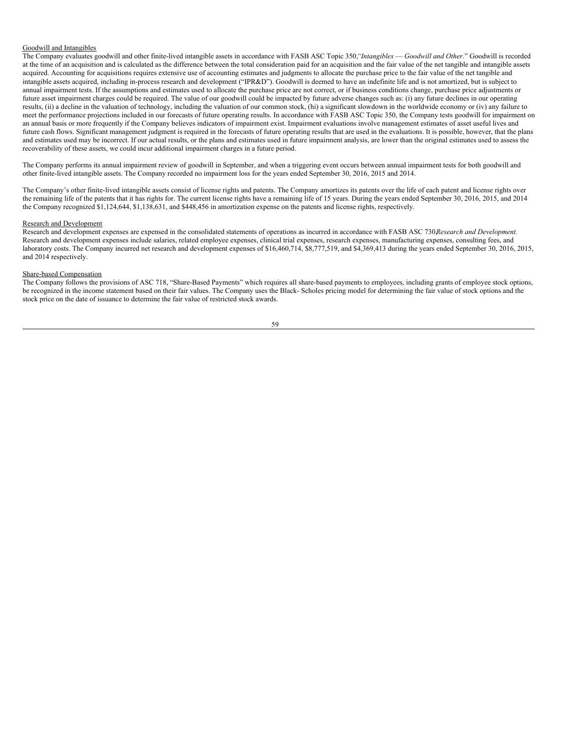Goodwill and Intangibles

The Company evaluates goodwill and other finite-lived intangible assets in accordance with FASB ASC Topic 350,*"Intangibles — Goodwill and Other.*" Goodwill is recorded at the time of an acquisition and is calculated as the difference between the total consideration paid for an acquisition and the fair value of the net tangible and intangible assets acquired. Accounting for acquisitions requires extensive use of accounting estimates and judgments to allocate the purchase price to the fair value of the net tangible and intangible assets acquired, including in-process research and development ("IPR&D"). Goodwill is deemed to have an indefinite life and is not amortized, but is subject to annual impairment tests. If the assumptions and estimates used to allocate the purchase price are not correct, or if business conditions change, purchase price adjustments or future asset impairment charges could be required. The value of our goodwill could be impacted by future adverse changes such as: (i) any future declines in our operating results, (ii) a decline in the valuation of technology, including the valuation of our common stock, (hi) a significant slowdown in the worldwide economy or (iv) any failure to meet the performance projections included in our forecasts of future operating results. In accordance with FASB ASC Topic 350, the Company tests goodwill for impairment on an annual basis or more frequently if the Company believes indicators of impairment exist. Impairment evaluations involve management estimates of asset useful lives and future cash flows. Significant management judgment is required in the forecasts of future operating results that are used in the evaluations. It is possible, however, that the plans and estimates used may be incorrect. If our actual results, or the plans and estimates used in future impairment analysis, are lower than the original estimates used to assess the recoverability of these assets, we could incur additional impairment charges in a future period.

The Company performs its annual impairment review of goodwill in September, and when a triggering event occurs between annual impairment tests for both goodwill and other finite-lived intangible assets. The Company recorded no impairment loss for the years ended September 30, 2016, 2015 and 2014.

The Company's other finite-lived intangible assets consist of license rights and patents. The Company amortizes its patents over the life of each patent and license rights over the remaining life of the patents that it has rights for. The current license rights have a remaining life of 15 years. During the years ended September 30, 2016, 2015, and 2014 the Company recognized $1,124,644, $1,138,631, and $448,456 in amortization expense on the patents and license rights, respectively.

Research and Development

Research and development expenses are expensed in the consolidated statements of operations as incurred in accordance with FASB ASC 730,*Research and Development.* Research and development expenses include salaries, related employee expenses, clinical trial expenses, research expenses, manufacturing expenses, consulting fees, and laboratory costs. The Company incurred net research and development expenses of $16,460,714, $8,777,519, and $4,369,413 during the years ended September 30, 2016, 2015, and 2014 respectively.

Share-based Compensation

The Company follows the provisions of ASC 718, "Share-Based Payments" which requires all share-based payments to employees, including grants of employee stock options, be recognized in the income statement based on their fair values. The Company uses the Black- Scholes pricing model for determining the fair value of stock options and the stock price on the date of issuance to determine the fair value of restricted stock awards.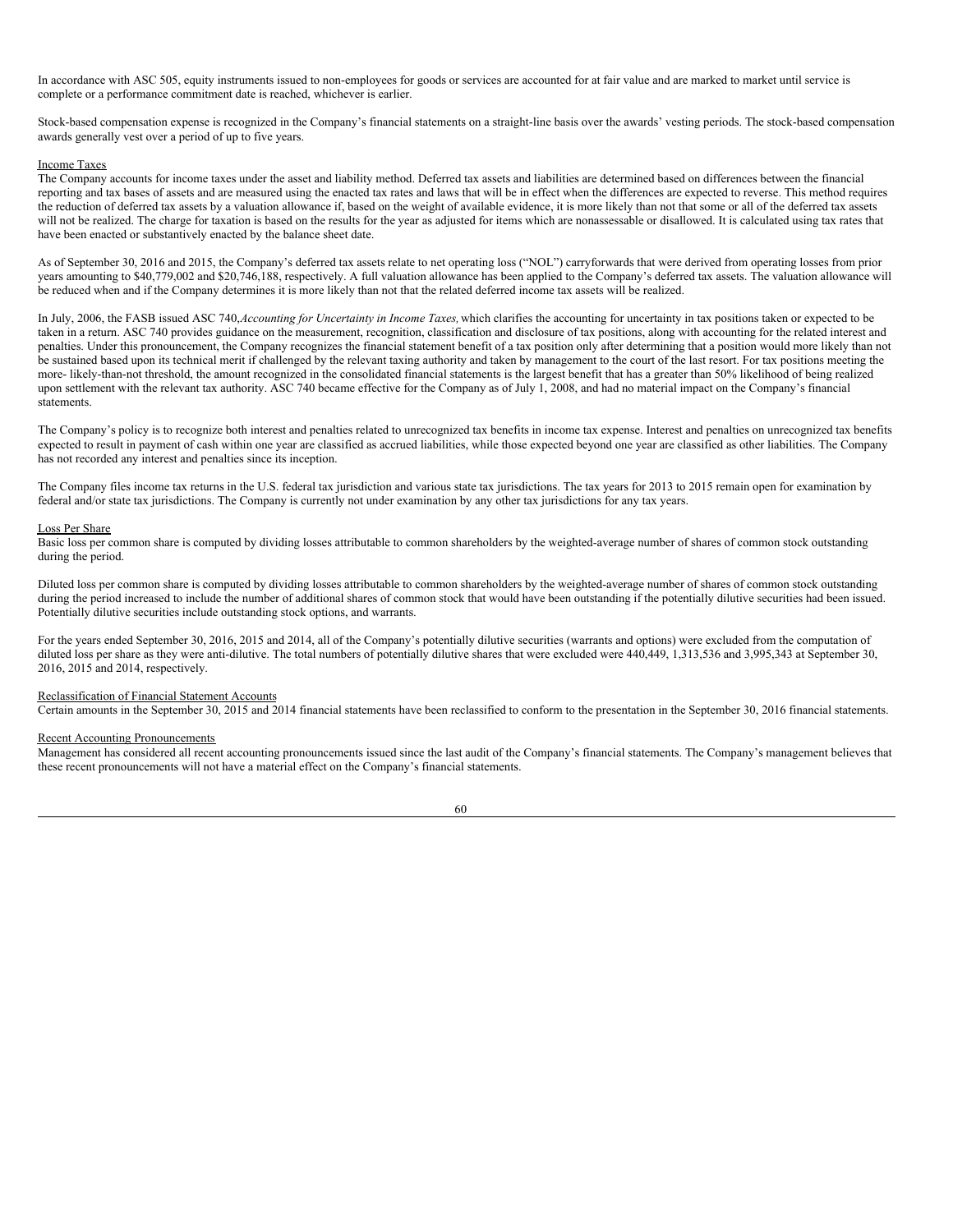In accordance with ASC 505, equity instruments issued to non-employees for goods or services are accounted for at fair value and are marked to market until service is complete or a performance commitment date is reached, whichever is earlier.

Stock-based compensation expense is recognized in the Company's financial statements on a straight-line basis over the awards' vesting periods. The stock-based compensation awards generally vest over a period of up to five years.

Income Taxes

The Company accounts for income taxes under the asset and liability method. Deferred tax assets and liabilities are determined based on differences between the financial reporting and tax bases of assets and are measured using the enacted tax rates and laws that will be in effect when the differences are expected to reverse. This method requires the reduction of deferred tax assets by a valuation allowance if, based on the weight of available evidence, it is more likely than not that some or all of the deferred tax assets will not be realized. The charge for taxation is based on the results for the year as adjusted for items which are nonassessable or disallowed. It is calculated using tax rates that have been enacted or substantively enacted by the balance sheet date.

As of September 30, 2016 and 2015, the Company's deferred tax assets relate to net operating loss ("NOL") carryforwards that were derived from operating losses from prior years amounting to $40,779,002 and $20,746,188, respectively. A full valuation allowance has been applied to the Company's deferred tax assets. The valuation allowance will be reduced when and if the Company determines it is more likely than not that the related deferred income tax assets will be realized.

In July, 2006, the FASB issued ASC 740,*Accounting for Uncertainty in Income Taxes,* which clarifies the accounting for uncertainty in tax positions taken or expected to be taken in a return. ASC 740 provides guidance on the measurement, recognition, classification and disclosure of tax positions, along with accounting for the related interest and penalties. Under this pronouncement, the Company recognizes the financial statement benefit of a tax position only after determining that a position would more likely than not be sustained based upon its technical merit if challenged by the relevant taxing authority and taken by management to the court of the last resort. For tax positions meeting the more- likely-than-not threshold, the amount recognized in the consolidated financial statements is the largest benefit that has a greater than 50% likelihood of being realized upon settlement with the relevant tax authority. ASC 740 became effective for the Company as of July 1, 2008, and had no material impact on the Company's financial statements.

The Company's policy is to recognize both interest and penalties related to unrecognized tax benefits in income tax expense. Interest and penalties on unrecognized tax benefits expected to result in payment of cash within one year are classified as accrued liabilities, while those expected beyond one year are classified as other liabilities. The Company has not recorded any interest and penalties since its inception.

The Company files income tax returns in the U.S. federal tax jurisdiction and various state tax jurisdictions. The tax years for 2013 to 2015 remain open for examination by federal and/or state tax jurisdictions. The Company is currently not under examination by any other tax jurisdictions for any tax years.

Loss Per Share

Basic loss per common share is computed by dividing losses attributable to common shareholders by the weighted-average number of shares of common stock outstanding during the period.

Diluted loss per common share is computed by dividing losses attributable to common shareholders by the weighted-average number of shares of common stock outstanding during the period increased to include the number of additional shares of common stock that would have been outstanding if the potentially dilutive securities had been issued. Potentially dilutive securities include outstanding stock options, and warrants.

For the years ended September 30, 2016, 2015 and 2014, all of the Company's potentially dilutive securities (warrants and options) were excluded from the computation of diluted loss per share as they were anti-dilutive. The total numbers of potentially dilutive shares that were excluded were 440,449, 1,313,536 and 3,995,343 at September 30, 2016, 2015 and 2014, respectively.

Reclassification of Financial Statement Accounts

Certain amounts in the September 30, 2015 and 2014 financial statements have been reclassified to conform to the presentation in the September 30, 2016 financial statements.

Recent Accounting Pronouncements

Management has considered all recent accounting pronouncements issued since the last audit of the Company's financial statements. The Company's management believes that these recent pronouncements will not have a material effect on the Company's financial statements.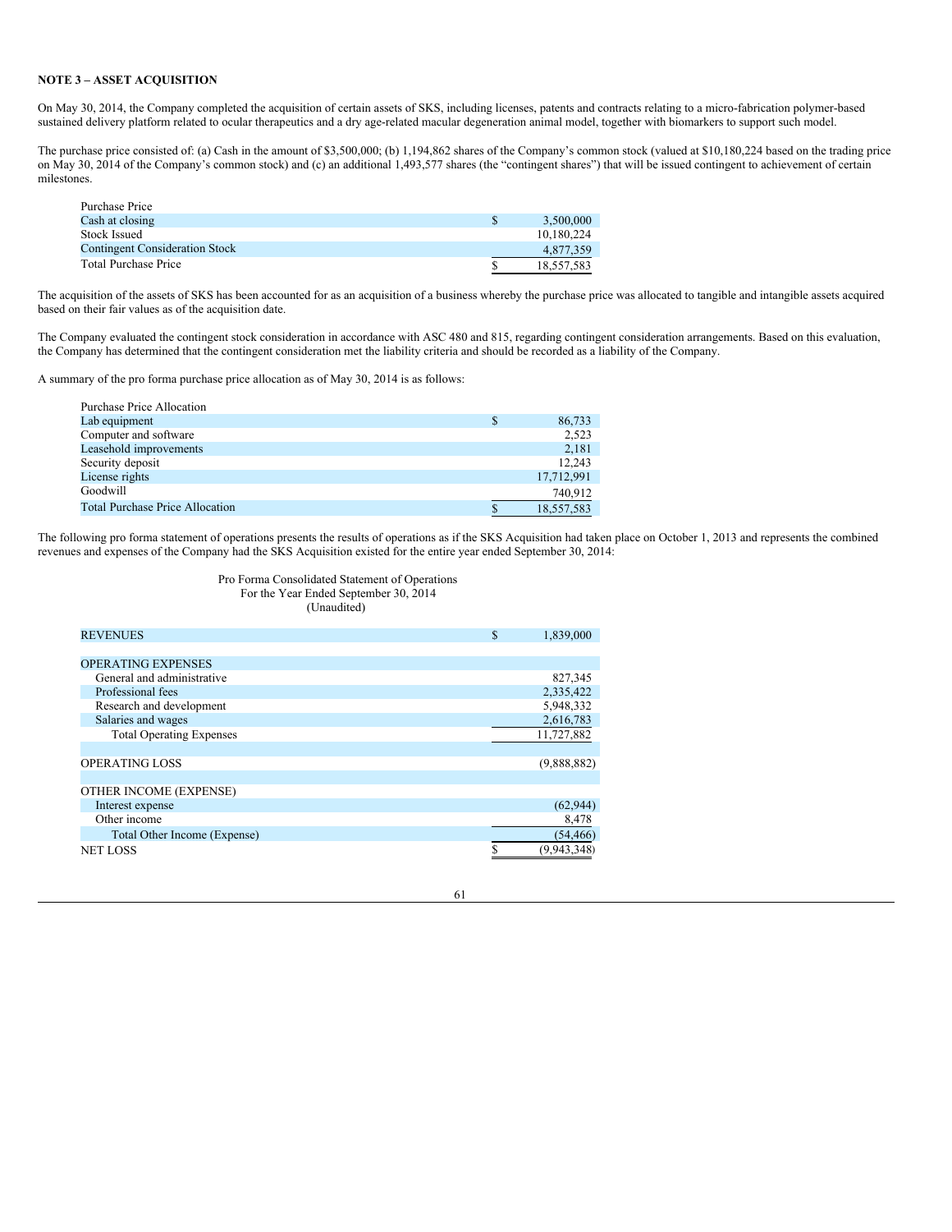**NOTE 3 – ASSET ACQUISITION**

On May 30, 2014, the Company completed the acquisition of certain assets of SKS, including licenses, patents and contracts relating to a micro-fabrication polymer-based sustained delivery platform related to ocular therapeutics and a dry age-related macular degeneration animal model, together with biomarkers to support such model.

The purchase price consisted of: (a) Cash in the amount of $3,500,000; (b) 1,194,862 shares of the Company's common stock (valued at $10,180,224 based on the trading price on May 30, 2014 of the Company's common stock) and (c) an additional 1,493,577 shares (the "contingent shares") that will be issued contingent to achievement of certain milestones.

| Purchase Price | | |
|---|---|---|
| Cash at closing | $ | 3,500,000 |
| Stock Issued | | 10,180,224 |
| Contingent Consideration Stock | | 4,877,359 |
| Total Purchase Price | $ | 18,557,583 |

The acquisition of the assets of SKS has been accounted for as an acquisition of a business whereby the purchase price was allocated to tangible and intangible assets acquired based on their fair values as of the acquisition date.

The Company evaluated the contingent stock consideration in accordance with ASC 480 and 815, regarding contingent consideration arrangements. Based on this evaluation, the Company has determined that the contingent consideration met the liability criteria and should be recorded as a liability of the Company.

A summary of the pro forma purchase price allocation as of May 30, 2014 is as follows:

| Purchase Price Allocation | | |
|---|---|---|
| Lab equipment | $ | 86,733 |
| Computer and software | | 2,523 |
| Leasehold improvements | | 2,181 |
| Security deposit | | 12,243 |
| License rights | | 17,712,991 |
| Goodwill | | 740,912 |
| Total Purchase Price Allocation | $ | 18,557,583 |

The following pro forma statement of operations presents the results of operations as if the SKS Acquisition had taken place on October 1, 2013 and represents the combined revenues and expenses of the Company had the SKS Acquisition existed for the entire year ended September 30, 2014:

Pro Forma Consolidated Statement of Operations
For the Year Ended September 30, 2014
(Unaudited)

| | | |
|---|---|---|
| REVENUES | $ | 1,839,000 |
| | | |
| OPERATING EXPENSES | | |
| General and administrative | | 827,345 |
| Professional fees | | 2,335,422 |
| Research and development | | 5,948,332 |
| Salaries and wages | | 2,616,783 |
| Total Operating Expenses | | 11,727,882 |
| | | |
| OPERATING LOSS | | (9,888,882) |
| | | |
| OTHER INCOME (EXPENSE) | | |
| Interest expense | | (62,944) |
| Other income | | 8,478 |
| Total Other Income (Expense) | | (54,466) |
| NET LOSS | $ | (9,943,348) |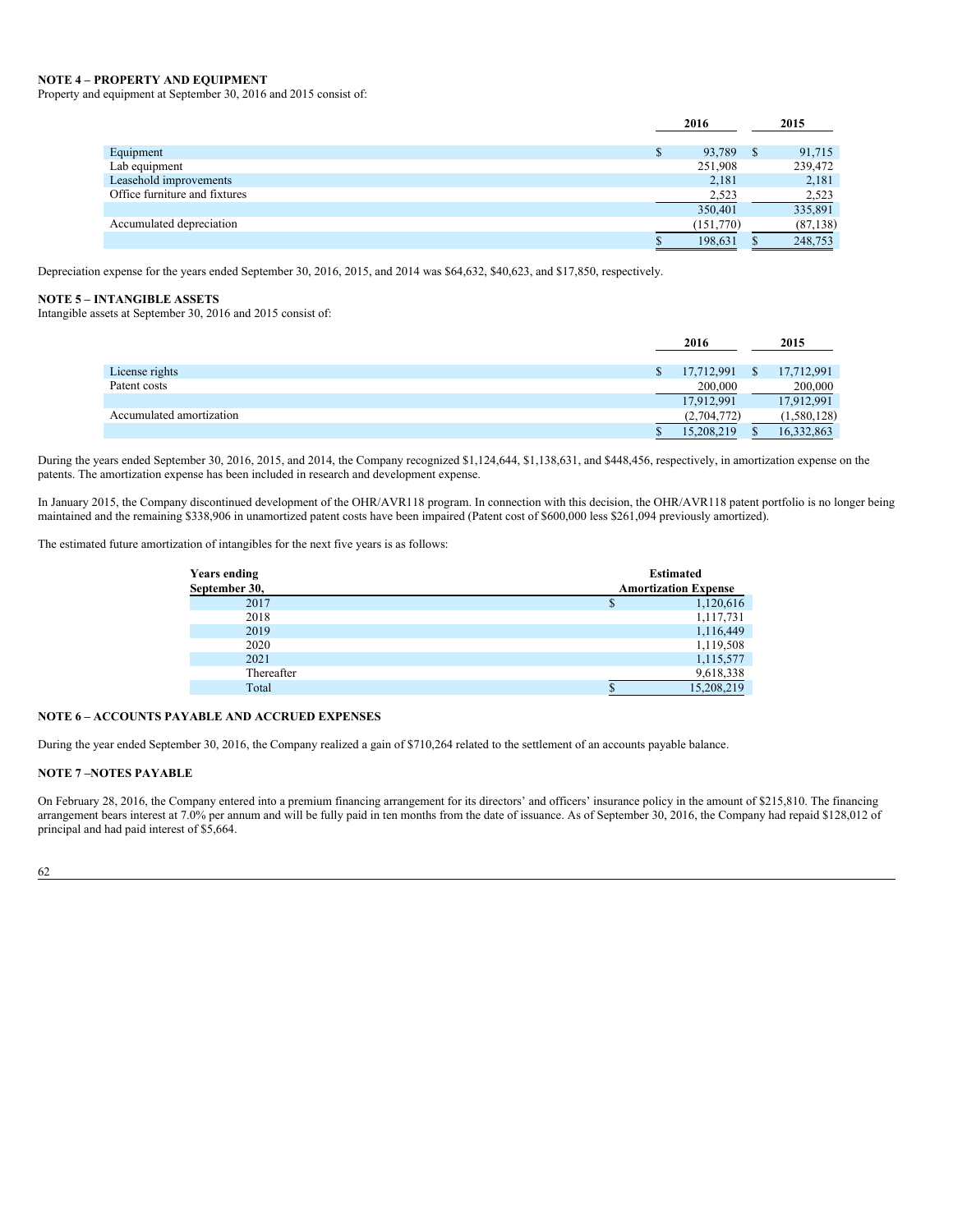**NOTE 4 – PROPERTY AND EQUIPMENT**

Property and equipment at September 30, 2016 and 2015 consist of:

| | 2016 | 2015 |
|---|---|---|
| Equipment | $ 93,789 | $ 91,715 |
| Lab equipment | 251,908 | 239,472 |
| Leasehold improvements | 2,181 | 2,181 |
| Office furniture and fixtures | 2,523 | 2,523 |
| | 350,401 | 335,891 |
| Accumulated depreciation | (151,770) | (87,138) |
| | $ 198,631 | $ 248,753 |

Depreciation expense for the years ended September 30, 2016, 2015, and 2014 was $64,632, $40,623, and $17,850, respectively.

**NOTE 5 – INTANGIBLE ASSETS**

Intangible assets at September 30, 2016 and 2015 consist of:

| | 2016 | 2015 |
|---|---|---|
| License rights | $ 17,712,991 | $ 17,712,991 |
| Patent costs | 200,000 | 200,000 |
| | 17,912,991 | 17,912,991 |
| Accumulated amortization | (2,704,772) | (1,580,128) |
| | $ 15,208,219 | $ 16,332,863 |

During the years ended September 30, 2016, 2015, and 2014, the Company recognized $1,124,644, $1,138,631, and $448,456, respectively, in amortization expense on the patents. The amortization expense has been included in research and development expense.

In January 2015, the Company discontinued development of the OHR/AVR118 program. In connection with this decision, the OHR/AVR118 patent portfolio is no longer being maintained and the remaining $338,906 in unamortized patent costs have been impaired (Patent cost of $600,000 less $261,094 previously amortized).

The estimated future amortization of intangibles for the next five years is as follows:

| Years ending September 30, | Estimated Amortization Expense |
|---|---|
| 2017 | $ 1,120,616 |
| 2018 | 1,117,731 |
| 2019 | 1,116,449 |
| 2020 | 1,119,508 |
| 2021 | 1,115,577 |
| Thereafter | 9,618,338 |
| Total | $ 15,208,219 |

**NOTE 6 – ACCOUNTS PAYABLE AND ACCRUED EXPENSES**

During the year ended September 30, 2016, the Company realized a gain of $710,264 related to the settlement of an accounts payable balance.

**NOTE 7 –NOTES PAYABLE**

On February 28, 2016, the Company entered into a premium financing arrangement for its directors' and officers' insurance policy in the amount of $215,810. The financing arrangement bears interest at 7.0% per annum and will be fully paid in ten months from the date of issuance. As of September 30, 2016, the Company had repaid $128,012 of principal and had paid interest of $5,664.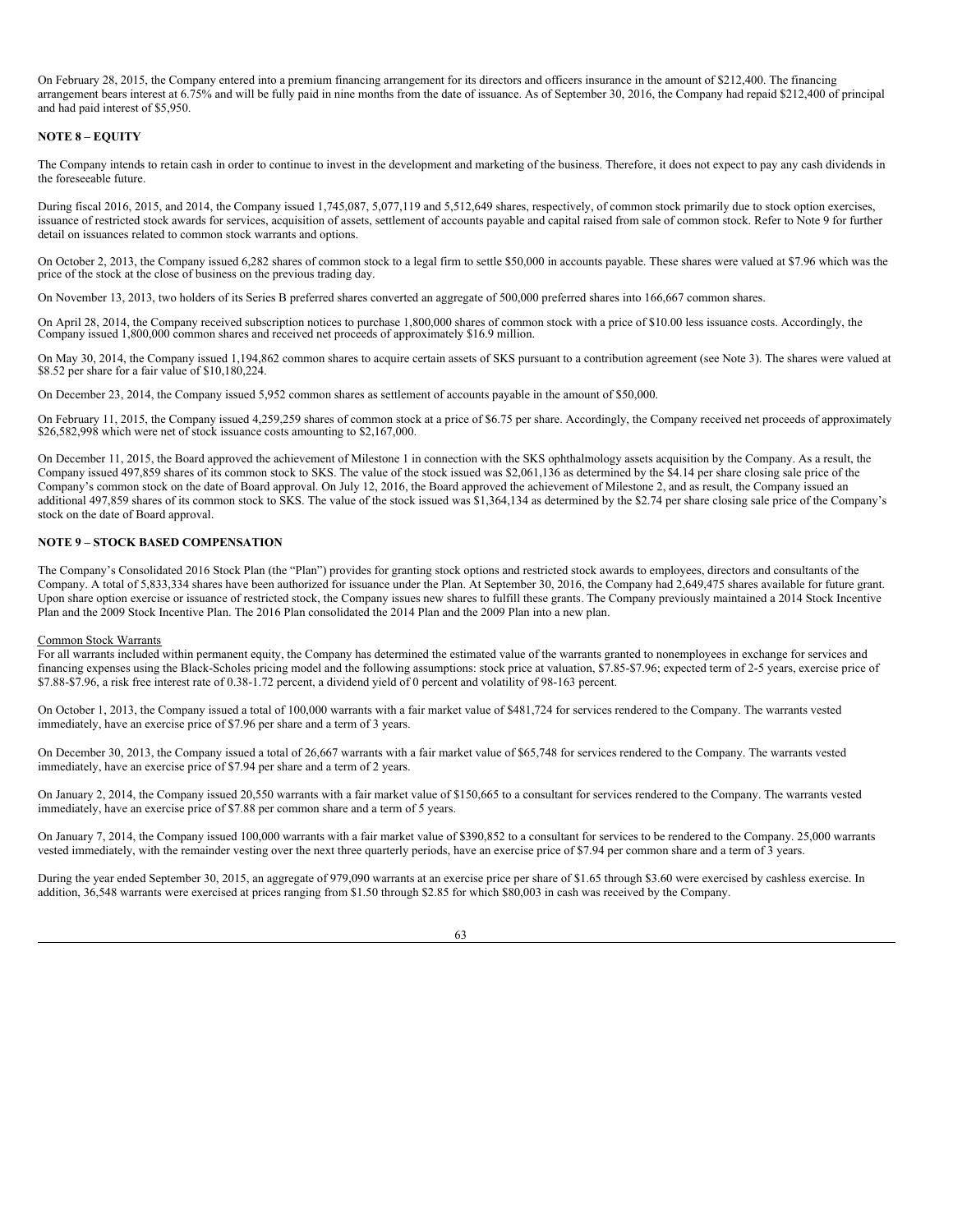On February 28, 2015, the Company entered into a premium financing arrangement for its directors and officers insurance in the amount of $212,400. The financing arrangement bears interest at 6.75% and will be fully paid in nine months from the date of issuance. As of September 30, 2016, the Company had repaid $212,400 of principal and had paid interest of $5,950.

## NOTE 8 – EQUITY

The Company intends to retain cash in order to continue to invest in the development and marketing of the business. Therefore, it does not expect to pay any cash dividends in the foreseeable future.

During fiscal 2016, 2015, and 2014, the Company issued 1,745,087, 5,077,119 and 5,512,649 shares, respectively, of common stock primarily due to stock option exercises, issuance of restricted stock awards for services, acquisition of assets, settlement of accounts payable and capital raised from sale of common stock. Refer to Note 9 for further detail on issuances related to common stock warrants and options.

On October 2, 2013, the Company issued 6,282 shares of common stock to a legal firm to settle $50,000 in accounts payable. These shares were valued at $7.96 which was the price of the stock at the close of business on the previous trading day.

On November 13, 2013, two holders of its Series B preferred shares converted an aggregate of 500,000 preferred shares into 166,667 common shares.

On April 28, 2014, the Company received subscription notices to purchase 1,800,000 shares of common stock with a price of $10.00 less issuance costs. Accordingly, the Company issued 1,800,000 common shares and received net proceeds of approximately $16.9 million.

On May 30, 2014, the Company issued 1,194,862 common shares to acquire certain assets of SKS pursuant to a contribution agreement (see Note 3). The shares were valued at $8.52 per share for a fair value of $10,180,224.

On December 23, 2014, the Company issued 5,952 common shares as settlement of accounts payable in the amount of $50,000.

On February 11, 2015, the Company issued 4,259,259 shares of common stock at a price of $6.75 per share. Accordingly, the Company received net proceeds of approximately $26,582,998 which were net of stock issuance costs amounting to $2,167,000.

On December 11, 2015, the Board approved the achievement of Milestone 1 in connection with the SKS ophthalmology assets acquisition by the Company. As a result, the Company issued 497,859 shares of its common stock to SKS. The value of the stock issued was $2,061,136 as determined by the $4.14 per share closing sale price of the Company's common stock on the date of Board approval. On July 12, 2016, the Board approved the achievement of Milestone 2, and as result, the Company issued an additional 497,859 shares of its common stock to SKS. The value of the stock issued was $1,364,134 as determined by the $2.74 per share closing sale price of the Company's stock on the date of Board approval.

## NOTE 9 – STOCK BASED COMPENSATION

The Company's Consolidated 2016 Stock Plan (the "Plan") provides for granting stock options and restricted stock awards to employees, directors and consultants of the Company. A total of 5,833,334 shares have been authorized for issuance under the Plan. At September 30, 2016, the Company had 2,649,475 shares available for future grant. Upon share option exercise or issuance of restricted stock, the Company issues new shares to fulfill these grants. The Company previously maintained a 2014 Stock Incentive Plan and the 2009 Stock Incentive Plan. The 2016 Plan consolidated the 2014 Plan and the 2009 Plan into a new plan.

Common Stock Warrants

For all warrants included within permanent equity, the Company has determined the estimated value of the warrants granted to nonemployees in exchange for services and financing expenses using the Black-Scholes pricing model and the following assumptions: stock price at valuation, $7.85-$7.96; expected term of 2-5 years, exercise price of $7.88-$7.96, a risk free interest rate of 0.38-1.72 percent, a dividend yield of 0 percent and volatility of 98-163 percent.

On October 1, 2013, the Company issued a total of 100,000 warrants with a fair market value of $481,724 for services rendered to the Company. The warrants vested immediately, have an exercise price of $7.96 per share and a term of 3 years.

On December 30, 2013, the Company issued a total of 26,667 warrants with a fair market value of $65,748 for services rendered to the Company. The warrants vested immediately, have an exercise price of $7.94 per share and a term of 2 years.

On January 2, 2014, the Company issued 20,550 warrants with a fair market value of $150,665 to a consultant for services rendered to the Company. The warrants vested immediately, have an exercise price of $7.88 per common share and a term of 5 years.

On January 7, 2014, the Company issued 100,000 warrants with a fair market value of $390,852 to a consultant for services to be rendered to the Company. 25,000 warrants vested immediately, with the remainder vesting over the next three quarterly periods, have an exercise price of $7.94 per common share and a term of 3 years.

During the year ended September 30, 2015, an aggregate of 979,090 warrants at an exercise price per share of $1.65 through $3.60 were exercised by cashless exercise. In addition, 36,548 warrants were exercised at prices ranging from $1.50 through $2.85 for which $80,003 in cash was received by the Company.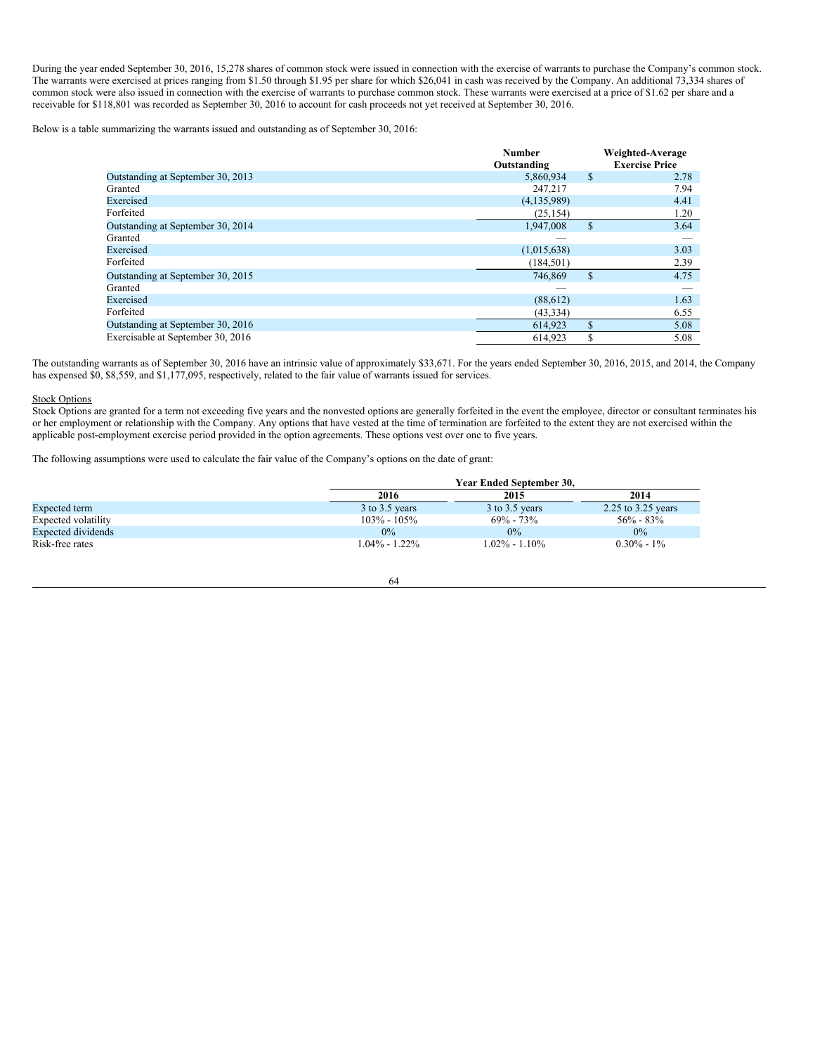During the year ended September 30, 2016, 15,278 shares of common stock were issued in connection with the exercise of warrants to purchase the Company's common stock. The warrants were exercised at prices ranging from $1.50 through $1.95 per share for which $26,041 in cash was received by the Company. An additional 73,334 shares of common stock were also issued in connection with the exercise of warrants to purchase common stock. These warrants were exercised at a price of $1.62 per share and a receivable for $118,801 was recorded as September 30, 2016 to account for cash proceeds not yet received at September 30, 2016.

Below is a table summarizing the warrants issued and outstanding as of September 30, 2016:

| | Number Outstanding | Weighted-Average Exercise Price |
|---|---|---|
| Outstanding at September 30, 2013 | 5,860,934 | $ 2.78 |
| Granted | 247,217 | 7.94 |
| Exercised | (4,135,989) | 4.41 |
| Forfeited | (25,154) | 1.20 |
| Outstanding at September 30, 2014 | 1,947,008 | $ 3.64 |
| Granted | — | — |
| Exercised | (1,015,638) | 3.03 |
| Forfeited | (184,501) | 2.39 |
| Outstanding at September 30, 2015 | 746,869 | $ 4.75 |
| Granted | — | — |
| Exercised | (88,612) | 1.63 |
| Forfeited | (43,334) | 6.55 |
| Outstanding at September 30, 2016 | 614,923 | $ 5.08 |
| Exercisable at September 30, 2016 | 614,923 | $ 5.08 |

The outstanding warrants as of September 30, 2016 have an intrinsic value of approximately $33,671. For the years ended September 30, 2016, 2015, and 2014, the Company has expensed $0, $8,559, and $1,177,095, respectively, related to the fair value of warrants issued for services.

Stock Options

Stock Options are granted for a term not exceeding five years and the nonvested options are generally forfeited in the event the employee, director or consultant terminates his or her employment or relationship with the Company. Any options that have vested at the time of termination are forfeited to the extent they are not exercised within the applicable post-employment exercise period provided in the option agreements. These options vest over one to five years.

The following assumptions were used to calculate the fair value of the Company's options on the date of grant:

| | Year Ended September 30, | | |
|---|---|---|---|
| | 2016 | 2015 | 2014 |
| Expected term | 3 to 3.5 years | 3 to 3.5 years | 2.25 to 3.25 years |
| Expected volatility | 103% - 105% | 69% - 73% | 56% - 83% |
| Expected dividends | 0% | 0% | 0% |
| Risk-free rates | 1.04% - 1.22% | 1.02% - 1.10% | 0.30% - 1% |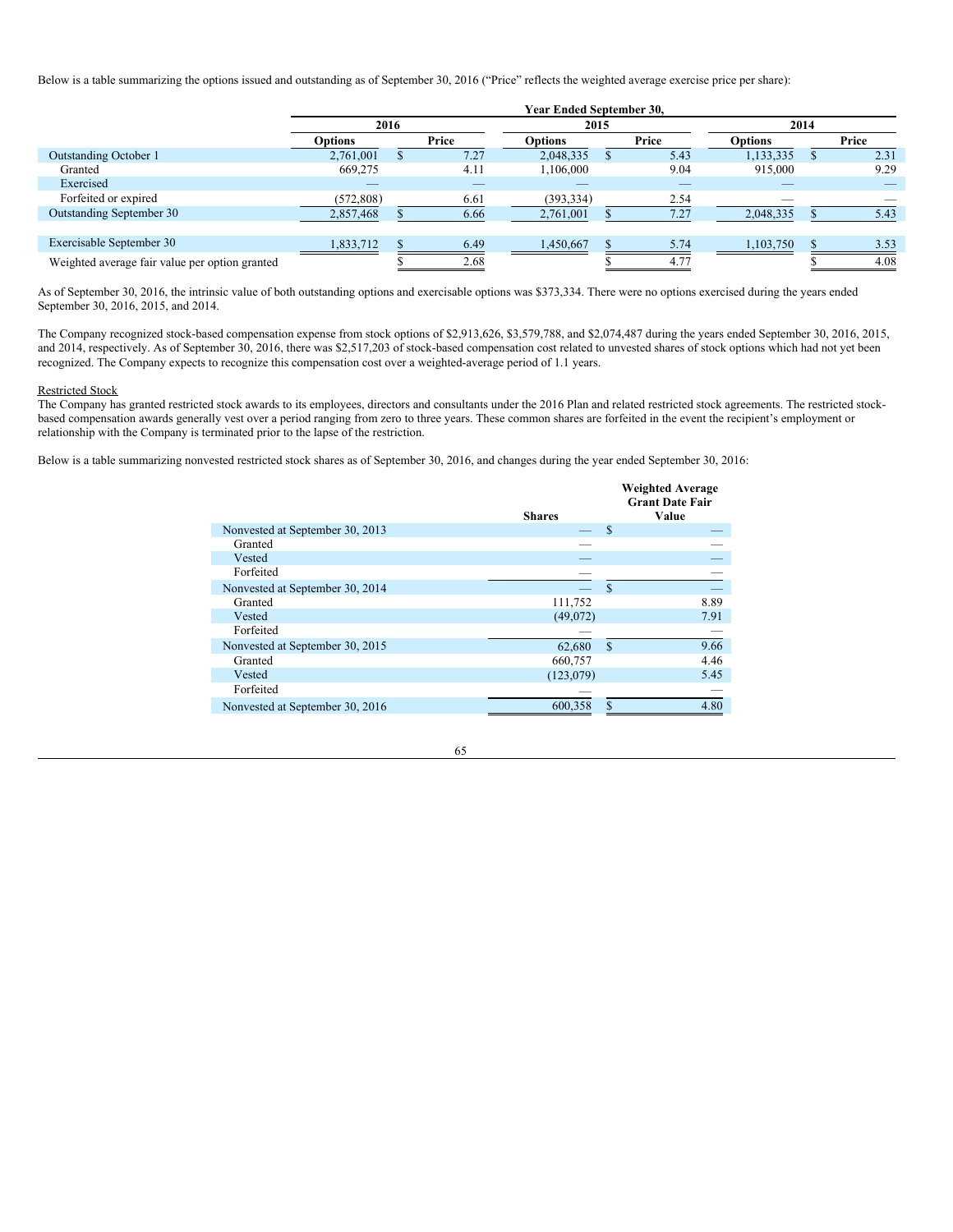Below is a table summarizing the options issued and outstanding as of September 30, 2016 ("Price" reflects the weighted average exercise price per share):

| | Year Ended September 30, | | | | | |
|---|---|---|---|---|---|---|
| | 2016 | | 2015 | | 2014 | |
| | Options | Price | Options | Price | Options | Price |
| Outstanding October 1 | 2,761,001 | $ 7.27 | 2,048,335 | $ 5.43 | 1,133,335 | $ 2.31 |
| Granted | 669,275 | 4.11 | 1,106,000 | 9.04 | 915,000 | 9.29 |
| Exercised | — | — | — | — | — | — |
| Forfeited or expired | (572,808) | 6.61 | (393,334) | 2.54 | — | — |
| Outstanding September 30 | 2,857,468 | $ 6.66 | 2,761,001 | $ 7.27 | 2,048,335 | $ 5.43 |
| Exercisable September 30 | 1,833,712 | $ 6.49 | 1,450,667 | $ 5.74 | 1,103,750 | $ 3.53 |
| Weighted average fair value per option granted | | $ 2.68 | | $ 4.77 | | $ 4.08 |

As of September 30, 2016, the intrinsic value of both outstanding options and exercisable options was $373,334. There were no options exercised during the years ended September 30, 2016, 2015, and 2014.

The Company recognized stock-based compensation expense from stock options of $2,913,626, $3,579,788, and $2,074,487 during the years ended September 30, 2016, 2015, and 2014, respectively. As of September 30, 2016, there was $2,517,203 of stock-based compensation cost related to unvested shares of stock options which had not yet been recognized. The Company expects to recognize this compensation cost over a weighted-average period of 1.1 years.

Restricted Stock

The Company has granted restricted stock awards to its employees, directors and consultants under the 2016 Plan and related restricted stock agreements. The restricted stock-based compensation awards generally vest over a period ranging from zero to three years. These common shares are forfeited in the event the recipient's employment or relationship with the Company is terminated prior to the lapse of the restriction.

Below is a table summarizing nonvested restricted stock shares as of September 30, 2016, and changes during the year ended September 30, 2016:

| | Shares | Weighted Average Grant Date Fair Value |
|---|---|---|
| Nonvested at September 30, 2013 | — | $ — |
| Granted | — | — |
| Vested | — | — |
| Forfeited | — | — |
| Nonvested at September 30, 2014 | — | $ — |
| Granted | 111,752 | 8.89 |
| Vested | (49,072) | 7.91 |
| Forfeited | — | — |
| Nonvested at September 30, 2015 | 62,680 | $ 9.66 |
| Granted | 660,757 | 4.46 |
| Vested | (123,079) | 5.45 |
| Forfeited | — | — |
| Nonvested at September 30, 2016 | 600,358 | $ 4.80 |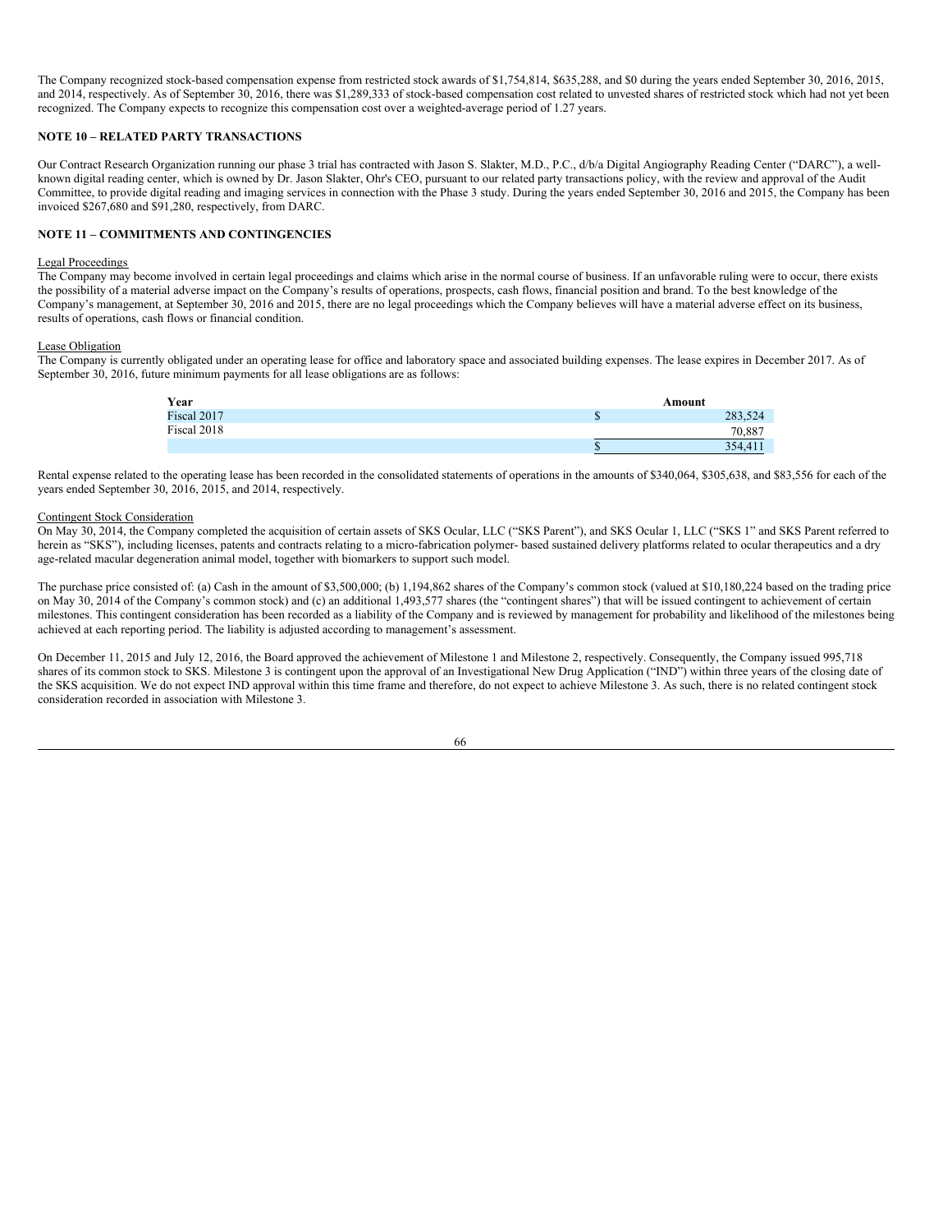The Company recognized stock-based compensation expense from restricted stock awards of $1,754,814, $635,288, and $0 during the years ended September 30, 2016, 2015, and 2014, respectively. As of September 30, 2016, there was $1,289,333 of stock-based compensation cost related to unvested shares of restricted stock which had not yet been recognized. The Company expects to recognize this compensation cost over a weighted-average period of 1.27 years.

**NOTE 10 – RELATED PARTY TRANSACTIONS**

Our Contract Research Organization running our phase 3 trial has contracted with Jason S. Slakter, M.D., P.C., d/b/a Digital Angiography Reading Center ("DARC"), a well-known digital reading center, which is owned by Dr. Jason Slakter, Ohr's CEO, pursuant to our related party transactions policy, with the review and approval of the Audit Committee, to provide digital reading and imaging services in connection with the Phase 3 study. During the years ended September 30, 2016 and 2015, the Company has been invoiced $267,680 and $91,280, respectively, from DARC.

**NOTE 11 – COMMITMENTS AND CONTINGENCIES**

Legal Proceedings

The Company may become involved in certain legal proceedings and claims which arise in the normal course of business. If an unfavorable ruling were to occur, there exists the possibility of a material adverse impact on the Company's results of operations, prospects, cash flows, financial position and brand. To the best knowledge of the Company's management, at September 30, 2016 and 2015, there are no legal proceedings which the Company believes will have a material adverse effect on its business, results of operations, cash flows or financial condition.

Lease Obligation

The Company is currently obligated under an operating lease for office and laboratory space and associated building expenses. The lease expires in December 2017. As of September 30, 2016, future minimum payments for all lease obligations are as follows:

| Year | Amount |
|---|---|
| Fiscal 2017 | $ 283,524 |
| Fiscal 2018 | 70,887 |
| | $ 354,411 |

Rental expense related to the operating lease has been recorded in the consolidated statements of operations in the amounts of $340,064, $305,638, and $83,556 for each of the years ended September 30, 2016, 2015, and 2014, respectively.

Contingent Stock Consideration

On May 30, 2014, the Company completed the acquisition of certain assets of SKS Ocular, LLC ("SKS Parent"), and SKS Ocular 1, LLC ("SKS 1" and SKS Parent referred to herein as "SKS"), including licenses, patents and contracts relating to a micro-fabrication polymer- based sustained delivery platforms related to ocular therapeutics and a dry age-related macular degeneration animal model, together with biomarkers to support such model.

The purchase price consisted of: (a) Cash in the amount of $3,500,000; (b) 1,194,862 shares of the Company's common stock (valued at $10,180,224 based on the trading price on May 30, 2014 of the Company's common stock) and (c) an additional 1,493,577 shares (the "contingent shares") that will be issued contingent to achievement of certain milestones. This contingent consideration has been recorded as a liability of the Company and is reviewed by management for probability and likelihood of the milestones being achieved at each reporting period. The liability is adjusted according to management's assessment.

On December 11, 2015 and July 12, 2016, the Board approved the achievement of Milestone 1 and Milestone 2, respectively. Consequently, the Company issued 995,718 shares of its common stock to SKS. Milestone 3 is contingent upon the approval of an Investigational New Drug Application ("IND") within three years of the closing date of the SKS acquisition. We do not expect IND approval within this time frame and therefore, do not expect to achieve Milestone 3. As such, there is no related contingent stock consideration recorded in association with Milestone 3.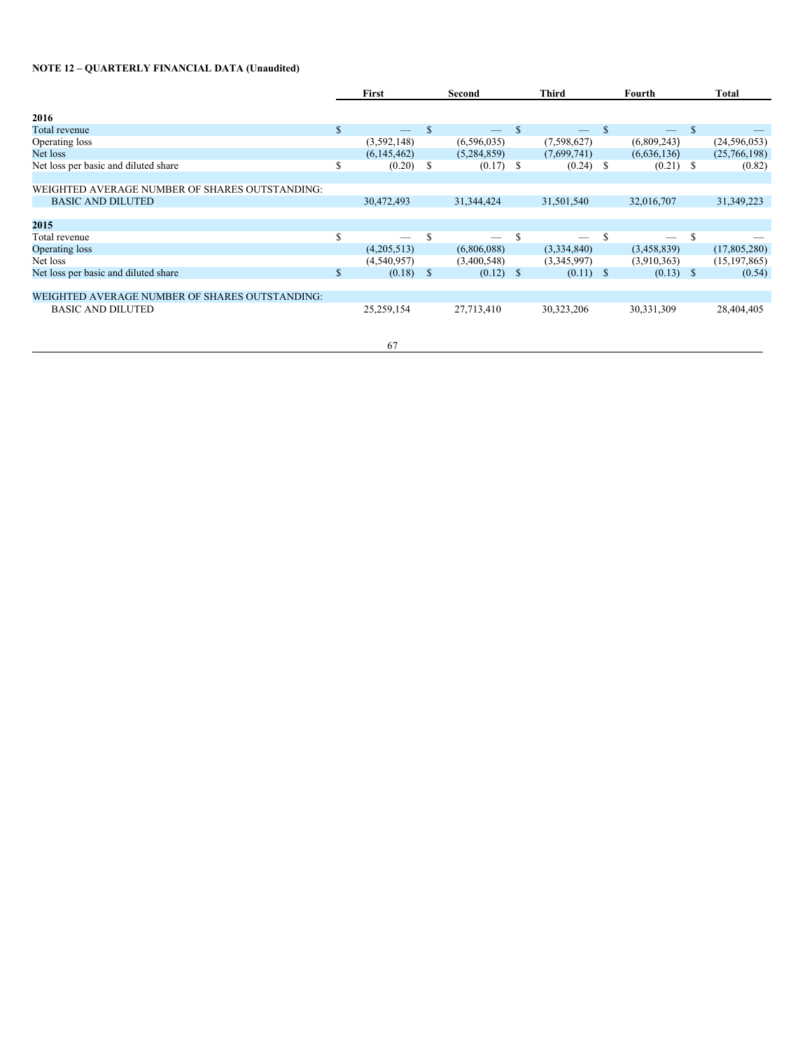**NOTE 12 – QUARTERLY FINANCIAL DATA (Unaudited)**

| | First | Second | Third | Fourth | Total |
|---|---|---|---|---|---|
| **2016** | | | | | |
| Total revenue | $ — | $ — | $ — | $ — | $ — |
| Operating loss | (3,592,148) | (6,596,035) | (7,598,627) | (6,809,243) | (24,596,053) |
| Net loss | (6,145,462) | (5,284,859) | (7,699,741) | (6,636,136) | (25,766,198) |
| Net loss per basic and diluted share | $ (0.20) | $ (0.17) | $ (0.24) | $ (0.21) | $ (0.82) |
| | | | | | |
| WEIGHTED AVERAGE NUMBER OF SHARES OUTSTANDING: | | | | | |
| BASIC AND DILUTED | 30,472,493 | 31,344,424 | 31,501,540 | 32,016,707 | 31,349,223 |
| | | | | | |
| **2015** | | | | | |
| Total revenue | $ — | $ — | $ — | $ — | $ — |
| Operating loss | (4,205,513) | (6,806,088) | (3,334,840) | (3,458,839) | (17,805,280) |
| Net loss | (4,540,957) | (3,400,548) | (3,345,997) | (3,910,363) | (15,197,865) |
| Net loss per basic and diluted share | $ (0.18) | $ (0.12) | $ (0.11) | $ (0.13) | $ (0.54) |
| | | | | | |
| WEIGHTED AVERAGE NUMBER OF SHARES OUTSTANDING: | | | | | |
| BASIC AND DILUTED | 25,259,154 | 27,713,410 | 30,323,206 | 30,331,309 | 28,404,405 |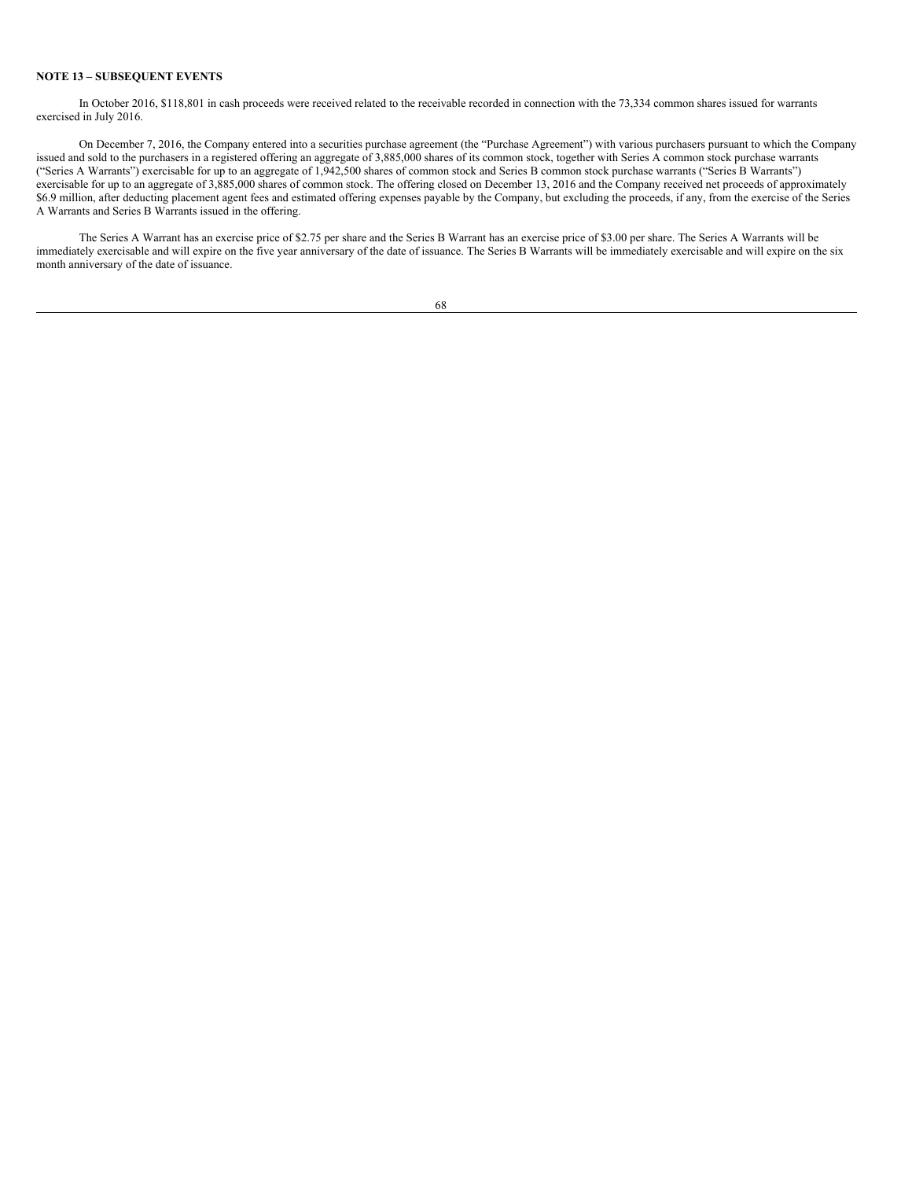**NOTE 13 – SUBSEQUENT EVENTS**

In October 2016, $118,801 in cash proceeds were received related to the receivable recorded in connection with the 73,334 common shares issued for warrants exercised in July 2016.

On December 7, 2016, the Company entered into a securities purchase agreement (the "Purchase Agreement") with various purchasers pursuant to which the Company issued and sold to the purchasers in a registered offering an aggregate of 3,885,000 shares of its common stock, together with Series A common stock purchase warrants ("Series A Warrants") exercisable for up to an aggregate of 1,942,500 shares of common stock and Series B common stock purchase warrants ("Series B Warrants") exercisable for up to an aggregate of 3,885,000 shares of common stock. The offering closed on December 13, 2016 and the Company received net proceeds of approximately $6.9 million, after deducting placement agent fees and estimated offering expenses payable by the Company, but excluding the proceeds, if any, from the exercise of the Series A Warrants and Series B Warrants issued in the offering.

The Series A Warrant has an exercise price of $2.75 per share and the Series B Warrant has an exercise price of $3.00 per share. The Series A Warrants will be immediately exercisable and will expire on the five year anniversary of the date of issuance. The Series B Warrants will be immediately exercisable and will expire on the six month anniversary of the date of issuance.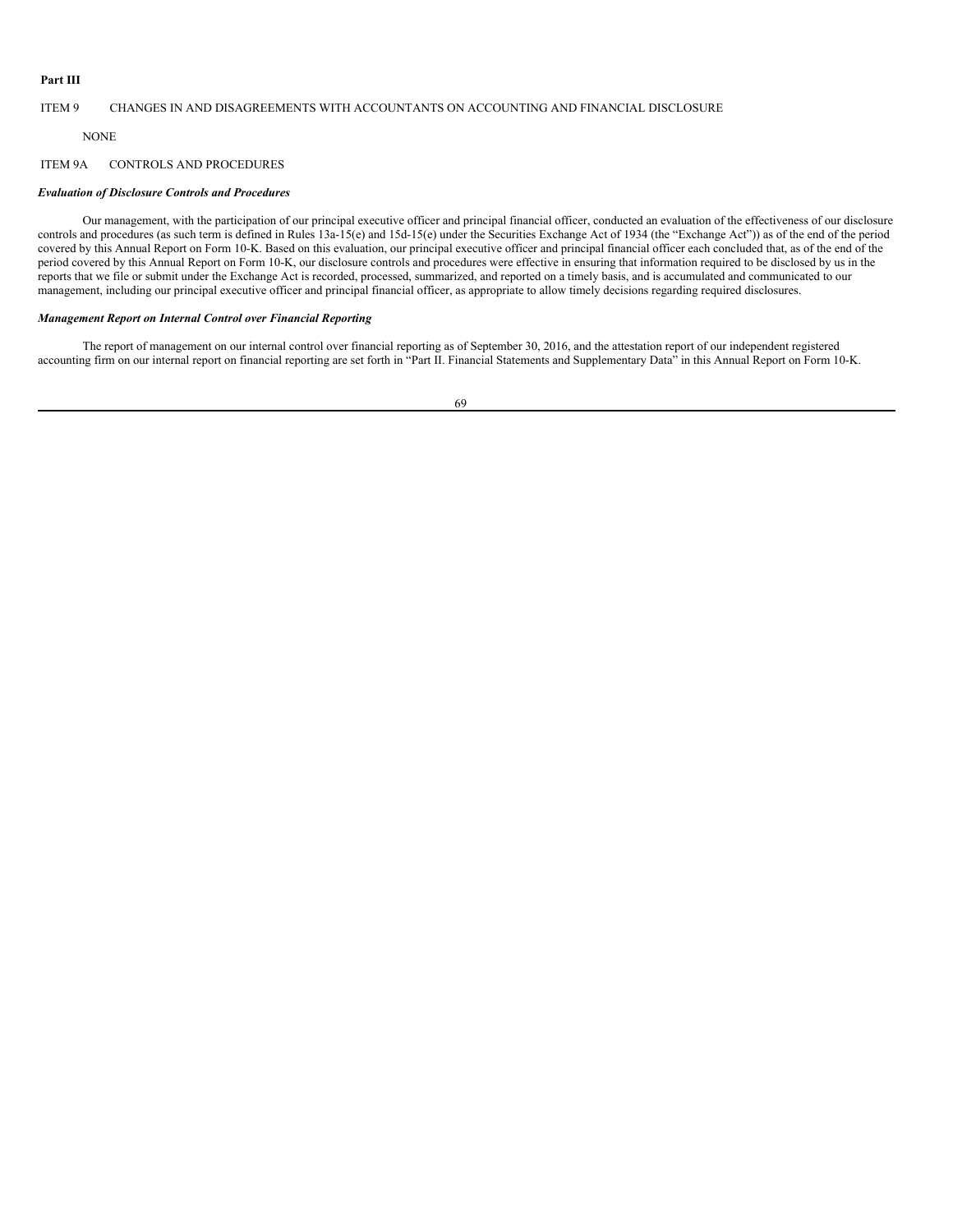**Part III**

ITEM 9 CHANGES IN AND DISAGREEMENTS WITH ACCOUNTANTS ON ACCOUNTING AND FINANCIAL DISCLOSURE

NONE

ITEM 9A CONTROLS AND PROCEDURES

***Evaluation of Disclosure Controls and Procedures***

Our management, with the participation of our principal executive officer and principal financial officer, conducted an evaluation of the effectiveness of our disclosure controls and procedures (as such term is defined in Rules 13a-15(e) and 15d-15(e) under the Securities Exchange Act of 1934 (the "Exchange Act")) as of the end of the period covered by this Annual Report on Form 10-K. Based on this evaluation, our principal executive officer and principal financial officer each concluded that, as of the end of the period covered by this Annual Report on Form 10-K, our disclosure controls and procedures were effective in ensuring that information required to be disclosed by us in the reports that we file or submit under the Exchange Act is recorded, processed, summarized, and reported on a timely basis, and is accumulated and communicated to our management, including our principal executive officer and principal financial officer, as appropriate to allow timely decisions regarding required disclosures.

***Management Report on Internal Control over Financial Reporting***

The report of management on our internal control over financial reporting as of September 30, 2016, and the attestation report of our independent registered accounting firm on our internal report on financial reporting are set forth in "Part II. Financial Statements and Supplementary Data" in this Annual Report on Form 10-K.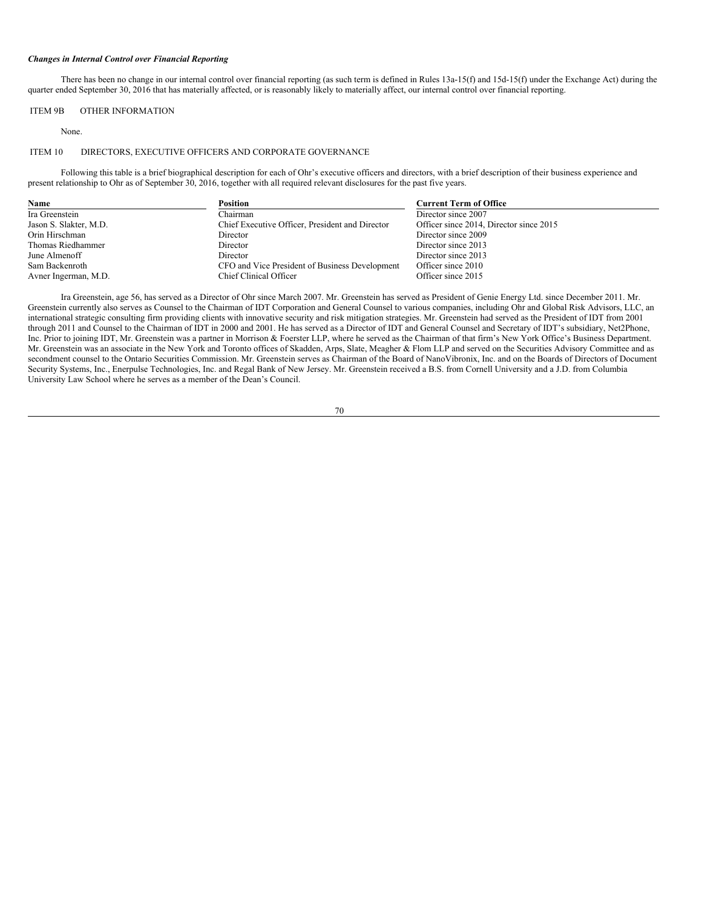### *Changes in Internal Control over Financial Reporting*

There has been no change in our internal control over financial reporting (as such term is defined in Rules 13a-15(f) and 15d-15(f) under the Exchange Act) during the quarter ended September 30, 2016 that has materially affected, or is reasonably likely to materially affect, our internal control over financial reporting.

## ITEM 9B OTHER INFORMATION

None.

## ITEM 10 DIRECTORS, EXECUTIVE OFFICERS AND CORPORATE GOVERNANCE

Following this table is a brief biographical description for each of Ohr's executive officers and directors, with a brief description of their business experience and present relationship to Ohr as of September 30, 2016, together with all required relevant disclosures for the past five years.

| Name | Position | Current Term of Office |
|---|---|---|
| Ira Greenstein | Chairman | Director since 2007 |
| Jason S. Slakter, M.D. | Chief Executive Officer, President and Director | Officer since 2014, Director since 2015 |
| Orin Hirschman | Director | Director since 2009 |
| Thomas Riedhammer | Director | Director since 2013 |
| June Almenoff | Director | Director since 2013 |
| Sam Backenroth | CFO and Vice President of Business Development | Officer since 2010 |
| Avner Ingerman, M.D. | Chief Clinical Officer | Officer since 2015 |

Ira Greenstein, age 56, has served as a Director of Ohr since March 2007. Mr. Greenstein has served as President of Genie Energy Ltd. since December 2011. Mr. Greenstein currently also serves as Counsel to the Chairman of IDT Corporation and General Counsel to various companies, including Ohr and Global Risk Advisors, LLC, an international strategic consulting firm providing clients with innovative security and risk mitigation strategies. Mr. Greenstein had served as the President of IDT from 2001 through 2011 and Counsel to the Chairman of IDT in 2000 and 2001. He has served as a Director of IDT and General Counsel and Secretary of IDT's subsidiary, Net2Phone, Inc. Prior to joining IDT, Mr. Greenstein was a partner in Morrison & Foerster LLP, where he served as the Chairman of that firm's New York Office's Business Department. Mr. Greenstein was an associate in the New York and Toronto offices of Skadden, Arps, Slate, Meagher & Flom LLP and served on the Securities Advisory Committee and as secondment counsel to the Ontario Securities Commission. Mr. Greenstein serves as Chairman of the Board of NanoVibronix, Inc. and on the Boards of Directors of Document Security Systems, Inc., Enerpulse Technologies, Inc. and Regal Bank of New Jersey. Mr. Greenstein received a B.S. from Cornell University and a J.D. from Columbia University Law School where he serves as a member of the Dean's Council.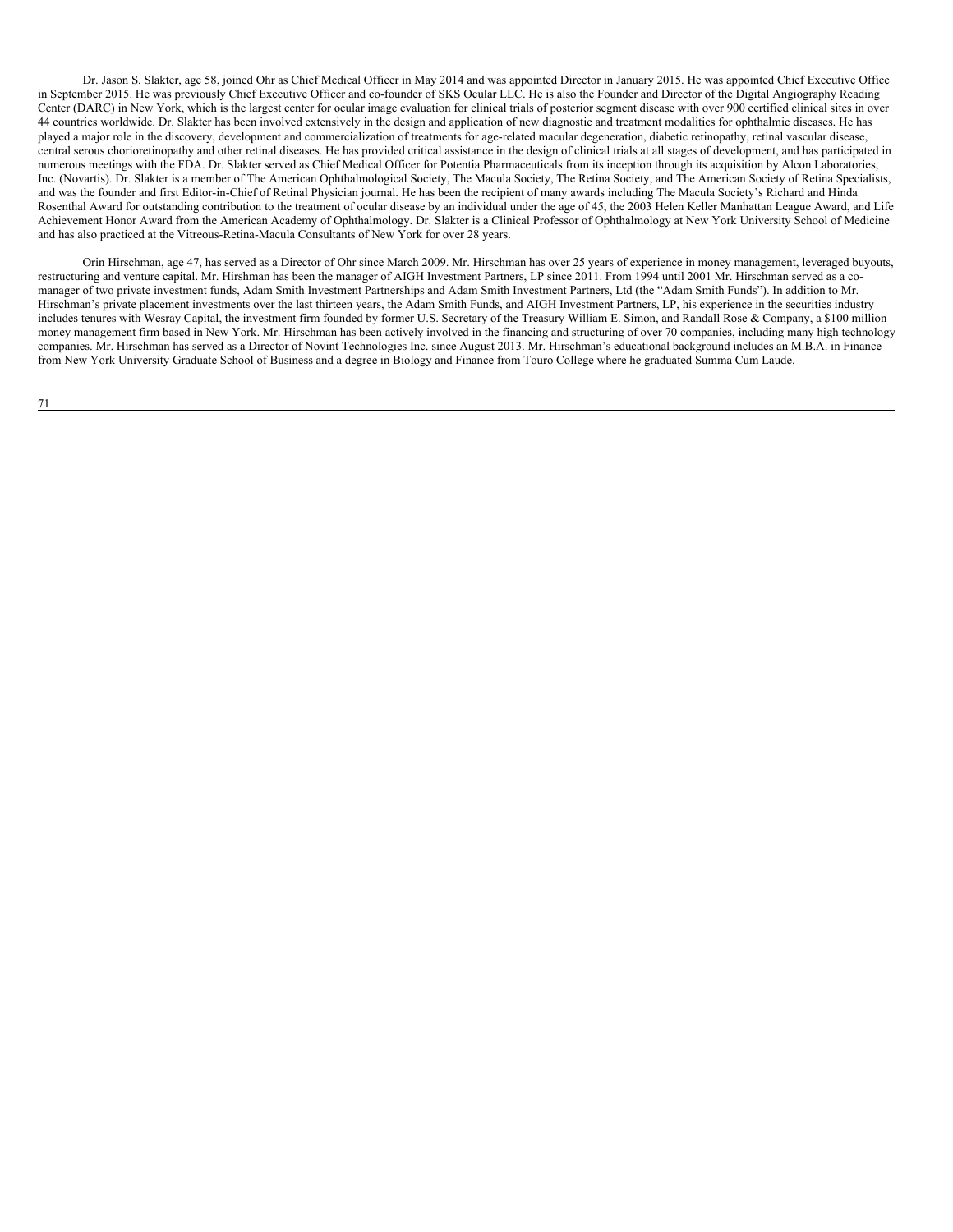Dr. Jason S. Slakter, age 58, joined Ohr as Chief Medical Officer in May 2014 and was appointed Director in January 2015. He was appointed Chief Executive Office in September 2015. He was previously Chief Executive Officer and co-founder of SKS Ocular LLC. He is also the Founder and Director of the Digital Angiography Reading Center (DARC) in New York, which is the largest center for ocular image evaluation for clinical trials of posterior segment disease with over 900 certified clinical sites in over 44 countries worldwide. Dr. Slakter has been involved extensively in the design and application of new diagnostic and treatment modalities for ophthalmic diseases. He has played a major role in the discovery, development and commercialization of treatments for age-related macular degeneration, diabetic retinopathy, retinal vascular disease, central serous chorioretinopathy and other retinal diseases. He has provided critical assistance in the design of clinical trials at all stages of development, and has participated in numerous meetings with the FDA. Dr. Slakter served as Chief Medical Officer for Potentia Pharmaceuticals from its inception through its acquisition by Alcon Laboratories, Inc. (Novartis). Dr. Slakter is a member of The American Ophthalmological Society, The Macula Society, The Retina Society, and The American Society of Retina Specialists, and was the founder and first Editor-in-Chief of Retinal Physician journal. He has been the recipient of many awards including The Macula Society's Richard and Hinda Rosenthal Award for outstanding contribution to the treatment of ocular disease by an individual under the age of 45, the 2003 Helen Keller Manhattan League Award, and Life Achievement Honor Award from the American Academy of Ophthalmology. Dr. Slakter is a Clinical Professor of Ophthalmology at New York University School of Medicine and has also practiced at the Vitreous-Retina-Macula Consultants of New York for over 28 years.

Orin Hirschman, age 47, has served as a Director of Ohr since March 2009. Mr. Hirschman has over 25 years of experience in money management, leveraged buyouts, restructuring and venture capital. Mr. Hirshman has been the manager of AIGH Investment Partners, LP since 2011. From 1994 until 2001 Mr. Hirschman served as a co-manager of two private investment funds, Adam Smith Investment Partnerships and Adam Smith Investment Partners, Ltd (the "Adam Smith Funds"). In addition to Mr. Hirschman's private placement investments over the last thirteen years, the Adam Smith Funds, and AIGH Investment Partners, LP, his experience in the securities industry includes tenures with Wesray Capital, the investment firm founded by former U.S. Secretary of the Treasury William E. Simon, and Randall Rose & Company, a $100 million money management firm based in New York. Mr. Hirschman has been actively involved in the financing and structuring of over 70 companies, including many high technology companies. Mr. Hirschman has served as a Director of Novint Technologies Inc. since August 2013. Mr. Hirschman's educational background includes an M.B.A. in Finance from New York University Graduate School of Business and a degree in Biology and Finance from Touro College where he graduated Summa Cum Laude.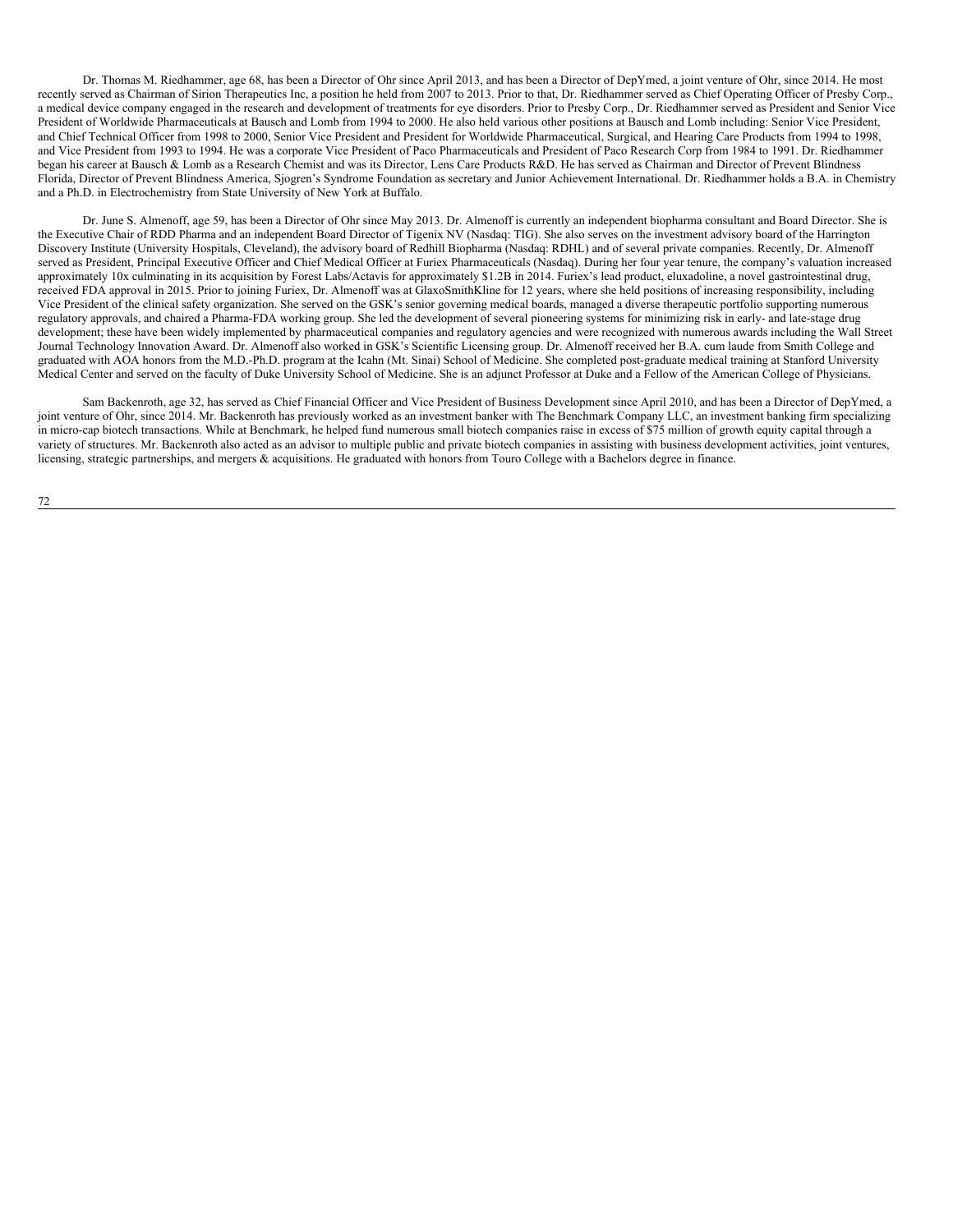Dr. Thomas M. Riedhammer, age 68, has been a Director of Ohr since April 2013, and has been a Director of DepYmed, a joint venture of Ohr, since 2014. He most recently served as Chairman of Sirion Therapeutics Inc, a position he held from 2007 to 2013. Prior to that, Dr. Riedhammer served as Chief Operating Officer of Presby Corp., a medical device company engaged in the research and development of treatments for eye disorders. Prior to Presby Corp., Dr. Riedhammer served as President and Senior Vice President of Worldwide Pharmaceuticals at Bausch and Lomb from 1994 to 2000. He also held various other positions at Bausch and Lomb including: Senior Vice President, and Chief Technical Officer from 1998 to 2000, Senior Vice President and President for Worldwide Pharmaceutical, Surgical, and Hearing Care Products from 1994 to 1998, and Vice President from 1993 to 1994. He was a corporate Vice President of Paco Pharmaceuticals and President of Paco Research Corp from 1984 to 1991. Dr. Riedhammer began his career at Bausch & Lomb as a Research Chemist and was its Director, Lens Care Products R&D. He has served as Chairman and Director of Prevent Blindness Florida, Director of Prevent Blindness America, Sjogren's Syndrome Foundation as secretary and Junior Achievement International. Dr. Riedhammer holds a B.A. in Chemistry and a Ph.D. in Electrochemistry from State University of New York at Buffalo.

Dr. June S. Almenoff, age 59, has been a Director of Ohr since May 2013. Dr. Almenoff is currently an independent biopharma consultant and Board Director. She is the Executive Chair of RDD Pharma and an independent Board Director of Tigenix NV (Nasdaq: TIG). She also serves on the investment advisory board of the Harrington Discovery Institute (University Hospitals, Cleveland), the advisory board of Redhill Biopharma (Nasdaq: RDHL) and of several private companies. Recently, Dr. Almenoff served as President, Principal Executive Officer and Chief Medical Officer at Furiex Pharmaceuticals (Nasdaq). During her four year tenure, the company's valuation increased approximately 10x culminating in its acquisition by Forest Labs/Actavis for approximately $1.2B in 2014. Furiex's lead product, eluxadoline, a novel gastrointestinal drug, received FDA approval in 2015. Prior to joining Furiex, Dr. Almenoff was at GlaxoSmithKline for 12 years, where she held positions of increasing responsibility, including Vice President of the clinical safety organization. She served on the GSK's senior governing medical boards, managed a diverse therapeutic portfolio supporting numerous regulatory approvals, and chaired a Pharma-FDA working group. She led the development of several pioneering systems for minimizing risk in early- and late-stage drug development; these have been widely implemented by pharmaceutical companies and regulatory agencies and were recognized with numerous awards including the Wall Street Journal Technology Innovation Award. Dr. Almenoff also worked in GSK's Scientific Licensing group. Dr. Almenoff received her B.A. cum laude from Smith College and graduated with AOA honors from the M.D.-Ph.D. program at the Icahn (Mt. Sinai) School of Medicine. She completed post-graduate medical training at Stanford University Medical Center and served on the faculty of Duke University School of Medicine. She is an adjunct Professor at Duke and a Fellow of the American College of Physicians.

Sam Backenroth, age 32, has served as Chief Financial Officer and Vice President of Business Development since April 2010, and has been a Director of DepYmed, a joint venture of Ohr, since 2014. Mr. Backenroth has previously worked as an investment banker with The Benchmark Company LLC, an investment banking firm specializing in micro-cap biotech transactions. While at Benchmark, he helped fund numerous small biotech companies raise in excess of $75 million of growth equity capital through a variety of structures. Mr. Backenroth also acted as an advisor to multiple public and private biotech companies in assisting with business development activities, joint ventures, licensing, strategic partnerships, and mergers & acquisitions. He graduated with honors from Touro College with a Bachelors degree in finance.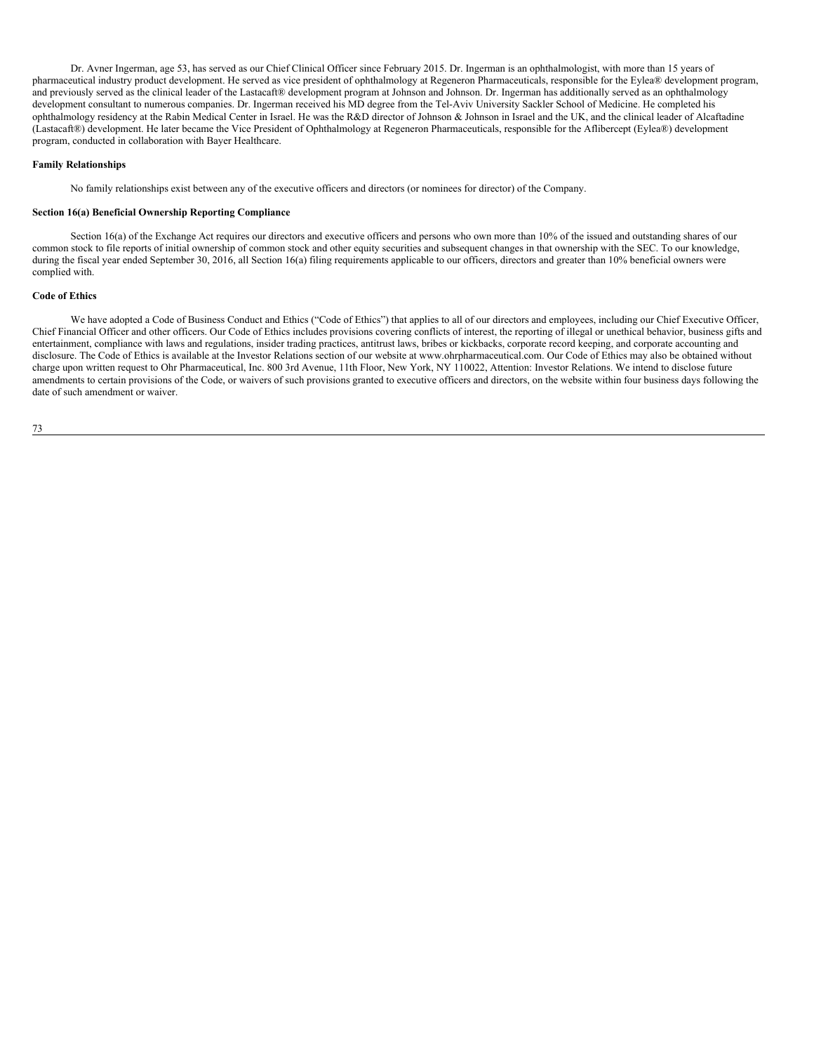Dr. Avner Ingerman, age 53, has served as our Chief Clinical Officer since February 2015. Dr. Ingerman is an ophthalmologist, with more than 15 years of pharmaceutical industry product development. He served as vice president of ophthalmology at Regeneron Pharmaceuticals, responsible for the Eylea® development program, and previously served as the clinical leader of the Lastacaft® development program at Johnson and Johnson. Dr. Ingerman has additionally served as an ophthalmology development consultant to numerous companies. Dr. Ingerman received his MD degree from the Tel-Aviv University Sackler School of Medicine. He completed his ophthalmology residency at the Rabin Medical Center in Israel. He was the R&D director of Johnson & Johnson in Israel and the UK, and the clinical leader of Alcaftadine (Lastacaft®) development. He later became the Vice President of Ophthalmology at Regeneron Pharmaceuticals, responsible for the Aflibercept (Eylea®) development program, conducted in collaboration with Bayer Healthcare.

**Family Relationships**

No family relationships exist between any of the executive officers and directors (or nominees for director) of the Company.

**Section 16(a) Beneficial Ownership Reporting Compliance**

Section 16(a) of the Exchange Act requires our directors and executive officers and persons who own more than 10% of the issued and outstanding shares of our common stock to file reports of initial ownership of common stock and other equity securities and subsequent changes in that ownership with the SEC. To our knowledge, during the fiscal year ended September 30, 2016, all Section 16(a) filing requirements applicable to our officers, directors and greater than 10% beneficial owners were complied with.

**Code of Ethics**

We have adopted a Code of Business Conduct and Ethics ("Code of Ethics") that applies to all of our directors and employees, including our Chief Executive Officer, Chief Financial Officer and other officers. Our Code of Ethics includes provisions covering conflicts of interest, the reporting of illegal or unethical behavior, business gifts and entertainment, compliance with laws and regulations, insider trading practices, antitrust laws, bribes or kickbacks, corporate record keeping, and corporate accounting and disclosure. The Code of Ethics is available at the Investor Relations section of our website at www.ohrpharmaceutical.com. Our Code of Ethics may also be obtained without charge upon written request to Ohr Pharmaceutical, Inc. 800 3rd Avenue, 11th Floor, New York, NY 110022, Attention: Investor Relations. We intend to disclose future amendments to certain provisions of the Code, or waivers of such provisions granted to executive officers and directors, on the website within four business days following the date of such amendment or waiver.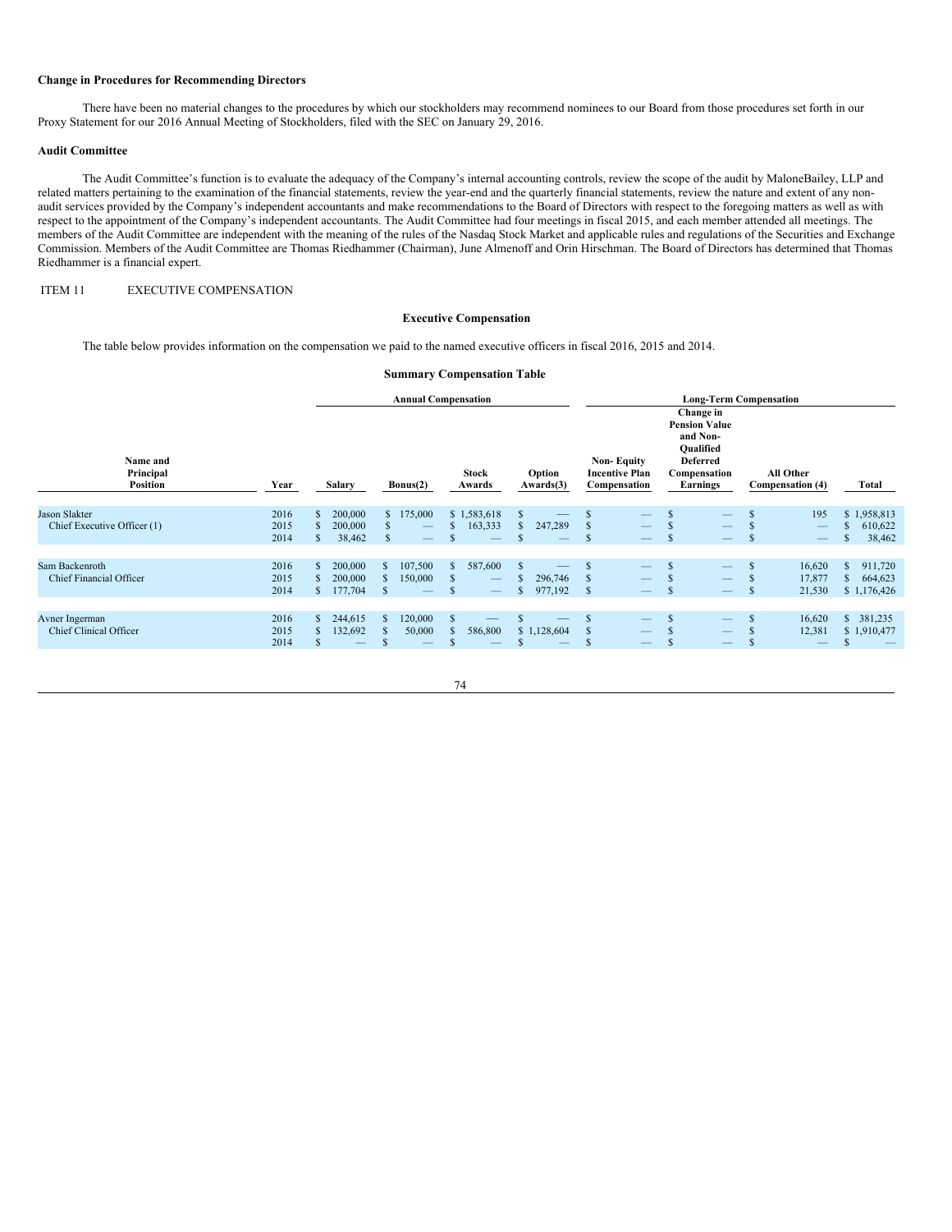**Change in Procedures for Recommending Directors**

There have been no material changes to the procedures by which our stockholders may recommend nominees to our Board from those procedures set forth in our Proxy Statement for our 2016 Annual Meeting of Stockholders, filed with the SEC on January 29, 2016.

**Audit Committee**

The Audit Committee's function is to evaluate the adequacy of the Company's internal accounting controls, review the scope of the audit by MaloneBailey, LLP and related matters pertaining to the examination of the financial statements, review the year-end and the quarterly financial statements, review the nature and extent of any non-audit services provided by the Company's independent accountants and make recommendations to the Board of Directors with respect to the foregoing matters as well as with respect to the appointment of the Company's independent accountants. The Audit Committee had four meetings in fiscal 2015, and each member attended all meetings. The members of the Audit Committee are independent with the meaning of the rules of the Nasdaq Stock Market and applicable rules and regulations of the Securities and Exchange Commission. Members of the Audit Committee are Thomas Riedhammer (Chairman), June Almenoff and Orin Hirschman. The Board of Directors has determined that Thomas Riedhammer is a financial expert.

ITEM 11 EXECUTIVE COMPENSATION

**Executive Compensation**

The table below provides information on the compensation we paid to the named executive officers in fiscal 2016, 2015 and 2014.

**Summary Compensation Table**

| | | Annual Compensation | | | | Long-Term Compensation | | | |
|---|---|---|---|---|---|---|---|---|---|
| Name and Principal Position | Year | Salary | Bonus(2) | Stock Awards | Option Awards(3) | Non- Equity Incentive Plan Compensation | Change in Pension Value and Non-Qualified Deferred Compensation Earnings | All Other Compensation (4) | Total |
| Jason Slakter | 2016 | $ 200,000 | $ 175,000 | $ 1,583,618 | $ — | $ — | $ — | $ 195 | $ 1,958,813 |
| Chief Executive Officer (1) | 2015 | $ 200,000 | $ — | $ 163,333 | $ 247,289 | $ — | $ — | $ — | $ 610,622 |
| | 2014 | $ 38,462 | $ — | $ — | $ — | $ — | $ — | $ — | $ 38,462 |
| Sam Backenroth | 2016 | $ 200,000 | $ 107,500 | $ 587,600 | $ — | $ — | $ — | $ 16,620 | $ 911,720 |
| Chief Financial Officer | 2015 | $ 200,000 | $ 150,000 | $ — | $ 296,746 | $ — | $ — | $ 17,877 | $ 664,623 |
| | 2014 | $ 177,704 | $ — | $ — | $ 977,192 | $ — | $ — | $ 21,530 | $ 1,176,426 |
| Avner Ingerman | 2016 | $ 244,615 | $ 120,000 | $ — | $ — | $ — | $ — | $ 16,620 | $ 381,235 |
| Chief Clinical Officer | 2015 | $ 132,692 | $ 50,000 | $ 586,800 | $ 1,128,604 | $ — | $ — | $ 12,381 | $ 1,910,477 |
| | 2014 | $ — | $ — | $ — | $ — | $ — | $ — | $ — | $ — |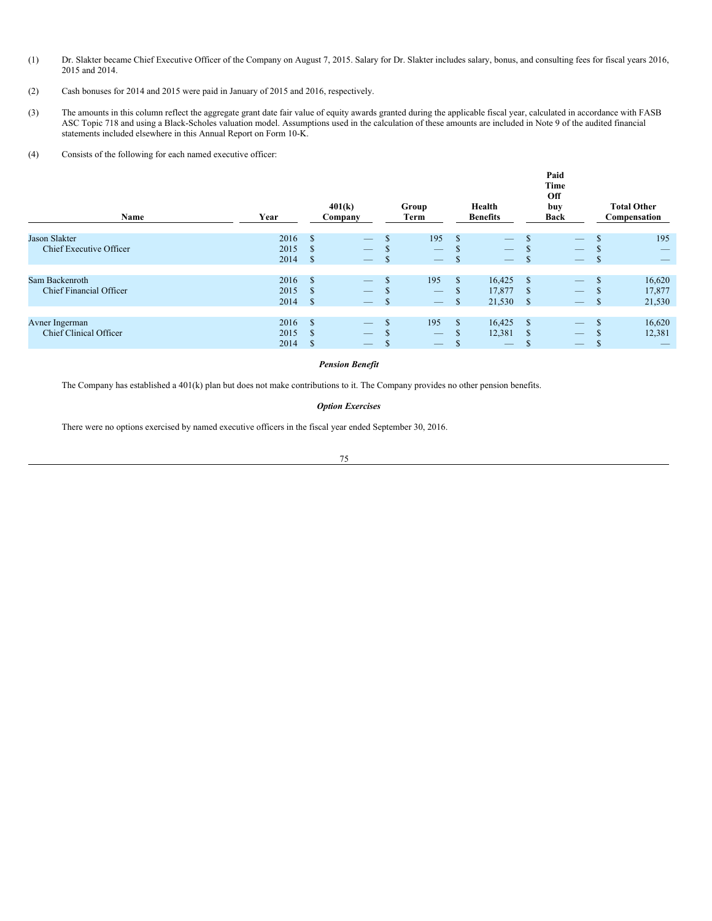(1) Dr. Slakter became Chief Executive Officer of the Company on August 7, 2015. Salary for Dr. Slakter includes salary, bonus, and consulting fees for fiscal years 2016, 2015 and 2014.

(2) Cash bonuses for 2014 and 2015 were paid in January of 2015 and 2016, respectively.

(3) The amounts in this column reflect the aggregate grant date fair value of equity awards granted during the applicable fiscal year, calculated in accordance with FASB ASC Topic 718 and using a Black-Scholes valuation model. Assumptions used in the calculation of these amounts are included in Note 9 of the audited financial statements included elsewhere in this Annual Report on Form 10-K.

(4) Consists of the following for each named executive officer:

| Name | Year | 401(k) Company | Group Term | Health Benefits | Paid Time Off buy Back | Total Other Compensation |
|---|---|---|---|---|---|---|
| Jason Slakter | 2016 | $ — | $ 195 | $ — | $ — | $ 195 |
| Chief Executive Officer | 2015 | $ — | $ — | $ — | $ — | $ — |
| | 2014 | $ — | $ — | $ — | $ — | $ — |
| Sam Backenroth | 2016 | $ — | $ 195 | $ 16,425 | $ — | $ 16,620 |
| Chief Financial Officer | 2015 | $ — | $ — | $ 17,877 | $ — | $ 17,877 |
| | 2014 | $ — | $ — | $ 21,530 | $ — | $ 21,530 |
| Avner Ingerman | 2016 | $ — | $ 195 | $ 16,425 | $ — | $ 16,620 |
| Chief Clinical Officer | 2015 | $ — | $ — | $ 12,381 | $ — | $ 12,381 |
| | 2014 | $ — | $ — | $ — | $ — | $ — |

***Pension Benefit***

The Company has established a 401(k) plan but does not make contributions to it. The Company provides no other pension benefits.

***Option Exercises***

There were no options exercised by named executive officers in the fiscal year ended September 30, 2016.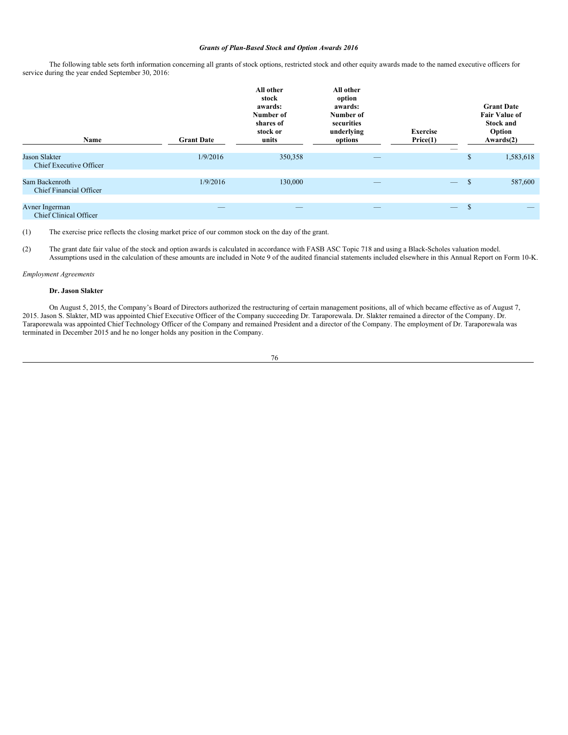### *Grants of Plan-Based Stock and Option Awards 2016*

The following table sets forth information concerning all grants of stock options, restricted stock and other equity awards made to the named executive officers for service during the year ended September 30, 2016:

| Name | Grant Date | All other stock awards: Number of shares of stock or units | All other option awards: Number of securities underlying options | Exercise Price(1) | Grant Date Fair Value of Stock and Option Awards(2) |
|---|---|---|---|---|---|
| Jason Slakter<br>Chief Executive Officer | 1/9/2016 | 350,358 | — | — | $ 1,583,618 |
| Sam Backenroth<br>Chief Financial Officer | 1/9/2016 | 130,000 | — | — | $ 587,600 |
| Avner Ingerman<br>Chief Clinical Officer | — | — | — | — | $ — |

(1) The exercise price reflects the closing market price of our common stock on the day of the grant.

(2) The grant date fair value of the stock and option awards is calculated in accordance with FASB ASC Topic 718 and using a Black-Scholes valuation model. Assumptions used in the calculation of these amounts are included in Note 9 of the audited financial statements included elsewhere in this Annual Report on Form 10-K.

*Employment Agreements*

**Dr. Jason Slakter**

On August 5, 2015, the Company's Board of Directors authorized the restructuring of certain management positions, all of which became effective as of August 7, 2015. Jason S. Slakter, MD was appointed Chief Executive Officer of the Company succeeding Dr. Taraporewala. Dr. Slakter remained a director of the Company. Dr. Taraporewala was appointed Chief Technology Officer of the Company and remained President and a director of the Company. The employment of Dr. Taraporewala was terminated in December 2015 and he no longer holds any position in the Company.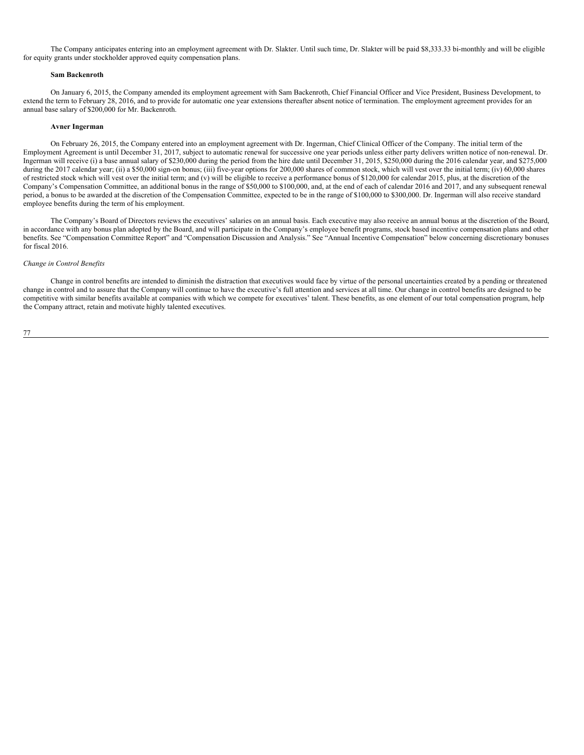The Company anticipates entering into an employment agreement with Dr. Slakter. Until such time, Dr. Slakter will be paid $8,333.33 bi-monthly and will be eligible for equity grants under stockholder approved equity compensation plans.

**Sam Backenroth**

On January 6, 2015, the Company amended its employment agreement with Sam Backenroth, Chief Financial Officer and Vice President, Business Development, to extend the term to February 28, 2016, and to provide for automatic one year extensions thereafter absent notice of termination. The employment agreement provides for an annual base salary of $200,000 for Mr. Backenroth.

**Avner Ingerman**

On February 26, 2015, the Company entered into an employment agreement with Dr. Ingerman, Chief Clinical Officer of the Company. The initial term of the Employment Agreement is until December 31, 2017, subject to automatic renewal for successive one year periods unless either party delivers written notice of non-renewal. Dr. Ingerman will receive (i) a base annual salary of $230,000 during the period from the hire date until December 31, 2015, $250,000 during the 2016 calendar year, and $275,000 during the 2017 calendar year; (ii) a $50,000 sign-on bonus; (iii) five-year options for 200,000 shares of common stock, which will vest over the initial term; (iv) 60,000 shares of restricted stock which will vest over the initial term; and (v) will be eligible to receive a performance bonus of $120,000 for calendar 2015, plus, at the discretion of the Company's Compensation Committee, an additional bonus in the range of $50,000 to $100,000, and, at the end of each of calendar 2016 and 2017, and any subsequent renewal period, a bonus to be awarded at the discretion of the Compensation Committee, expected to be in the range of $100,000 to $300,000. Dr. Ingerman will also receive standard employee benefits during the term of his employment.

The Company's Board of Directors reviews the executives' salaries on an annual basis. Each executive may also receive an annual bonus at the discretion of the Board, in accordance with any bonus plan adopted by the Board, and will participate in the Company's employee benefit programs, stock based incentive compensation plans and other benefits. See "Compensation Committee Report" and "Compensation Discussion and Analysis." See "Annual Incentive Compensation" below concerning discretionary bonuses for fiscal 2016.

*Change in Control Benefits*

Change in control benefits are intended to diminish the distraction that executives would face by virtue of the personal uncertainties created by a pending or threatened change in control and to assure that the Company will continue to have the executive's full attention and services at all time. Our change in control benefits are designed to be competitive with similar benefits available at companies with which we compete for executives' talent. These benefits, as one element of our total compensation program, help the Company attract, retain and motivate highly talented executives.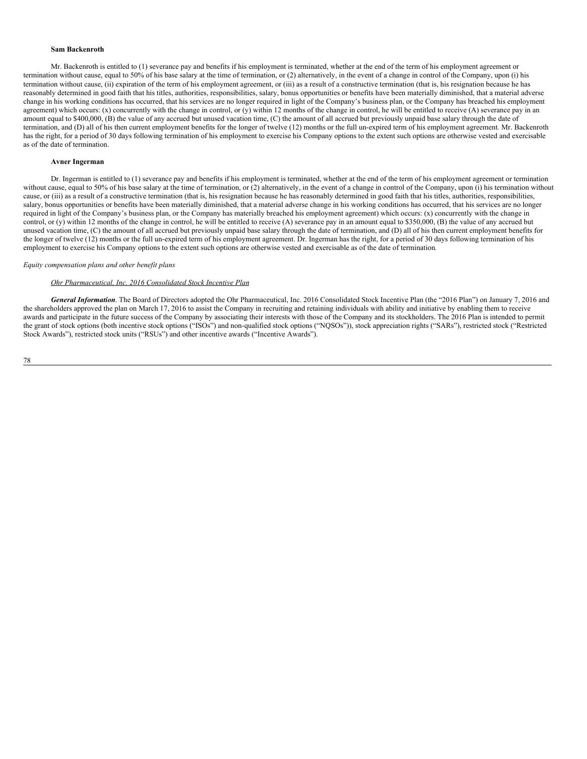**Sam Backenroth**

Mr. Backenroth is entitled to (1) severance pay and benefits if his employment is terminated, whether at the end of the term of his employment agreement or termination without cause, equal to 50% of his base salary at the time of termination, or (2) alternatively, in the event of a change in control of the Company, upon (i) his termination without cause, (ii) expiration of the term of his employment agreement, or (iii) as a result of a constructive termination (that is, his resignation because he has reasonably determined in good faith that his titles, authorities, responsibilities, salary, bonus opportunities or benefits have been materially diminished, that a material adverse change in his working conditions has occurred, that his services are no longer required in light of the Company's business plan, or the Company has breached his employment agreement) which occurs: (x) concurrently with the change in control, or (y) within 12 months of the change in control, he will be entitled to receive (A) severance pay in an amount equal to $400,000, (B) the value of any accrued but unused vacation time, (C) the amount of all accrued but previously unpaid base salary through the date of termination, and (D) all of his then current employment benefits for the longer of twelve (12) months or the full un-expired term of his employment agreement. Mr. Backenroth has the right, for a period of 30 days following termination of his employment to exercise his Company options to the extent such options are otherwise vested and exercisable as of the date of termination.

**Avner Ingerman**

Dr. Ingerman is entitled to (1) severance pay and benefits if his employment is terminated, whether at the end of the term of his employment agreement or termination without cause, equal to 50% of his base salary at the time of termination, or (2) alternatively, in the event of a change in control of the Company, upon (i) his termination without cause, or (iii) as a result of a constructive termination (that is, his resignation because he has reasonably determined in good faith that his titles, authorities, responsibilities, salary, bonus opportunities or benefits have been materially diminished, that a material adverse change in his working conditions has occurred, that his services are no longer required in light of the Company's business plan, or the Company has materially breached his employment agreement) which occurs: (x) concurrently with the change in control, or (y) within 12 months of the change in control, he will be entitled to receive (A) severance pay in an amount equal to $350,000, (B) the value of any accrued but unused vacation time, (C) the amount of all accrued but previously unpaid base salary through the date of termination, and (D) all of his then current employment benefits for the longer of twelve (12) months or the full un-expired term of his employment agreement. Dr. Ingerman has the right, for a period of 30 days following termination of his employment to exercise his Company options to the extent such options are otherwise vested and exercisable as of the date of termination.

*Equity compensation plans and other benefit plans*

*Ohr Pharmaceutical, Inc. 2016 Consolidated Stock Incentive Plan*

***General Information***. The Board of Directors adopted the Ohr Pharmaceutical, Inc. 2016 Consolidated Stock Incentive Plan (the "2016 Plan") on January 7, 2016 and the shareholders approved the plan on March 17, 2016 to assist the Company in recruiting and retaining individuals with ability and initiative by enabling them to receive awards and participate in the future success of the Company by associating their interests with those of the Company and its stockholders. The 2016 Plan is intended to permit the grant of stock options (both incentive stock options ("ISOs") and non-qualified stock options ("NQSOs")), stock appreciation rights ("SARs"), restricted stock ("Restricted Stock Awards"), restricted stock units ("RSUs") and other incentive awards ("Incentive Awards").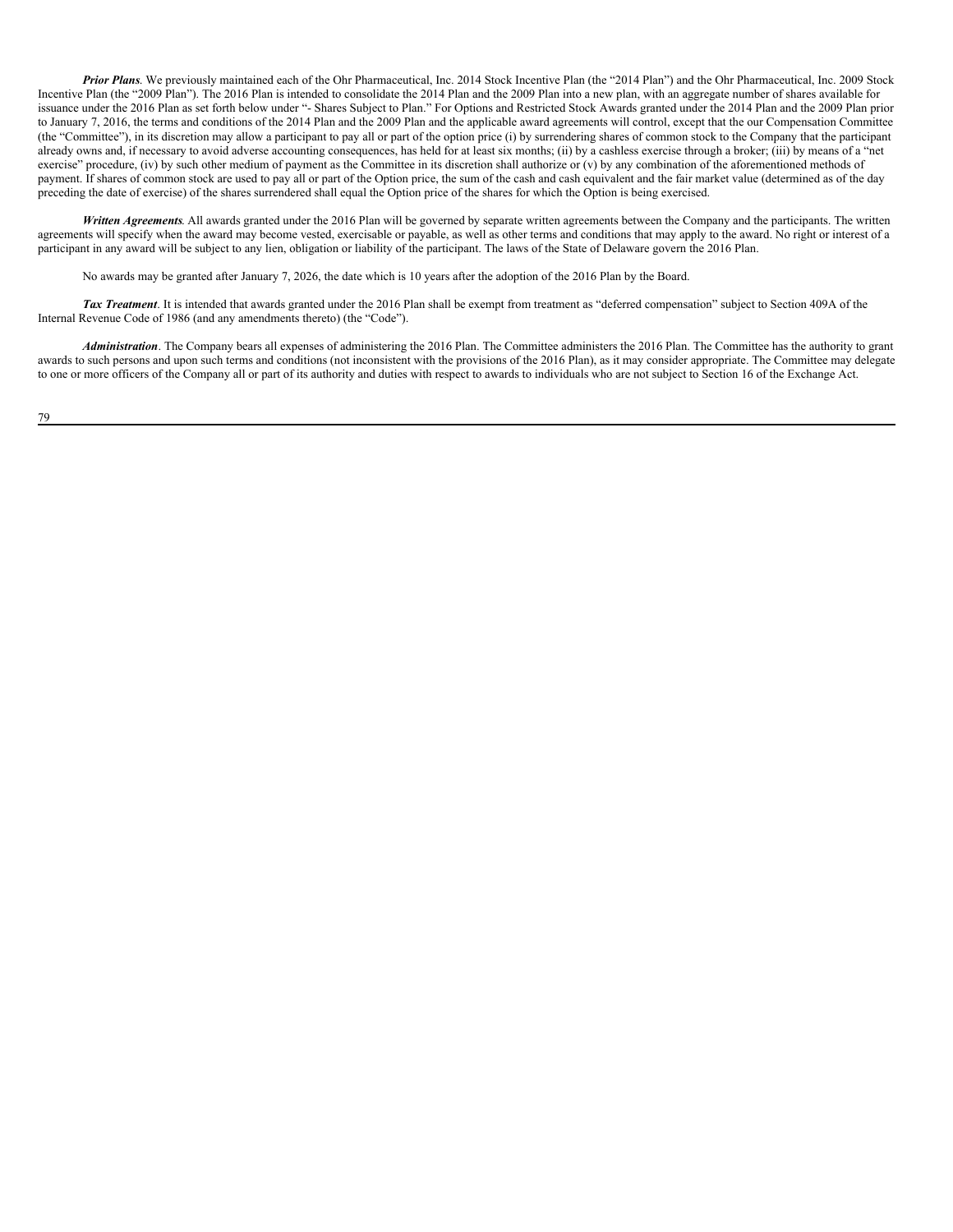***Prior Plans***. We previously maintained each of the Ohr Pharmaceutical, Inc. 2014 Stock Incentive Plan (the "2014 Plan") and the Ohr Pharmaceutical, Inc. 2009 Stock Incentive Plan (the "2009 Plan"). The 2016 Plan is intended to consolidate the 2014 Plan and the 2009 Plan into a new plan, with an aggregate number of shares available for issuance under the 2016 Plan as set forth below under "- Shares Subject to Plan." For Options and Restricted Stock Awards granted under the 2014 Plan and the 2009 Plan prior to January 7, 2016, the terms and conditions of the 2014 Plan and the 2009 Plan and the applicable award agreements will control, except that the our Compensation Committee (the "Committee"), in its discretion may allow a participant to pay all or part of the option price (i) by surrendering shares of common stock to the Company that the participant already owns and, if necessary to avoid adverse accounting consequences, has held for at least six months; (ii) by a cashless exercise through a broker; (iii) by means of a "net exercise" procedure, (iv) by such other medium of payment as the Committee in its discretion shall authorize or (v) by any combination of the aforementioned methods of payment. If shares of common stock are used to pay all or part of the Option price, the sum of the cash and cash equivalent and the fair market value (determined as of the day preceding the date of exercise) of the shares surrendered shall equal the Option price of the shares for which the Option is being exercised.

***Written Agreements***. All awards granted under the 2016 Plan will be governed by separate written agreements between the Company and the participants. The written agreements will specify when the award may become vested, exercisable or payable, as well as other terms and conditions that may apply to the award. No right or interest of a participant in any award will be subject to any lien, obligation or liability of the participant. The laws of the State of Delaware govern the 2016 Plan.

No awards may be granted after January 7, 2026, the date which is 10 years after the adoption of the 2016 Plan by the Board.

***Tax Treatment***. It is intended that awards granted under the 2016 Plan shall be exempt from treatment as "deferred compensation" subject to Section 409A of the Internal Revenue Code of 1986 (and any amendments thereto) (the "Code").

***Administration***. The Company bears all expenses of administering the 2016 Plan. The Committee administers the 2016 Plan. The Committee has the authority to grant awards to such persons and upon such terms and conditions (not inconsistent with the provisions of the 2016 Plan), as it may consider appropriate. The Committee may delegate to one or more officers of the Company all or part of its authority and duties with respect to awards to individuals who are not subject to Section 16 of the Exchange Act.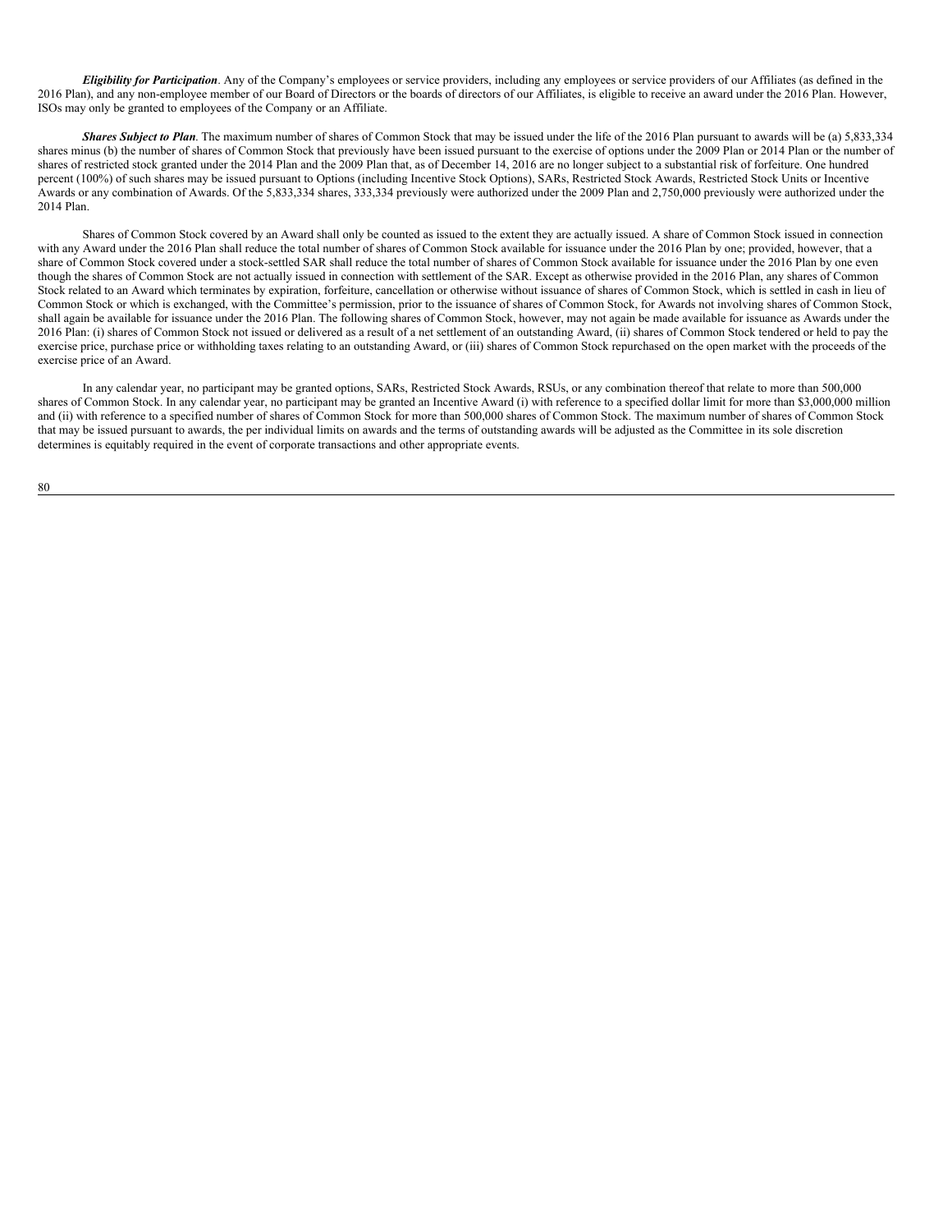***Eligibility for Participation***. Any of the Company's employees or service providers, including any employees or service providers of our Affiliates (as defined in the 2016 Plan), and any non-employee member of our Board of Directors or the boards of directors of our Affiliates, is eligible to receive an award under the 2016 Plan. However, ISOs may only be granted to employees of the Company or an Affiliate.

***Shares Subject to Plan***. The maximum number of shares of Common Stock that may be issued under the life of the 2016 Plan pursuant to awards will be (a) 5,833,334 shares minus (b) the number of shares of Common Stock that previously have been issued pursuant to the exercise of options under the 2009 Plan or 2014 Plan or the number of shares of restricted stock granted under the 2014 Plan and the 2009 Plan that, as of December 14, 2016 are no longer subject to a substantial risk of forfeiture. One hundred percent (100%) of such shares may be issued pursuant to Options (including Incentive Stock Options), SARs, Restricted Stock Awards, Restricted Stock Units or Incentive Awards or any combination of Awards. Of the 5,833,334 shares, 333,334 previously were authorized under the 2009 Plan and 2,750,000 previously were authorized under the 2014 Plan.

Shares of Common Stock covered by an Award shall only be counted as issued to the extent they are actually issued. A share of Common Stock issued in connection with any Award under the 2016 Plan shall reduce the total number of shares of Common Stock available for issuance under the 2016 Plan by one; provided, however, that a share of Common Stock covered under a stock-settled SAR shall reduce the total number of shares of Common Stock available for issuance under the 2016 Plan by one even though the shares of Common Stock are not actually issued in connection with settlement of the SAR. Except as otherwise provided in the 2016 Plan, any shares of Common Stock related to an Award which terminates by expiration, forfeiture, cancellation or otherwise without issuance of shares of Common Stock, which is settled in cash in lieu of Common Stock or which is exchanged, with the Committee's permission, prior to the issuance of shares of Common Stock, for Awards not involving shares of Common Stock, shall again be available for issuance under the 2016 Plan. The following shares of Common Stock, however, may not again be made available for issuance as Awards under the 2016 Plan: (i) shares of Common Stock not issued or delivered as a result of a net settlement of an outstanding Award, (ii) shares of Common Stock tendered or held to pay the exercise price, purchase price or withholding taxes relating to an outstanding Award, or (iii) shares of Common Stock repurchased on the open market with the proceeds of the exercise price of an Award.

In any calendar year, no participant may be granted options, SARs, Restricted Stock Awards, RSUs, or any combination thereof that relate to more than 500,000 shares of Common Stock. In any calendar year, no participant may be granted an Incentive Award (i) with reference to a specified dollar limit for more than $3,000,000 million and (ii) with reference to a specified number of shares of Common Stock for more than 500,000 shares of Common Stock. The maximum number of shares of Common Stock that may be issued pursuant to awards, the per individual limits on awards and the terms of outstanding awards will be adjusted as the Committee in its sole discretion determines is equitably required in the event of corporate transactions and other appropriate events.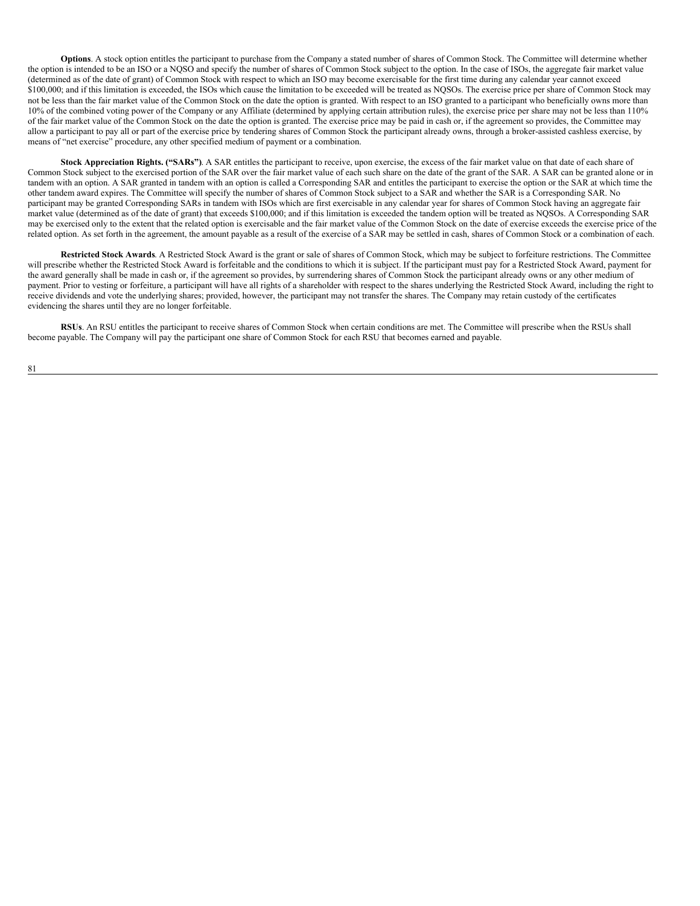**Options**. A stock option entitles the participant to purchase from the Company a stated number of shares of Common Stock. The Committee will determine whether the option is intended to be an ISO or a NQSO and specify the number of shares of Common Stock subject to the option. In the case of ISOs, the aggregate fair market value (determined as of the date of grant) of Common Stock with respect to which an ISO may become exercisable for the first time during any calendar year cannot exceed $100,000; and if this limitation is exceeded, the ISOs which cause the limitation to be exceeded will be treated as NQSOs. The exercise price per share of Common Stock may not be less than the fair market value of the Common Stock on the date the option is granted. With respect to an ISO granted to a participant who beneficially owns more than 10% of the combined voting power of the Company or any Affiliate (determined by applying certain attribution rules), the exercise price per share may not be less than 110% of the fair market value of the Common Stock on the date the option is granted. The exercise price may be paid in cash or, if the agreement so provides, the Committee may allow a participant to pay all or part of the exercise price by tendering shares of Common Stock the participant already owns, through a broker-assisted cashless exercise, by means of "net exercise" procedure, any other specified medium of payment or a combination.

**Stock Appreciation Rights. ("SARs")**. A SAR entitles the participant to receive, upon exercise, the excess of the fair market value on that date of each share of Common Stock subject to the exercised portion of the SAR over the fair market value of each such share on the date of the grant of the SAR. A SAR can be granted alone or in tandem with an option. A SAR granted in tandem with an option is called a Corresponding SAR and entitles the participant to exercise the option or the SAR at which time the other tandem award expires. The Committee will specify the number of shares of Common Stock subject to a SAR and whether the SAR is a Corresponding SAR. No participant may be granted Corresponding SARs in tandem with ISOs which are first exercisable in any calendar year for shares of Common Stock having an aggregate fair market value (determined as of the date of grant) that exceeds $100,000; and if this limitation is exceeded the tandem option will be treated as NQSOs. A Corresponding SAR may be exercised only to the extent that the related option is exercisable and the fair market value of the Common Stock on the date of exercise exceeds the exercise price of the related option. As set forth in the agreement, the amount payable as a result of the exercise of a SAR may be settled in cash, shares of Common Stock or a combination of each.

**Restricted Stock Awards**. A Restricted Stock Award is the grant or sale of shares of Common Stock, which may be subject to forfeiture restrictions. The Committee will prescribe whether the Restricted Stock Award is forfeitable and the conditions to which it is subject. If the participant must pay for a Restricted Stock Award, payment for the award generally shall be made in cash or, if the agreement so provides, by surrendering shares of Common Stock the participant already owns or any other medium of payment. Prior to vesting or forfeiture, a participant will have all rights of a shareholder with respect to the shares underlying the Restricted Stock Award, including the right to receive dividends and vote the underlying shares; provided, however, the participant may not transfer the shares. The Company may retain custody of the certificates evidencing the shares until they are no longer forfeitable.

**RSUs**. An RSU entitles the participant to receive shares of Common Stock when certain conditions are met. The Committee will prescribe when the RSUs shall become payable. The Company will pay the participant one share of Common Stock for each RSU that becomes earned and payable.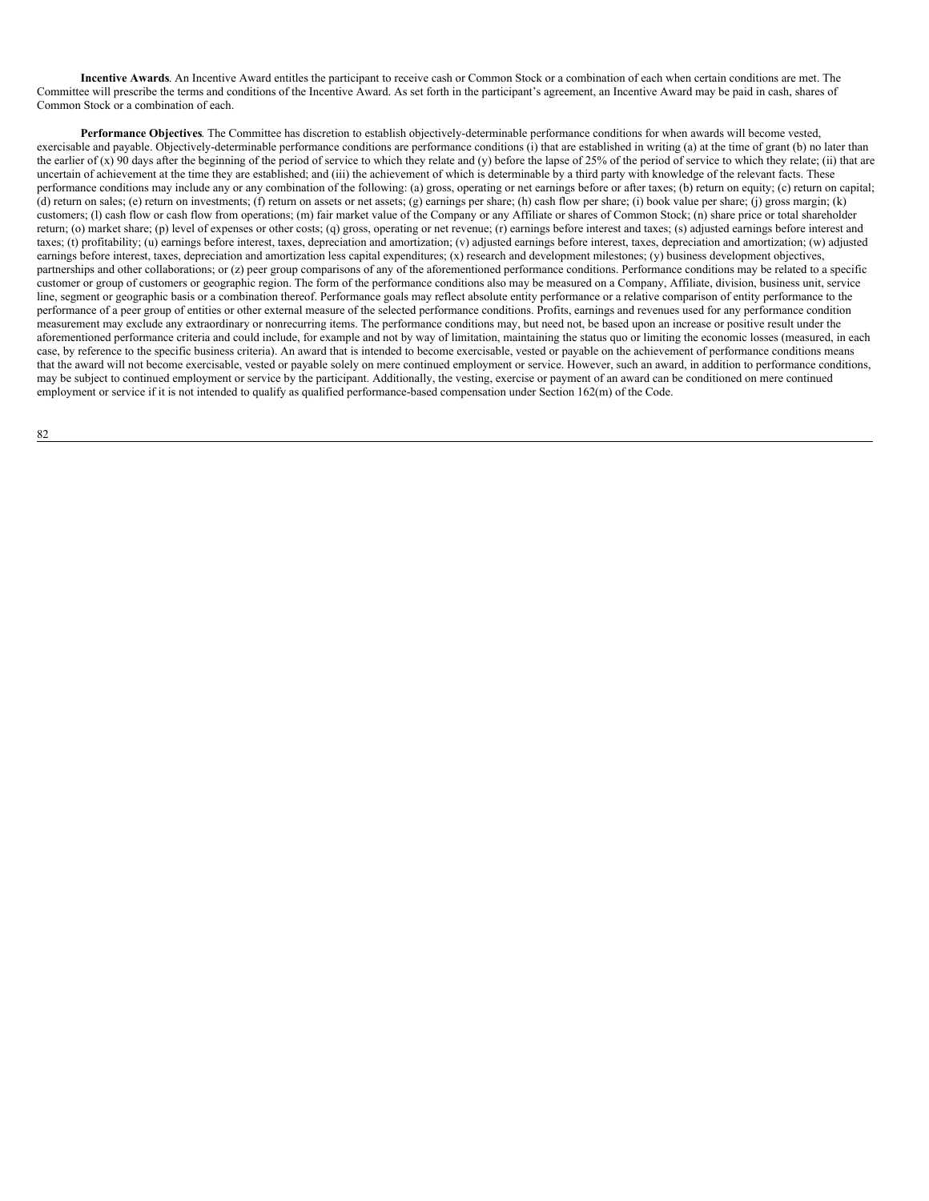**Incentive Awards**. An Incentive Award entitles the participant to receive cash or Common Stock or a combination of each when certain conditions are met. The Committee will prescribe the terms and conditions of the Incentive Award. As set forth in the participant's agreement, an Incentive Award may be paid in cash, shares of Common Stock or a combination of each.

**Performance Objectives**. The Committee has discretion to establish objectively-determinable performance conditions for when awards will become vested, exercisable and payable. Objectively-determinable performance conditions are performance conditions (i) that are established in writing (a) at the time of grant (b) no later than the earlier of (x) 90 days after the beginning of the period of service to which they relate and (y) before the lapse of 25% of the period of service to which they relate; (ii) that are uncertain of achievement at the time they are established; and (iii) the achievement of which is determinable by a third party with knowledge of the relevant facts. These performance conditions may include any or any combination of the following: (a) gross, operating or net earnings before or after taxes; (b) return on equity; (c) return on capital; (d) return on sales; (e) return on investments; (f) return on assets or net assets; (g) earnings per share; (h) cash flow per share; (i) book value per share; (j) gross margin; (k) customers; (l) cash flow or cash flow from operations; (m) fair market value of the Company or any Affiliate or shares of Common Stock; (n) share price or total shareholder return; (o) market share; (p) level of expenses or other costs; (q) gross, operating or net revenue; (r) earnings before interest and taxes; (s) adjusted earnings before interest and taxes; (t) profitability; (u) earnings before interest, taxes, depreciation and amortization; (v) adjusted earnings before interest, taxes, depreciation and amortization; (w) adjusted earnings before interest, taxes, depreciation and amortization less capital expenditures; (x) research and development milestones; (y) business development objectives, partnerships and other collaborations; or (z) peer group comparisons of any of the aforementioned performance conditions. Performance conditions may be related to a specific customer or group of customers or geographic region. The form of the performance conditions also may be measured on a Company, Affiliate, division, business unit, service line, segment or geographic basis or a combination thereof. Performance goals may reflect absolute entity performance or a relative comparison of entity performance to the performance of a peer group of entities or other external measure of the selected performance conditions. Profits, earnings and revenues used for any performance condition measurement may exclude any extraordinary or nonrecurring items. The performance conditions may, but need not, be based upon an increase or positive result under the aforementioned performance criteria and could include, for example and not by way of limitation, maintaining the status quo or limiting the economic losses (measured, in each case, by reference to the specific business criteria). An award that is intended to become exercisable, vested or payable on the achievement of performance conditions means that the award will not become exercisable, vested or payable solely on mere continued employment or service. However, such an award, in addition to performance conditions, may be subject to continued employment or service by the participant. Additionally, the vesting, exercise or payment of an award can be conditioned on mere continued employment or service if it is not intended to qualify as qualified performance-based compensation under Section 162(m) of the Code.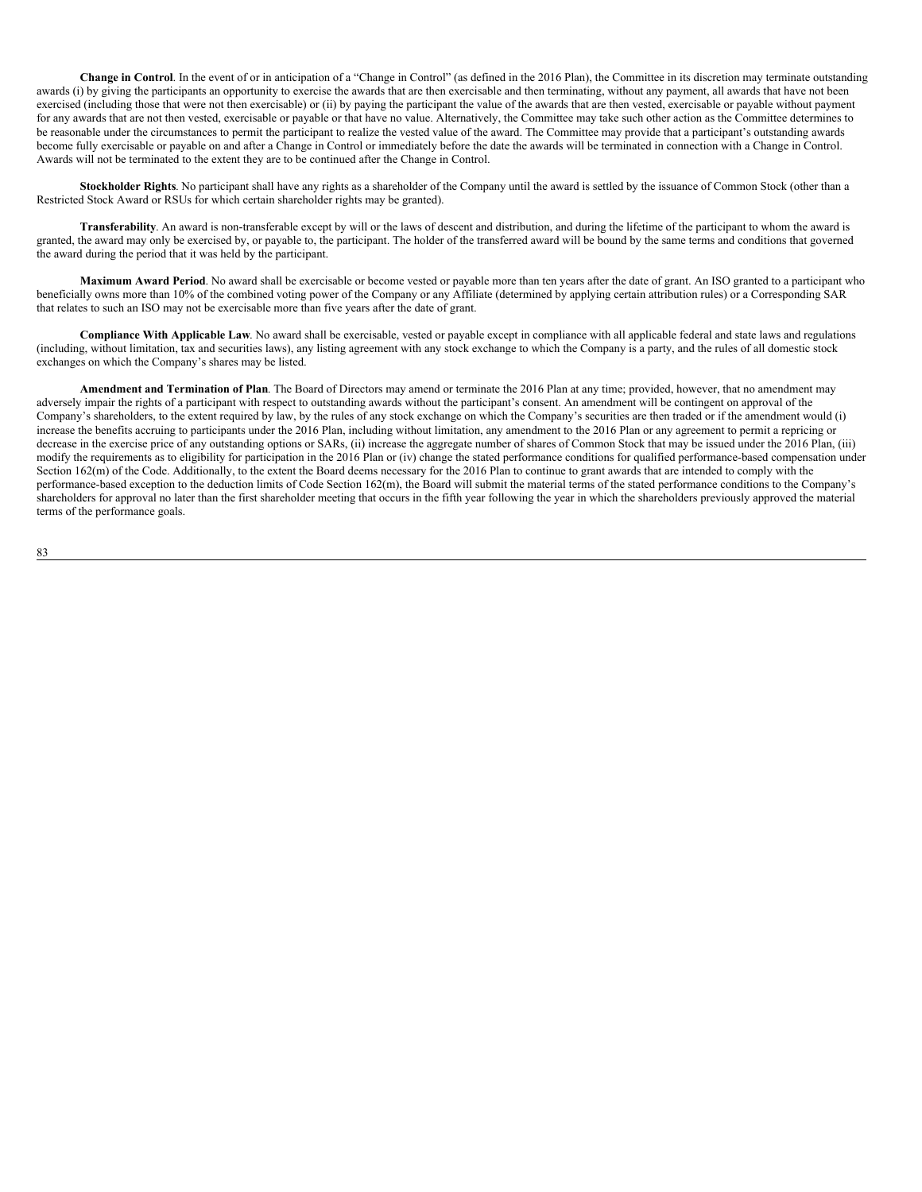**Change in Control**. In the event of or in anticipation of a "Change in Control" (as defined in the 2016 Plan), the Committee in its discretion may terminate outstanding awards (i) by giving the participants an opportunity to exercise the awards that are then exercisable and then terminating, without any payment, all awards that have not been exercised (including those that were not then exercisable) or (ii) by paying the participant the value of the awards that are then vested, exercisable or payable without payment for any awards that are not then vested, exercisable or payable or that have no value. Alternatively, the Committee may take such other action as the Committee determines to be reasonable under the circumstances to permit the participant to realize the vested value of the award. The Committee may provide that a participant's outstanding awards become fully exercisable or payable on and after a Change in Control or immediately before the date the awards will be terminated in connection with a Change in Control. Awards will not be terminated to the extent they are to be continued after the Change in Control.

**Stockholder Rights**. No participant shall have any rights as a shareholder of the Company until the award is settled by the issuance of Common Stock (other than a Restricted Stock Award or RSUs for which certain shareholder rights may be granted).

**Transferability**. An award is non-transferable except by will or the laws of descent and distribution, and during the lifetime of the participant to whom the award is granted, the award may only be exercised by, or payable to, the participant. The holder of the transferred award will be bound by the same terms and conditions that governed the award during the period that it was held by the participant.

**Maximum Award Period**. No award shall be exercisable or become vested or payable more than ten years after the date of grant. An ISO granted to a participant who beneficially owns more than 10% of the combined voting power of the Company or any Affiliate (determined by applying certain attribution rules) or a Corresponding SAR that relates to such an ISO may not be exercisable more than five years after the date of grant.

**Compliance With Applicable Law**. No award shall be exercisable, vested or payable except in compliance with all applicable federal and state laws and regulations (including, without limitation, tax and securities laws), any listing agreement with any stock exchange to which the Company is a party, and the rules of all domestic stock exchanges on which the Company's shares may be listed.

**Amendment and Termination of Plan**. The Board of Directors may amend or terminate the 2016 Plan at any time; provided, however, that no amendment may adversely impair the rights of a participant with respect to outstanding awards without the participant's consent. An amendment will be contingent on approval of the Company's shareholders, to the extent required by law, by the rules of any stock exchange on which the Company's securities are then traded or if the amendment would (i) increase the benefits accruing to participants under the 2016 Plan, including without limitation, any amendment to the 2016 Plan or any agreement to permit a repricing or decrease in the exercise price of any outstanding options or SARs, (ii) increase the aggregate number of shares of Common Stock that may be issued under the 2016 Plan, (iii) modify the requirements as to eligibility for participation in the 2016 Plan or (iv) change the stated performance conditions for qualified performance-based compensation under Section 162(m) of the Code. Additionally, to the extent the Board deems necessary for the 2016 Plan to continue to grant awards that are intended to comply with the performance-based exception to the deduction limits of Code Section 162(m), the Board will submit the material terms of the stated performance conditions to the Company's shareholders for approval no later than the first shareholder meeting that occurs in the fifth year following the year in which the shareholders previously approved the material terms of the performance goals.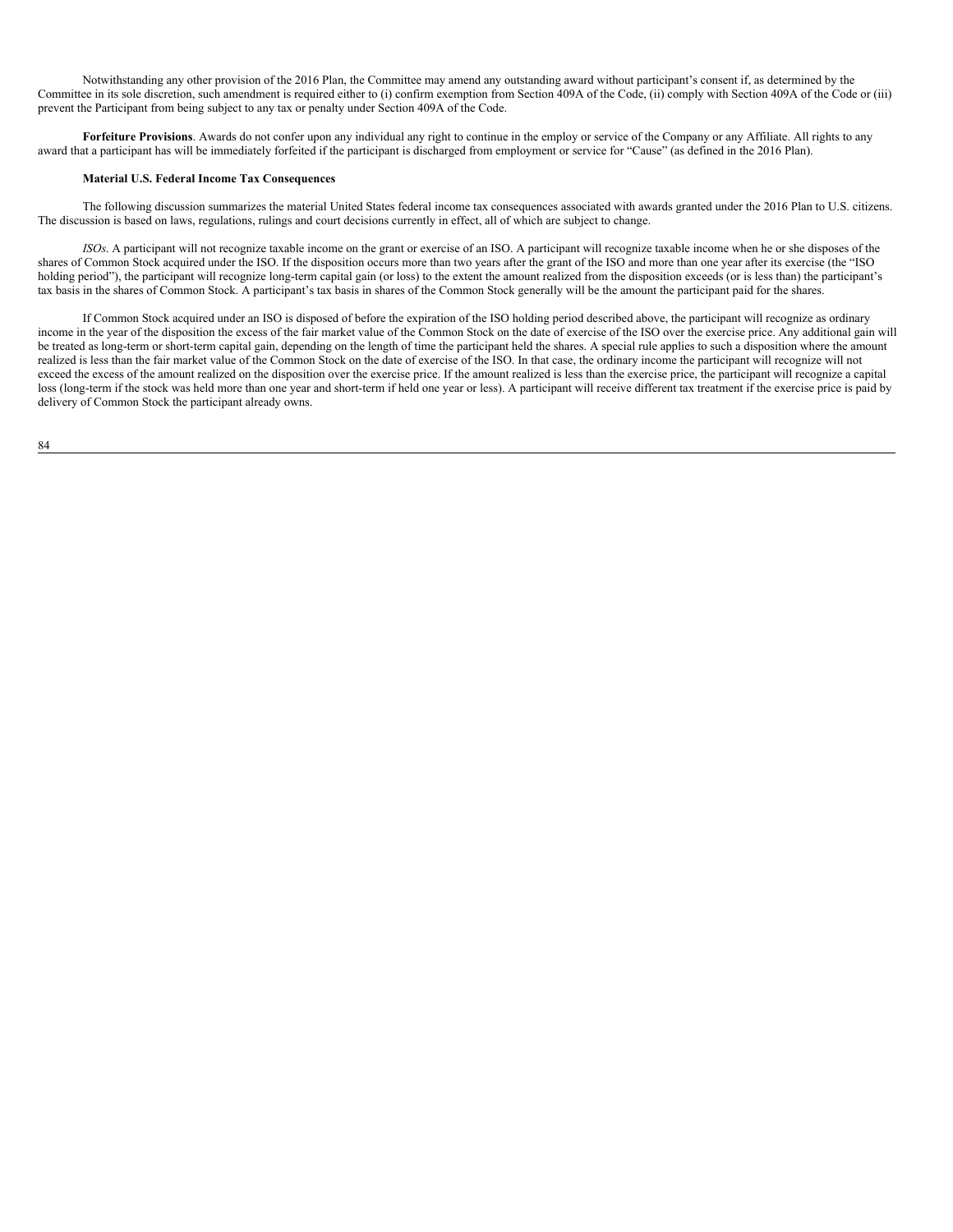Notwithstanding any other provision of the 2016 Plan, the Committee may amend any outstanding award without participant's consent if, as determined by the Committee in its sole discretion, such amendment is required either to (i) confirm exemption from Section 409A of the Code, (ii) comply with Section 409A of the Code or (iii) prevent the Participant from being subject to any tax or penalty under Section 409A of the Code.

**Forfeiture Provisions**. Awards do not confer upon any individual any right to continue in the employ or service of the Company or any Affiliate. All rights to any award that a participant has will be immediately forfeited if the participant is discharged from employment or service for "Cause" (as defined in the 2016 Plan).

**Material U.S. Federal Income Tax Consequences**

The following discussion summarizes the material United States federal income tax consequences associated with awards granted under the 2016 Plan to U.S. citizens. The discussion is based on laws, regulations, rulings and court decisions currently in effect, all of which are subject to change.

*ISOs*. A participant will not recognize taxable income on the grant or exercise of an ISO. A participant will recognize taxable income when he or she disposes of the shares of Common Stock acquired under the ISO. If the disposition occurs more than two years after the grant of the ISO and more than one year after its exercise (the "ISO holding period"), the participant will recognize long-term capital gain (or loss) to the extent the amount realized from the disposition exceeds (or is less than) the participant's tax basis in the shares of Common Stock. A participant's tax basis in shares of the Common Stock generally will be the amount the participant paid for the shares.

If Common Stock acquired under an ISO is disposed of before the expiration of the ISO holding period described above, the participant will recognize as ordinary income in the year of the disposition the excess of the fair market value of the Common Stock on the date of exercise of the ISO over the exercise price. Any additional gain will be treated as long-term or short-term capital gain, depending on the length of time the participant held the shares. A special rule applies to such a disposition where the amount realized is less than the fair market value of the Common Stock on the date of exercise of the ISO. In that case, the ordinary income the participant will recognize will not exceed the excess of the amount realized on the disposition over the exercise price. If the amount realized is less than the exercise price, the participant will recognize a capital loss (long-term if the stock was held more than one year and short-term if held one year or less). A participant will receive different tax treatment if the exercise price is paid by delivery of Common Stock the participant already owns.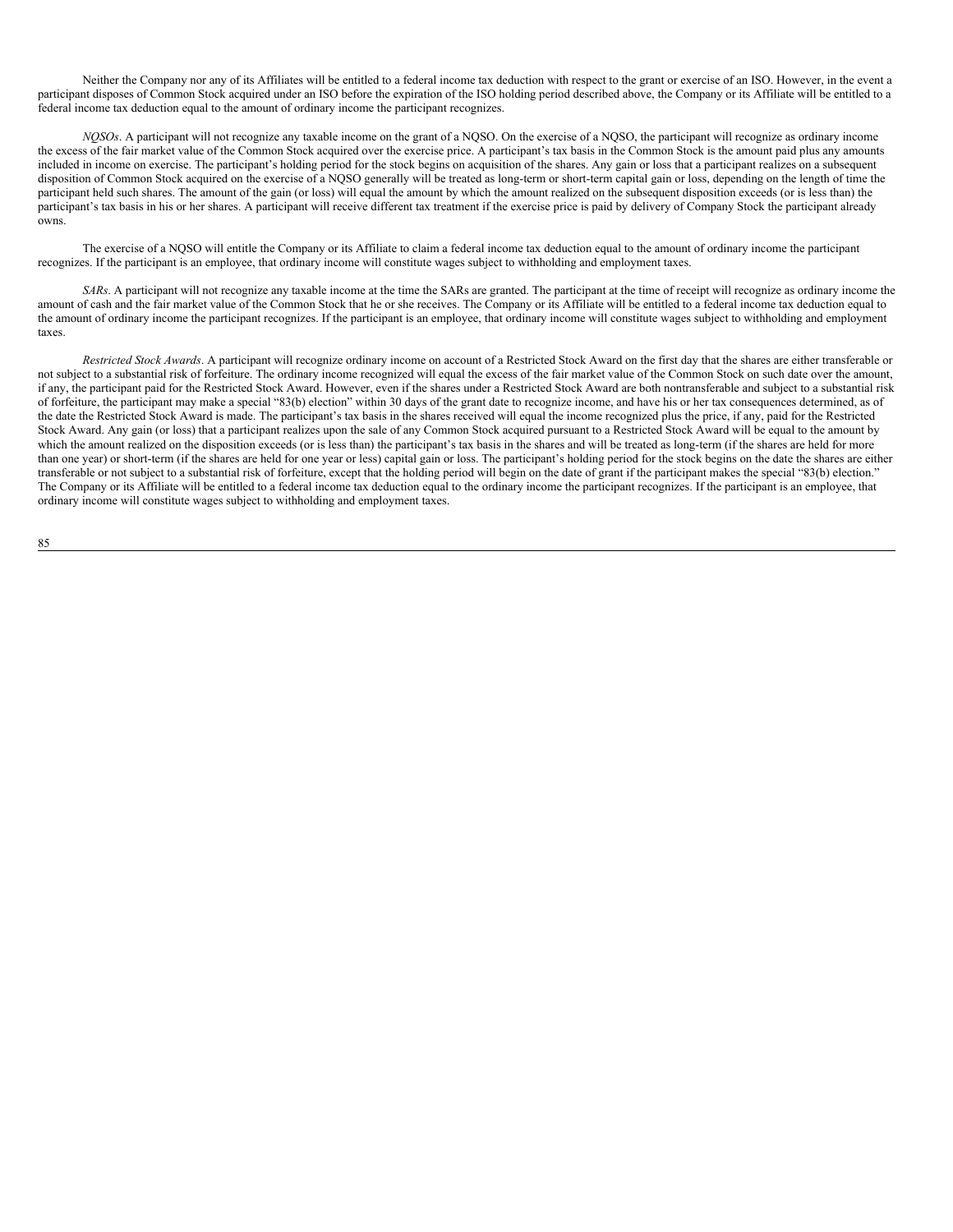Neither the Company nor any of its Affiliates will be entitled to a federal income tax deduction with respect to the grant or exercise of an ISO. However, in the event a participant disposes of Common Stock acquired under an ISO before the expiration of the ISO holding period described above, the Company or its Affiliate will be entitled to a federal income tax deduction equal to the amount of ordinary income the participant recognizes.

*NQSOs*. A participant will not recognize any taxable income on the grant of a NQSO. On the exercise of a NQSO, the participant will recognize as ordinary income the excess of the fair market value of the Common Stock acquired over the exercise price. A participant's tax basis in the Common Stock is the amount paid plus any amounts included in income on exercise. The participant's holding period for the stock begins on acquisition of the shares. Any gain or loss that a participant realizes on a subsequent disposition of Common Stock acquired on the exercise of a NQSO generally will be treated as long-term or short-term capital gain or loss, depending on the length of time the participant held such shares. The amount of the gain (or loss) will equal the amount by which the amount realized on the subsequent disposition exceeds (or is less than) the participant's tax basis in his or her shares. A participant will receive different tax treatment if the exercise price is paid by delivery of Company Stock the participant already owns.

The exercise of a NQSO will entitle the Company or its Affiliate to claim a federal income tax deduction equal to the amount of ordinary income the participant recognizes. If the participant is an employee, that ordinary income will constitute wages subject to withholding and employment taxes.

*SARs*. A participant will not recognize any taxable income at the time the SARs are granted. The participant at the time of receipt will recognize as ordinary income the amount of cash and the fair market value of the Common Stock that he or she receives. The Company or its Affiliate will be entitled to a federal income tax deduction equal to the amount of ordinary income the participant recognizes. If the participant is an employee, that ordinary income will constitute wages subject to withholding and employment taxes.

*Restricted Stock Awards*. A participant will recognize ordinary income on account of a Restricted Stock Award on the first day that the shares are either transferable or not subject to a substantial risk of forfeiture. The ordinary income recognized will equal the excess of the fair market value of the Common Stock on such date over the amount, if any, the participant paid for the Restricted Stock Award. However, even if the shares under a Restricted Stock Award are both nontransferable and subject to a substantial risk of forfeiture, the participant may make a special "83(b) election" within 30 days of the grant date to recognize income, and have his or her tax consequences determined, as of the date the Restricted Stock Award is made. The participant's tax basis in the shares received will equal the income recognized plus the price, if any, paid for the Restricted Stock Award. Any gain (or loss) that a participant realizes upon the sale of any Common Stock acquired pursuant to a Restricted Stock Award will be equal to the amount by which the amount realized on the disposition exceeds (or is less than) the participant's tax basis in the shares and will be treated as long-term (if the shares are held for more than one year) or short-term (if the shares are held for one year or less) capital gain or loss. The participant's holding period for the stock begins on the date the shares are either transferable or not subject to a substantial risk of forfeiture, except that the holding period will begin on the date of grant if the participant makes the special "83(b) election." The Company or its Affiliate will be entitled to a federal income tax deduction equal to the ordinary income the participant recognizes. If the participant is an employee, that ordinary income will constitute wages subject to withholding and employment taxes.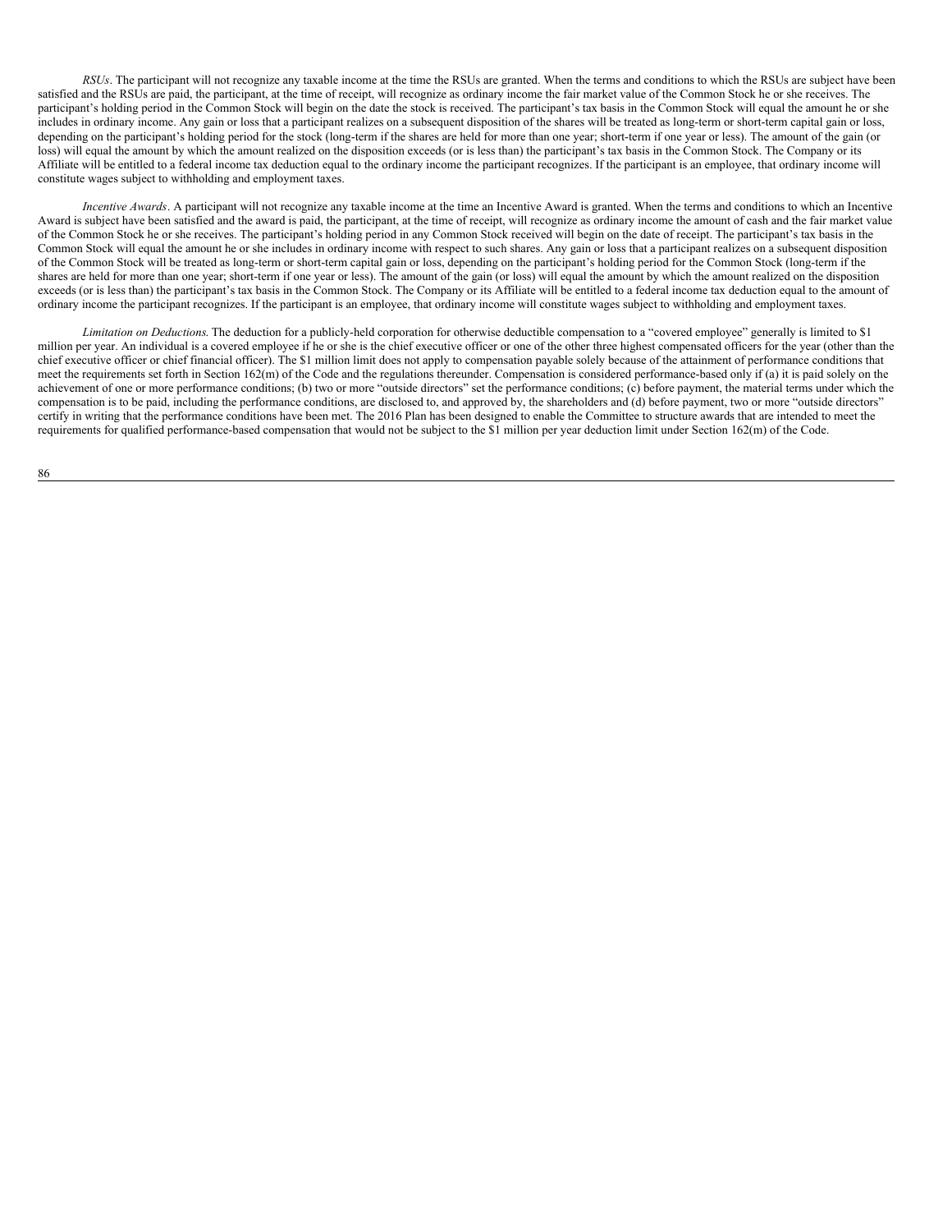*RSUs*. The participant will not recognize any taxable income at the time the RSUs are granted. When the terms and conditions to which the RSUs are subject have been satisfied and the RSUs are paid, the participant, at the time of receipt, will recognize as ordinary income the fair market value of the Common Stock he or she receives. The participant's holding period in the Common Stock will begin on the date the stock is received. The participant's tax basis in the Common Stock will equal the amount he or she includes in ordinary income. Any gain or loss that a participant realizes on a subsequent disposition of the shares will be treated as long-term or short-term capital gain or loss, depending on the participant's holding period for the stock (long-term if the shares are held for more than one year; short-term if one year or less). The amount of the gain (or loss) will equal the amount by which the amount realized on the disposition exceeds (or is less than) the participant's tax basis in the Common Stock. The Company or its Affiliate will be entitled to a federal income tax deduction equal to the ordinary income the participant recognizes. If the participant is an employee, that ordinary income will constitute wages subject to withholding and employment taxes.

*Incentive Awards*. A participant will not recognize any taxable income at the time an Incentive Award is granted. When the terms and conditions to which an Incentive Award is subject have been satisfied and the award is paid, the participant, at the time of receipt, will recognize as ordinary income the amount of cash and the fair market value of the Common Stock he or she receives. The participant's holding period in any Common Stock received will begin on the date of receipt. The participant's tax basis in the Common Stock will equal the amount he or she includes in ordinary income with respect to such shares. Any gain or loss that a participant realizes on a subsequent disposition of the Common Stock will be treated as long-term or short-term capital gain or loss, depending on the participant's holding period for the Common Stock (long-term if the shares are held for more than one year; short-term if one year or less). The amount of the gain (or loss) will equal the amount by which the amount realized on the disposition exceeds (or is less than) the participant's tax basis in the Common Stock. The Company or its Affiliate will be entitled to a federal income tax deduction equal to the amount of ordinary income the participant recognizes. If the participant is an employee, that ordinary income will constitute wages subject to withholding and employment taxes.

*Limitation on Deductions.* The deduction for a publicly-held corporation for otherwise deductible compensation to a "covered employee" generally is limited to $1 million per year. An individual is a covered employee if he or she is the chief executive officer or one of the other three highest compensated officers for the year (other than the chief executive officer or chief financial officer). The $1 million limit does not apply to compensation payable solely because of the attainment of performance conditions that meet the requirements set forth in Section 162(m) of the Code and the regulations thereunder. Compensation is considered performance-based only if (a) it is paid solely on the achievement of one or more performance conditions; (b) two or more "outside directors" set the performance conditions; (c) before payment, the material terms under which the compensation is to be paid, including the performance conditions, are disclosed to, and approved by, the shareholders and (d) before payment, two or more "outside directors" certify in writing that the performance conditions have been met. The 2016 Plan has been designed to enable the Committee to structure awards that are intended to meet the requirements for qualified performance-based compensation that would not be subject to the $1 million per year deduction limit under Section 162(m) of the Code.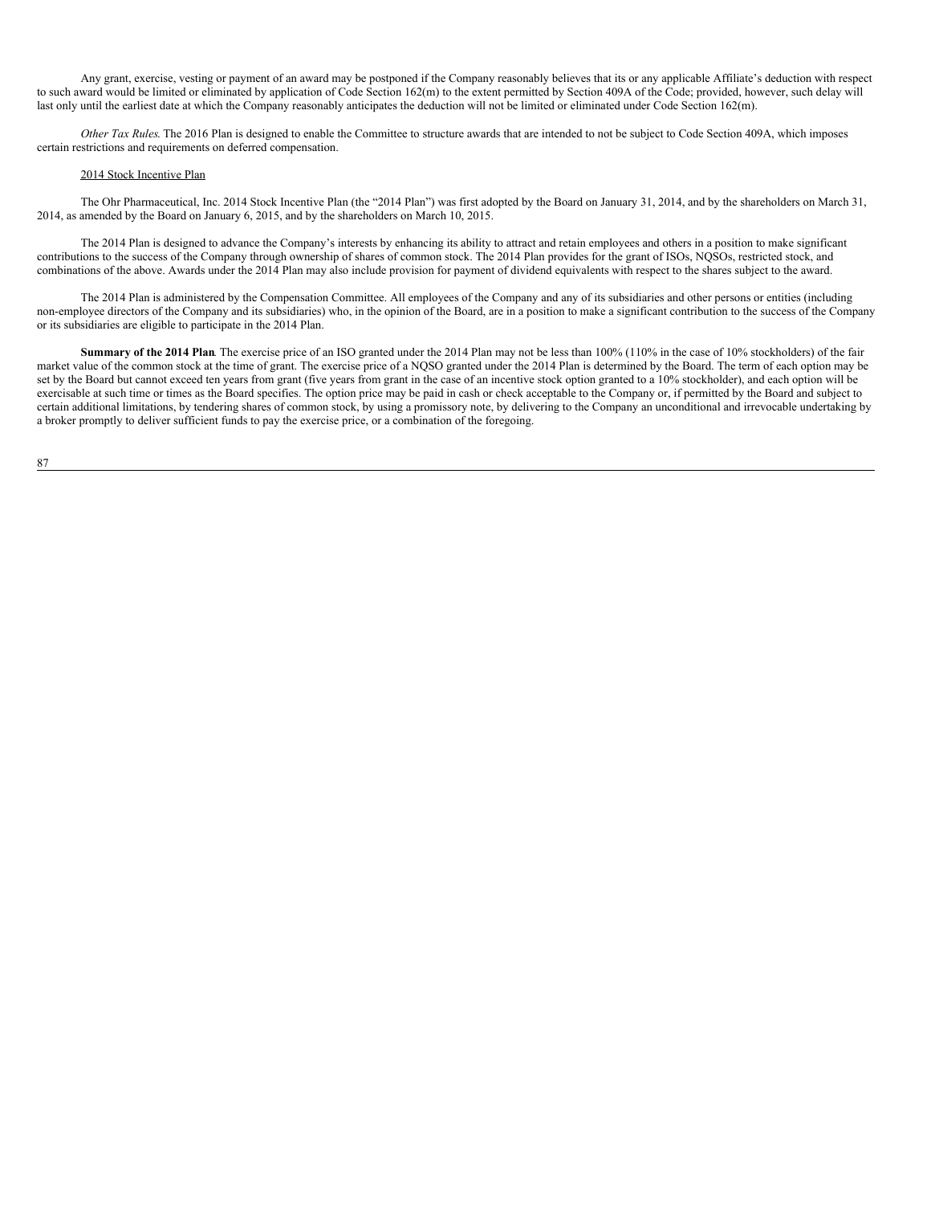Any grant, exercise, vesting or payment of an award may be postponed if the Company reasonably believes that its or any applicable Affiliate's deduction with respect to such award would be limited or eliminated by application of Code Section 162(m) to the extent permitted by Section 409A of the Code; provided, however, such delay will last only until the earliest date at which the Company reasonably anticipates the deduction will not be limited or eliminated under Code Section 162(m).

*Other Tax Rules.* The 2016 Plan is designed to enable the Committee to structure awards that are intended to not be subject to Code Section 409A, which imposes certain restrictions and requirements on deferred compensation.

2014 Stock Incentive Plan

The Ohr Pharmaceutical, Inc. 2014 Stock Incentive Plan (the "2014 Plan") was first adopted by the Board on January 31, 2014, and by the shareholders on March 31, 2014, as amended by the Board on January 6, 2015, and by the shareholders on March 10, 2015.

The 2014 Plan is designed to advance the Company's interests by enhancing its ability to attract and retain employees and others in a position to make significant contributions to the success of the Company through ownership of shares of common stock. The 2014 Plan provides for the grant of ISOs, NQSOs, restricted stock, and combinations of the above. Awards under the 2014 Plan may also include provision for payment of dividend equivalents with respect to the shares subject to the award.

The 2014 Plan is administered by the Compensation Committee. All employees of the Company and any of its subsidiaries and other persons or entities (including non-employee directors of the Company and its subsidiaries) who, in the opinion of the Board, are in a position to make a significant contribution to the success of the Company or its subsidiaries are eligible to participate in the 2014 Plan.

**Summary of the 2014 Plan***.* The exercise price of an ISO granted under the 2014 Plan may not be less than 100% (110% in the case of 10% stockholders) of the fair market value of the common stock at the time of grant. The exercise price of a NQSO granted under the 2014 Plan is determined by the Board. The term of each option may be set by the Board but cannot exceed ten years from grant (five years from grant in the case of an incentive stock option granted to a 10% stockholder), and each option will be exercisable at such time or times as the Board specifies. The option price may be paid in cash or check acceptable to the Company or, if permitted by the Board and subject to certain additional limitations, by tendering shares of common stock, by using a promissory note, by delivering to the Company an unconditional and irrevocable undertaking by a broker promptly to deliver sufficient funds to pay the exercise price, or a combination of the foregoing.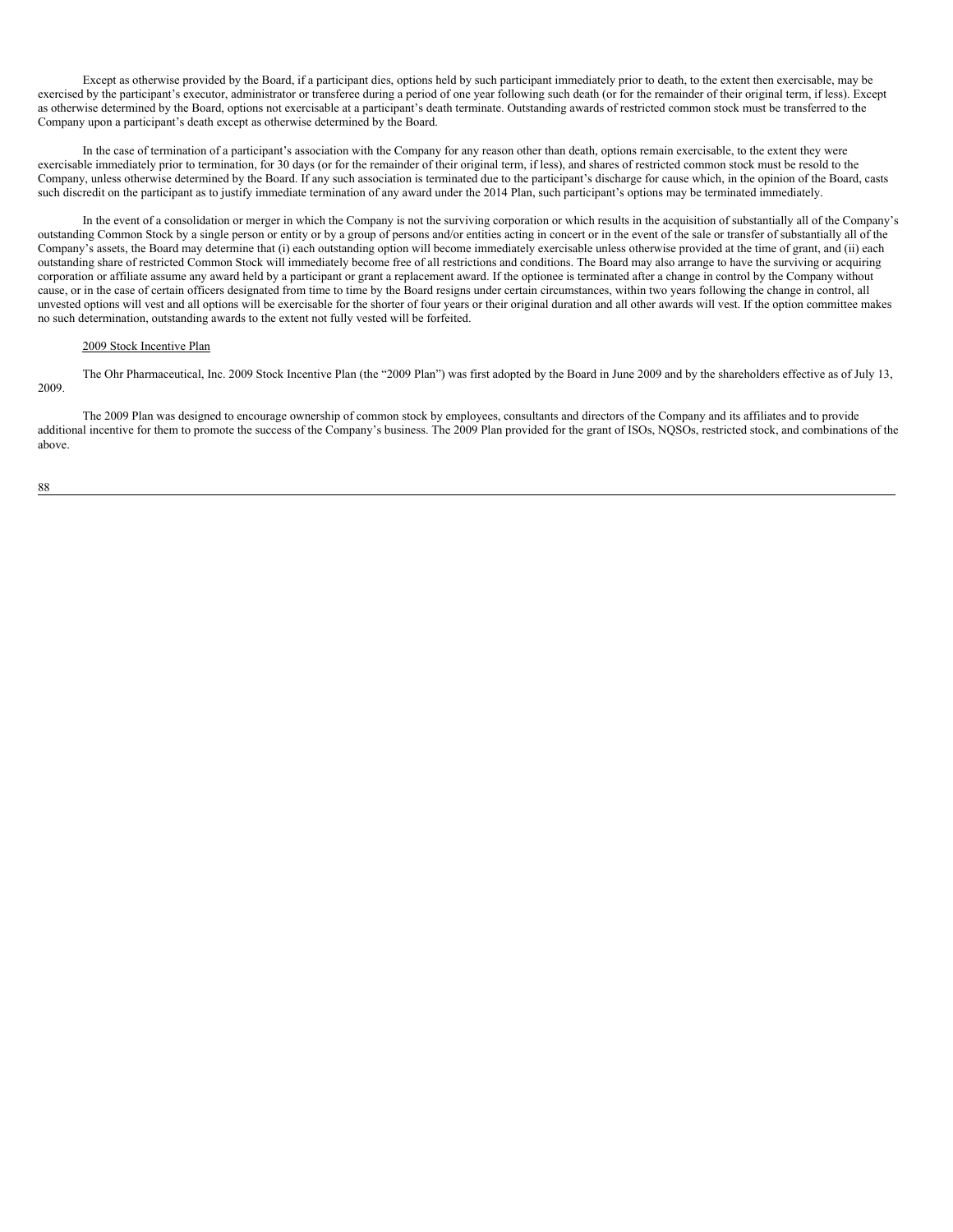Except as otherwise provided by the Board, if a participant dies, options held by such participant immediately prior to death, to the extent then exercisable, may be exercised by the participant's executor, administrator or transferee during a period of one year following such death (or for the remainder of their original term, if less). Except as otherwise determined by the Board, options not exercisable at a participant's death terminate. Outstanding awards of restricted common stock must be transferred to the Company upon a participant's death except as otherwise determined by the Board.

In the case of termination of a participant's association with the Company for any reason other than death, options remain exercisable, to the extent they were exercisable immediately prior to termination, for 30 days (or for the remainder of their original term, if less), and shares of restricted common stock must be resold to the Company, unless otherwise determined by the Board. If any such association is terminated due to the participant's discharge for cause which, in the opinion of the Board, casts such discredit on the participant as to justify immediate termination of any award under the 2014 Plan, such participant's options may be terminated immediately.

In the event of a consolidation or merger in which the Company is not the surviving corporation or which results in the acquisition of substantially all of the Company's outstanding Common Stock by a single person or entity or by a group of persons and/or entities acting in concert or in the event of the sale or transfer of substantially all of the Company's assets, the Board may determine that (i) each outstanding option will become immediately exercisable unless otherwise provided at the time of grant, and (ii) each outstanding share of restricted Common Stock will immediately become free of all restrictions and conditions. The Board may also arrange to have the surviving or acquiring corporation or affiliate assume any award held by a participant or grant a replacement award. If the optionee is terminated after a change in control by the Company without cause, or in the case of certain officers designated from time to time by the Board resigns under certain circumstances, within two years following the change in control, all unvested options will vest and all options will be exercisable for the shorter of four years or their original duration and all other awards will vest. If the option committee makes no such determination, outstanding awards to the extent not fully vested will be forfeited.

2009 Stock Incentive Plan

The Ohr Pharmaceutical, Inc. 2009 Stock Incentive Plan (the "2009 Plan") was first adopted by the Board in June 2009 and by the shareholders effective as of July 13, 2009.

The 2009 Plan was designed to encourage ownership of common stock by employees, consultants and directors of the Company and its affiliates and to provide additional incentive for them to promote the success of the Company's business. The 2009 Plan provided for the grant of ISOs, NQSOs, restricted stock, and combinations of the above.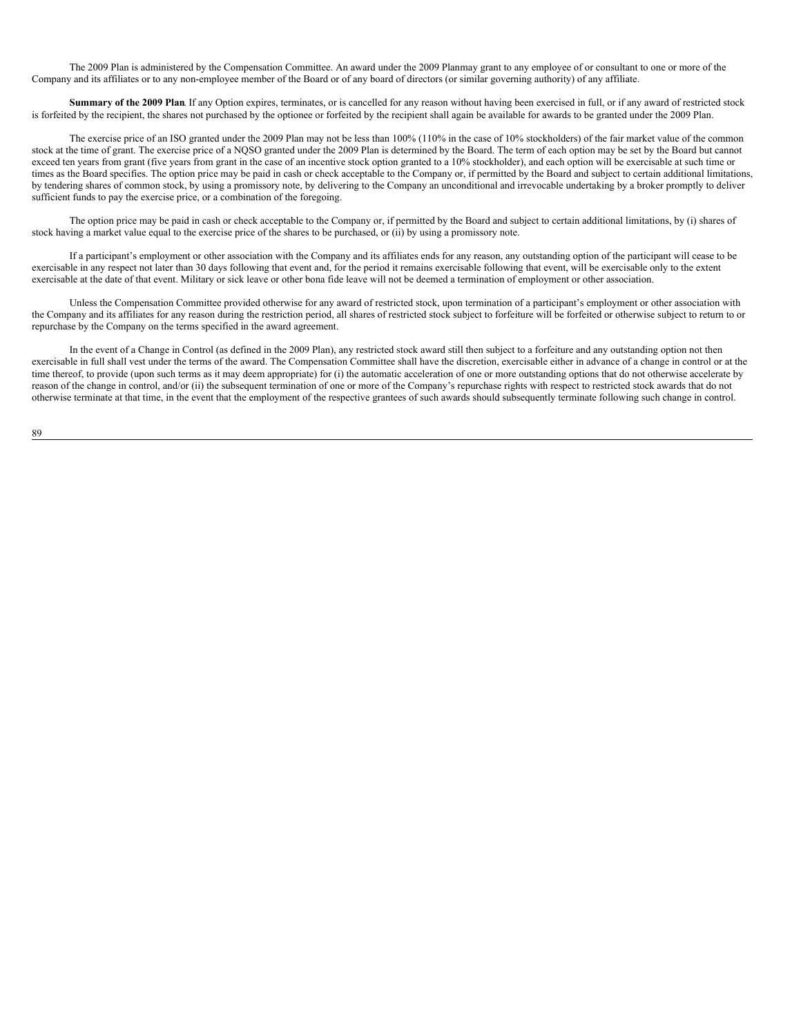The 2009 Plan is administered by the Compensation Committee. An award under the 2009 Planmay grant to any employee of or consultant to one or more of the Company and its affiliates or to any non-employee member of the Board or of any board of directors (or similar governing authority) of any affiliate.

**Summary of the 2009 Plan**. If any Option expires, terminates, or is cancelled for any reason without having been exercised in full, or if any award of restricted stock is forfeited by the recipient, the shares not purchased by the optionee or forfeited by the recipient shall again be available for awards to be granted under the 2009 Plan.

The exercise price of an ISO granted under the 2009 Plan may not be less than 100% (110% in the case of 10% stockholders) of the fair market value of the common stock at the time of grant. The exercise price of a NQSO granted under the 2009 Plan is determined by the Board. The term of each option may be set by the Board but cannot exceed ten years from grant (five years from grant in the case of an incentive stock option granted to a 10% stockholder), and each option will be exercisable at such time or times as the Board specifies. The option price may be paid in cash or check acceptable to the Company or, if permitted by the Board and subject to certain additional limitations, by tendering shares of common stock, by using a promissory note, by delivering to the Company an unconditional and irrevocable undertaking by a broker promptly to deliver sufficient funds to pay the exercise price, or a combination of the foregoing.

The option price may be paid in cash or check acceptable to the Company or, if permitted by the Board and subject to certain additional limitations, by (i) shares of stock having a market value equal to the exercise price of the shares to be purchased, or (ii) by using a promissory note.

If a participant's employment or other association with the Company and its affiliates ends for any reason, any outstanding option of the participant will cease to be exercisable in any respect not later than 30 days following that event and, for the period it remains exercisable following that event, will be exercisable only to the extent exercisable at the date of that event. Military or sick leave or other bona fide leave will not be deemed a termination of employment or other association.

Unless the Compensation Committee provided otherwise for any award of restricted stock, upon termination of a participant's employment or other association with the Company and its affiliates for any reason during the restriction period, all shares of restricted stock subject to forfeiture will be forfeited or otherwise subject to return to or repurchase by the Company on the terms specified in the award agreement.

In the event of a Change in Control (as defined in the 2009 Plan), any restricted stock award still then subject to a forfeiture and any outstanding option not then exercisable in full shall vest under the terms of the award. The Compensation Committee shall have the discretion, exercisable either in advance of a change in control or at the time thereof, to provide (upon such terms as it may deem appropriate) for (i) the automatic acceleration of one or more outstanding options that do not otherwise accelerate by reason of the change in control, and/or (ii) the subsequent termination of one or more of the Company's repurchase rights with respect to restricted stock awards that do not otherwise terminate at that time, in the event that the employment of the respective grantees of such awards should subsequently terminate following such change in control.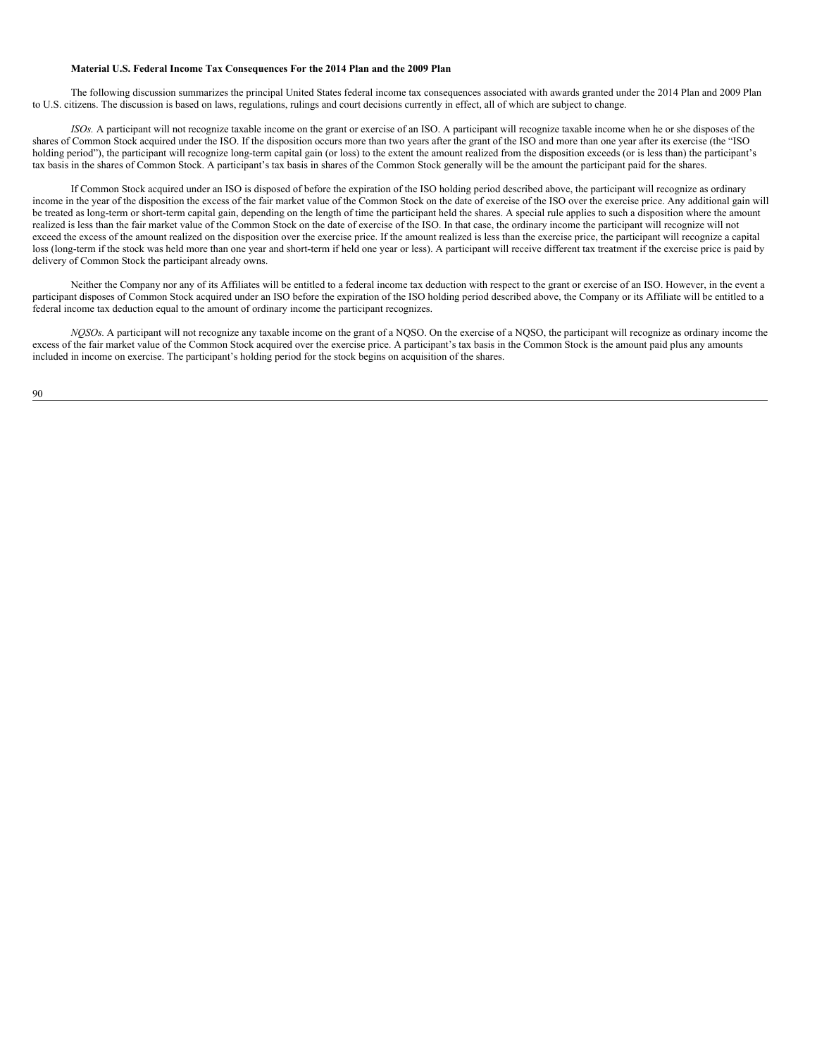**Material U.S. Federal Income Tax Consequences For the 2014 Plan and the 2009 Plan**

The following discussion summarizes the principal United States federal income tax consequences associated with awards granted under the 2014 Plan and 2009 Plan to U.S. citizens. The discussion is based on laws, regulations, rulings and court decisions currently in effect, all of which are subject to change.

*ISOs.* A participant will not recognize taxable income on the grant or exercise of an ISO. A participant will recognize taxable income when he or she disposes of the shares of Common Stock acquired under the ISO. If the disposition occurs more than two years after the grant of the ISO and more than one year after its exercise (the "ISO holding period"), the participant will recognize long-term capital gain (or loss) to the extent the amount realized from the disposition exceeds (or is less than) the participant's tax basis in the shares of Common Stock. A participant's tax basis in shares of the Common Stock generally will be the amount the participant paid for the shares.

If Common Stock acquired under an ISO is disposed of before the expiration of the ISO holding period described above, the participant will recognize as ordinary income in the year of the disposition the excess of the fair market value of the Common Stock on the date of exercise of the ISO over the exercise price. Any additional gain will be treated as long-term or short-term capital gain, depending on the length of time the participant held the shares. A special rule applies to such a disposition where the amount realized is less than the fair market value of the Common Stock on the date of exercise of the ISO. In that case, the ordinary income the participant will recognize will not exceed the excess of the amount realized on the disposition over the exercise price. If the amount realized is less than the exercise price, the participant will recognize a capital loss (long-term if the stock was held more than one year and short-term if held one year or less). A participant will receive different tax treatment if the exercise price is paid by delivery of Common Stock the participant already owns.

Neither the Company nor any of its Affiliates will be entitled to a federal income tax deduction with respect to the grant or exercise of an ISO. However, in the event a participant disposes of Common Stock acquired under an ISO before the expiration of the ISO holding period described above, the Company or its Affiliate will be entitled to a federal income tax deduction equal to the amount of ordinary income the participant recognizes.

*NQSOs.* A participant will not recognize any taxable income on the grant of a NQSO. On the exercise of a NQSO, the participant will recognize as ordinary income the excess of the fair market value of the Common Stock acquired over the exercise price. A participant's tax basis in the Common Stock is the amount paid plus any amounts included in income on exercise. The participant's holding period for the stock begins on acquisition of the shares.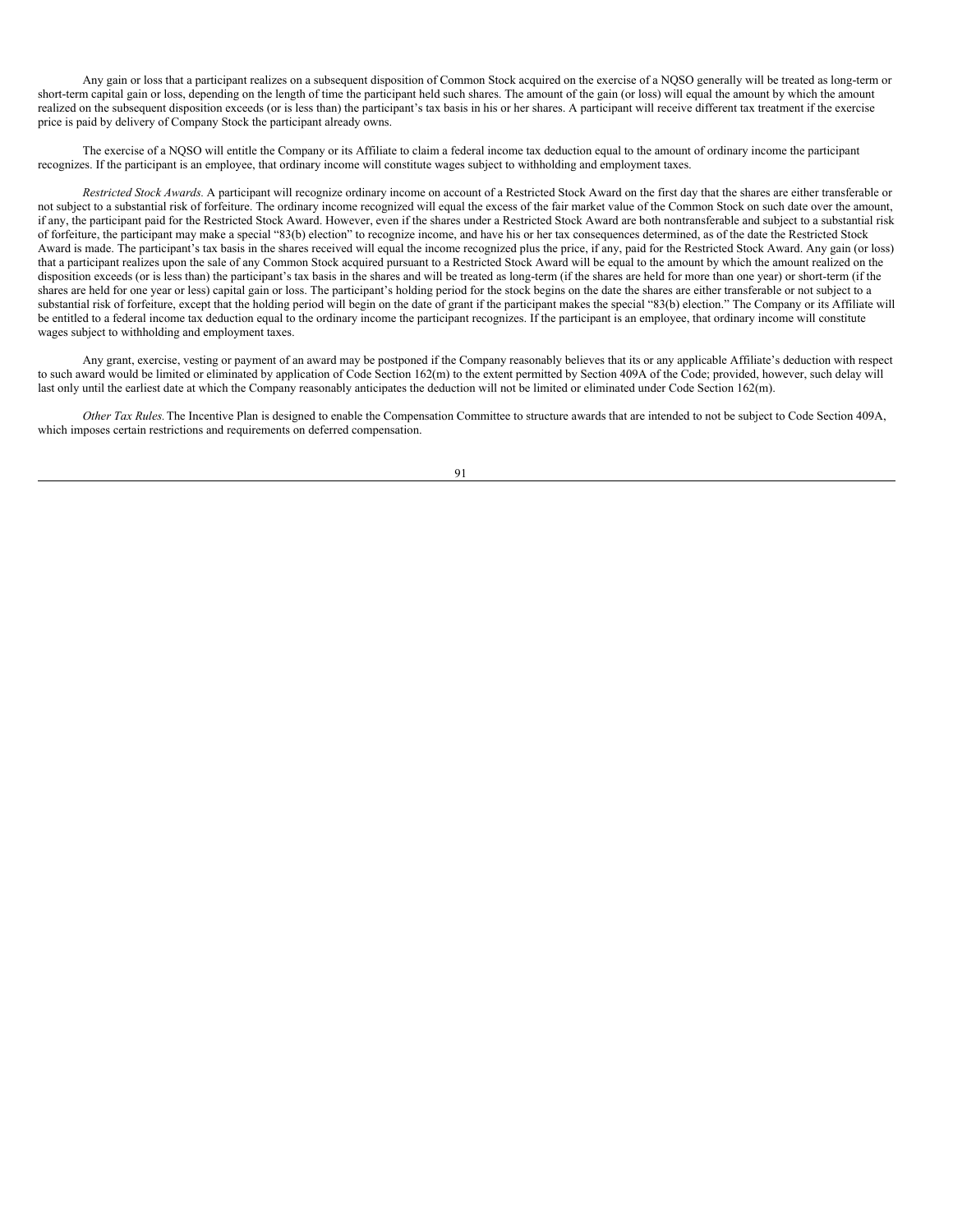Any gain or loss that a participant realizes on a subsequent disposition of Common Stock acquired on the exercise of a NQSO generally will be treated as long-term or short-term capital gain or loss, depending on the length of time the participant held such shares. The amount of the gain (or loss) will equal the amount by which the amount realized on the subsequent disposition exceeds (or is less than) the participant's tax basis in his or her shares. A participant will receive different tax treatment if the exercise price is paid by delivery of Company Stock the participant already owns.

The exercise of a NQSO will entitle the Company or its Affiliate to claim a federal income tax deduction equal to the amount of ordinary income the participant recognizes. If the participant is an employee, that ordinary income will constitute wages subject to withholding and employment taxes.

*Restricted Stock Awards.* A participant will recognize ordinary income on account of a Restricted Stock Award on the first day that the shares are either transferable or not subject to a substantial risk of forfeiture. The ordinary income recognized will equal the excess of the fair market value of the Common Stock on such date over the amount, if any, the participant paid for the Restricted Stock Award. However, even if the shares under a Restricted Stock Award are both nontransferable and subject to a substantial risk of forfeiture, the participant may make a special "83(b) election" to recognize income, and have his or her tax consequences determined, as of the date the Restricted Stock Award is made. The participant's tax basis in the shares received will equal the income recognized plus the price, if any, paid for the Restricted Stock Award. Any gain (or loss) that a participant realizes upon the sale of any Common Stock acquired pursuant to a Restricted Stock Award will be equal to the amount by which the amount realized on the disposition exceeds (or is less than) the participant's tax basis in the shares and will be treated as long-term (if the shares are held for more than one year) or short-term (if the shares are held for one year or less) capital gain or loss. The participant's holding period for the stock begins on the date the shares are either transferable or not subject to a substantial risk of forfeiture, except that the holding period will begin on the date of grant if the participant makes the special "83(b) election." The Company or its Affiliate will be entitled to a federal income tax deduction equal to the ordinary income the participant recognizes. If the participant is an employee, that ordinary income will constitute wages subject to withholding and employment taxes.

Any grant, exercise, vesting or payment of an award may be postponed if the Company reasonably believes that its or any applicable Affiliate's deduction with respect to such award would be limited or eliminated by application of Code Section 162(m) to the extent permitted by Section 409A of the Code; provided, however, such delay will last only until the earliest date at which the Company reasonably anticipates the deduction will not be limited or eliminated under Code Section 162(m).

*Other Tax Rules.* The Incentive Plan is designed to enable the Compensation Committee to structure awards that are intended to not be subject to Code Section 409A, which imposes certain restrictions and requirements on deferred compensation.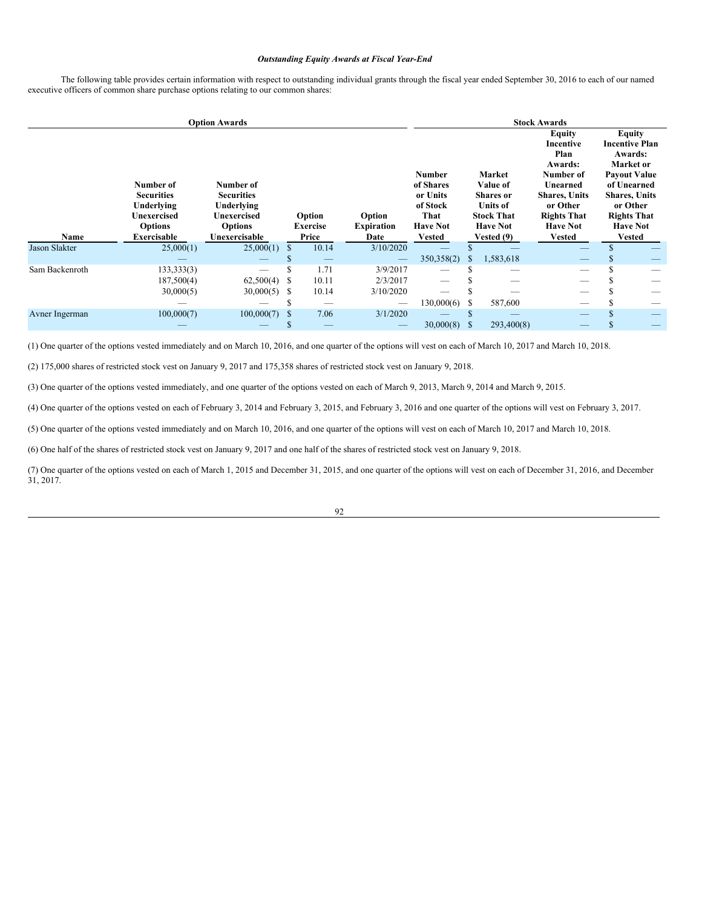*Outstanding Equity Awards at Fiscal Year-End*

The following table provides certain information with respect to outstanding individual grants through the fiscal year ended September 30, 2016 to each of our named executive officers of common share purchase options relating to our common shares:

| | Option Awards | | | | Stock Awards | | | |
|---|---|---|---|---|---|---|---|---|
| Name | Number of Securities Underlying Unexercised Options Exercisable | Number of Securities Underlying Unexercised Options Unexercisable | Option Exercise Price | Option Expiration Date | Number of Shares or Units of Stock That Have Not Vested | Market Value of Shares or Units of Stock That Have Not Vested (9) | Equity Incentive Plan Awards: Number of Unearned Shares, Units or Other Rights That Have Not Vested | Equity Incentive Plan Awards: Market or Payout Value of Unearned Shares, Units or Other Rights That Have Not Vested |
| Jason Slakter | 25,000(1) | 25,000(1) | $ 10.14 | 3/10/2020 | — | $ — | — | $ — |
| | — | — | $ — | — | 350,358(2) | $ 1,583,618 | — | $ — |
| Sam Backenroth | 133,333(3) | — | $ 1.71 | 3/9/2017 | — | $ — | — | $ — |
| | 187,500(4) | 62,500(4) | $ 10.11 | 2/3/2017 | — | $ — | — | $ — |
| | 30,000(5) | 30,000(5) | $ 10.14 | 3/10/2020 | — | $ — | — | $ — |
| | — | — | $ — | — | 130,000(6) | $ 587,600 | — | $ — |
| Avner Ingerman | 100,000(7) | 100,000(7) | $ 7.06 | 3/1/2020 | — | $ — | — | $ — |
| | — | — | $ — | — | 30,000(8) | $ 293,400(8) | — | $ — |

(1) One quarter of the options vested immediately and on March 10, 2016, and one quarter of the options will vest on each of March 10, 2017 and March 10, 2018.

(2) 175,000 shares of restricted stock vest on January 9, 2017 and 175,358 shares of restricted stock vest on January 9, 2018.

(3) One quarter of the options vested immediately, and one quarter of the options vested on each of March 9, 2013, March 9, 2014 and March 9, 2015.

(4) One quarter of the options vested on each of February 3, 2014 and February 3, 2015, and February 3, 2016 and one quarter of the options will vest on February 3, 2017.

(5) One quarter of the options vested immediately and on March 10, 2016, and one quarter of the options will vest on each of March 10, 2017 and March 10, 2018.

(6) One half of the shares of restricted stock vest on January 9, 2017 and one half of the shares of restricted stock vest on January 9, 2018.

(7) One quarter of the options vested on each of March 1, 2015 and December 31, 2015, and one quarter of the options will vest on each of December 31, 2016, and December 31, 2017.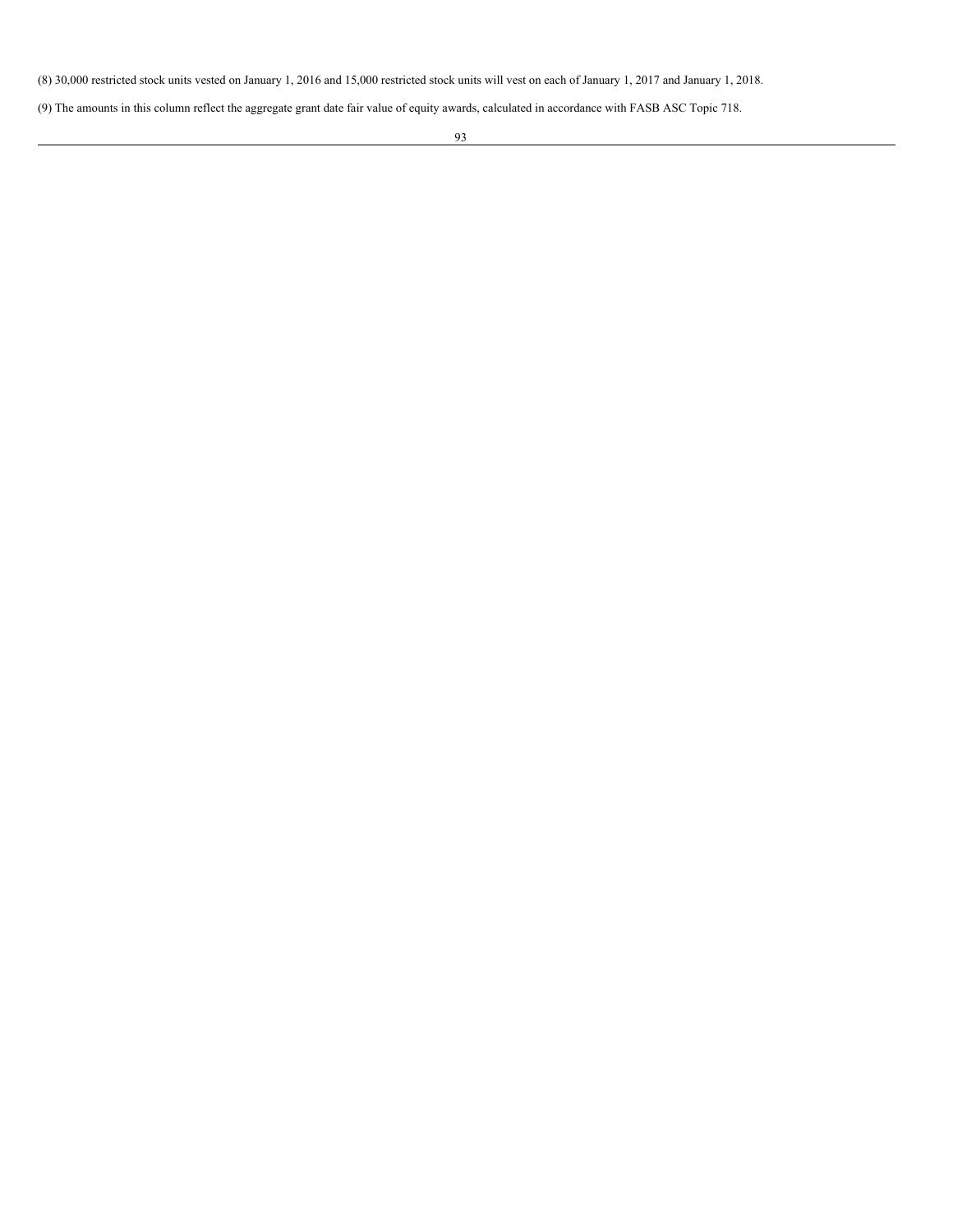(8) 30,000 restricted stock units vested on January 1, 2016 and 15,000 restricted stock units will vest on each of January 1, 2017 and January 1, 2018.

(9) The amounts in this column reflect the aggregate grant date fair value of equity awards, calculated in accordance with FASB ASC Topic 718.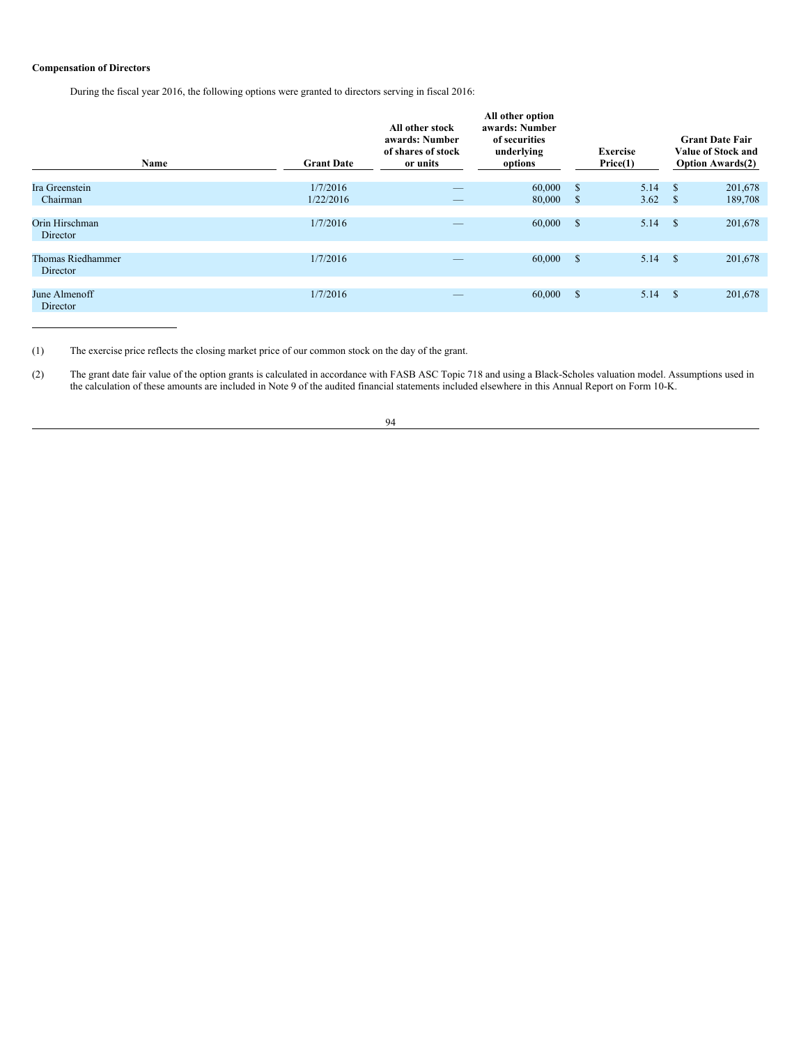**Compensation of Directors**

During the fiscal year 2016, the following options were granted to directors serving in fiscal 2016:

| Name | Grant Date | All other stock awards: Number of shares of stock or units | All other option awards: Number of securities underlying options | Exercise Price(1) | Grant Date Fair Value of Stock and Option Awards(2) |
|---|---|---|---|---|---|
| Ira Greenstein | 1/7/2016 | — | 60,000 | $ 5.14 | $ 201,678 |
| Chairman | 1/22/2016 | — | 80,000 | $ 3.62 | $ 189,708 |
| Orin Hirschman<br>Director | 1/7/2016 | — | 60,000 | $ 5.14 | $ 201,678 |
| Thomas Riedhammer<br>Director | 1/7/2016 | — | 60,000 | $ 5.14 | $ 201,678 |
| June Almenoff<br>Director | 1/7/2016 | — | 60,000 | $ 5.14 | $ 201,678 |

(1) The exercise price reflects the closing market price of our common stock on the day of the grant.

(2) The grant date fair value of the option grants is calculated in accordance with FASB ASC Topic 718 and using a Black-Scholes valuation model. Assumptions used in the calculation of these amounts are included in Note 9 of the audited financial statements included elsewhere in this Annual Report on Form 10-K.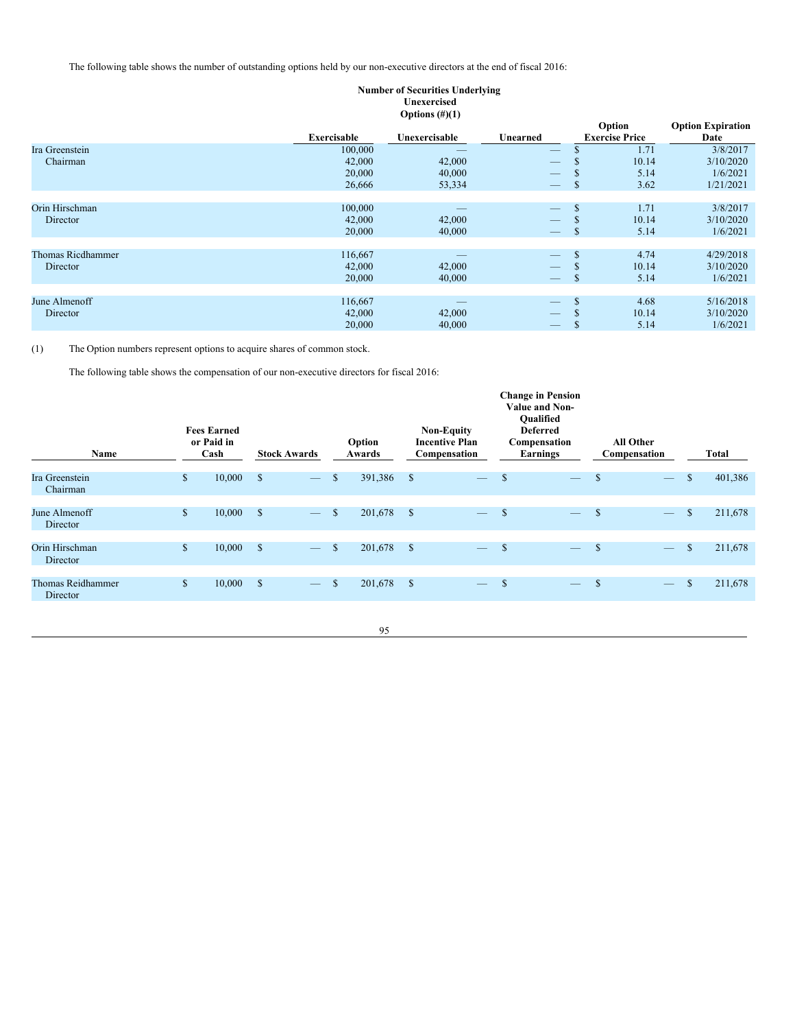The following table shows the number of outstanding options held by our non-executive directors at the end of fiscal 2016:

| | Number of Securities Underlying Unexercised Options (#)(1) | | | | |
|---|---|---|---|---|---|
| | Exercisable | Unexercisable | Unearned | Option Exercise Price | Option Expiration Date |
| Ira Greenstein | 100,000 | — | — | $ 1.71 | 3/8/2017 |
| Chairman | 42,000 | 42,000 | — | $ 10.14 | 3/10/2020 |
| | 20,000 | 40,000 | — | $ 5.14 | 1/6/2021 |
| | 26,666 | 53,334 | — | $ 3.62 | 1/21/2021 |
| Orin Hirschman | 100,000 | — | — | $ 1.71 | 3/8/2017 |
| Director | 42,000 | 42,000 | — | $ 10.14 | 3/10/2020 |
| | 20,000 | 40,000 | — | $ 5.14 | 1/6/2021 |
| Thomas Ricdhammer | 116,667 | — | — | $ 4.74 | 4/29/2018 |
| Director | 42,000 | 42,000 | — | $ 10.14 | 3/10/2020 |
| | 20,000 | 40,000 | — | $ 5.14 | 1/6/2021 |
| June Almenoff | 116,667 | — | — | $ 4.68 | 5/16/2018 |
| Director | 42,000 | 42,000 | — | $ 10.14 | 3/10/2020 |
| | 20,000 | 40,000 | — | $ 5.14 | 1/6/2021 |

(1) The Option numbers represent options to acquire shares of common stock.

The following table shows the compensation of our non-executive directors for fiscal 2016:

| Name | Fees Earned or Paid in Cash | Stock Awards | Option Awards | Non-Equity Incentive Plan Compensation | Change in Pension Value and Non-Qualified Deferred Compensation Earnings | All Other Compensation | Total |
|---|---|---|---|---|---|---|---|
| Ira Greenstein<br>Chairman | $ 10,000 | $ — | $ 391,386 | $ — | $ — | $ — | $ 401,386 |
| June Almenoff<br>Director | $ 10,000 | $ — | $ 201,678 | $ — | $ — | $ — | $ 211,678 |
| Orin Hirschman<br>Director | $ 10,000 | $ — | $ 201,678 | $ — | $ — | $ — | $ 211,678 |
| Thomas Reidhammer<br>Director | $ 10,000 | $ — | $ 201,678 | $ — | $ — | $ — | $ 211,678 |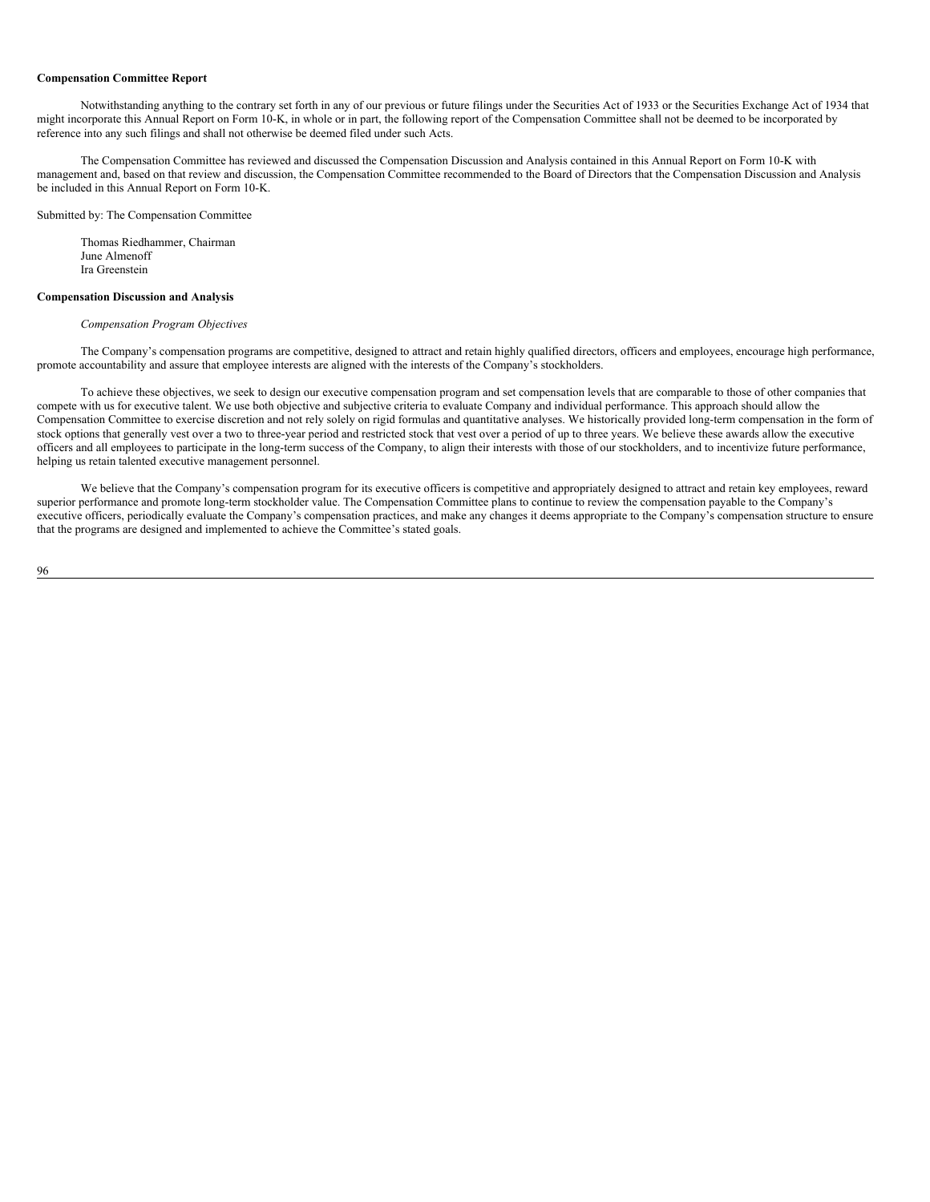**Compensation Committee Report**

Notwithstanding anything to the contrary set forth in any of our previous or future filings under the Securities Act of 1933 or the Securities Exchange Act of 1934 that might incorporate this Annual Report on Form 10-K, in whole or in part, the following report of the Compensation Committee shall not be deemed to be incorporated by reference into any such filings and shall not otherwise be deemed filed under such Acts.

The Compensation Committee has reviewed and discussed the Compensation Discussion and Analysis contained in this Annual Report on Form 10-K with management and, based on that review and discussion, the Compensation Committee recommended to the Board of Directors that the Compensation Discussion and Analysis be included in this Annual Report on Form 10-K.

Submitted by: The Compensation Committee

Thomas Riedhammer, Chairman
June Almenoff
Ira Greenstein

**Compensation Discussion and Analysis**

*Compensation Program Objectives*

The Company's compensation programs are competitive, designed to attract and retain highly qualified directors, officers and employees, encourage high performance, promote accountability and assure that employee interests are aligned with the interests of the Company's stockholders.

To achieve these objectives, we seek to design our executive compensation program and set compensation levels that are comparable to those of other companies that compete with us for executive talent. We use both objective and subjective criteria to evaluate Company and individual performance. This approach should allow the Compensation Committee to exercise discretion and not rely solely on rigid formulas and quantitative analyses. We historically provided long-term compensation in the form of stock options that generally vest over a two to three-year period and restricted stock that vest over a period of up to three years. We believe these awards allow the executive officers and all employees to participate in the long-term success of the Company, to align their interests with those of our stockholders, and to incentivize future performance, helping us retain talented executive management personnel.

We believe that the Company's compensation program for its executive officers is competitive and appropriately designed to attract and retain key employees, reward superior performance and promote long-term stockholder value. The Compensation Committee plans to continue to review the compensation payable to the Company's executive officers, periodically evaluate the Company's compensation practices, and make any changes it deems appropriate to the Company's compensation structure to ensure that the programs are designed and implemented to achieve the Committee's stated goals.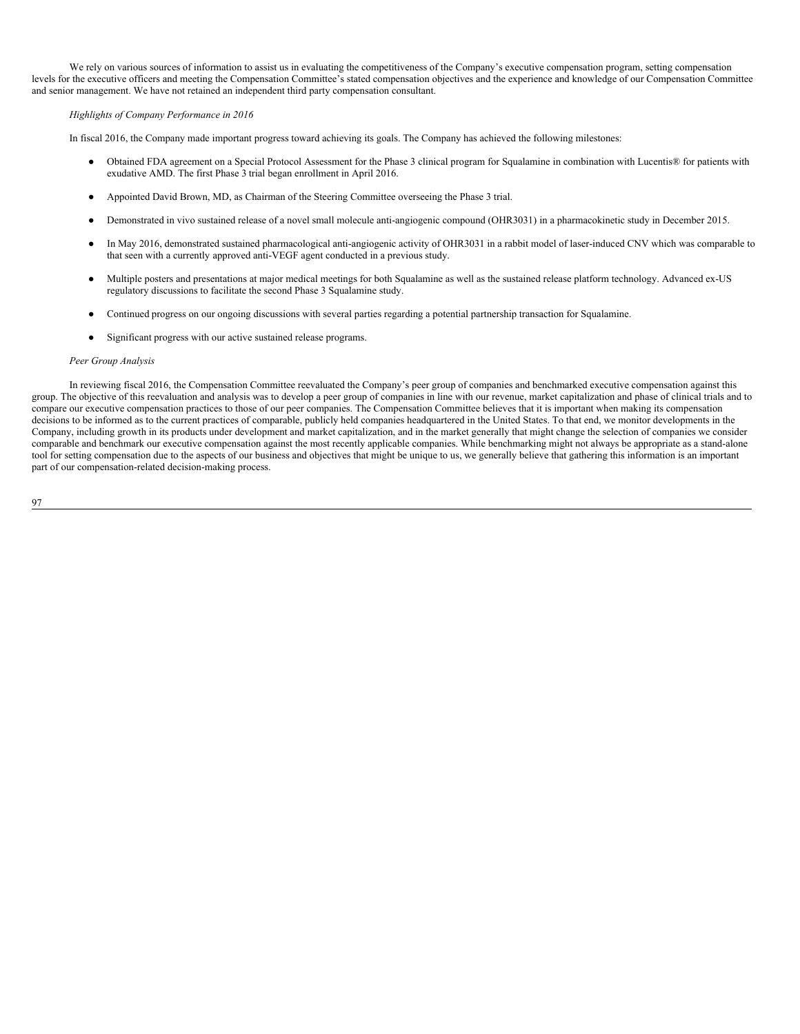We rely on various sources of information to assist us in evaluating the competitiveness of the Company's executive compensation program, setting compensation levels for the executive officers and meeting the Compensation Committee's stated compensation objectives and the experience and knowledge of our Compensation Committee and senior management. We have not retained an independent third party compensation consultant.

*Highlights of Company Performance in 2016*

In fiscal 2016, the Company made important progress toward achieving its goals. The Company has achieved the following milestones:

- Obtained FDA agreement on a Special Protocol Assessment for the Phase 3 clinical program for Squalamine in combination with Lucentis® for patients with exudative AMD. The first Phase 3 trial began enrollment in April 2016.
- Appointed David Brown, MD, as Chairman of the Steering Committee overseeing the Phase 3 trial.
- Demonstrated in vivo sustained release of a novel small molecule anti-angiogenic compound (OHR3031) in a pharmacokinetic study in December 2015.
- In May 2016, demonstrated sustained pharmacological anti-angiogenic activity of OHR3031 in a rabbit model of laser-induced CNV which was comparable to that seen with a currently approved anti-VEGF agent conducted in a previous study.
- Multiple posters and presentations at major medical meetings for both Squalamine as well as the sustained release platform technology. Advanced ex-US regulatory discussions to facilitate the second Phase 3 Squalamine study.
- Continued progress on our ongoing discussions with several parties regarding a potential partnership transaction for Squalamine.
- Significant progress with our active sustained release programs.

*Peer Group Analysis*

In reviewing fiscal 2016, the Compensation Committee reevaluated the Company's peer group of companies and benchmarked executive compensation against this group. The objective of this reevaluation and analysis was to develop a peer group of companies in line with our revenue, market capitalization and phase of clinical trials and to compare our executive compensation practices to those of our peer companies. The Compensation Committee believes that it is important when making its compensation decisions to be informed as to the current practices of comparable, publicly held companies headquartered in the United States. To that end, we monitor developments in the Company, including growth in its products under development and market capitalization, and in the market generally that might change the selection of companies we consider comparable and benchmark our executive compensation against the most recently applicable companies. While benchmarking might not always be appropriate as a stand-alone tool for setting compensation due to the aspects of our business and objectives that might be unique to us, we generally believe that gathering this information is an important part of our compensation-related decision-making process.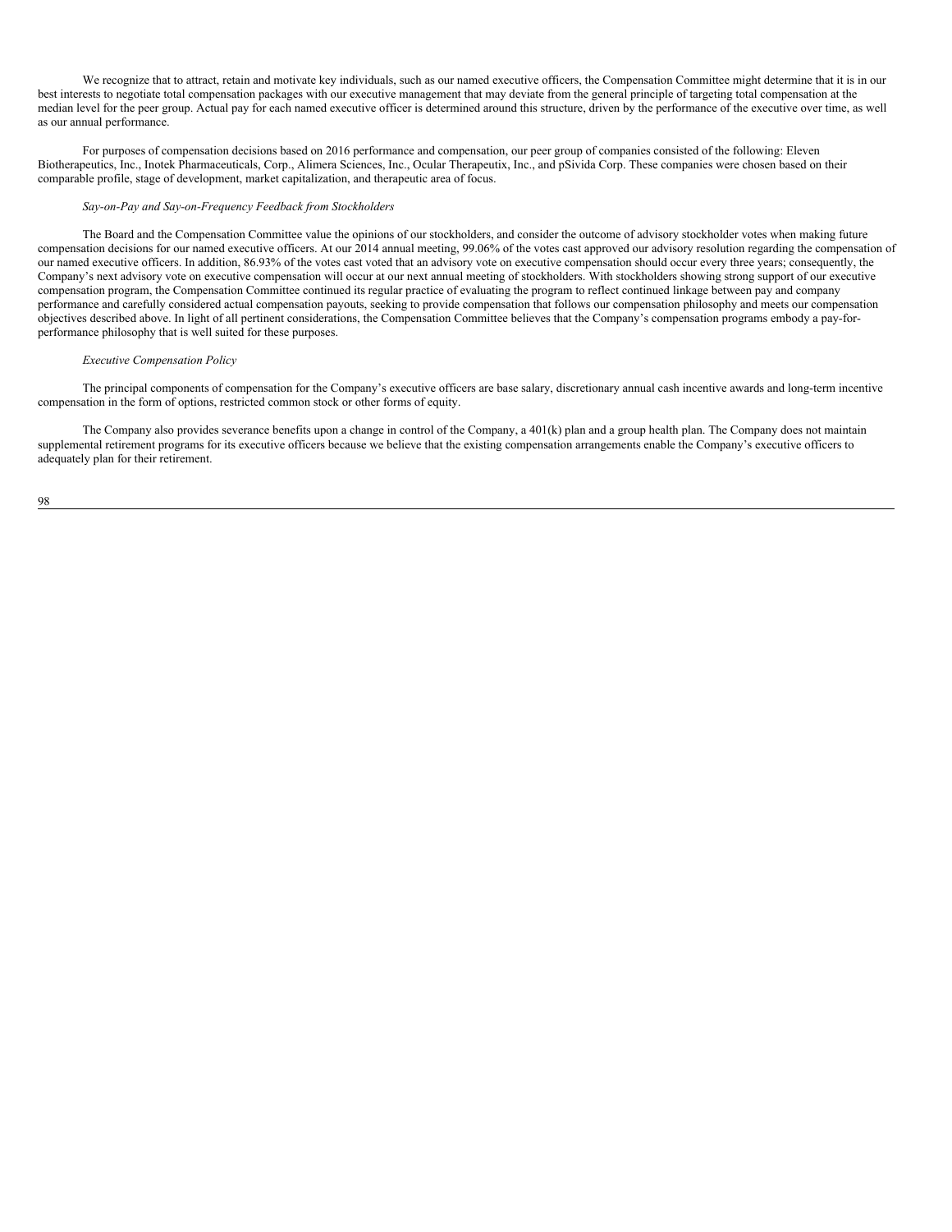We recognize that to attract, retain and motivate key individuals, such as our named executive officers, the Compensation Committee might determine that it is in our best interests to negotiate total compensation packages with our executive management that may deviate from the general principle of targeting total compensation at the median level for the peer group. Actual pay for each named executive officer is determined around this structure, driven by the performance of the executive over time, as well as our annual performance.

For purposes of compensation decisions based on 2016 performance and compensation, our peer group of companies consisted of the following: Eleven Biotherapeutics, Inc., Inotek Pharmaceuticals, Corp., Alimera Sciences, Inc., Ocular Therapeutix, Inc., and pSivida Corp. These companies were chosen based on their comparable profile, stage of development, market capitalization, and therapeutic area of focus.

*Say-on-Pay and Say-on-Frequency Feedback from Stockholders*

The Board and the Compensation Committee value the opinions of our stockholders, and consider the outcome of advisory stockholder votes when making future compensation decisions for our named executive officers. At our 2014 annual meeting, 99.06% of the votes cast approved our advisory resolution regarding the compensation of our named executive officers. In addition, 86.93% of the votes cast voted that an advisory vote on executive compensation should occur every three years; consequently, the Company's next advisory vote on executive compensation will occur at our next annual meeting of stockholders. With stockholders showing strong support of our executive compensation program, the Compensation Committee continued its regular practice of evaluating the program to reflect continued linkage between pay and company performance and carefully considered actual compensation payouts, seeking to provide compensation that follows our compensation philosophy and meets our compensation objectives described above. In light of all pertinent considerations, the Compensation Committee believes that the Company's compensation programs embody a pay-for-performance philosophy that is well suited for these purposes.

*Executive Compensation Policy*

The principal components of compensation for the Company's executive officers are base salary, discretionary annual cash incentive awards and long-term incentive compensation in the form of options, restricted common stock or other forms of equity.

The Company also provides severance benefits upon a change in control of the Company, a 401(k) plan and a group health plan. The Company does not maintain supplemental retirement programs for its executive officers because we believe that the existing compensation arrangements enable the Company's executive officers to adequately plan for their retirement.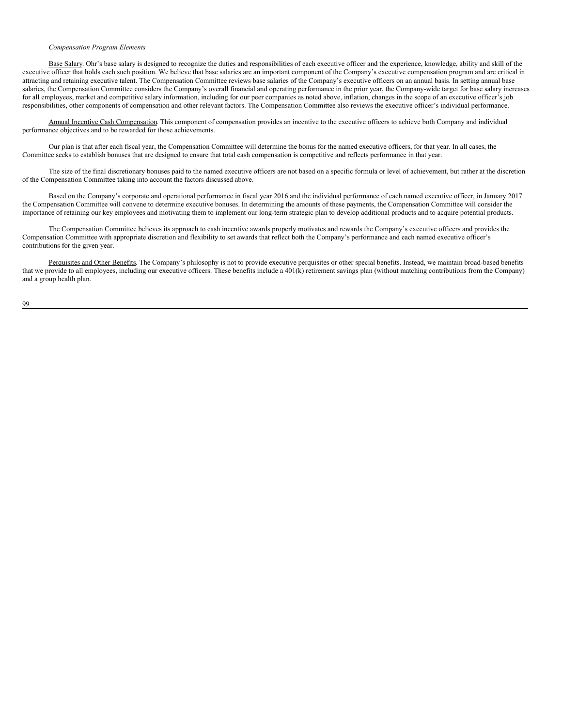*Compensation Program Elements*

Base Salary. Ohr's base salary is designed to recognize the duties and responsibilities of each executive officer and the experience, knowledge, ability and skill of the executive officer that holds each such position. We believe that base salaries are an important component of the Company's executive compensation program and are critical in attracting and retaining executive talent. The Compensation Committee reviews base salaries of the Company's executive officers on an annual basis. In setting annual base salaries, the Compensation Committee considers the Company's overall financial and operating performance in the prior year, the Company-wide target for base salary increases for all employees, market and competitive salary information, including for our peer companies as noted above, inflation, changes in the scope of an executive officer's job responsibilities, other components of compensation and other relevant factors. The Compensation Committee also reviews the executive officer's individual performance.

Annual Incentive Cash Compensation. This component of compensation provides an incentive to the executive officers to achieve both Company and individual performance objectives and to be rewarded for those achievements.

Our plan is that after each fiscal year, the Compensation Committee will determine the bonus for the named executive officers, for that year. In all cases, the Committee seeks to establish bonuses that are designed to ensure that total cash compensation is competitive and reflects performance in that year.

The size of the final discretionary bonuses paid to the named executive officers are not based on a specific formula or level of achievement, but rather at the discretion of the Compensation Committee taking into account the factors discussed above.

Based on the Company's corporate and operational performance in fiscal year 2016 and the individual performance of each named executive officer, in January 2017 the Compensation Committee will convene to determine executive bonuses. In determining the amounts of these payments, the Compensation Committee will consider the importance of retaining our key employees and motivating them to implement our long-term strategic plan to develop additional products and to acquire potential products.

The Compensation Committee believes its approach to cash incentive awards properly motivates and rewards the Company's executive officers and provides the Compensation Committee with appropriate discretion and flexibility to set awards that reflect both the Company's performance and each named executive officer's contributions for the given year.

Perquisites and Other Benefits. The Company's philosophy is not to provide executive perquisites or other special benefits. Instead, we maintain broad-based benefits that we provide to all employees, including our executive officers. These benefits include a 401(k) retirement savings plan (without matching contributions from the Company) and a group health plan.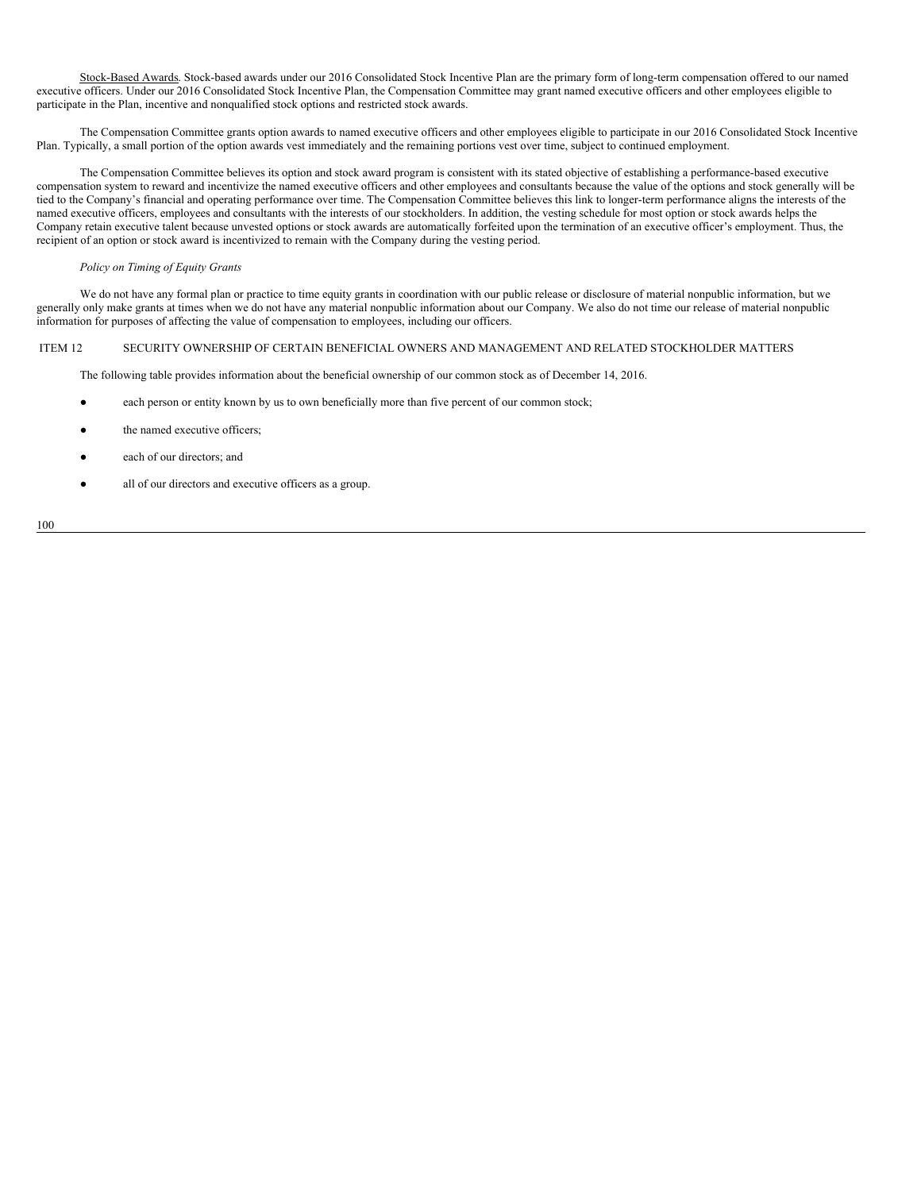Stock-Based Awards. Stock-based awards under our 2016 Consolidated Stock Incentive Plan are the primary form of long-term compensation offered to our named executive officers. Under our 2016 Consolidated Stock Incentive Plan, the Compensation Committee may grant named executive officers and other employees eligible to participate in the Plan, incentive and nonqualified stock options and restricted stock awards.

The Compensation Committee grants option awards to named executive officers and other employees eligible to participate in our 2016 Consolidated Stock Incentive Plan. Typically, a small portion of the option awards vest immediately and the remaining portions vest over time, subject to continued employment.

The Compensation Committee believes its option and stock award program is consistent with its stated objective of establishing a performance-based executive compensation system to reward and incentivize the named executive officers and other employees and consultants because the value of the options and stock generally will be tied to the Company's financial and operating performance over time. The Compensation Committee believes this link to longer-term performance aligns the interests of the named executive officers, employees and consultants with the interests of our stockholders. In addition, the vesting schedule for most option or stock awards helps the Company retain executive talent because unvested options or stock awards are automatically forfeited upon the termination of an executive officer's employment. Thus, the recipient of an option or stock award is incentivized to remain with the Company during the vesting period.

*Policy on Timing of Equity Grants*

We do not have any formal plan or practice to time equity grants in coordination with our public release or disclosure of material nonpublic information, but we generally only make grants at times when we do not have any material nonpublic information about our Company. We also do not time our release of material nonpublic information for purposes of affecting the value of compensation to employees, including our officers.

## ITEM 12 SECURITY OWNERSHIP OF CERTAIN BENEFICIAL OWNERS AND MANAGEMENT AND RELATED STOCKHOLDER MATTERS

The following table provides information about the beneficial ownership of our common stock as of December 14, 2016.

- each person or entity known by us to own beneficially more than five percent of our common stock;
- the named executive officers;
- each of our directors; and
- all of our directors and executive officers as a group.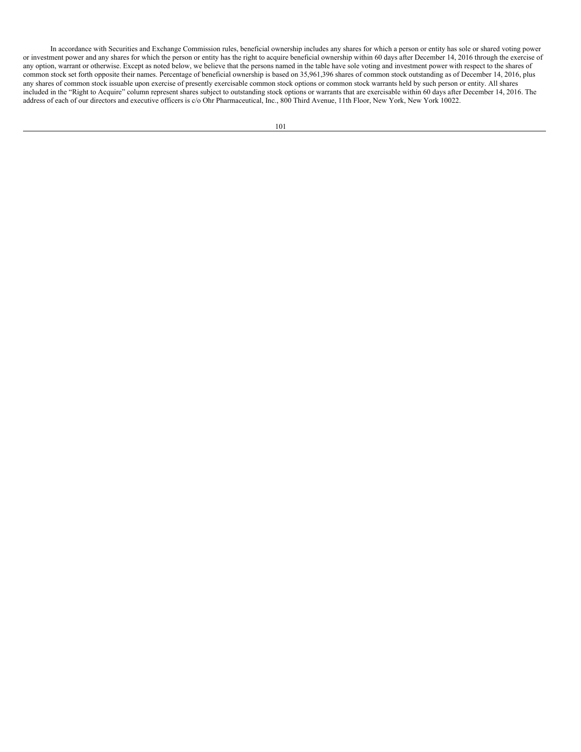In accordance with Securities and Exchange Commission rules, beneficial ownership includes any shares for which a person or entity has sole or shared voting power or investment power and any shares for which the person or entity has the right to acquire beneficial ownership within 60 days after December 14, 2016 through the exercise of any option, warrant or otherwise. Except as noted below, we believe that the persons named in the table have sole voting and investment power with respect to the shares of common stock set forth opposite their names. Percentage of beneficial ownership is based on 35,961,396 shares of common stock outstanding as of December 14, 2016, plus any shares of common stock issuable upon exercise of presently exercisable common stock options or common stock warrants held by such person or entity. All shares included in the "Right to Acquire" column represent shares subject to outstanding stock options or warrants that are exercisable within 60 days after December 14, 2016. The address of each of our directors and executive officers is c/o Ohr Pharmaceutical, Inc., 800 Third Avenue, 11th Floor, New York, New York 10022.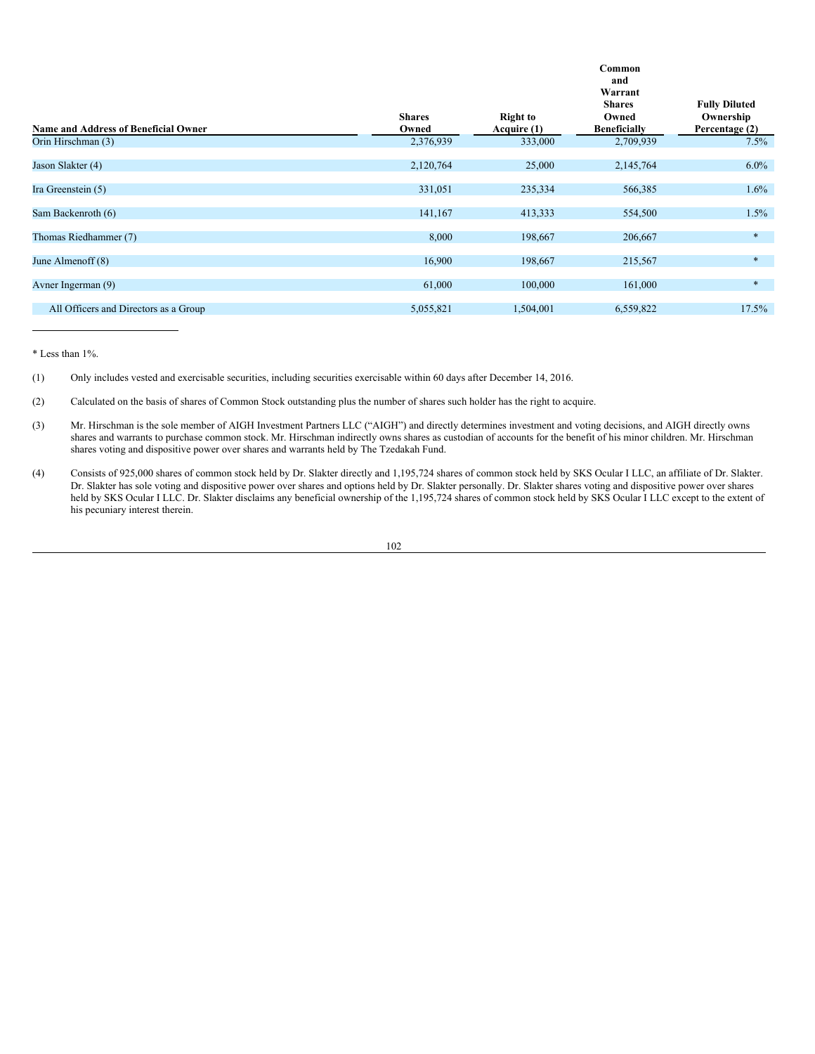| Name and Address of Beneficial Owner | Shares Owned | Right to Acquire (1) | Common and Warrant Shares Owned Beneficially | Fully Diluted Ownership Percentage (2) |
|---|---|---|---|---|
| Orin Hirschman (3) | 2,376,939 | 333,000 | 2,709,939 | 7.5% |
| Jason Slakter (4) | 2,120,764 | 25,000 | 2,145,764 | 6.0% |
| Ira Greenstein (5) | 331,051 | 235,334 | 566,385 | 1.6% |
| Sam Backenroth (6) | 141,167 | 413,333 | 554,500 | 1.5% |
| Thomas Riedhammer (7) | 8,000 | 198,667 | 206,667 | * |
| June Almenoff (8) | 16,900 | 198,667 | 215,567 | * |
| Avner Ingerman (9) | 61,000 | 100,000 | 161,000 | * |
| All Officers and Directors as a Group | 5,055,821 | 1,504,001 | 6,559,822 | 17.5% |

\* Less than 1%.

(1) Only includes vested and exercisable securities, including securities exercisable within 60 days after December 14, 2016.

(2) Calculated on the basis of shares of Common Stock outstanding plus the number of shares such holder has the right to acquire.

(3) Mr. Hirschman is the sole member of AIGH Investment Partners LLC ("AIGH") and directly determines investment and voting decisions, and AIGH directly owns shares and warrants to purchase common stock. Mr. Hirschman indirectly owns shares as custodian of accounts for the benefit of his minor children. Mr. Hirschman shares voting and dispositive power over shares and warrants held by The Tzedakah Fund.

(4) Consists of 925,000 shares of common stock held by Dr. Slakter directly and 1,195,724 shares of common stock held by SKS Ocular I LLC, an affiliate of Dr. Slakter. Dr. Slakter has sole voting and dispositive power over shares and options held by Dr. Slakter personally. Dr. Slakter shares voting and dispositive power over shares held by SKS Ocular I LLC. Dr. Slakter disclaims any beneficial ownership of the 1,195,724 shares of common stock held by SKS Ocular I LLC except to the extent of his pecuniary interest therein.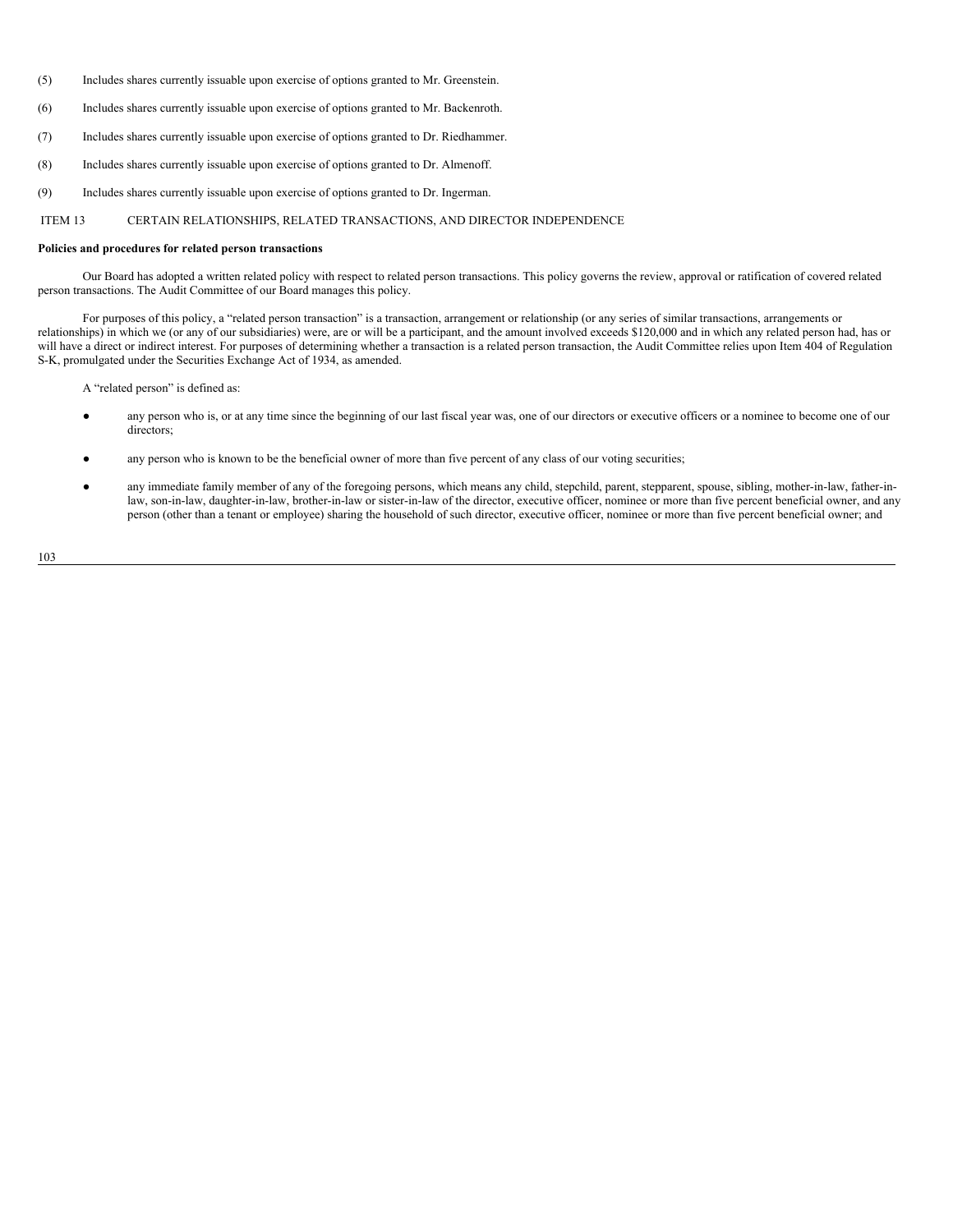(5) Includes shares currently issuable upon exercise of options granted to Mr. Greenstein.

(6) Includes shares currently issuable upon exercise of options granted to Mr. Backenroth.

(7) Includes shares currently issuable upon exercise of options granted to Dr. Riedhammer.

(8) Includes shares currently issuable upon exercise of options granted to Dr. Almenoff.

(9) Includes shares currently issuable upon exercise of options granted to Dr. Ingerman.

## ITEM 13 CERTAIN RELATIONSHIPS, RELATED TRANSACTIONS, AND DIRECTOR INDEPENDENCE

**Policies and procedures for related person transactions**

Our Board has adopted a written related policy with respect to related person transactions. This policy governs the review, approval or ratification of covered related person transactions. The Audit Committee of our Board manages this policy.

For purposes of this policy, a "related person transaction" is a transaction, arrangement or relationship (or any series of similar transactions, arrangements or relationships) in which we (or any of our subsidiaries) were, are or will be a participant, and the amount involved exceeds $120,000 and in which any related person had, has or will have a direct or indirect interest. For purposes of determining whether a transaction is a related person transaction, the Audit Committee relies upon Item 404 of Regulation S-K, promulgated under the Securities Exchange Act of 1934, as amended.

A "related person" is defined as:

- any person who is, or at any time since the beginning of our last fiscal year was, one of our directors or executive officers or a nominee to become one of our directors;
- any person who is known to be the beneficial owner of more than five percent of any class of our voting securities;
- any immediate family member of any of the foregoing persons, which means any child, stepchild, parent, stepparent, spouse, sibling, mother-in-law, father-in-law, son-in-law, daughter-in-law, brother-in-law or sister-in-law of the director, executive officer, nominee or more than five percent beneficial owner, and any person (other than a tenant or employee) sharing the household of such director, executive officer, nominee or more than five percent beneficial owner; and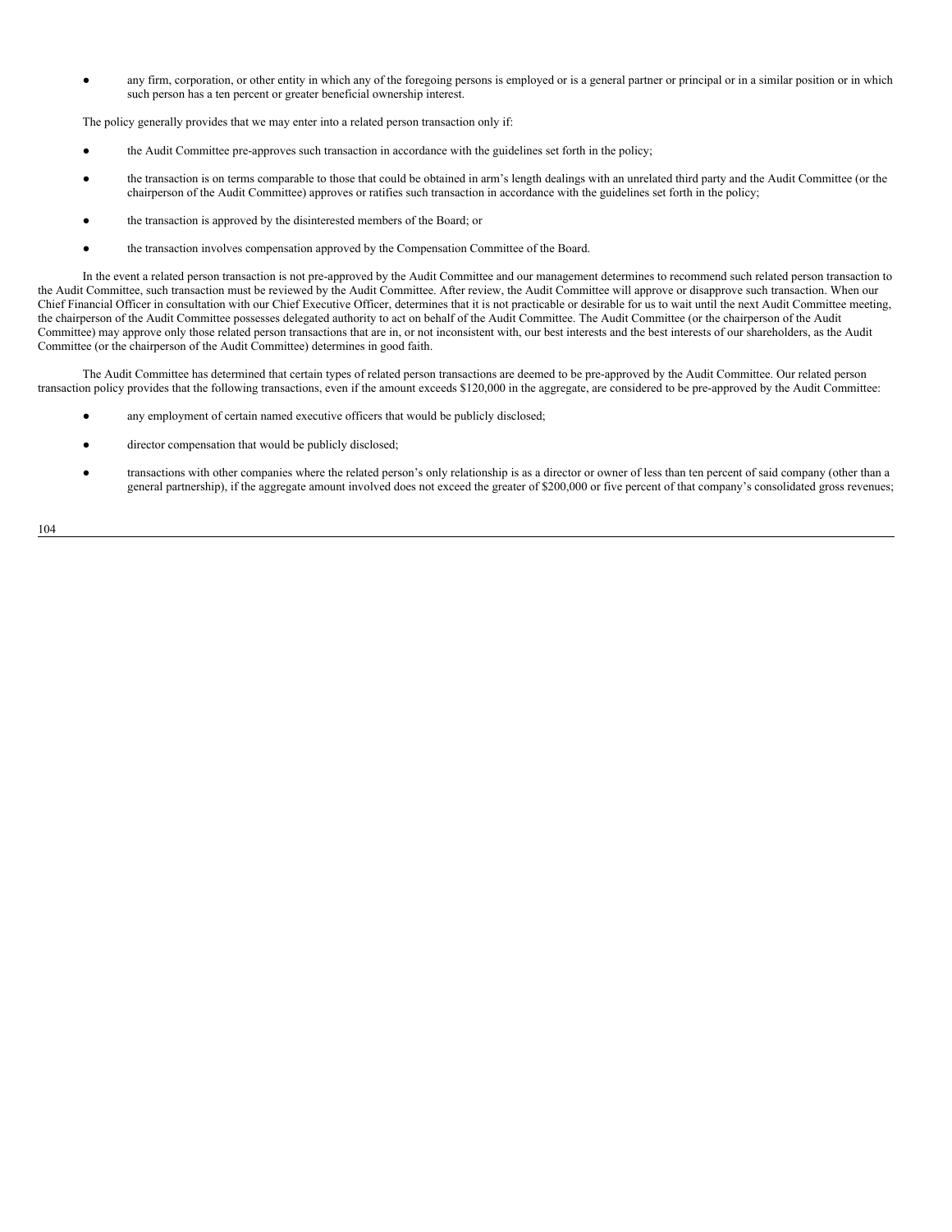- any firm, corporation, or other entity in which any of the foregoing persons is employed or is a general partner or principal or in a similar position or in which such person has a ten percent or greater beneficial ownership interest.

The policy generally provides that we may enter into a related person transaction only if:

- the Audit Committee pre-approves such transaction in accordance with the guidelines set forth in the policy;
- the transaction is on terms comparable to those that could be obtained in arm's length dealings with an unrelated third party and the Audit Committee (or the chairperson of the Audit Committee) approves or ratifies such transaction in accordance with the guidelines set forth in the policy;
- the transaction is approved by the disinterested members of the Board; or
- the transaction involves compensation approved by the Compensation Committee of the Board.

In the event a related person transaction is not pre-approved by the Audit Committee and our management determines to recommend such related person transaction to the Audit Committee, such transaction must be reviewed by the Audit Committee. After review, the Audit Committee will approve or disapprove such transaction. When our Chief Financial Officer in consultation with our Chief Executive Officer, determines that it is not practicable or desirable for us to wait until the next Audit Committee meeting, the chairperson of the Audit Committee possesses delegated authority to act on behalf of the Audit Committee. The Audit Committee (or the chairperson of the Audit Committee) may approve only those related person transactions that are in, or not inconsistent with, our best interests and the best interests of our shareholders, as the Audit Committee (or the chairperson of the Audit Committee) determines in good faith.

The Audit Committee has determined that certain types of related person transactions are deemed to be pre-approved by the Audit Committee. Our related person transaction policy provides that the following transactions, even if the amount exceeds $120,000 in the aggregate, are considered to be pre-approved by the Audit Committee:

- any employment of certain named executive officers that would be publicly disclosed;
- director compensation that would be publicly disclosed;
- transactions with other companies where the related person's only relationship is as a director or owner of less than ten percent of said company (other than a general partnership), if the aggregate amount involved does not exceed the greater of $200,000 or five percent of that company's consolidated gross revenues;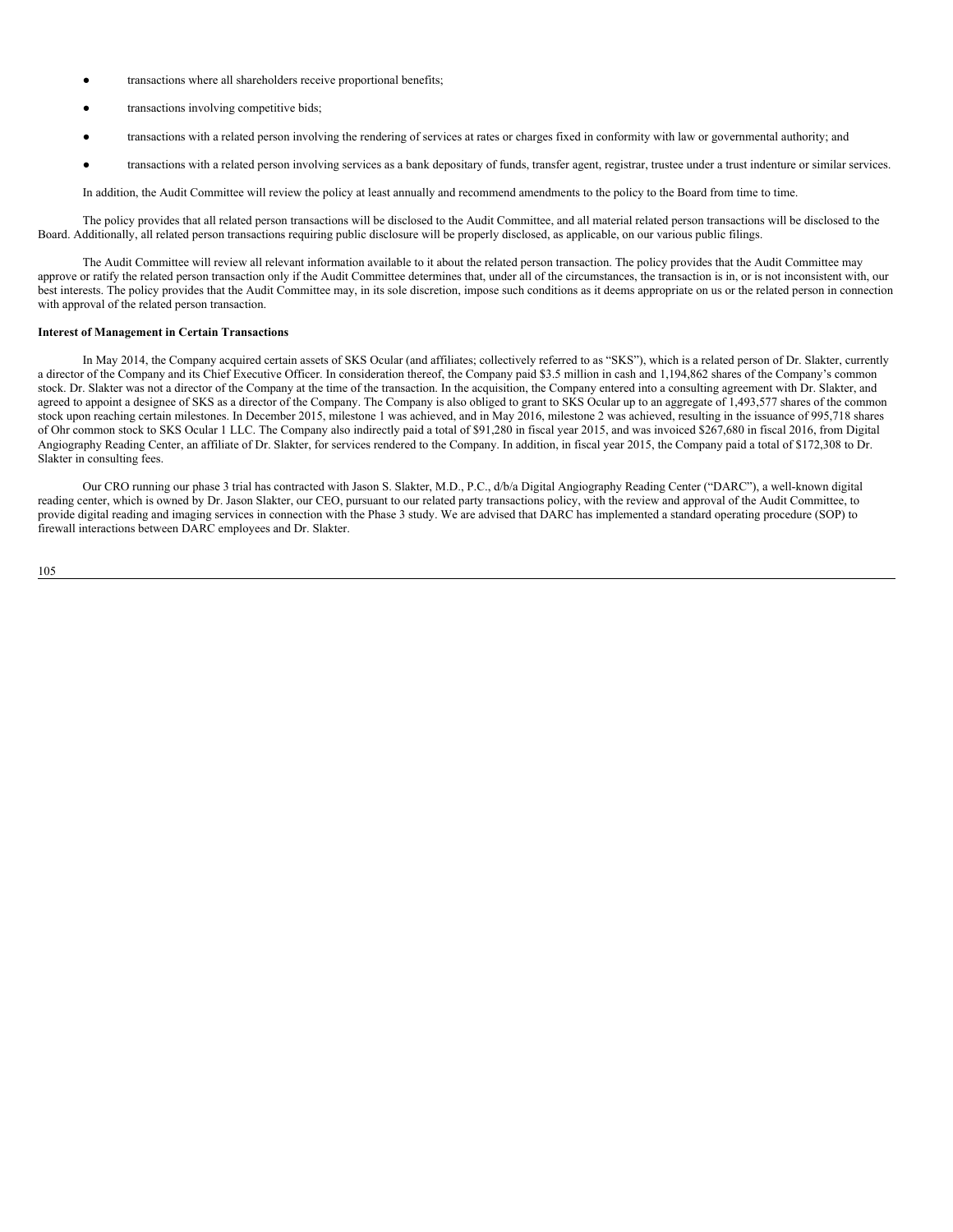- transactions where all shareholders receive proportional benefits;
- transactions involving competitive bids;
- transactions with a related person involving the rendering of services at rates or charges fixed in conformity with law or governmental authority; and
- transactions with a related person involving services as a bank depositary of funds, transfer agent, registrar, trustee under a trust indenture or similar services.

In addition, the Audit Committee will review the policy at least annually and recommend amendments to the policy to the Board from time to time.

The policy provides that all related person transactions will be disclosed to the Audit Committee, and all material related person transactions will be disclosed to the Board. Additionally, all related person transactions requiring public disclosure will be properly disclosed, as applicable, on our various public filings.

The Audit Committee will review all relevant information available to it about the related person transaction. The policy provides that the Audit Committee may approve or ratify the related person transaction only if the Audit Committee determines that, under all of the circumstances, the transaction is in, or is not inconsistent with, our best interests. The policy provides that the Audit Committee may, in its sole discretion, impose such conditions as it deems appropriate on us or the related person in connection with approval of the related person transaction.

**Interest of Management in Certain Transactions**

In May 2014, the Company acquired certain assets of SKS Ocular (and affiliates; collectively referred to as "SKS"), which is a related person of Dr. Slakter, currently a director of the Company and its Chief Executive Officer. In consideration thereof, the Company paid $3.5 million in cash and 1,194,862 shares of the Company's common stock. Dr. Slakter was not a director of the Company at the time of the transaction. In the acquisition, the Company entered into a consulting agreement with Dr. Slakter, and agreed to appoint a designee of SKS as a director of the Company. The Company is also obliged to grant to SKS Ocular up to an aggregate of 1,493,577 shares of the common stock upon reaching certain milestones. In December 2015, milestone 1 was achieved, and in May 2016, milestone 2 was achieved, resulting in the issuance of 995,718 shares of Ohr common stock to SKS Ocular 1 LLC. The Company also indirectly paid a total of $91,280 in fiscal year 2015, and was invoiced $267,680 in fiscal 2016, from Digital Angiography Reading Center, an affiliate of Dr. Slakter, for services rendered to the Company. In addition, in fiscal year 2015, the Company paid a total of $172,308 to Dr. Slakter in consulting fees.

Our CRO running our phase 3 trial has contracted with Jason S. Slakter, M.D., P.C., d/b/a Digital Angiography Reading Center ("DARC"), a well-known digital reading center, which is owned by Dr. Jason Slakter, our CEO, pursuant to our related party transactions policy, with the review and approval of the Audit Committee, to provide digital reading and imaging services in connection with the Phase 3 study. We are advised that DARC has implemented a standard operating procedure (SOP) to firewall interactions between DARC employees and Dr. Slakter.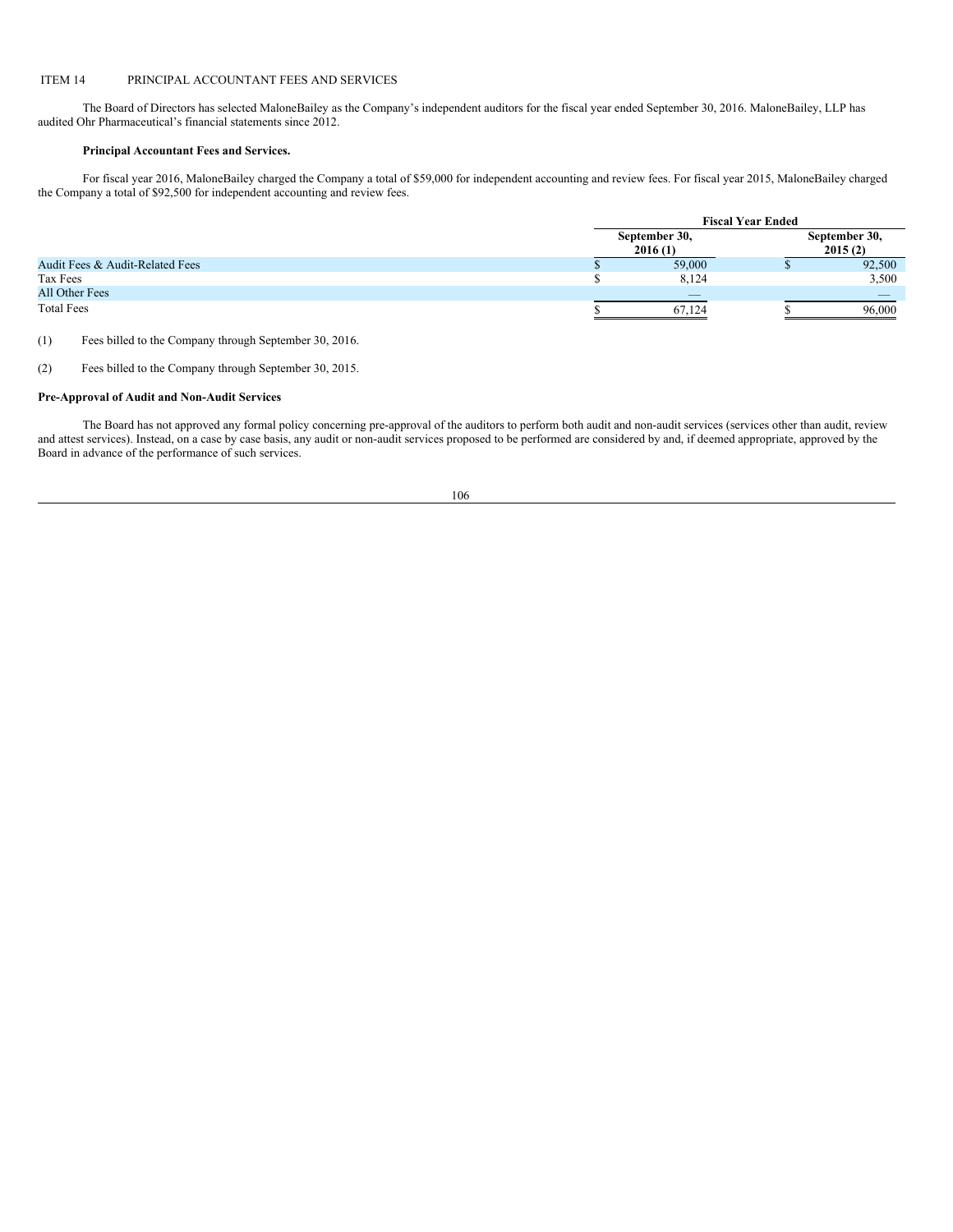ITEM 14 PRINCIPAL ACCOUNTANT FEES AND SERVICES

The Board of Directors has selected MaloneBailey as the Company's independent auditors for the fiscal year ended September 30, 2016. MaloneBailey, LLP has audited Ohr Pharmaceutical's financial statements since 2012.

**Principal Accountant Fees and Services.**

For fiscal year 2016, MaloneBailey charged the Company a total of $59,000 for independent accounting and review fees. For fiscal year 2015, MaloneBailey charged the Company a total of $92,500 for independent accounting and review fees.

| | Fiscal Year Ended | |
|---|---|---|
| | September 30, 2016 (1) | September 30, 2015 (2) |
| Audit Fees & Audit-Related Fees | $ 59,000 | $ 92,500 |
| Tax Fees | $ 8,124 | 3,500 |
| All Other Fees | — | — |
| Total Fees | $ 67,124 | $ 96,000 |

(1) Fees billed to the Company through September 30, 2016.

(2) Fees billed to the Company through September 30, 2015.

**Pre-Approval of Audit and Non-Audit Services**

The Board has not approved any formal policy concerning pre-approval of the auditors to perform both audit and non-audit services (services other than audit, review and attest services). Instead, on a case by case basis, any audit or non-audit services proposed to be performed are considered by and, if deemed appropriate, approved by the Board in advance of the performance of such services.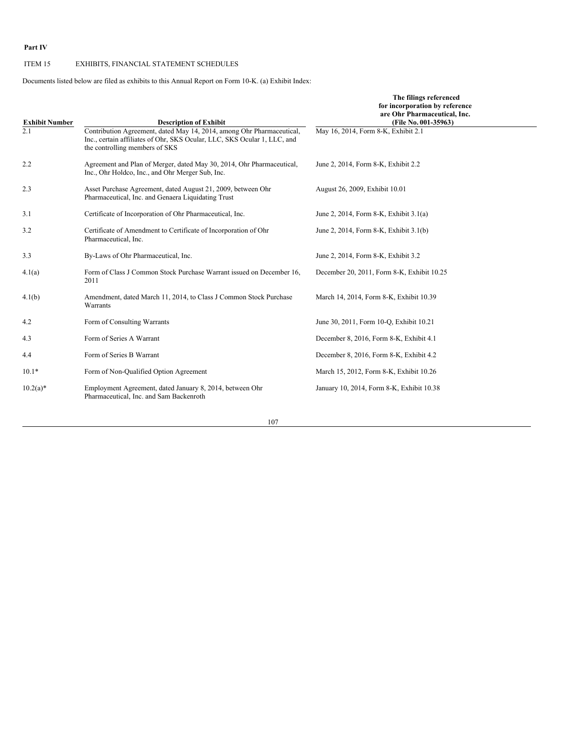**Part IV**

ITEM 15 EXHIBITS, FINANCIAL STATEMENT SCHEDULES

Documents listed below are filed as exhibits to this Annual Report on Form 10-K. (a) Exhibit Index:

| Exhibit Number | Description of Exhibit | The filings referenced for incorporation by reference are Ohr Pharmaceutical, Inc. (File No. 001-35963) |
|---|---|---|
| 2.1 | Contribution Agreement, dated May 14, 2014, among Ohr Pharmaceutical, Inc., certain affiliates of Ohr, SKS Ocular, LLC, SKS Ocular 1, LLC, and the controlling members of SKS | May 16, 2014, Form 8-K, Exhibit 2.1 |
| 2.2 | Agreement and Plan of Merger, dated May 30, 2014, Ohr Pharmaceutical, Inc., Ohr Holdco, Inc., and Ohr Merger Sub, Inc. | June 2, 2014, Form 8-K, Exhibit 2.2 |
| 2.3 | Asset Purchase Agreement, dated August 21, 2009, between Ohr Pharmaceutical, Inc. and Genaera Liquidating Trust | August 26, 2009, Exhibit 10.01 |
| 3.1 | Certificate of Incorporation of Ohr Pharmaceutical, Inc. | June 2, 2014, Form 8-K, Exhibit 3.1(a) |
| 3.2 | Certificate of Amendment to Certificate of Incorporation of Ohr Pharmaceutical, Inc. | June 2, 2014, Form 8-K, Exhibit 3.1(b) |
| 3.3 | By-Laws of Ohr Pharmaceutical, Inc. | June 2, 2014, Form 8-K, Exhibit 3.2 |
| 4.1(a) | Form of Class J Common Stock Purchase Warrant issued on December 16, 2011 | December 20, 2011, Form 8-K, Exhibit 10.25 |
| 4.1(b) | Amendment, dated March 11, 2014, to Class J Common Stock Purchase Warrants | March 14, 2014, Form 8-K, Exhibit 10.39 |
| 4.2 | Form of Consulting Warrants | June 30, 2011, Form 10-Q, Exhibit 10.21 |
| 4.3 | Form of Series A Warrant | December 8, 2016, Form 8-K, Exhibit 4.1 |
| 4.4 | Form of Series B Warrant | December 8, 2016, Form 8-K, Exhibit 4.2 |
| 10.1* | Form of Non-Qualified Option Agreement | March 15, 2012, Form 8-K, Exhibit 10.26 |
| 10.2(a)* | Employment Agreement, dated January 8, 2014, between Ohr Pharmaceutical, Inc. and Sam Backenroth | January 10, 2014, Form 8-K, Exhibit 10.38 |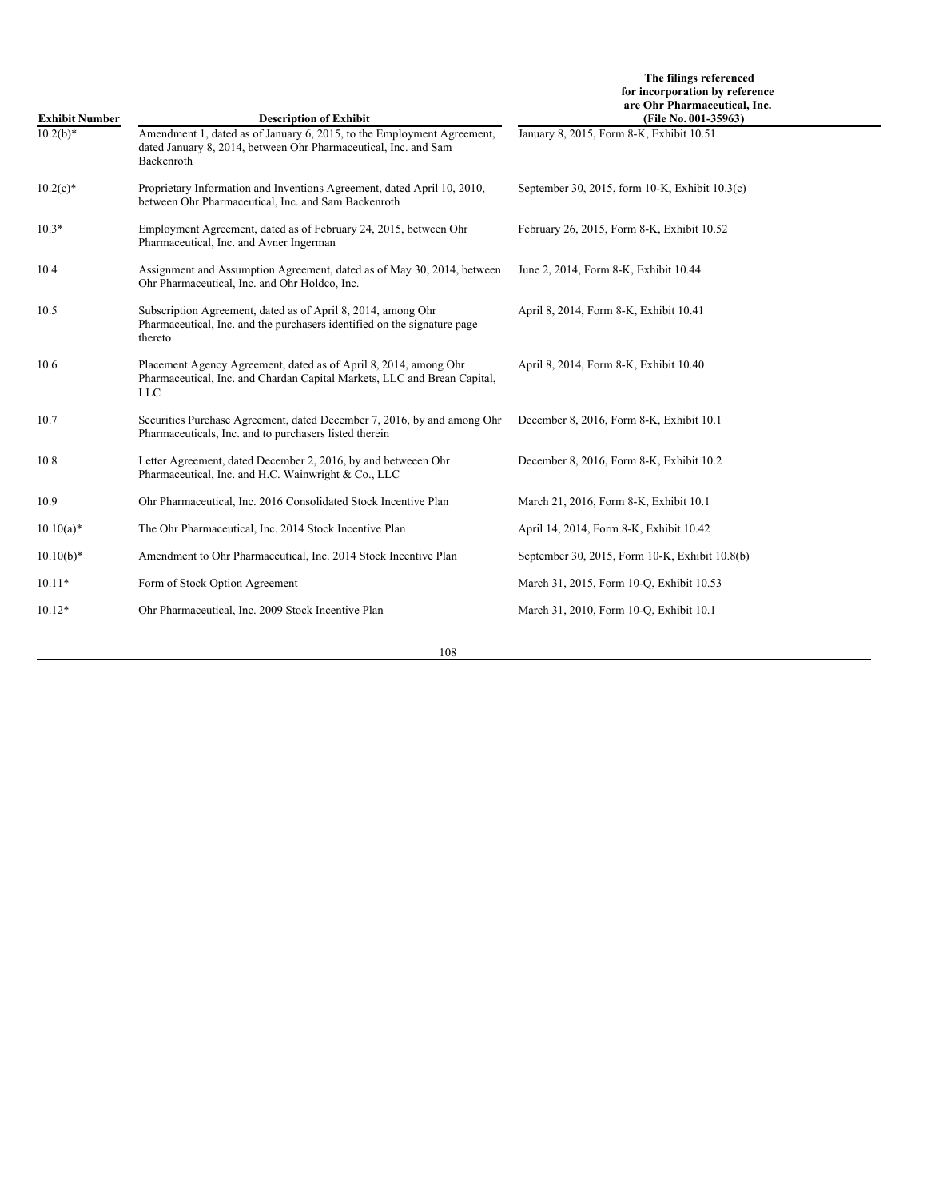| Exhibit Number | Description of Exhibit | The filings referenced for incorporation by reference are Ohr Pharmaceutical, Inc. (File No. 001-35963) |
|---|---|---|
| 10.2(b)* | Amendment 1, dated as of January 6, 2015, to the Employment Agreement, dated January 8, 2014, between Ohr Pharmaceutical, Inc. and Sam Backenroth | January 8, 2015, Form 8-K, Exhibit 10.51 |
| 10.2(c)* | Proprietary Information and Inventions Agreement, dated April 10, 2010, between Ohr Pharmaceutical, Inc. and Sam Backenroth | September 30, 2015, form 10-K, Exhibit 10.3(c) |
| 10.3* | Employment Agreement, dated as of February 24, 2015, between Ohr Pharmaceutical, Inc. and Avner Ingerman | February 26, 2015, Form 8-K, Exhibit 10.52 |
| 10.4 | Assignment and Assumption Agreement, dated as of May 30, 2014, between Ohr Pharmaceutical, Inc. and Ohr Holdco, Inc. | June 2, 2014, Form 8-K, Exhibit 10.44 |
| 10.5 | Subscription Agreement, dated as of April 8, 2014, among Ohr Pharmaceutical, Inc. and the purchasers identified on the signature page thereto | April 8, 2014, Form 8-K, Exhibit 10.41 |
| 10.6 | Placement Agency Agreement, dated as of April 8, 2014, among Ohr Pharmaceutical, Inc. and Chardan Capital Markets, LLC and Brean Capital, LLC | April 8, 2014, Form 8-K, Exhibit 10.40 |
| 10.7 | Securities Purchase Agreement, dated December 7, 2016, by and among Ohr Pharmaceuticals, Inc. and to purchasers listed therein | December 8, 2016, Form 8-K, Exhibit 10.1 |
| 10.8 | Letter Agreement, dated December 2, 2016, by and betweeen Ohr Pharmaceutical, Inc. and H.C. Wainwright & Co., LLC | December 8, 2016, Form 8-K, Exhibit 10.2 |
| 10.9 | Ohr Pharmaceutical, Inc. 2016 Consolidated Stock Incentive Plan | March 21, 2016, Form 8-K, Exhibit 10.1 |
| 10.10(a)* | The Ohr Pharmaceutical, Inc. 2014 Stock Incentive Plan | April 14, 2014, Form 8-K, Exhibit 10.42 |
| 10.10(b)* | Amendment to Ohr Pharmaceutical, Inc. 2014 Stock Incentive Plan | September 30, 2015, Form 10-K, Exhibit 10.8(b) |
| 10.11* | Form of Stock Option Agreement | March 31, 2015, Form 10-Q, Exhibit 10.53 |
| 10.12* | Ohr Pharmaceutical, Inc. 2009 Stock Incentive Plan | March 31, 2010, Form 10-Q, Exhibit 10.1 |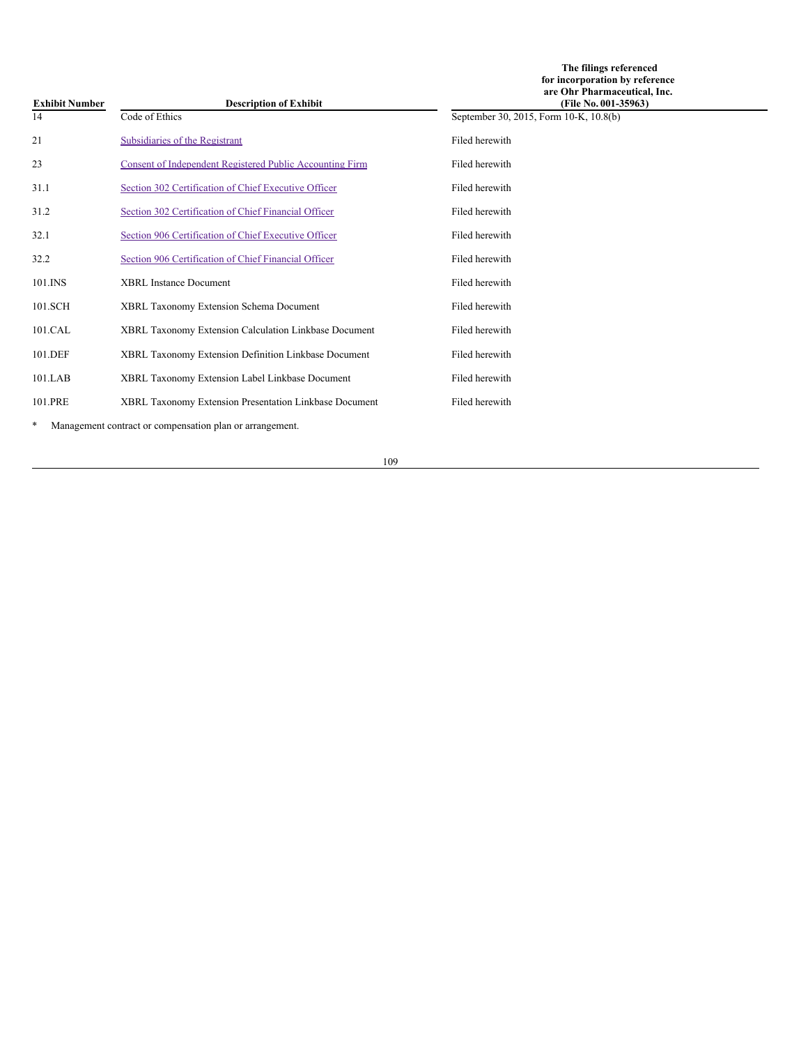| Exhibit Number | Description of Exhibit | The filings referenced for incorporation by reference are Ohr Pharmaceutical, Inc. (File No. 001-35963) |
|---|---|---|
| 14 | Code of Ethics | September 30, 2015, Form 10-K, 10.8(b) |
| 21 | Subsidiaries of the Registrant | Filed herewith |
| 23 | Consent of Independent Registered Public Accounting Firm | Filed herewith |
| 31.1 | Section 302 Certification of Chief Executive Officer | Filed herewith |
| 31.2 | Section 302 Certification of Chief Financial Officer | Filed herewith |
| 32.1 | Section 906 Certification of Chief Executive Officer | Filed herewith |
| 32.2 | Section 906 Certification of Chief Financial Officer | Filed herewith |
| 101.INS | XBRL Instance Document | Filed herewith |
| 101.SCH | XBRL Taxonomy Extension Schema Document | Filed herewith |
| 101.CAL | XBRL Taxonomy Extension Calculation Linkbase Document | Filed herewith |
| 101.DEF | XBRL Taxonomy Extension Definition Linkbase Document | Filed herewith |
| 101.LAB | XBRL Taxonomy Extension Label Linkbase Document | Filed herewith |
| 101.PRE | XBRL Taxonomy Extension Presentation Linkbase Document | Filed herewith |

* Management contract or compensation plan or arrangement.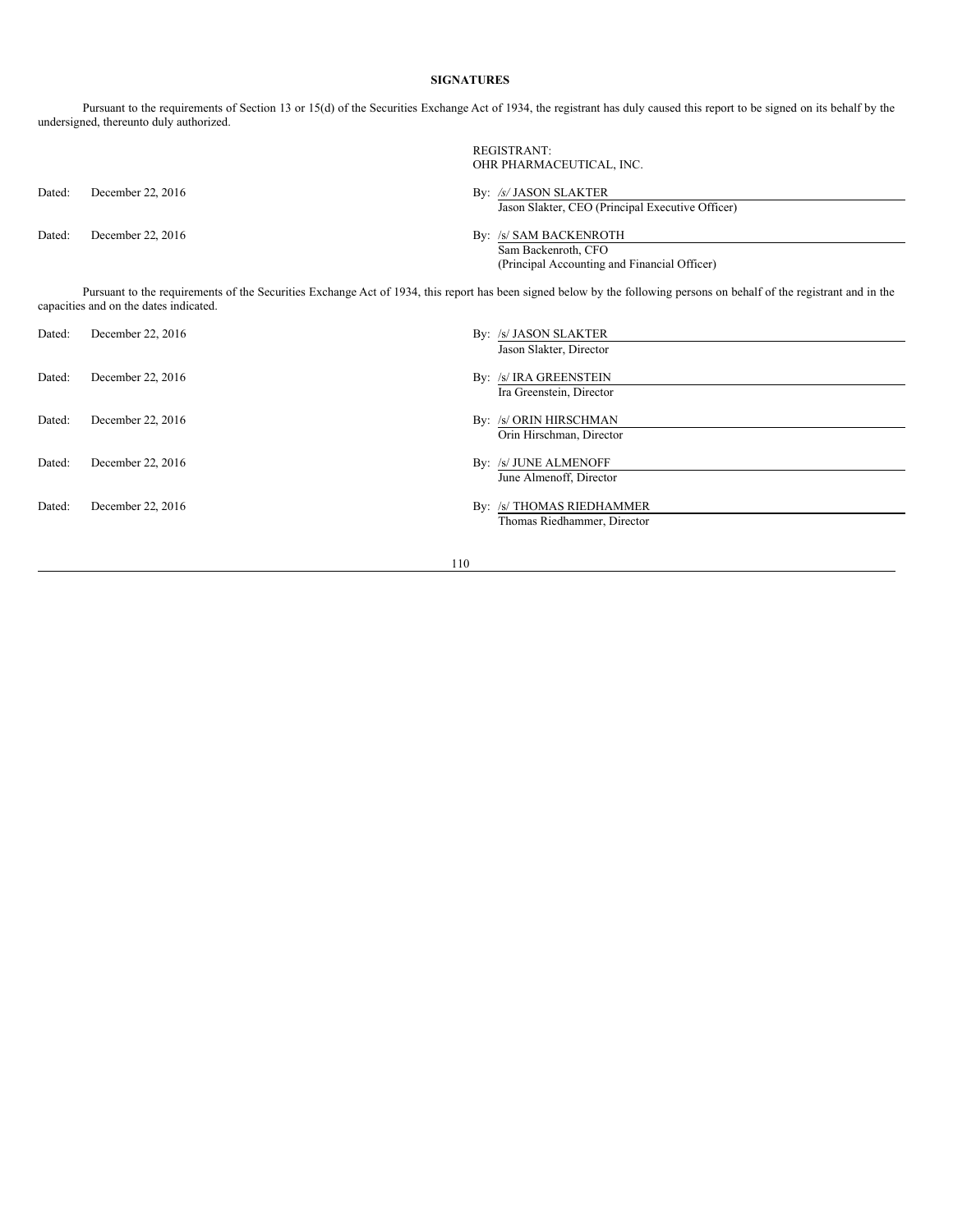**SIGNATURES**

Pursuant to the requirements of Section 13 or 15(d) of the Securities Exchange Act of 1934, the registrant has duly caused this report to be signed on its behalf by the undersigned, thereunto duly authorized.

REGISTRANT:
OHR PHARMACEUTICAL, INC.

| | | |
|---|---|---|
| Dated: | December 22, 2016 | By: /s/ JASON SLAKTER<br>Jason Slakter, CEO (Principal Executive Officer) |
| Dated: | December 22, 2016 | By: /s/ SAM BACKENROTH<br>Sam Backenroth, CFO<br>(Principal Accounting and Financial Officer) |

Pursuant to the requirements of the Securities Exchange Act of 1934, this report has been signed below by the following persons on behalf of the registrant and in the capacities and on the dates indicated.

| | | |
|---|---|---|
| Dated: | December 22, 2016 | By: /s/ JASON SLAKTER<br>Jason Slakter, Director |
| Dated: | December 22, 2016 | By: /s/ IRA GREENSTEIN<br>Ira Greenstein, Director |
| Dated: | December 22, 2016 | By: /s/ ORIN HIRSCHMAN<br>Orin Hirschman, Director |
| Dated: | December 22, 2016 | By: /s/ JUNE ALMENOFF<br>June Almenoff, Director |
| Dated: | December 22, 2016 | By: /s/ THOMAS RIEDHAMMER<br>Thomas Riedhammer, Director |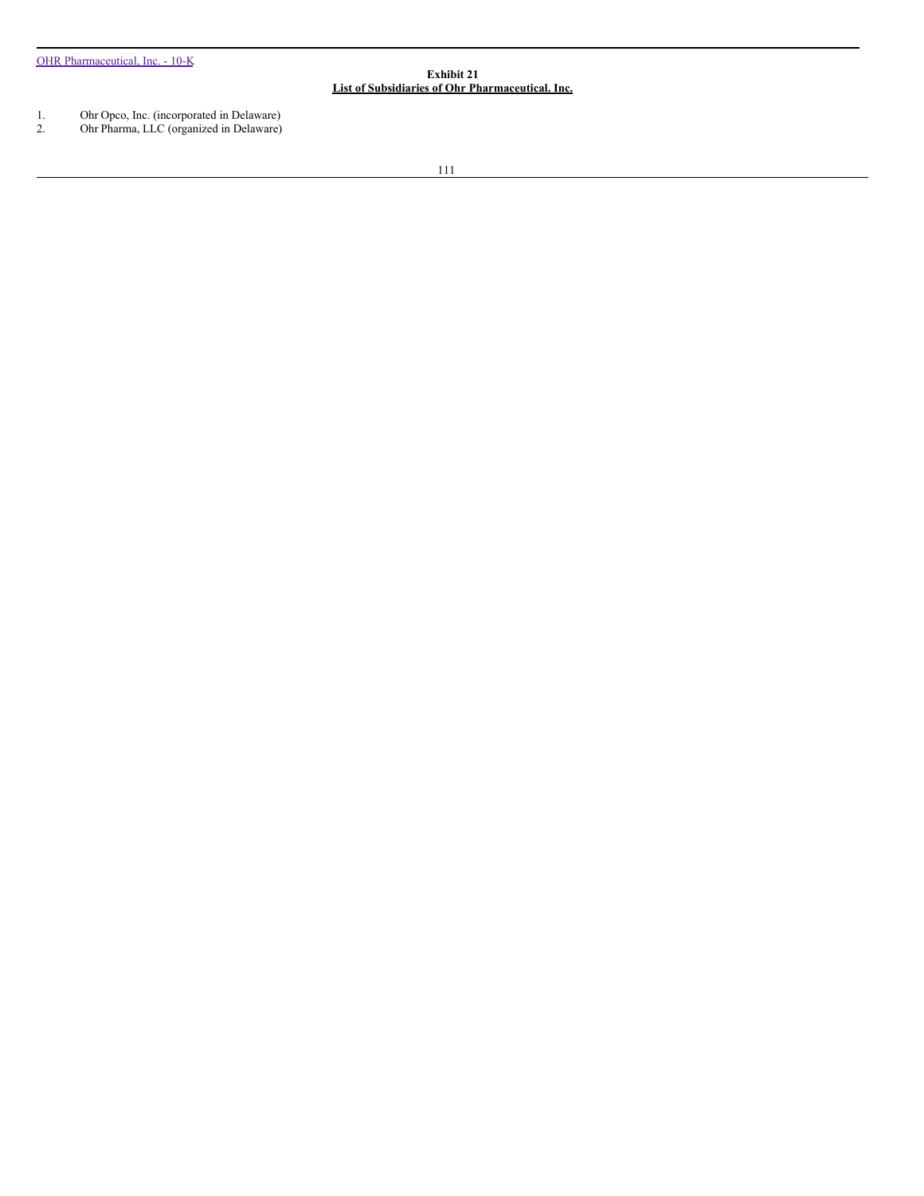**Exhibit 21**

**List of Subsidiaries of Ohr Pharmaceutical. Inc.**

1. Ohr Opco, Inc. (incorporated in Delaware)
2. Ohr Pharma, LLC (organized in Delaware)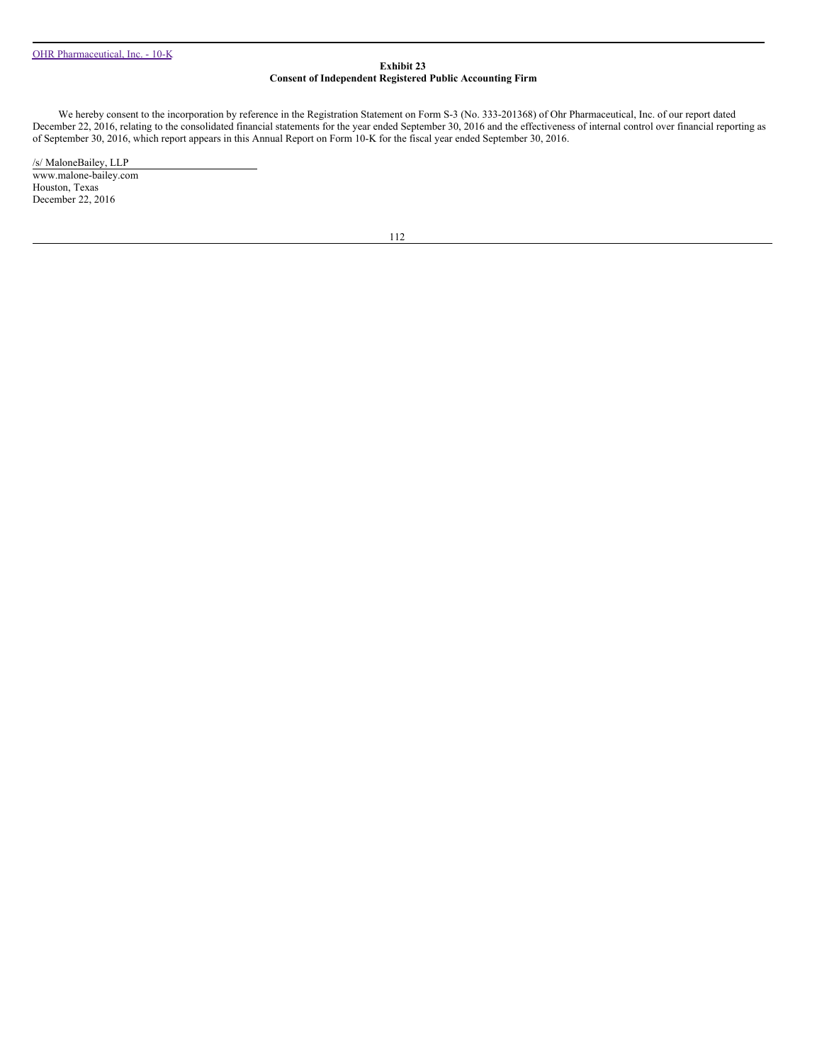**Exhibit 23**

**Consent of Independent Registered Public Accounting Firm**

We hereby consent to the incorporation by reference in the Registration Statement on Form S-3 (No. 333-201368) of Ohr Pharmaceutical, Inc. of our report dated December 22, 2016, relating to the consolidated financial statements for the year ended September 30, 2016 and the effectiveness of internal control over financial reporting as of September 30, 2016, which report appears in this Annual Report on Form 10-K for the fiscal year ended September 30, 2016.

/s/ MaloneBailey, LLP

www.malone-bailey.com

Houston, Texas

December 22, 2016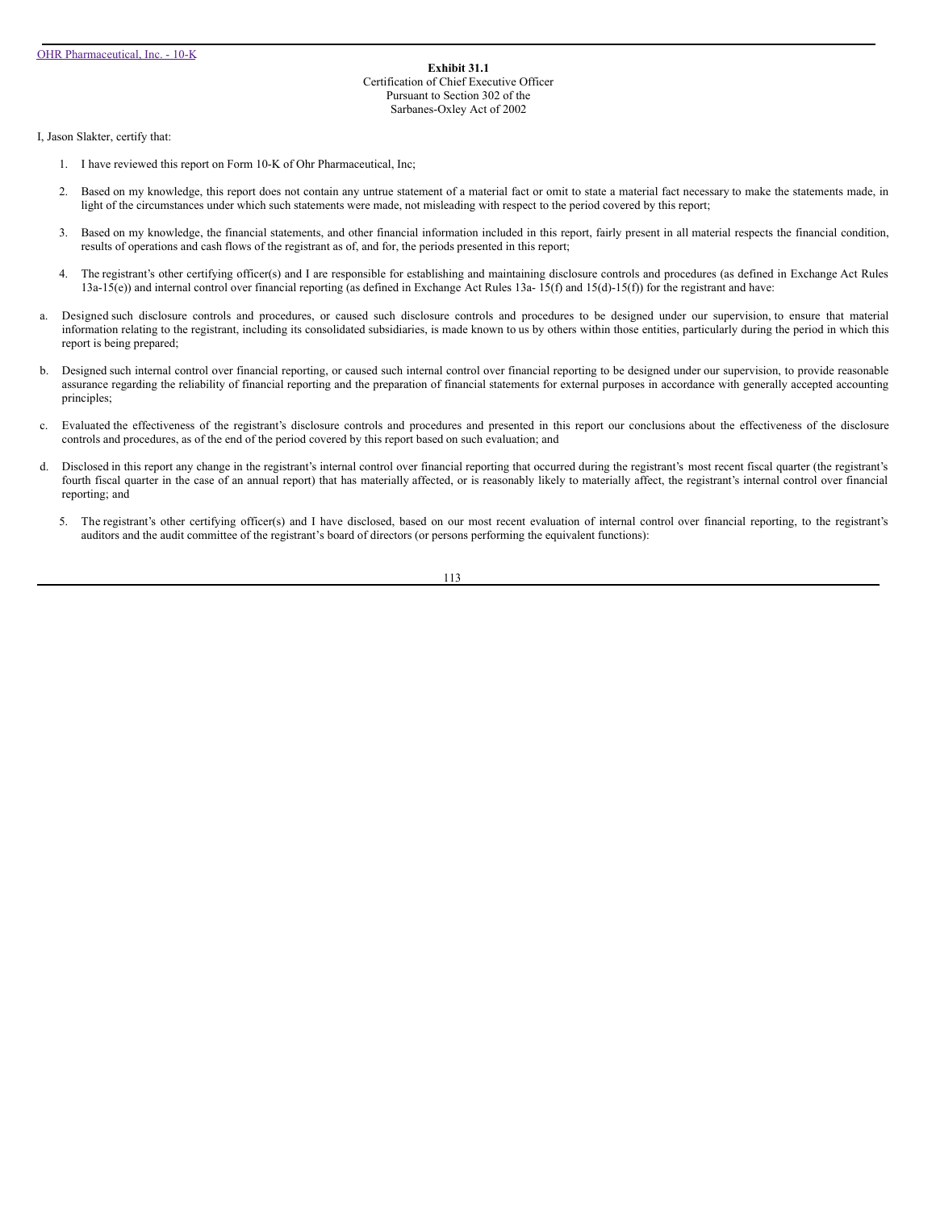**Exhibit 31.1**
Certification of Chief Executive Officer
Pursuant to Section 302 of the
Sarbanes-Oxley Act of 2002

I, Jason Slakter, certify that:

1. I have reviewed this report on Form 10-K of Ohr Pharmaceutical, Inc;

2. Based on my knowledge, this report does not contain any untrue statement of a material fact or omit to state a material fact necessary to make the statements made, in light of the circumstances under which such statements were made, not misleading with respect to the period covered by this report;

3. Based on my knowledge, the financial statements, and other financial information included in this report, fairly present in all material respects the financial condition, results of operations and cash flows of the registrant as of, and for, the periods presented in this report;

4. The registrant's other certifying officer(s) and I are responsible for establishing and maintaining disclosure controls and procedures (as defined in Exchange Act Rules 13a-15(e)) and internal control over financial reporting (as defined in Exchange Act Rules 13a- 15(f) and 15(d)-15(f)) for the registrant and have:

a. Designed such disclosure controls and procedures, or caused such disclosure controls and procedures to be designed under our supervision, to ensure that material information relating to the registrant, including its consolidated subsidiaries, is made known to us by others within those entities, particularly during the period in which this report is being prepared;

b. Designed such internal control over financial reporting, or caused such internal control over financial reporting to be designed under our supervision, to provide reasonable assurance regarding the reliability of financial reporting and the preparation of financial statements for external purposes in accordance with generally accepted accounting principles;

c. Evaluated the effectiveness of the registrant's disclosure controls and procedures and presented in this report our conclusions about the effectiveness of the disclosure controls and procedures, as of the end of the period covered by this report based on such evaluation; and

d. Disclosed in this report any change in the registrant's internal control over financial reporting that occurred during the registrant's most recent fiscal quarter (the registrant's fourth fiscal quarter in the case of an annual report) that has materially affected, or is reasonably likely to materially affect, the registrant's internal control over financial reporting; and

5. The registrant's other certifying officer(s) and I have disclosed, based on our most recent evaluation of internal control over financial reporting, to the registrant's auditors and the audit committee of the registrant's board of directors (or persons performing the equivalent functions):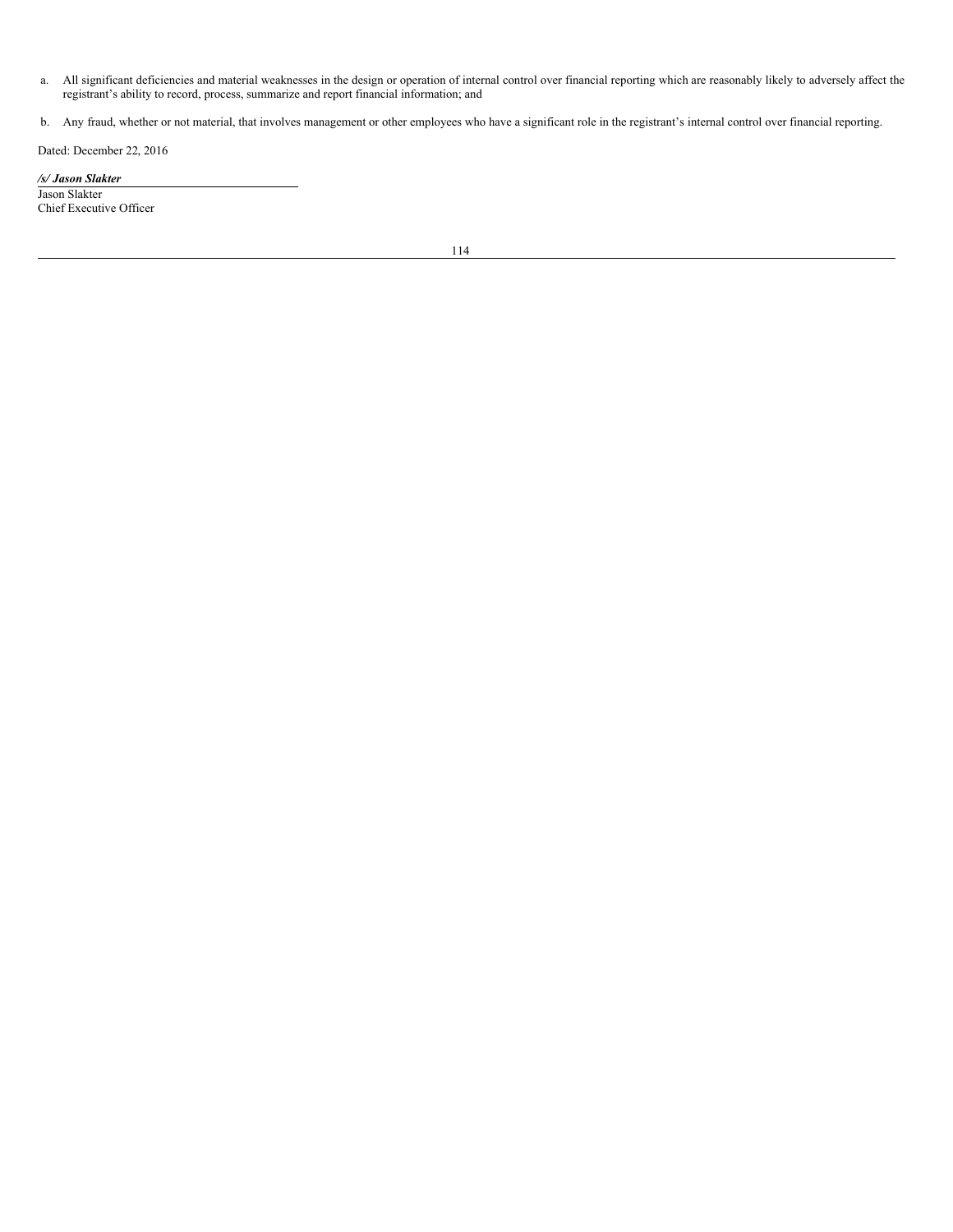a. All significant deficiencies and material weaknesses in the design or operation of internal control over financial reporting which are reasonably likely to adversely affect the registrant's ability to record, process, summarize and report financial information; and

b. Any fraud, whether or not material, that involves management or other employees who have a significant role in the registrant's internal control over financial reporting.

Dated: December 22, 2016

***/s/ Jason Slakter***

Jason Slakter
Chief Executive Officer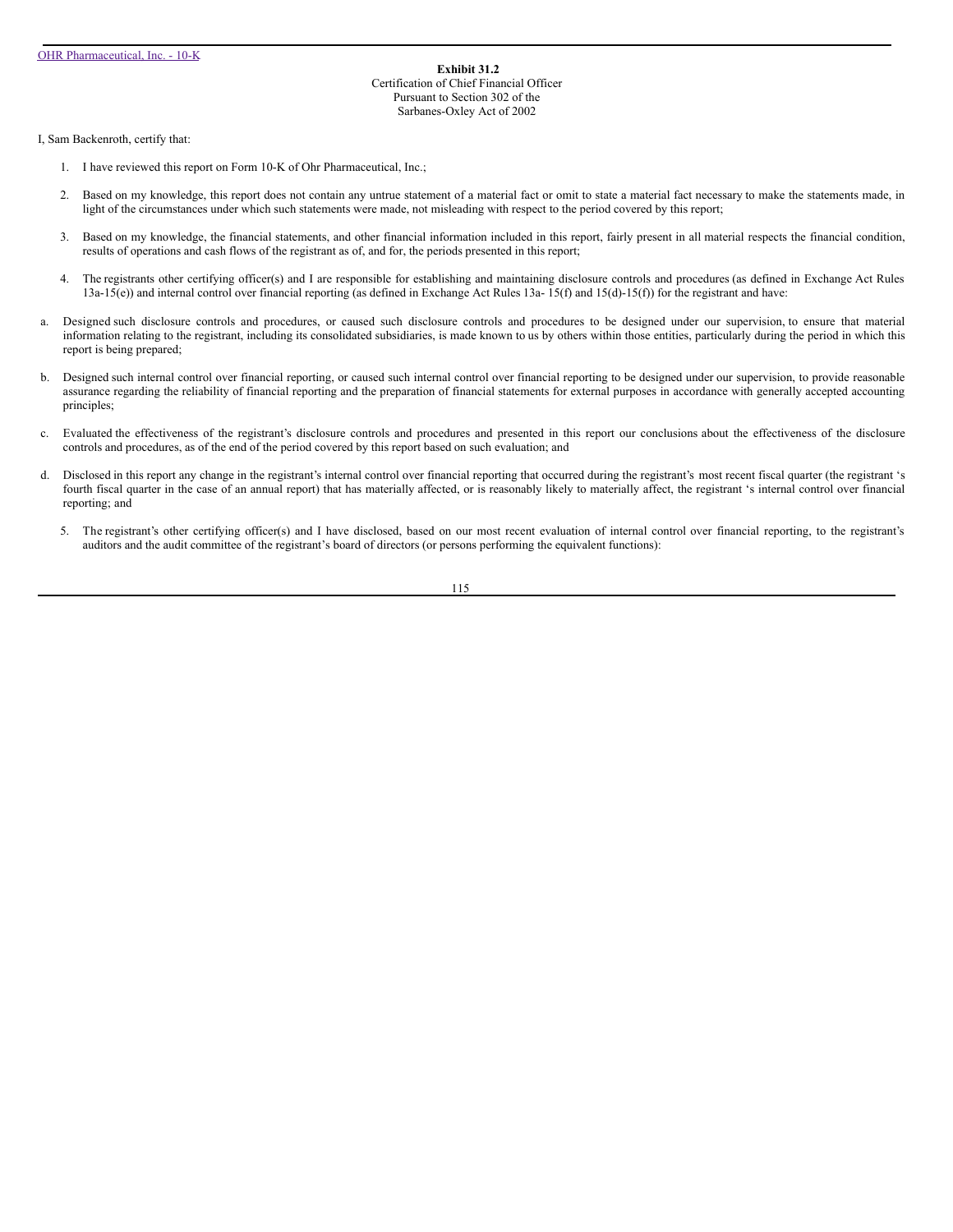**Exhibit 31.2**
Certification of Chief Financial Officer
Pursuant to Section 302 of the
Sarbanes-Oxley Act of 2002

I, Sam Backenroth, certify that:

1. I have reviewed this report on Form 10-K of Ohr Pharmaceutical, Inc.;

2. Based on my knowledge, this report does not contain any untrue statement of a material fact or omit to state a material fact necessary to make the statements made, in light of the circumstances under which such statements were made, not misleading with respect to the period covered by this report;

3. Based on my knowledge, the financial statements, and other financial information included in this report, fairly present in all material respects the financial condition, results of operations and cash flows of the registrant as of, and for, the periods presented in this report;

4. The registrants other certifying officer(s) and I are responsible for establishing and maintaining disclosure controls and procedures (as defined in Exchange Act Rules 13a-15(e)) and internal control over financial reporting (as defined in Exchange Act Rules 13a- 15(f) and 15(d)-15(f)) for the registrant and have:

a. Designed such disclosure controls and procedures, or caused such disclosure controls and procedures to be designed under our supervision, to ensure that material information relating to the registrant, including its consolidated subsidiaries, is made known to us by others within those entities, particularly during the period in which this report is being prepared;

b. Designed such internal control over financial reporting, or caused such internal control over financial reporting to be designed under our supervision, to provide reasonable assurance regarding the reliability of financial reporting and the preparation of financial statements for external purposes in accordance with generally accepted accounting principles;

c. Evaluated the effectiveness of the registrant's disclosure controls and procedures and presented in this report our conclusions about the effectiveness of the disclosure controls and procedures, as of the end of the period covered by this report based on such evaluation; and

d. Disclosed in this report any change in the registrant's internal control over financial reporting that occurred during the registrant's most recent fiscal quarter (the registrant 's fourth fiscal quarter in the case of an annual report) that has materially affected, or is reasonably likely to materially affect, the registrant 's internal control over financial reporting; and

5. The registrant's other certifying officer(s) and I have disclosed, based on our most recent evaluation of internal control over financial reporting, to the registrant's auditors and the audit committee of the registrant's board of directors (or persons performing the equivalent functions):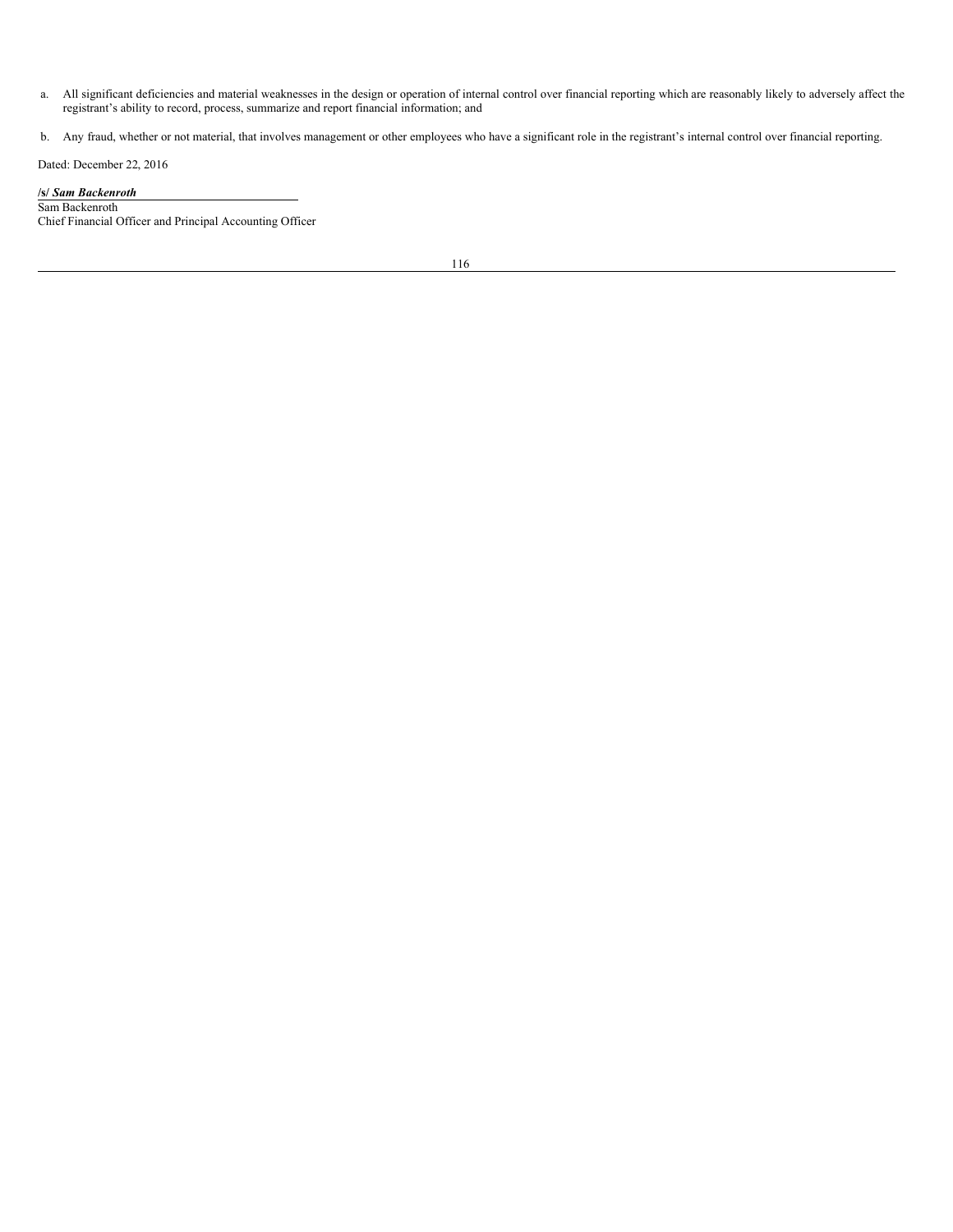a. All significant deficiencies and material weaknesses in the design or operation of internal control over financial reporting which are reasonably likely to adversely affect the registrant's ability to record, process, summarize and report financial information; and

b. Any fraud, whether or not material, that involves management or other employees who have a significant role in the registrant's internal control over financial reporting.

Dated: December 22, 2016

**/s/ *Sam Backenroth***
Sam Backenroth
Chief Financial Officer and Principal Accounting Officer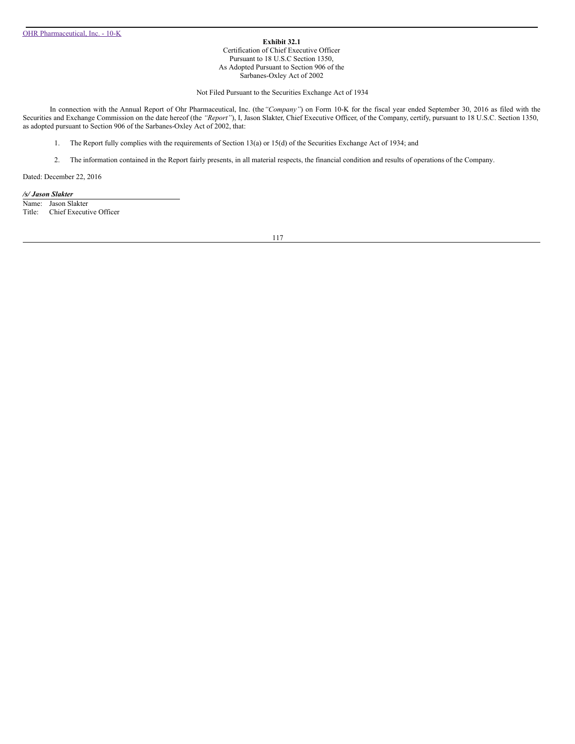**Exhibit 32.1**

Certification of Chief Executive Officer
Pursuant to 18 U.S.C Section 1350,
As Adopted Pursuant to Section 906 of the
Sarbanes-Oxley Act of 2002

Not Filed Pursuant to the Securities Exchange Act of 1934

In connection with the Annual Report of Ohr Pharmaceutical, Inc. (the *"Company"*) on Form 10-K for the fiscal year ended September 30, 2016 as filed with the Securities and Exchange Commission on the date hereof (the *"Report"*), I, Jason Slakter, Chief Executive Officer, of the Company, certify, pursuant to 18 U.S.C. Section 1350, as adopted pursuant to Section 906 of the Sarbanes-Oxley Act of 2002, that:

1. The Report fully complies with the requirements of Section 13(a) or 15(d) of the Securities Exchange Act of 1934; and
2. The information contained in the Report fairly presents, in all material respects, the financial condition and results of operations of the Company.

Dated: December 22, 2016

***/s/ Jason Slakter***

Name: Jason Slakter
Title: Chief Executive Officer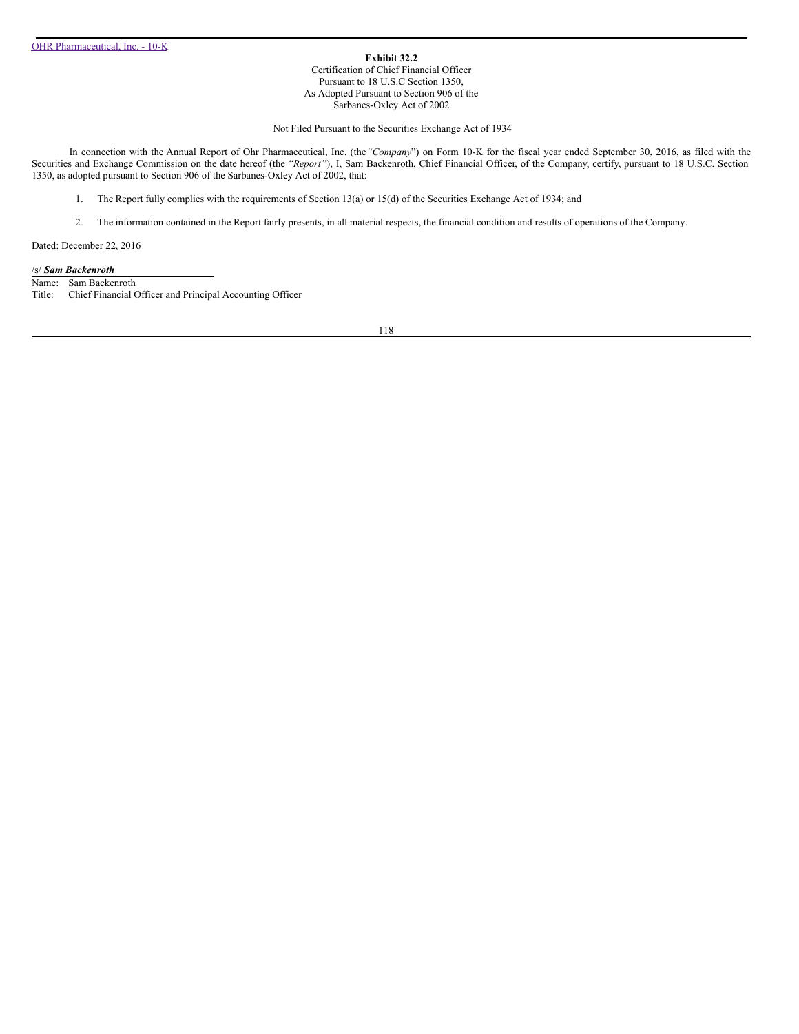**Exhibit 32.2**

Certification of Chief Financial Officer
Pursuant to 18 U.S.C Section 1350,
As Adopted Pursuant to Section 906 of the
Sarbanes-Oxley Act of 2002

Not Filed Pursuant to the Securities Exchange Act of 1934

In connection with the Annual Report of Ohr Pharmaceutical, Inc. (the *"Company"*) on Form 10-K for the fiscal year ended September 30, 2016, as filed with the Securities and Exchange Commission on the date hereof (the *"Report"*), I, Sam Backenroth, Chief Financial Officer, of the Company, certify, pursuant to 18 U.S.C. Section 1350, as adopted pursuant to Section 906 of the Sarbanes-Oxley Act of 2002, that:

1. The Report fully complies with the requirements of Section 13(a) or 15(d) of the Securities Exchange Act of 1934; and

2. The information contained in the Report fairly presents, in all material respects, the financial condition and results of operations of the Company.

Dated: December 22, 2016

/s/ ***Sam Backenroth***

Name: Sam Backenroth
Title: Chief Financial Officer and Principal Accounting Officer